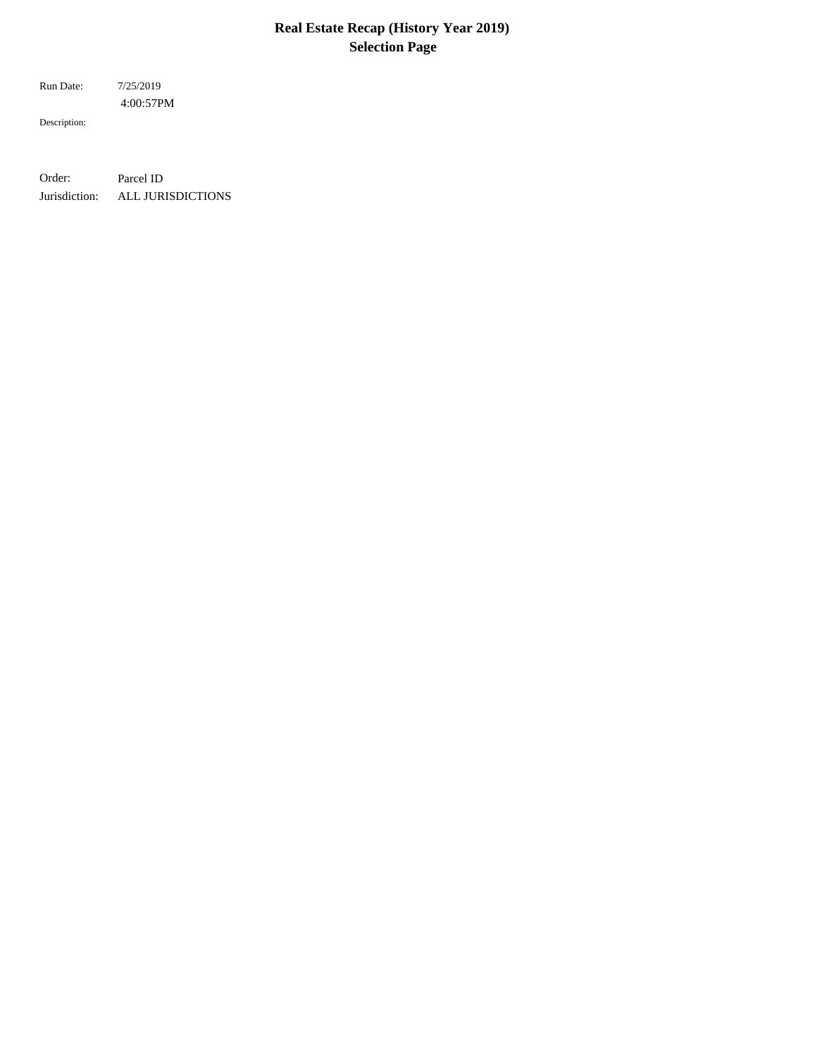# Real Estate Recap (History Year 2019)
## Selection Page

Run Date: 7/25/2019
4:00:57PM

Description:

Order: Parcel ID

Jurisdiction: ALL JURISDICTIONS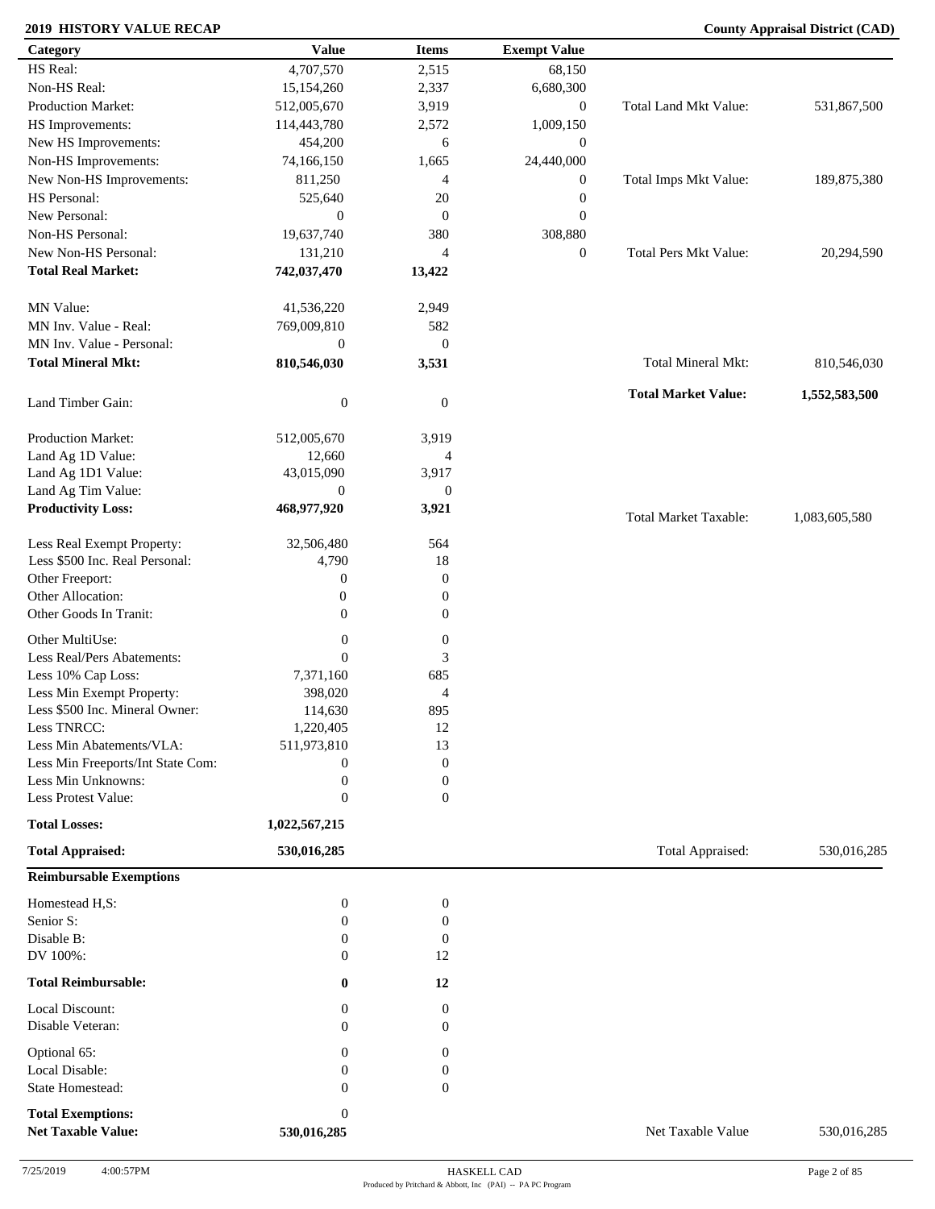## 2019 HISTORY VALUE RECAP

**County Appraisal District (CAD)**

| Category | Value | Items | Exempt Value | | |
|---|---|---|---|---|---|
| HS Real: | 4,707,570 | 2,515 | 68,150 | | |
| Non-HS Real: | 15,154,260 | 2,337 | 6,680,300 | | |
| Production Market: | 512,005,670 | 3,919 | 0 | Total Land Mkt Value: | 531,867,500 |
| HS Improvements: | 114,443,780 | 2,572 | 1,009,150 | | |
| New HS Improvements: | 454,200 | 6 | 0 | | |
| Non-HS Improvements: | 74,166,150 | 1,665 | 24,440,000 | | |
| New Non-HS Improvements: | 811,250 | 4 | 0 | Total Imps Mkt Value: | 189,875,380 |
| HS Personal: | 525,640 | 20 | 0 | | |
| New Personal: | 0 | 0 | 0 | | |
| Non-HS Personal: | 19,637,740 | 380 | 308,880 | | |
| New Non-HS Personal: | 131,210 | 4 | 0 | Total Pers Mkt Value: | 20,294,590 |
| **Total Real Market:** | **742,037,470** | **13,422** | | | |
| MN Value: | 41,536,220 | 2,949 | | | |
| MN Inv. Value - Real: | 769,009,810 | 582 | | | |
| MN Inv. Value - Personal: | 0 | 0 | | | |
| **Total Mineral Mkt:** | **810,546,030** | **3,531** | | Total Mineral Mkt: | 810,546,030 |
| Land Timber Gain: | 0 | 0 | | **Total Market Value:** | **1,552,583,500** |
| Production Market: | 512,005,670 | 3,919 | | | |
| Land Ag 1D Value: | 12,660 | 4 | | | |
| Land Ag 1D1 Value: | 43,015,090 | 3,917 | | | |
| Land Ag Tim Value: | 0 | 0 | | | |
| **Productivity Loss:** | **468,977,920** | **3,921** | | Total Market Taxable: | 1,083,605,580 |
| Less Real Exempt Property: | 32,506,480 | 564 | | | |
| Less $500 Inc. Real Personal: | 4,790 | 18 | | | |
| Other Freeport: | 0 | 0 | | | |
| Other Allocation: | 0 | 0 | | | |
| Other Goods In Tranit: | 0 | 0 | | | |
| Other MultiUse: | 0 | 0 | | | |
| Less Real/Pers Abatements: | 0 | 3 | | | |
| Less 10% Cap Loss: | 7,371,160 | 685 | | | |
| Less Min Exempt Property: | 398,020 | 4 | | | |
| Less $500 Inc. Mineral Owner: | 114,630 | 895 | | | |
| Less TNRCC: | 1,220,405 | 12 | | | |
| Less Min Abatements/VLA: | 511,973,810 | 13 | | | |
| Less Min Freeports/Int State Com: | 0 | 0 | | | |
| Less Min Unknowns: | 0 | 0 | | | |
| Less Protest Value: | 0 | 0 | | | |
| **Total Losses:** | **1,022,567,215** | | | | |
| **Total Appraised:** | **530,016,285** | | | Total Appraised: | 530,016,285 |

| Reimbursable Exemptions | | | | |
|---|---|---|---|---|
| Homestead H,S: | 0 | 0 | | |
| Senior S: | 0 | 0 | | |
| Disable B: | 0 | 0 | | |
| DV 100%: | 0 | 12 | | |
| **Total Reimbursable:** | **0** | **12** | | |
| Local Discount: | 0 | 0 | | |
| Disable Veteran: | 0 | 0 | | |
| Optional 65: | 0 | 0 | | |
| Local Disable: | 0 | 0 | | |
| State Homestead: | 0 | 0 | | |
| **Total Exemptions:** | 0 | | | |
| **Net Taxable Value:** | **530,016,285** | | Net Taxable Value | 530,016,285 |

7/25/2019 4:00:57PM HASKELL CAD

Produced by Pritchard & Abbott, Inc (PAI) -- PA PC Program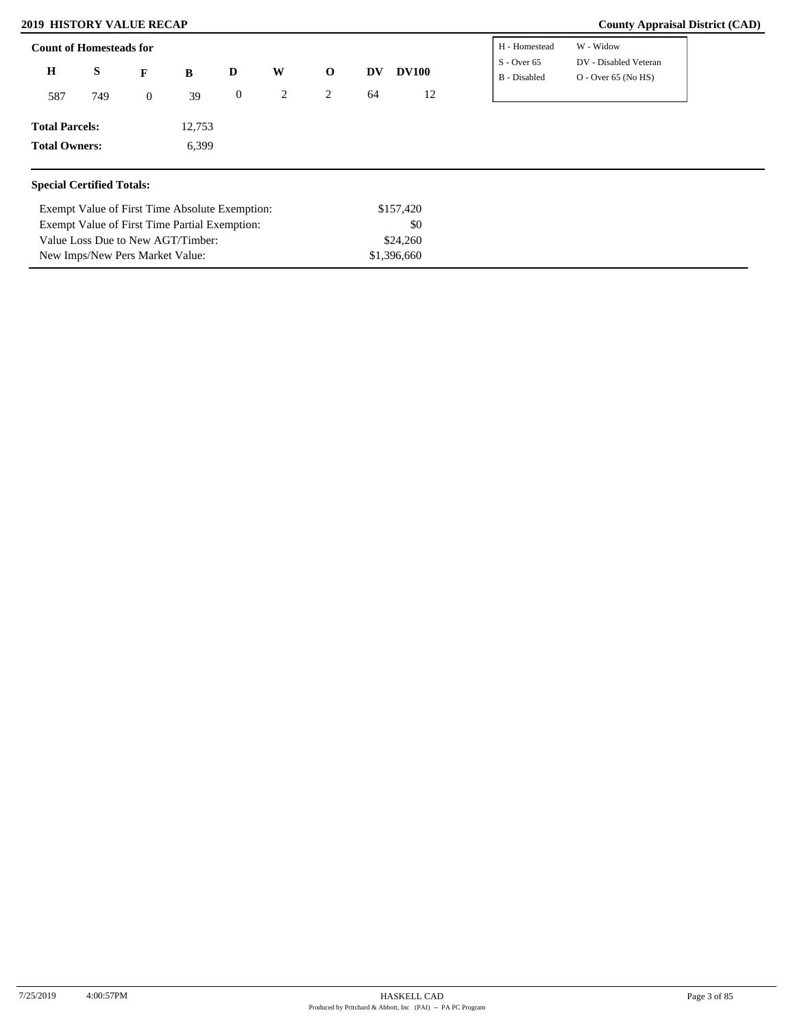## 2019 HISTORY VALUE RECAP

**County Appraisal District (CAD)**

**Count of Homesteads for**

| H | S | F | B | D | W | O | DV | DV100 |
|---|---|---|---|---|---|---|---|---|
| 587 | 749 | 0 | 39 | 0 | 2 | 2 | 64 | 12 |

| | |
|---|---|
| H - Homestead | W - Widow |
| S - Over 65 | DV - Disabled Veteran |
| B - Disabled | O - Over 65 (No HS) |

**Total Parcels:** 12,753

**Total Owners:** 6,399

### Special Certified Totals:

| | |
|---|---|
| Exempt Value of First Time Absolute Exemption: | $157,420 |
| Exempt Value of First Time Partial Exemption: | $0 |
| Value Loss Due to New AGT/Timber: | $24,260 |
| New Imps/New Pers Market Value: | $1,396,660 |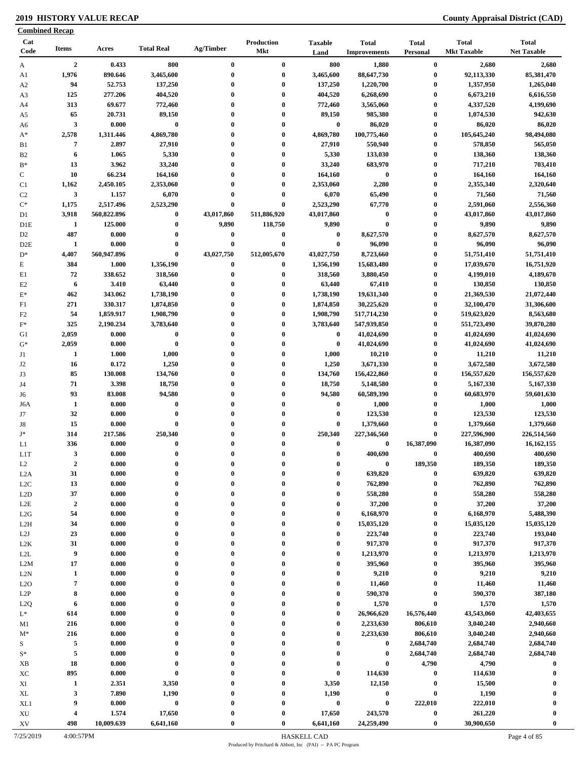**2019 HISTORY VALUE RECAP** **County Appraisal District (CAD)**

**Combined Recap**

| Cat Code | Items | Acres | Total Real | Ag/Timber | Production Mkt | Taxable Land | Total Improvements | Total Personal | Total Mkt Taxable | Total Net Taxable |
|---|---|---|---|---|---|---|---|---|---|---|
| A | 2 | 0.433 | 800 | 0 | 0 | 800 | 1,880 | 0 | 2,680 | 2,680 |
| A1 | 1,976 | 890.646 | 3,465,600 | 0 | 0 | 3,465,600 | 88,647,730 | 0 | 92,113,330 | 85,381,470 |
| A2 | 94 | 52.753 | 137,250 | 0 | 0 | 137,250 | 1,220,700 | 0 | 1,357,950 | 1,265,040 |
| A3 | 125 | 277.206 | 404,520 | 0 | 0 | 404,520 | 6,268,690 | 0 | 6,673,210 | 6,616,550 |
| A4 | 313 | 69.677 | 772,460 | 0 | 0 | 772,460 | 3,565,060 | 0 | 4,337,520 | 4,199,690 |
| A5 | 65 | 20.731 | 89,150 | 0 | 0 | 89,150 | 985,380 | 0 | 1,074,530 | 942,630 |
| A6 | 3 | 0.000 | 0 | 0 | 0 | 0 | 86,020 | 0 | 86,020 | 86,020 |
| A* | 2,578 | 1,311.446 | 4,869,780 | 0 | 0 | 4,869,780 | 100,775,460 | 0 | 105,645,240 | 98,494,080 |
| B1 | 7 | 2.897 | 27,910 | 0 | 0 | 27,910 | 550,940 | 0 | 578,850 | 565,050 |
| B2 | 6 | 1.065 | 5,330 | 0 | 0 | 5,330 | 133,030 | 0 | 138,360 | 138,360 |
| B* | 13 | 3.962 | 33,240 | 0 | 0 | 33,240 | 683,970 | 0 | 717,210 | 703,410 |
| C | 10 | 66.234 | 164,160 | 0 | 0 | 164,160 | 0 | 0 | 164,160 | 164,160 |
| C1 | 1,162 | 2,450.105 | 2,353,060 | 0 | 0 | 2,353,060 | 2,280 | 0 | 2,355,340 | 2,320,640 |
| C2 | 3 | 1.157 | 6,070 | 0 | 0 | 6,070 | 65,490 | 0 | 71,560 | 71,560 |
| C* | 1,175 | 2,517.496 | 2,523,290 | 0 | 0 | 2,523,290 | 67,770 | 0 | 2,591,060 | 2,556,360 |
| D1 | 3,918 | 560,822.896 | 0 | 43,017,860 | 511,886,920 | 43,017,860 | 0 | 0 | 43,017,860 | 43,017,860 |
| D1E | 1 | 125.000 | 0 | 9,890 | 118,750 | 9,890 | 0 | 0 | 9,890 | 9,890 |
| D2 | 487 | 0.000 | 0 | 0 | 0 | 0 | 8,627,570 | 0 | 8,627,570 | 8,627,570 |
| D2E | 1 | 0.000 | 0 | 0 | 0 | 0 | 96,090 | 0 | 96,090 | 96,090 |
| D* | 4,407 | 560,947.896 | 0 | 43,027,750 | 512,005,670 | 43,027,750 | 8,723,660 | 0 | 51,751,410 | 51,751,410 |
| E | 384 | 1.000 | 1,356,190 | 0 | 0 | 1,356,190 | 15,683,480 | 0 | 17,039,670 | 16,751,920 |
| E1 | 72 | 338.652 | 318,560 | 0 | 0 | 318,560 | 3,880,450 | 0 | 4,199,010 | 4,189,670 |
| E2 | 6 | 3.410 | 63,440 | 0 | 0 | 63,440 | 67,410 | 0 | 130,850 | 130,850 |
| E* | 462 | 343.062 | 1,738,190 | 0 | 0 | 1,738,190 | 19,631,340 | 0 | 21,369,530 | 21,072,440 |
| F1 | 271 | 330.317 | 1,874,850 | 0 | 0 | 1,874,850 | 30,225,620 | 0 | 32,100,470 | 31,306,600 |
| F2 | 54 | 1,859.917 | 1,908,790 | 0 | 0 | 1,908,790 | 517,714,230 | 0 | 519,623,020 | 8,563,680 |
| F* | 325 | 2,190.234 | 3,783,640 | 0 | 0 | 3,783,640 | 547,939,850 | 0 | 551,723,490 | 39,870,280 |
| G1 | 2,059 | 0.000 | 0 | 0 | 0 | 0 | 41,024,690 | 0 | 41,024,690 | 41,024,690 |
| G* | 2,059 | 0.000 | 0 | 0 | 0 | 0 | 41,024,690 | 0 | 41,024,690 | 41,024,690 |
| J1 | 1 | 1.000 | 1,000 | 0 | 0 | 1,000 | 10,210 | 0 | 11,210 | 11,210 |
| J2 | 16 | 0.172 | 1,250 | 0 | 0 | 1,250 | 3,671,330 | 0 | 3,672,580 | 3,672,580 |
| J3 | 85 | 130.008 | 134,760 | 0 | 0 | 134,760 | 156,422,860 | 0 | 156,557,620 | 156,557,620 |
| J4 | 71 | 3.398 | 18,750 | 0 | 0 | 18,750 | 5,148,580 | 0 | 5,167,330 | 5,167,330 |
| J6 | 93 | 83.008 | 94,580 | 0 | 0 | 94,580 | 60,589,390 | 0 | 60,683,970 | 59,601,630 |
| J6A | 1 | 0.000 | 0 | 0 | 0 | 0 | 1,000 | 0 | 1,000 | 1,000 |
| J7 | 32 | 0.000 | 0 | 0 | 0 | 0 | 123,530 | 0 | 123,530 | 123,530 |
| J8 | 15 | 0.000 | 0 | 0 | 0 | 0 | 1,379,660 | 0 | 1,379,660 | 1,379,660 |
| J* | 314 | 217.586 | 250,340 | 0 | 0 | 250,340 | 227,346,560 | 0 | 227,596,900 | 226,514,560 |
| L1 | 336 | 0.000 | 0 | 0 | 0 | 0 | 0 | 16,387,090 | 16,387,090 | 16,162,155 |
| L1T | 3 | 0.000 | 0 | 0 | 0 | 0 | 400,690 | 0 | 400,690 | 400,690 |
| L2 | 2 | 0.000 | 0 | 0 | 0 | 0 | 0 | 189,350 | 189,350 | 189,350 |
| L2A | 31 | 0.000 | 0 | 0 | 0 | 0 | 639,820 | 0 | 639,820 | 639,820 |
| L2C | 13 | 0.000 | 0 | 0 | 0 | 0 | 762,890 | 0 | 762,890 | 762,890 |
| L2D | 37 | 0.000 | 0 | 0 | 0 | 0 | 558,280 | 0 | 558,280 | 558,280 |
| L2E | 2 | 0.000 | 0 | 0 | 0 | 0 | 37,200 | 0 | 37,200 | 37,200 |
| L2G | 54 | 0.000 | 0 | 0 | 0 | 0 | 6,168,970 | 0 | 6,168,970 | 5,488,390 |
| L2H | 34 | 0.000 | 0 | 0 | 0 | 0 | 15,035,120 | 0 | 15,035,120 | 15,035,120 |
| L2J | 23 | 0.000 | 0 | 0 | 0 | 0 | 223,740 | 0 | 223,740 | 193,040 |
| L2K | 31 | 0.000 | 0 | 0 | 0 | 0 | 917,370 | 0 | 917,370 | 917,370 |
| L2L | 9 | 0.000 | 0 | 0 | 0 | 0 | 1,213,970 | 0 | 1,213,970 | 1,213,970 |
| L2M | 17 | 0.000 | 0 | 0 | 0 | 0 | 395,960 | 0 | 395,960 | 395,960 |
| L2N | 1 | 0.000 | 0 | 0 | 0 | 0 | 9,210 | 0 | 9,210 | 9,210 |
| L2O | 7 | 0.000 | 0 | 0 | 0 | 0 | 11,460 | 0 | 11,460 | 11,460 |
| L2P | 8 | 0.000 | 0 | 0 | 0 | 0 | 590,370 | 0 | 590,370 | 387,180 |
| L2Q | 6 | 0.000 | 0 | 0 | 0 | 0 | 1,570 | 0 | 1,570 | 1,570 |
| L* | 614 | 0.000 | 0 | 0 | 0 | 0 | 26,966,620 | 16,576,440 | 43,543,060 | 42,403,655 |
| M1 | 216 | 0.000 | 0 | 0 | 0 | 0 | 2,233,630 | 806,610 | 3,040,240 | 2,940,660 |
| M* | 216 | 0.000 | 0 | 0 | 0 | 0 | 2,233,630 | 806,610 | 3,040,240 | 2,940,660 |
| S | 5 | 0.000 | 0 | 0 | 0 | 0 | 0 | 2,684,740 | 2,684,740 | 2,684,740 |
| S* | 5 | 0.000 | 0 | 0 | 0 | 0 | 0 | 2,684,740 | 2,684,740 | 2,684,740 |
| XB | 18 | 0.000 | 0 | 0 | 0 | 0 | 0 | 4,790 | 4,790 | 0 |
| XC | 895 | 0.000 | 0 | 0 | 0 | 0 | 114,630 | 0 | 114,630 | 0 |
| XI | 1 | 2.351 | 3,350 | 0 | 0 | 3,350 | 12,150 | 0 | 15,500 | 0 |
| XL | 3 | 7.890 | 1,190 | 0 | 0 | 1,190 | 0 | 0 | 1,190 | 0 |
| XL1 | 9 | 0.000 | 0 | 0 | 0 | 0 | 0 | 222,010 | 222,010 | 0 |
| XU | 4 | 1.574 | 17,650 | 0 | 0 | 17,650 | 243,570 | 0 | 261,220 | 0 |
| XV | 498 | 10,009.639 | 6,641,160 | 0 | 0 | 6,641,160 | 24,259,490 | 0 | 30,900,650 | 0 |

7/25/2019 4:00:57PM HASKELL CAD

Produced by Pritchard & Abbott, Inc (PAI) -- PA PC Program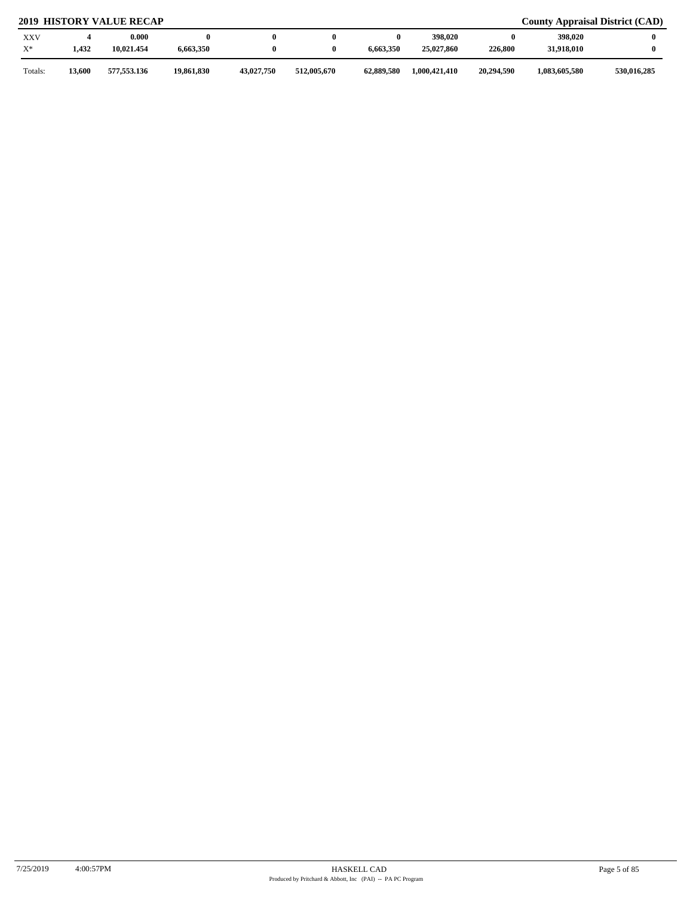## 2019 HISTORY VALUE RECAP

**County Appraisal District (CAD)**

| | | | | | | | | | | |
|---|---|---|---|---|---|---|---|---|---|---|
| XXV | **4** | **0.000** | **0** | **0** | **0** | **0** | **398,020** | **0** | **398,020** | **0** |
| X* | **1,432** | **10,021.454** | **6,663,350** | **0** | **0** | **6,663,350** | **25,027,860** | **226,800** | **31,918,010** | **0** |
| Totals: | **13,600** | **577,553.136** | **19,861,830** | **43,027,750** | **512,005,670** | **62,889,580** | **1,000,421,410** | **20,294,590** | **1,083,605,580** | **530,016,285** |

7/25/2019 4:00:57PM HASKELL CAD

Produced by Pritchard & Abbott, Inc (PAI) -- PA PC Program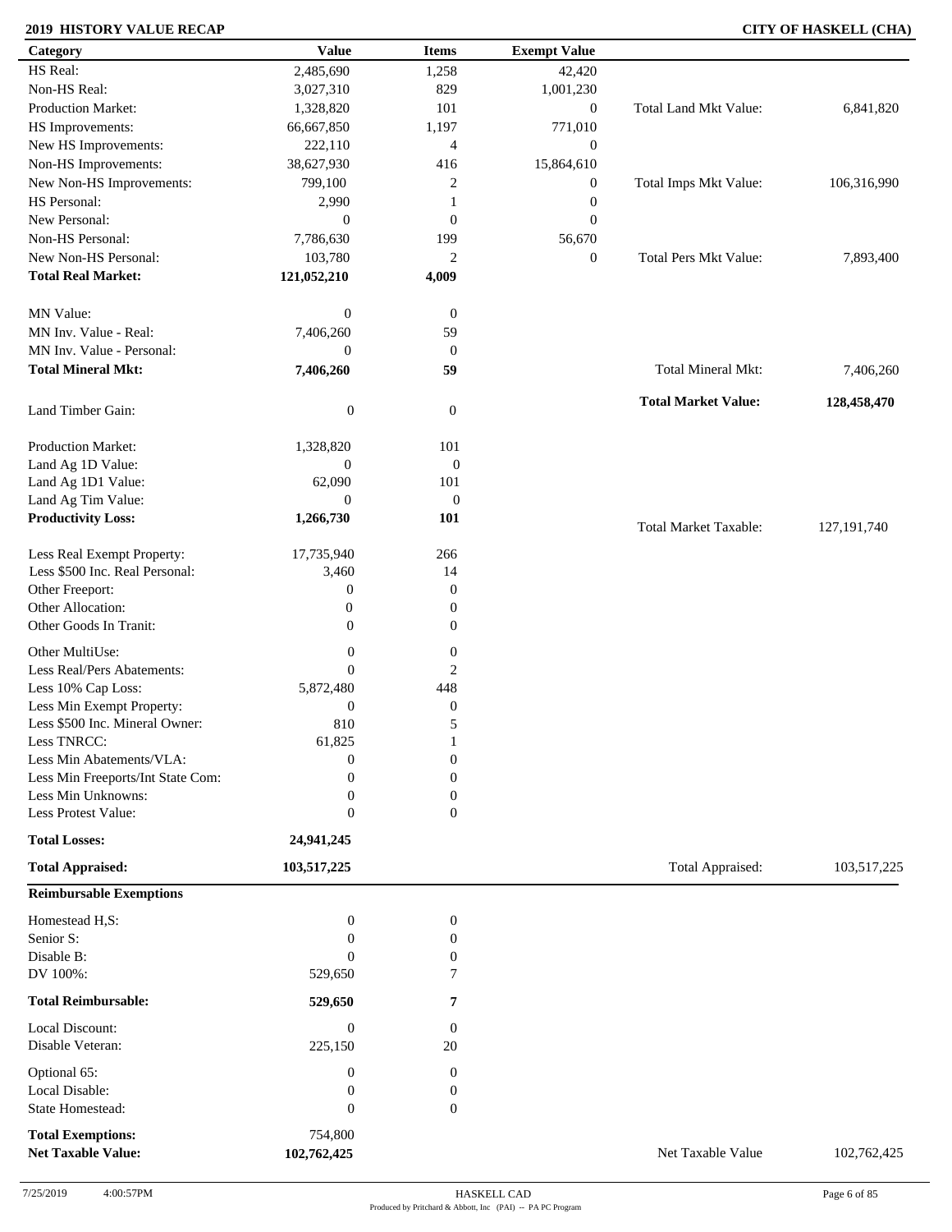**2019 HISTORY VALUE RECAP** **CITY OF HASKELL (CHA)**

| Category | Value | Items | Exempt Value | | |
|---|---|---|---|---|---|
| HS Real: | 2,485,690 | 1,258 | 42,420 | | |
| Non-HS Real: | 3,027,310 | 829 | 1,001,230 | | |
| Production Market: | 1,328,820 | 101 | 0 | Total Land Mkt Value: | 6,841,820 |
| HS Improvements: | 66,667,850 | 1,197 | 771,010 | | |
| New HS Improvements: | 222,110 | 4 | 0 | | |
| Non-HS Improvements: | 38,627,930 | 416 | 15,864,610 | | |
| New Non-HS Improvements: | 799,100 | 2 | 0 | Total Imps Mkt Value: | 106,316,990 |
| HS Personal: | 2,990 | 1 | 0 | | |
| New Personal: | 0 | 0 | 0 | | |
| Non-HS Personal: | 7,786,630 | 199 | 56,670 | | |
| New Non-HS Personal: | 103,780 | 2 | 0 | Total Pers Mkt Value: | 7,893,400 |
| **Total Real Market:** | **121,052,210** | **4,009** | | | |
| MN Value: | 0 | 0 | | | |
| MN Inv. Value - Real: | 7,406,260 | 59 | | | |
| MN Inv. Value - Personal: | 0 | 0 | | | |
| **Total Mineral Mkt:** | **7,406,260** | **59** | | Total Mineral Mkt: | 7,406,260 |
| | | | | **Total Market Value:** | **128,458,470** |
| Land Timber Gain: | 0 | 0 | | | |
| Production Market: | 1,328,820 | 101 | | | |
| Land Ag 1D Value: | 0 | 0 | | | |
| Land Ag 1D1 Value: | 62,090 | 101 | | | |
| Land Ag Tim Value: | 0 | 0 | | | |
| **Productivity Loss:** | **1,266,730** | **101** | | Total Market Taxable: | 127,191,740 |
| Less Real Exempt Property: | 17,735,940 | 266 | | | |
| Less $500 Inc. Real Personal: | 3,460 | 14 | | | |
| Other Freeport: | 0 | 0 | | | |
| Other Allocation: | 0 | 0 | | | |
| Other Goods In Tranit: | 0 | 0 | | | |
| Other MultiUse: | 0 | 0 | | | |
| Less Real/Pers Abatements: | 0 | 2 | | | |
| Less 10% Cap Loss: | 5,872,480 | 448 | | | |
| Less Min Exempt Property: | 0 | 0 | | | |
| Less $500 Inc. Mineral Owner: | 810 | 5 | | | |
| Less TNRCC: | 61,825 | 1 | | | |
| Less Min Abatements/VLA: | 0 | 0 | | | |
| Less Min Freeports/Int State Com: | 0 | 0 | | | |
| Less Min Unknowns: | 0 | 0 | | | |
| Less Protest Value: | 0 | 0 | | | |
| **Total Losses:** | **24,941,245** | | | | |
| **Total Appraised:** | **103,517,225** | | | Total Appraised: | 103,517,225 |

**Reimbursable Exemptions**

| Category | Value | Items | | |
|---|---|---|---|---|
| Homestead H,S: | 0 | 0 | | |
| Senior S: | 0 | 0 | | |
| Disable B: | 0 | 0 | | |
| DV 100%: | 529,650 | 7 | | |
| **Total Reimbursable:** | **529,650** | **7** | | |
| Local Discount: | 0 | 0 | | |
| Disable Veteran: | 225,150 | 20 | | |
| Optional 65: | 0 | 0 | | |
| Local Disable: | 0 | 0 | | |
| State Homestead: | 0 | 0 | | |
| **Total Exemptions:** | 754,800 | | | |
| **Net Taxable Value:** | **102,762,425** | | Net Taxable Value | 102,762,425 |

7/25/2019 4:00:57PM HASKELL CAD

Produced by Pritchard & Abbott, Inc (PAI) -- PA PC Program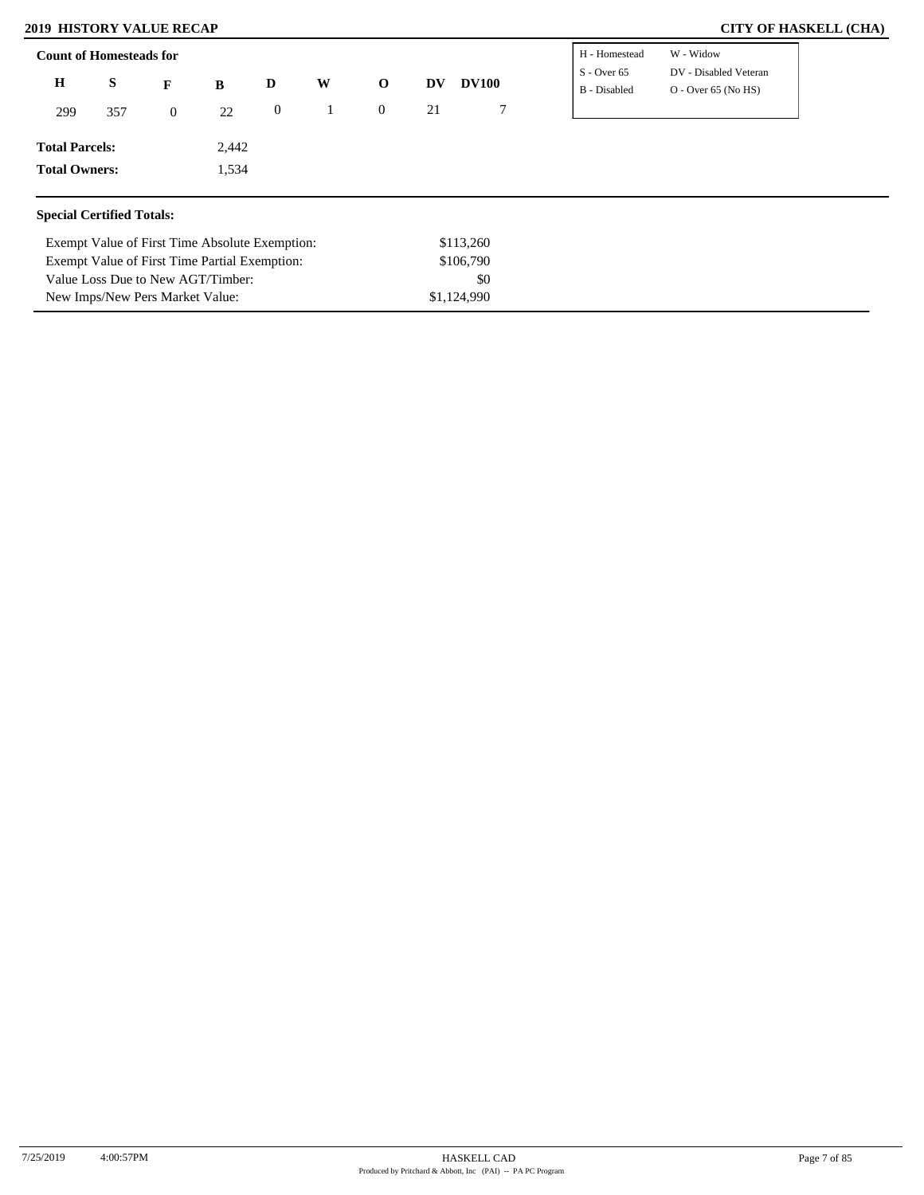## 2019 HISTORY VALUE RECAP

## CITY OF HASKELL (CHA)

**Count of Homesteads for**

| H | S | F | B | D | W | O | DV | DV100 |
|---|---|---|---|---|---|---|---|---|
| 299 | 357 | 0 | 22 | 0 | 1 | 0 | 21 | 7 |

| | |
|---|---|
| H - Homestead | W - Widow |
| S - Over 65 | DV - Disabled Veteran |
| B - Disabled | O - Over 65 (No HS) |

**Total Parcels:** 2,442

**Total Owners:** 1,534

**Special Certified Totals:**

| | |
|---|---|
| Exempt Value of First Time Absolute Exemption: | $113,260 |
| Exempt Value of First Time Partial Exemption: | $106,790 |
| Value Loss Due to New AGT/Timber: | $0 |
| New Imps/New Pers Market Value: | $1,124,990 |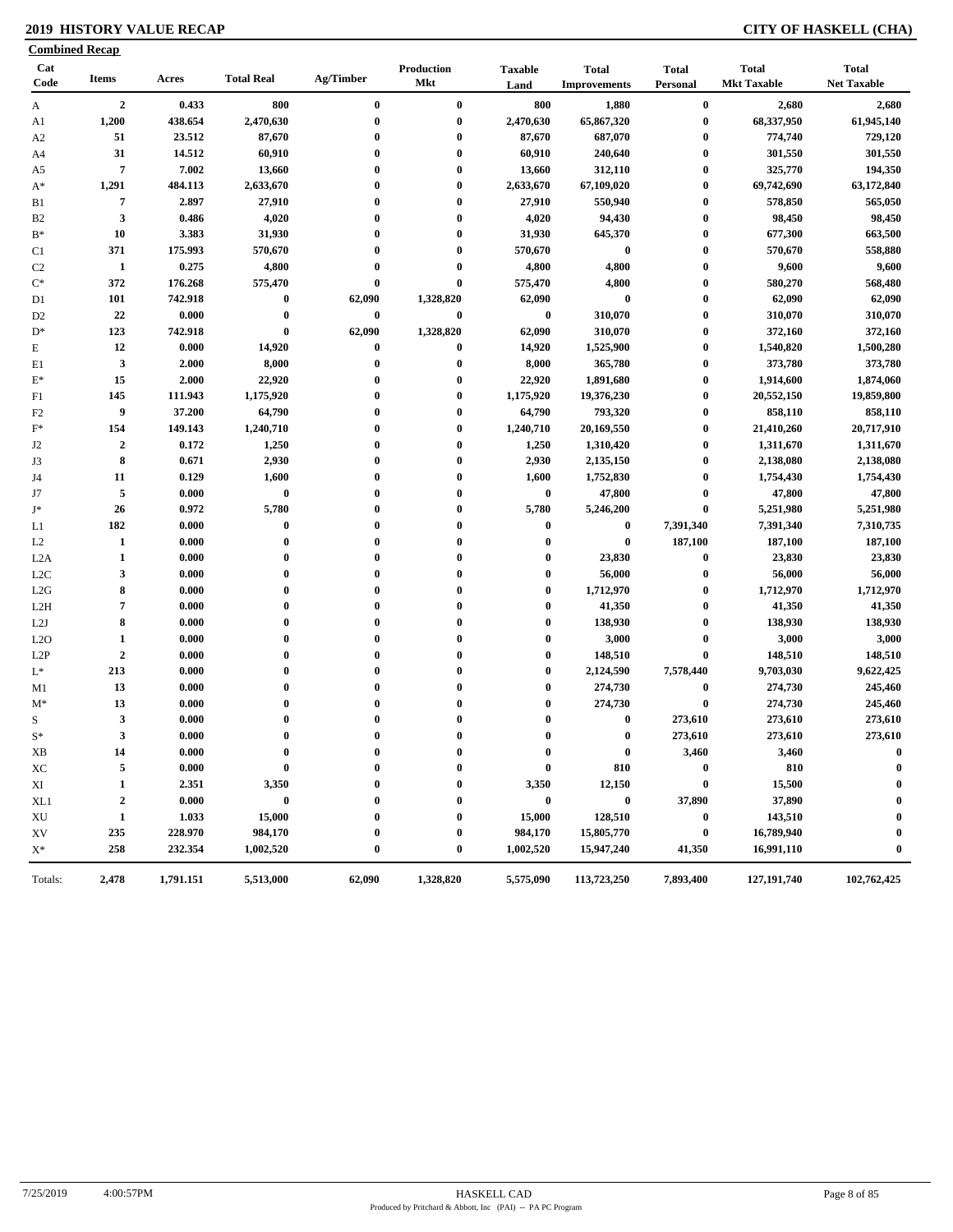**2019 HISTORY VALUE RECAP** **CITY OF HASKELL (CHA)**

**Combined Recap**

| Cat Code | Items | Acres | Total Real | Ag/Timber | Production Mkt | Taxable Land | Total Improvements | Total Personal | Total Mkt Taxable | Total Net Taxable |
|---|---|---|---|---|---|---|---|---|---|---|
| A | 2 | 0.433 | 800 | 0 | 0 | 800 | 1,880 | 0 | 2,680 | 2,680 |
| A1 | 1,200 | 438.654 | 2,470,630 | 0 | 0 | 2,470,630 | 65,867,320 | 0 | 68,337,950 | 61,945,140 |
| A2 | 51 | 23.512 | 87,670 | 0 | 0 | 87,670 | 687,070 | 0 | 774,740 | 729,120 |
| A4 | 31 | 14.512 | 60,910 | 0 | 0 | 60,910 | 240,640 | 0 | 301,550 | 301,550 |
| A5 | 7 | 7.002 | 13,660 | 0 | 0 | 13,660 | 312,110 | 0 | 325,770 | 194,350 |
| A* | 1,291 | 484.113 | 2,633,670 | 0 | 0 | 2,633,670 | 67,109,020 | 0 | 69,742,690 | 63,172,840 |
| B1 | 7 | 2.897 | 27,910 | 0 | 0 | 27,910 | 550,940 | 0 | 578,850 | 565,050 |
| B2 | 3 | 0.486 | 4,020 | 0 | 0 | 4,020 | 94,430 | 0 | 98,450 | 98,450 |
| B* | 10 | 3.383 | 31,930 | 0 | 0 | 31,930 | 645,370 | 0 | 677,300 | 663,500 |
| C1 | 371 | 175.993 | 570,670 | 0 | 0 | 570,670 | 0 | 0 | 570,670 | 558,880 |
| C2 | 1 | 0.275 | 4,800 | 0 | 0 | 4,800 | 4,800 | 0 | 9,600 | 9,600 |
| C* | 372 | 176.268 | 575,470 | 0 | 0 | 575,470 | 4,800 | 0 | 580,270 | 568,480 |
| D1 | 101 | 742.918 | 0 | 62,090 | 1,328,820 | 62,090 | 0 | 0 | 62,090 | 62,090 |
| D2 | 22 | 0.000 | 0 | 0 | 0 | 0 | 310,070 | 0 | 310,070 | 310,070 |
| D* | 123 | 742.918 | 0 | 62,090 | 1,328,820 | 62,090 | 310,070 | 0 | 372,160 | 372,160 |
| E | 12 | 0.000 | 14,920 | 0 | 0 | 14,920 | 1,525,900 | 0 | 1,540,820 | 1,500,280 |
| E1 | 3 | 2.000 | 8,000 | 0 | 0 | 8,000 | 365,780 | 0 | 373,780 | 373,780 |
| E* | 15 | 2.000 | 22,920 | 0 | 0 | 22,920 | 1,891,680 | 0 | 1,914,600 | 1,874,060 |
| F1 | 145 | 111.943 | 1,175,920 | 0 | 0 | 1,175,920 | 19,376,230 | 0 | 20,552,150 | 19,859,800 |
| F2 | 9 | 37.200 | 64,790 | 0 | 0 | 64,790 | 793,320 | 0 | 858,110 | 858,110 |
| F* | 154 | 149.143 | 1,240,710 | 0 | 0 | 1,240,710 | 20,169,550 | 0 | 21,410,260 | 20,717,910 |
| J2 | 2 | 0.172 | 1,250 | 0 | 0 | 1,250 | 1,310,420 | 0 | 1,311,670 | 1,311,670 |
| J3 | 8 | 0.671 | 2,930 | 0 | 0 | 2,930 | 2,135,150 | 0 | 2,138,080 | 2,138,080 |
| J4 | 11 | 0.129 | 1,600 | 0 | 0 | 1,600 | 1,752,830 | 0 | 1,754,430 | 1,754,430 |
| J7 | 5 | 0.000 | 0 | 0 | 0 | 0 | 47,800 | 0 | 47,800 | 47,800 |
| J* | 26 | 0.972 | 5,780 | 0 | 0 | 5,780 | 5,246,200 | 0 | 5,251,980 | 5,251,980 |
| L1 | 182 | 0.000 | 0 | 0 | 0 | 0 | 0 | 7,391,340 | 7,391,340 | 7,310,735 |
| L2 | 1 | 0.000 | 0 | 0 | 0 | 0 | 0 | 187,100 | 187,100 | 187,100 |
| L2A | 1 | 0.000 | 0 | 0 | 0 | 0 | 23,830 | 0 | 23,830 | 23,830 |
| L2C | 3 | 0.000 | 0 | 0 | 0 | 0 | 56,000 | 0 | 56,000 | 56,000 |
| L2G | 8 | 0.000 | 0 | 0 | 0 | 0 | 1,712,970 | 0 | 1,712,970 | 1,712,970 |
| L2H | 7 | 0.000 | 0 | 0 | 0 | 0 | 41,350 | 0 | 41,350 | 41,350 |
| L2J | 8 | 0.000 | 0 | 0 | 0 | 0 | 138,930 | 0 | 138,930 | 138,930 |
| L2O | 1 | 0.000 | 0 | 0 | 0 | 0 | 3,000 | 0 | 3,000 | 3,000 |
| L2P | 2 | 0.000 | 0 | 0 | 0 | 0 | 148,510 | 0 | 148,510 | 148,510 |
| L* | 213 | 0.000 | 0 | 0 | 0 | 0 | 2,124,590 | 7,578,440 | 9,703,030 | 9,622,425 |
| M1 | 13 | 0.000 | 0 | 0 | 0 | 0 | 274,730 | 0 | 274,730 | 245,460 |
| M* | 13 | 0.000 | 0 | 0 | 0 | 0 | 274,730 | 0 | 274,730 | 245,460 |
| S | 3 | 0.000 | 0 | 0 | 0 | 0 | 0 | 273,610 | 273,610 | 273,610 |
| S* | 3 | 0.000 | 0 | 0 | 0 | 0 | 0 | 273,610 | 273,610 | 273,610 |
| XB | 14 | 0.000 | 0 | 0 | 0 | 0 | 0 | 3,460 | 3,460 | 0 |
| XC | 5 | 0.000 | 0 | 0 | 0 | 0 | 810 | 0 | 810 | 0 |
| XI | 1 | 2.351 | 3,350 | 0 | 0 | 3,350 | 12,150 | 0 | 15,500 | 0 |
| XL1 | 2 | 0.000 | 0 | 0 | 0 | 0 | 0 | 37,890 | 37,890 | 0 |
| XU | 1 | 1.033 | 15,000 | 0 | 0 | 15,000 | 128,510 | 0 | 143,510 | 0 |
| XV | 235 | 228.970 | 984,170 | 0 | 0 | 984,170 | 15,805,770 | 0 | 16,789,940 | 0 |
| X* | 258 | 232.354 | 1,002,520 | 0 | 0 | 1,002,520 | 15,947,240 | 41,350 | 16,991,110 | 0 |
| Totals: | 2,478 | 1,791.151 | 5,513,000 | 62,090 | 1,328,820 | 5,575,090 | 113,723,250 | 7,893,400 | 127,191,740 | 102,762,425 |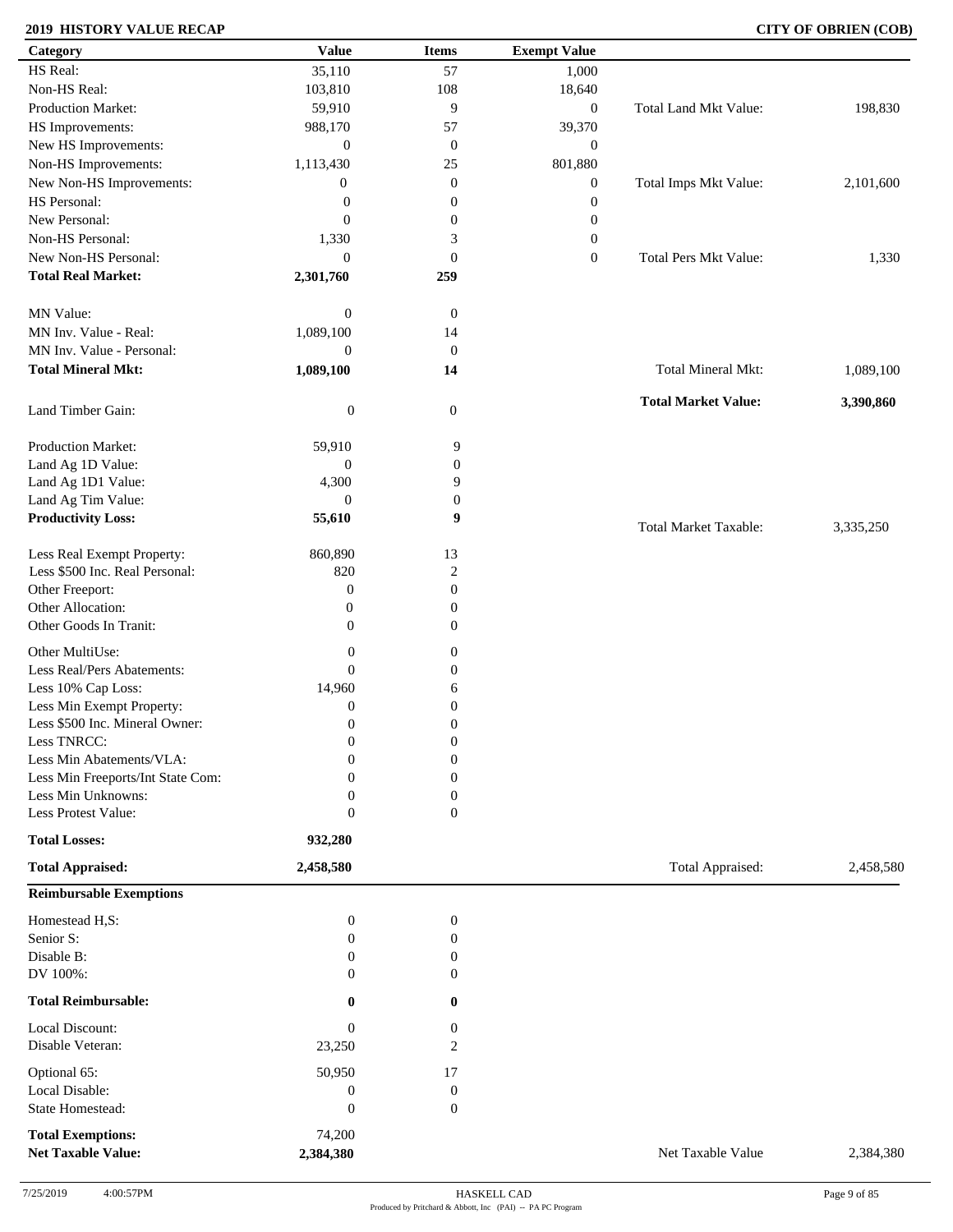## 2019 HISTORY VALUE RECAP

**CITY OF OBRIEN (COB)**

| Category | Value | Items | Exempt Value | | |
|---|---|---|---|---|---|
| HS Real: | 35,110 | 57 | 1,000 | | |
| Non-HS Real: | 103,810 | 108 | 18,640 | | |
| Production Market: | 59,910 | 9 | 0 | Total Land Mkt Value: | 198,830 |
| HS Improvements: | 988,170 | 57 | 39,370 | | |
| New HS Improvements: | 0 | 0 | 0 | | |
| Non-HS Improvements: | 1,113,430 | 25 | 801,880 | | |
| New Non-HS Improvements: | 0 | 0 | 0 | Total Imps Mkt Value: | 2,101,600 |
| HS Personal: | 0 | 0 | 0 | | |
| New Personal: | 0 | 0 | 0 | | |
| Non-HS Personal: | 1,330 | 3 | 0 | | |
| New Non-HS Personal: | 0 | 0 | 0 | Total Pers Mkt Value: | 1,330 |
| **Total Real Market:** | **2,301,760** | **259** | | | |
| MN Value: | 0 | 0 | | | |
| MN Inv. Value - Real: | 1,089,100 | 14 | | | |
| MN Inv. Value - Personal: | 0 | 0 | | | |
| **Total Mineral Mkt:** | **1,089,100** | **14** | | Total Mineral Mkt: | 1,089,100 |
| | | | | **Total Market Value:** | **3,390,860** |
| Land Timber Gain: | 0 | 0 | | | |
| Production Market: | 59,910 | 9 | | | |
| Land Ag 1D Value: | 0 | 0 | | | |
| Land Ag 1D1 Value: | 4,300 | 9 | | | |
| Land Ag Tim Value: | 0 | 0 | | | |
| **Productivity Loss:** | **55,610** | **9** | | Total Market Taxable: | 3,335,250 |
| Less Real Exempt Property: | 860,890 | 13 | | | |
| Less $500 Inc. Real Personal: | 820 | 2 | | | |
| Other Freeport: | 0 | 0 | | | |
| Other Allocation: | 0 | 0 | | | |
| Other Goods In Tranit: | 0 | 0 | | | |
| Other MultiUse: | 0 | 0 | | | |
| Less Real/Pers Abatements: | 0 | 0 | | | |
| Less 10% Cap Loss: | 14,960 | 6 | | | |
| Less Min Exempt Property: | 0 | 0 | | | |
| Less $500 Inc. Mineral Owner: | 0 | 0 | | | |
| Less TNRCC: | 0 | 0 | | | |
| Less Min Abatements/VLA: | 0 | 0 | | | |
| Less Min Freeports/Int State Com: | 0 | 0 | | | |
| Less Min Unknowns: | 0 | 0 | | | |
| Less Protest Value: | 0 | 0 | | | |
| **Total Losses:** | **932,280** | | | | |
| **Total Appraised:** | **2,458,580** | | | Total Appraised: | 2,458,580 |

**Reimbursable Exemptions**

| Category | Value | Items | | |
|---|---|---|---|---|
| Homestead H,S: | 0 | 0 | | |
| Senior S: | 0 | 0 | | |
| Disable B: | 0 | 0 | | |
| DV 100%: | 0 | 0 | | |
| **Total Reimbursable:** | **0** | **0** | | |
| Local Discount: | 0 | 0 | | |
| Disable Veteran: | 23,250 | 2 | | |
| Optional 65: | 50,950 | 17 | | |
| Local Disable: | 0 | 0 | | |
| State Homestead: | 0 | 0 | | |
| **Total Exemptions:** | 74,200 | | | |
| **Net Taxable Value:** | **2,384,380** | | Net Taxable Value | 2,384,380 |

7/25/2019 4:00:57PM

HASKELL CAD

Produced by Pritchard & Abbott, Inc (PAI) -- PA PC Program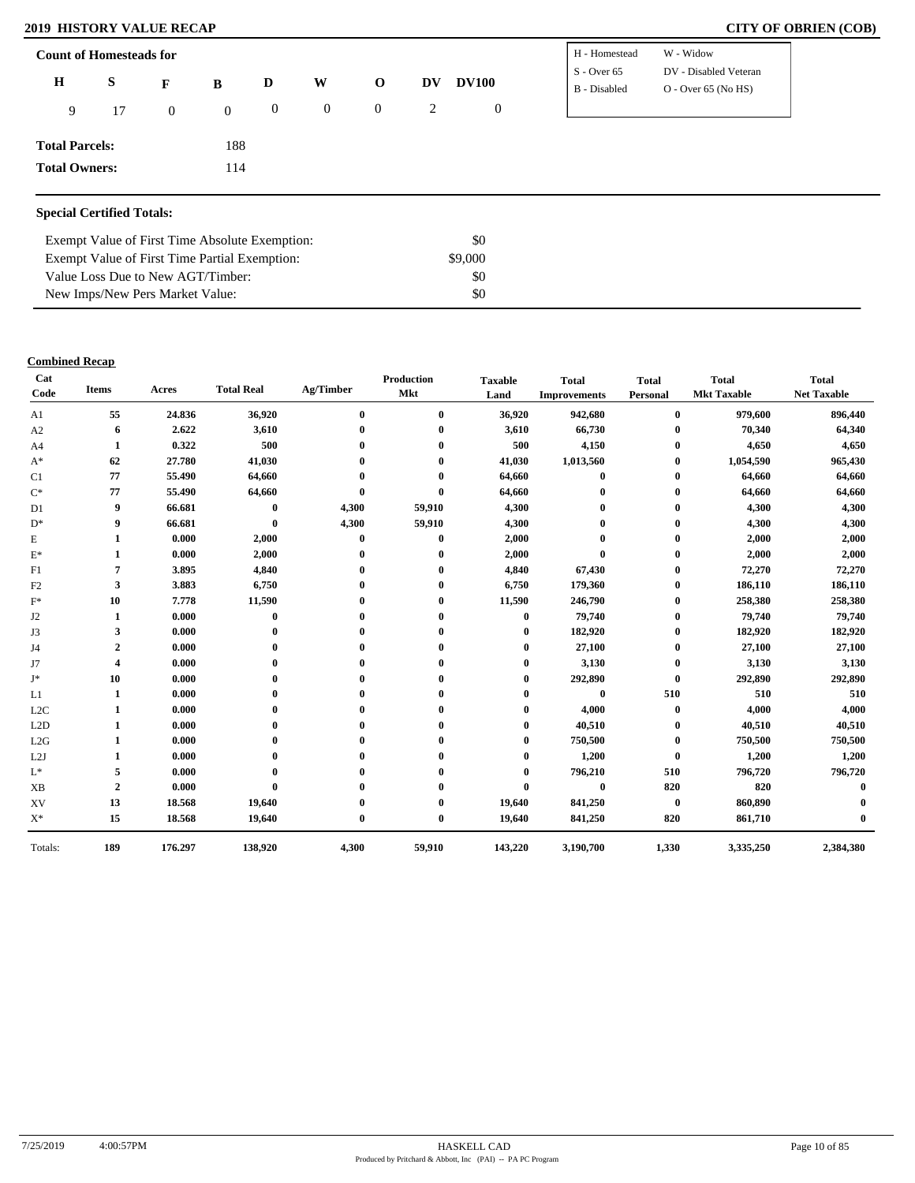# 2019 HISTORY VALUE RECAP

**CITY OF OBRIEN (COB)**

## Count of Homesteads for

| H | S | F | B | D | W | O | DV | DV100 |
|---|---|---|---|---|---|---|---|---|
| 9 | 17 | 0 | 0 | 0 | 0 | 0 | 2 | 0 |

| | |
|---|---|
| H - Homestead | W - Widow |
| S - Over 65 | DV - Disabled Veteran |
| B - Disabled | O - Over 65 (No HS) |

**Total Parcels:** 188

**Total Owners:** 114

## Special Certified Totals:

| | |
|---|---|
| Exempt Value of First Time Absolute Exemption: | $0 |
| Exempt Value of First Time Partial Exemption: | $9,000 |
| Value Loss Due to New AGT/Timber: | $0 |
| New Imps/New Pers Market Value: | $0 |

## Combined Recap

| Cat Code | Items | Acres | Total Real | Ag/Timber | Production Mkt | Taxable Land | Total Improvements | Total Personal | Total Mkt Taxable | Total Net Taxable |
|---|---|---|---|---|---|---|---|---|---|---|
| A1 | 55 | 24.836 | 36,920 | 0 | 0 | 36,920 | 942,680 | 0 | 979,600 | 896,440 |
| A2 | 6 | 2.622 | 3,610 | 0 | 0 | 3,610 | 66,730 | 0 | 70,340 | 64,340 |
| A4 | 1 | 0.322 | 500 | 0 | 0 | 500 | 4,150 | 0 | 4,650 | 4,650 |
| A* | 62 | 27.780 | 41,030 | 0 | 0 | 41,030 | 1,013,560 | 0 | 1,054,590 | 965,430 |
| C1 | 77 | 55.490 | 64,660 | 0 | 0 | 64,660 | 0 | 0 | 64,660 | 64,660 |
| C* | 77 | 55.490 | 64,660 | 0 | 0 | 64,660 | 0 | 0 | 64,660 | 64,660 |
| D1 | 9 | 66.681 | 0 | 4,300 | 59,910 | 4,300 | 0 | 0 | 4,300 | 4,300 |
| D* | 9 | 66.681 | 0 | 4,300 | 59,910 | 4,300 | 0 | 0 | 4,300 | 4,300 |
| E | 1 | 0.000 | 2,000 | 0 | 0 | 2,000 | 0 | 0 | 2,000 | 2,000 |
| E* | 1 | 0.000 | 2,000 | 0 | 0 | 2,000 | 0 | 0 | 2,000 | 2,000 |
| F1 | 7 | 3.895 | 4,840 | 0 | 0 | 4,840 | 67,430 | 0 | 72,270 | 72,270 |
| F2 | 3 | 3.883 | 6,750 | 0 | 0 | 6,750 | 179,360 | 0 | 186,110 | 186,110 |
| F* | 10 | 7.778 | 11,590 | 0 | 0 | 11,590 | 246,790 | 0 | 258,380 | 258,380 |
| J2 | 1 | 0.000 | 0 | 0 | 0 | 0 | 79,740 | 0 | 79,740 | 79,740 |
| J3 | 3 | 0.000 | 0 | 0 | 0 | 0 | 182,920 | 0 | 182,920 | 182,920 |
| J4 | 2 | 0.000 | 0 | 0 | 0 | 0 | 27,100 | 0 | 27,100 | 27,100 |
| J7 | 4 | 0.000 | 0 | 0 | 0 | 0 | 3,130 | 0 | 3,130 | 3,130 |
| J* | 10 | 0.000 | 0 | 0 | 0 | 0 | 292,890 | 0 | 292,890 | 292,890 |
| L1 | 1 | 0.000 | 0 | 0 | 0 | 0 | 0 | 510 | 510 | 510 |
| L2C | 1 | 0.000 | 0 | 0 | 0 | 0 | 4,000 | 0 | 4,000 | 4,000 |
| L2D | 1 | 0.000 | 0 | 0 | 0 | 0 | 40,510 | 0 | 40,510 | 40,510 |
| L2G | 1 | 0.000 | 0 | 0 | 0 | 0 | 750,500 | 0 | 750,500 | 750,500 |
| L2J | 1 | 0.000 | 0 | 0 | 0 | 0 | 1,200 | 0 | 1,200 | 1,200 |
| L* | 5 | 0.000 | 0 | 0 | 0 | 0 | 796,210 | 510 | 796,720 | 796,720 |
| XB | 2 | 0.000 | 0 | 0 | 0 | 0 | 0 | 820 | 820 | 0 |
| XV | 13 | 18.568 | 19,640 | 0 | 0 | 19,640 | 841,250 | 0 | 860,890 | 0 |
| X* | 15 | 18.568 | 19,640 | 0 | 0 | 19,640 | 841,250 | 820 | 861,710 | 0 |
| Totals: | 189 | 176.297 | 138,920 | 4,300 | 59,910 | 143,220 | 3,190,700 | 1,330 | 3,335,250 | 2,384,380 |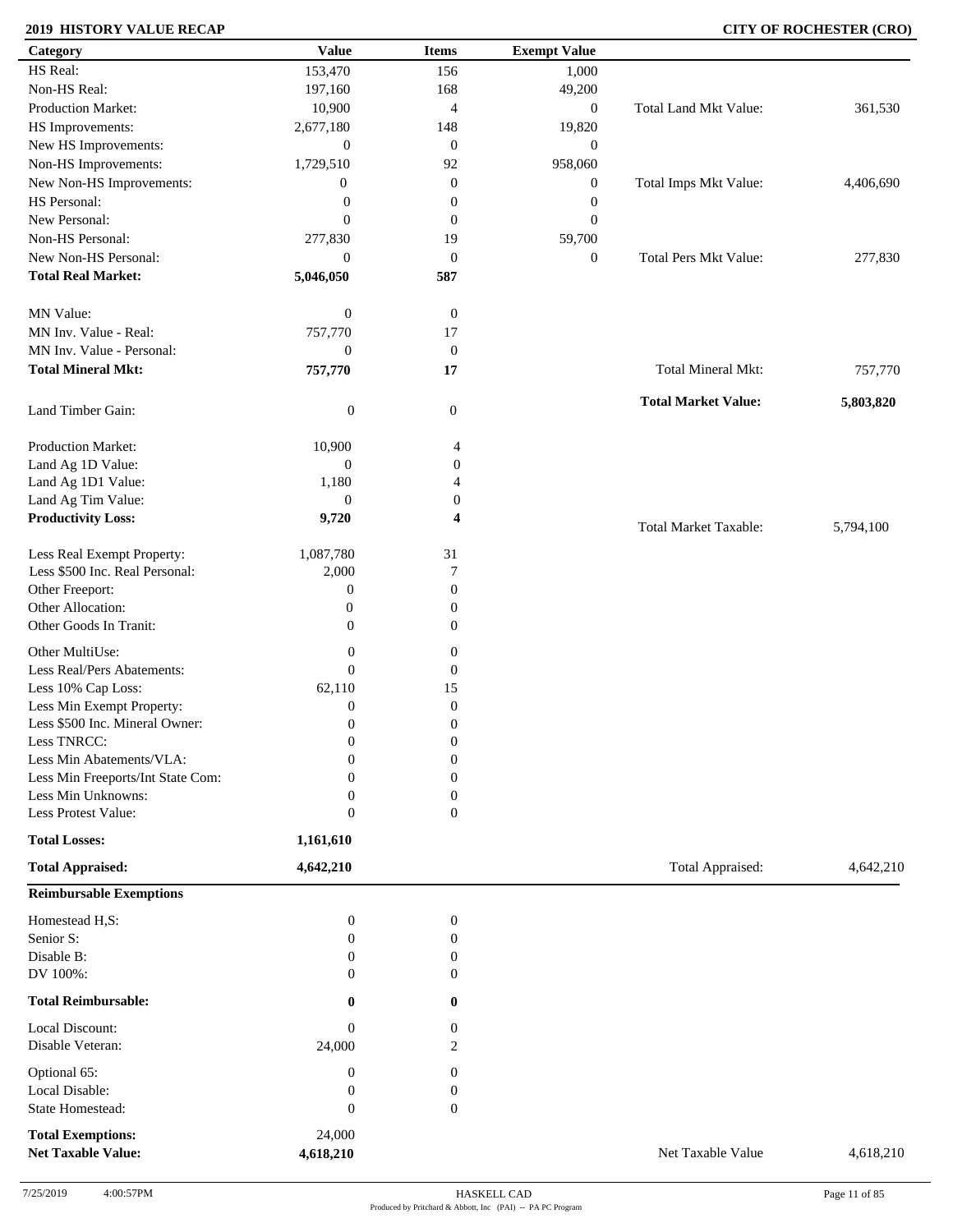**2019 HISTORY VALUE RECAP** **CITY OF ROCHESTER (CRO)**

| Category | Value | Items | Exempt Value | | |
|---|---|---|---|---|---|
| HS Real: | 153,470 | 156 | 1,000 | | |
| Non-HS Real: | 197,160 | 168 | 49,200 | | |
| Production Market: | 10,900 | 4 | 0 | Total Land Mkt Value: | 361,530 |
| HS Improvements: | 2,677,180 | 148 | 19,820 | | |
| New HS Improvements: | 0 | 0 | 0 | | |
| Non-HS Improvements: | 1,729,510 | 92 | 958,060 | | |
| New Non-HS Improvements: | 0 | 0 | 0 | Total Imps Mkt Value: | 4,406,690 |
| HS Personal: | 0 | 0 | 0 | | |
| New Personal: | 0 | 0 | 0 | | |
| Non-HS Personal: | 277,830 | 19 | 59,700 | | |
| New Non-HS Personal: | 0 | 0 | 0 | Total Pers Mkt Value: | 277,830 |
| **Total Real Market:** | **5,046,050** | **587** | | | |
| MN Value: | 0 | 0 | | | |
| MN Inv. Value - Real: | 757,770 | 17 | | | |
| MN Inv. Value - Personal: | 0 | 0 | | | |
| **Total Mineral Mkt:** | **757,770** | **17** | | Total Mineral Mkt: | 757,770 |
| Land Timber Gain: | 0 | 0 | | **Total Market Value:** | **5,803,820** |
| Production Market: | 10,900 | 4 | | | |
| Land Ag 1D Value: | 0 | 0 | | | |
| Land Ag 1D1 Value: | 1,180 | 4 | | | |
| Land Ag Tim Value: | 0 | 0 | | | |
| **Productivity Loss:** | **9,720** | **4** | | Total Market Taxable: | 5,794,100 |
| Less Real Exempt Property: | 1,087,780 | 31 | | | |
| Less $500 Inc. Real Personal: | 2,000 | 7 | | | |
| Other Freeport: | 0 | 0 | | | |
| Other Allocation: | 0 | 0 | | | |
| Other Goods In Tranit: | 0 | 0 | | | |
| Other MultiUse: | 0 | 0 | | | |
| Less Real/Pers Abatements: | 0 | 0 | | | |
| Less 10% Cap Loss: | 62,110 | 15 | | | |
| Less Min Exempt Property: | 0 | 0 | | | |
| Less $500 Inc. Mineral Owner: | 0 | 0 | | | |
| Less TNRCC: | 0 | 0 | | | |
| Less Min Abatements/VLA: | 0 | 0 | | | |
| Less Min Freeports/Int State Com: | 0 | 0 | | | |
| Less Min Unknowns: | 0 | 0 | | | |
| Less Protest Value: | 0 | 0 | | | |
| **Total Losses:** | **1,161,610** | | | | |
| **Total Appraised:** | **4,642,210** | | | Total Appraised: | 4,642,210 |

**Reimbursable Exemptions**

| Category | Value | Items | | |
|---|---|---|---|---|
| Homestead H,S: | 0 | 0 | | |
| Senior S: | 0 | 0 | | |
| Disable B: | 0 | 0 | | |
| DV 100%: | 0 | 0 | | |
| **Total Reimbursable:** | **0** | **0** | | |
| Local Discount: | 0 | 0 | | |
| Disable Veteran: | 24,000 | 2 | | |
| Optional 65: | 0 | 0 | | |
| Local Disable: | 0 | 0 | | |
| State Homestead: | 0 | 0 | | |
| **Total Exemptions:** | 24,000 | | | |
| **Net Taxable Value:** | **4,618,210** | | Net Taxable Value | 4,618,210 |

7/25/2019 4:00:57PM HASKELL CAD

Produced by Pritchard & Abbott, Inc (PAI) -- PA PC Program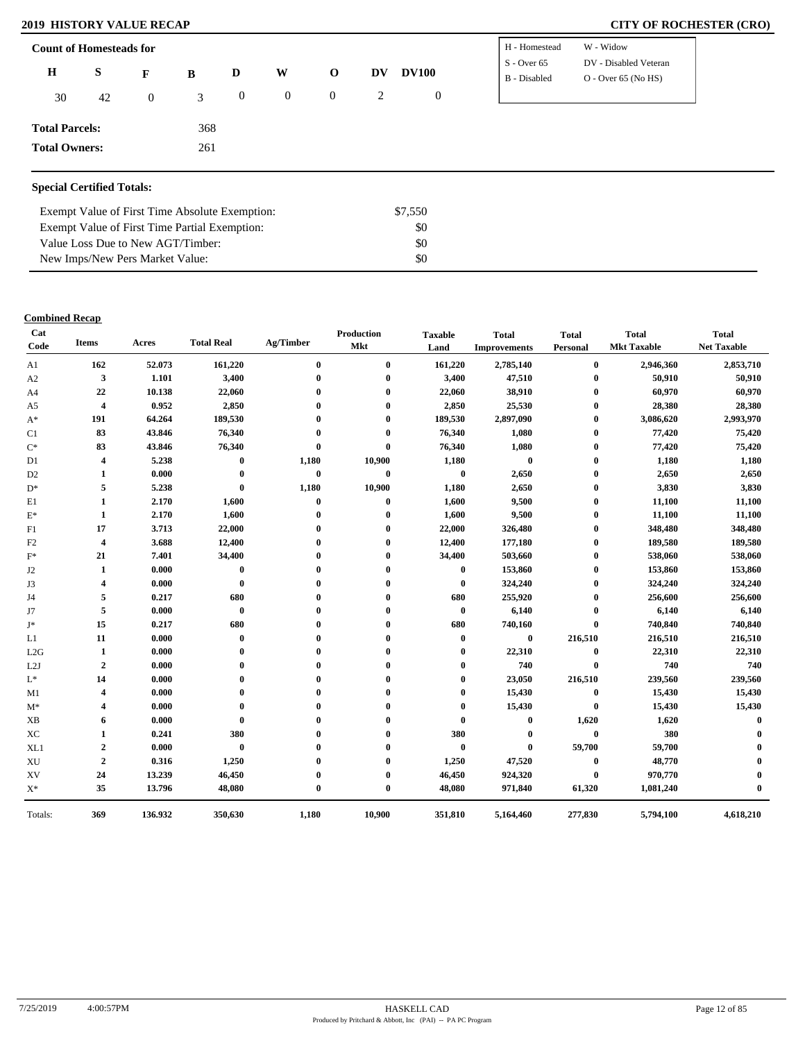## 2019 HISTORY VALUE RECAP

## CITY OF ROCHESTER (CRO)

**Count of Homesteads for**

| H | S | F | B | D | W | O | DV | DV100 |
|---|---|---|---|---|---|---|---|---|
| 30 | 42 | 0 | 3 | 0 | 0 | 0 | 2 | 0 |

| | |
|---|---|
| H - Homestead | W - Widow |
| S - Over 65 | DV - Disabled Veteran |
| B - Disabled | O - Over 65 (No HS) |

**Total Parcels:** 368

**Total Owners:** 261

**Special Certified Totals:**

| | |
|---|---|
| Exempt Value of First Time Absolute Exemption: | $7,550 |
| Exempt Value of First Time Partial Exemption: | $0 |
| Value Loss Due to New AGT/Timber: | $0 |
| New Imps/New Pers Market Value: | $0 |

**Combined Recap**

| Cat Code | Items | Acres | Total Real | Ag/Timber | Production Mkt | Taxable Land | Total Improvements | Total Personal | Total Mkt Taxable | Total Net Taxable |
|---|---|---|---|---|---|---|---|---|---|---|
| A1 | 162 | 52.073 | 161,220 | 0 | 0 | 161,220 | 2,785,140 | 0 | 2,946,360 | 2,853,710 |
| A2 | 3 | 1.101 | 3,400 | 0 | 0 | 3,400 | 47,510 | 0 | 50,910 | 50,910 |
| A4 | 22 | 10.138 | 22,060 | 0 | 0 | 22,060 | 38,910 | 0 | 60,970 | 60,970 |
| A5 | 4 | 0.952 | 2,850 | 0 | 0 | 2,850 | 25,530 | 0 | 28,380 | 28,380 |
| A* | 191 | 64.264 | 189,530 | 0 | 0 | 189,530 | 2,897,090 | 0 | 3,086,620 | 2,993,970 |
| C1 | 83 | 43.846 | 76,340 | 0 | 0 | 76,340 | 1,080 | 0 | 77,420 | 75,420 |
| C* | 83 | 43.846 | 76,340 | 0 | 0 | 76,340 | 1,080 | 0 | 77,420 | 75,420 |
| D1 | 4 | 5.238 | 0 | 1,180 | 10,900 | 1,180 | 0 | 0 | 1,180 | 1,180 |
| D2 | 1 | 0.000 | 0 | 0 | 0 | 0 | 2,650 | 0 | 2,650 | 2,650 |
| D* | 5 | 5.238 | 0 | 1,180 | 10,900 | 1,180 | 2,650 | 0 | 3,830 | 3,830 |
| E1 | 1 | 2.170 | 1,600 | 0 | 0 | 1,600 | 9,500 | 0 | 11,100 | 11,100 |
| E* | 1 | 2.170 | 1,600 | 0 | 0 | 1,600 | 9,500 | 0 | 11,100 | 11,100 |
| F1 | 17 | 3.713 | 22,000 | 0 | 0 | 22,000 | 326,480 | 0 | 348,480 | 348,480 |
| F2 | 4 | 3.688 | 12,400 | 0 | 0 | 12,400 | 177,180 | 0 | 189,580 | 189,580 |
| F* | 21 | 7.401 | 34,400 | 0 | 0 | 34,400 | 503,660 | 0 | 538,060 | 538,060 |
| J2 | 1 | 0.000 | 0 | 0 | 0 | 0 | 153,860 | 0 | 153,860 | 153,860 |
| J3 | 4 | 0.000 | 0 | 0 | 0 | 0 | 324,240 | 0 | 324,240 | 324,240 |
| J4 | 5 | 0.217 | 680 | 0 | 0 | 680 | 255,920 | 0 | 256,600 | 256,600 |
| J7 | 5 | 0.000 | 0 | 0 | 0 | 0 | 6,140 | 0 | 6,140 | 6,140 |
| J* | 15 | 0.217 | 680 | 0 | 0 | 680 | 740,160 | 0 | 740,840 | 740,840 |
| L1 | 11 | 0.000 | 0 | 0 | 0 | 0 | 0 | 216,510 | 216,510 | 216,510 |
| L2G | 1 | 0.000 | 0 | 0 | 0 | 0 | 22,310 | 0 | 22,310 | 22,310 |
| L2J | 2 | 0.000 | 0 | 0 | 0 | 0 | 740 | 0 | 740 | 740 |
| L* | 14 | 0.000 | 0 | 0 | 0 | 0 | 23,050 | 216,510 | 239,560 | 239,560 |
| M1 | 4 | 0.000 | 0 | 0 | 0 | 0 | 15,430 | 0 | 15,430 | 15,430 |
| M* | 4 | 0.000 | 0 | 0 | 0 | 0 | 15,430 | 0 | 15,430 | 15,430 |
| XB | 6 | 0.000 | 0 | 0 | 0 | 0 | 0 | 1,620 | 1,620 | 0 |
| XC | 1 | 0.241 | 380 | 0 | 0 | 380 | 0 | 0 | 380 | 0 |
| XL1 | 2 | 0.000 | 0 | 0 | 0 | 0 | 0 | 59,700 | 59,700 | 0 |
| XU | 2 | 0.316 | 1,250 | 0 | 0 | 1,250 | 47,520 | 0 | 48,770 | 0 |
| XV | 24 | 13.239 | 46,450 | 0 | 0 | 46,450 | 924,320 | 0 | 970,770 | 0 |
| X* | 35 | 13.796 | 48,080 | 0 | 0 | 48,080 | 971,840 | 61,320 | 1,081,240 | 0 |
| Totals: | 369 | 136.932 | 350,630 | 1,180 | 10,900 | 351,810 | 5,164,460 | 277,830 | 5,794,100 | 4,618,210 |

7/25/2019 4:00:57PM HASKELL CAD

Produced by Pritchard & Abbott, Inc (PAI) -- PA PC Program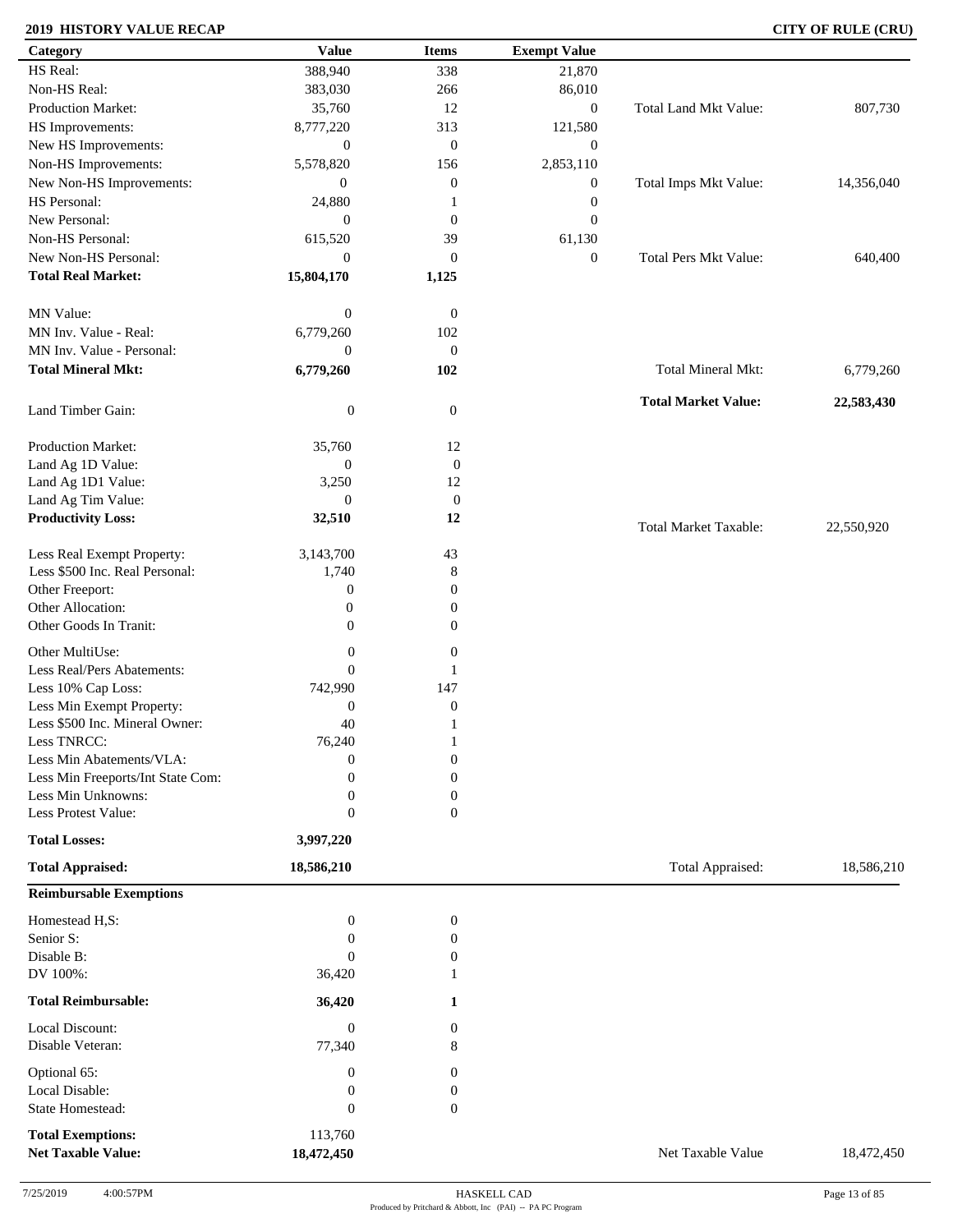**2019 HISTORY VALUE RECAP** **CITY OF RULE (CRU)**

| Category | Value | Items | Exempt Value | | |
|---|---|---|---|---|---|
| HS Real: | 388,940 | 338 | 21,870 | | |
| Non-HS Real: | 383,030 | 266 | 86,010 | | |
| Production Market: | 35,760 | 12 | 0 | Total Land Mkt Value: | 807,730 |
| HS Improvements: | 8,777,220 | 313 | 121,580 | | |
| New HS Improvements: | 0 | 0 | 0 | | |
| Non-HS Improvements: | 5,578,820 | 156 | 2,853,110 | | |
| New Non-HS Improvements: | 0 | 0 | 0 | Total Imps Mkt Value: | 14,356,040 |
| HS Personal: | 24,880 | 1 | 0 | | |
| New Personal: | 0 | 0 | 0 | | |
| Non-HS Personal: | 615,520 | 39 | 61,130 | | |
| New Non-HS Personal: | 0 | 0 | 0 | Total Pers Mkt Value: | 640,400 |
| **Total Real Market:** | **15,804,170** | **1,125** | | | |
| MN Value: | 0 | 0 | | | |
| MN Inv. Value - Real: | 6,779,260 | 102 | | | |
| MN Inv. Value - Personal: | 0 | 0 | | | |
| **Total Mineral Mkt:** | **6,779,260** | **102** | | Total Mineral Mkt: | 6,779,260 |
| | | | | **Total Market Value:** | **22,583,430** |
| Land Timber Gain: | 0 | 0 | | | |
| Production Market: | 35,760 | 12 | | | |
| Land Ag 1D Value: | 0 | 0 | | | |
| Land Ag 1D1 Value: | 3,250 | 12 | | | |
| Land Ag Tim Value: | 0 | 0 | | | |
| **Productivity Loss:** | **32,510** | **12** | | Total Market Taxable: | 22,550,920 |
| Less Real Exempt Property: | 3,143,700 | 43 | | | |
| Less $500 Inc. Real Personal: | 1,740 | 8 | | | |
| Other Freeport: | 0 | 0 | | | |
| Other Allocation: | 0 | 0 | | | |
| Other Goods In Tranit: | 0 | 0 | | | |
| Other MultiUse: | 0 | 0 | | | |
| Less Real/Pers Abatements: | 0 | 1 | | | |
| Less 10% Cap Loss: | 742,990 | 147 | | | |
| Less Min Exempt Property: | 0 | 0 | | | |
| Less $500 Inc. Mineral Owner: | 40 | 1 | | | |
| Less TNRCC: | 76,240 | 1 | | | |
| Less Min Abatements/VLA: | 0 | 0 | | | |
| Less Min Freeports/Int State Com: | 0 | 0 | | | |
| Less Min Unknowns: | 0 | 0 | | | |
| Less Protest Value: | 0 | 0 | | | |
| **Total Losses:** | **3,997,220** | | | | |
| **Total Appraised:** | **18,586,210** | | | Total Appraised: | 18,586,210 |

**Reimbursable Exemptions**

| | Value | Items | | |
|---|---|---|---|---|
| Homestead H,S: | 0 | 0 | | |
| Senior S: | 0 | 0 | | |
| Disable B: | 0 | 0 | | |
| DV 100%: | 36,420 | 1 | | |
| **Total Reimbursable:** | **36,420** | **1** | | |
| Local Discount: | 0 | 0 | | |
| Disable Veteran: | 77,340 | 8 | | |
| Optional 65: | 0 | 0 | | |
| Local Disable: | 0 | 0 | | |
| State Homestead: | 0 | 0 | | |
| **Total Exemptions:** | 113,760 | | | |
| **Net Taxable Value:** | **18,472,450** | | Net Taxable Value | 18,472,450 |

7/25/2019 4:00:57PM HASKELL CAD
Produced by Pritchard & Abbott, Inc (PAI) -- PA PC Program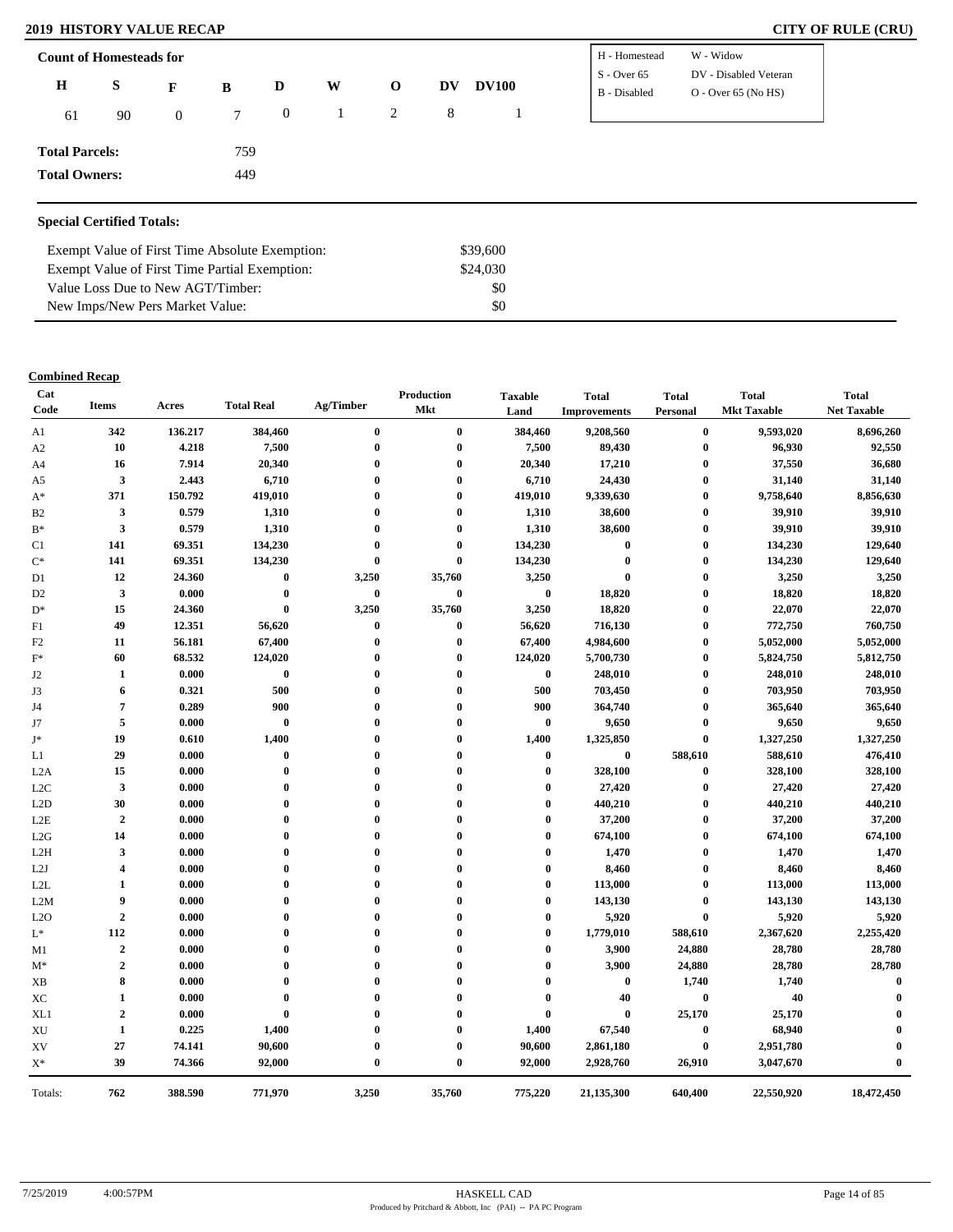## 2019 HISTORY VALUE RECAP

**CITY OF RULE (CRU)**

### Count of Homesteads for

| H | S | F | B | D | W | O | DV | DV100 |
|---|---|---|---|---|---|---|---|---|
| 61 | 90 | 0 | 7 | 0 | 1 | 2 | 8 | 1 |

| | |
|---|---|
| H - Homestead | W - Widow |
| S - Over 65 | DV - Disabled Veteran |
| B - Disabled | O - Over 65 (No HS) |

**Total Parcels:** 759

**Total Owners:** 449

### Special Certified Totals:

| | |
|---|---|
| Exempt Value of First Time Absolute Exemption: | $39,600 |
| Exempt Value of First Time Partial Exemption: | $24,030 |
| Value Loss Due to New AGT/Timber: | $0 |
| New Imps/New Pers Market Value: | $0 |

### Combined Recap

| Cat Code | Items | Acres | Total Real | Ag/Timber | Production Mkt | Taxable Land | Total Improvements | Total Personal | Total Mkt Taxable | Total Net Taxable |
|---|---|---|---|---|---|---|---|---|---|---|
| A1 | 342 | 136.217 | 384,460 | 0 | 0 | 384,460 | 9,208,560 | 0 | 9,593,020 | 8,696,260 |
| A2 | 10 | 4.218 | 7,500 | 0 | 0 | 7,500 | 89,430 | 0 | 96,930 | 92,550 |
| A4 | 16 | 7.914 | 20,340 | 0 | 0 | 20,340 | 17,210 | 0 | 37,550 | 36,680 |
| A5 | 3 | 2.443 | 6,710 | 0 | 0 | 6,710 | 24,430 | 0 | 31,140 | 31,140 |
| A* | 371 | 150.792 | 419,010 | 0 | 0 | 419,010 | 9,339,630 | 0 | 9,758,640 | 8,856,630 |
| B2 | 3 | 0.579 | 1,310 | 0 | 0 | 1,310 | 38,600 | 0 | 39,910 | 39,910 |
| B* | 3 | 0.579 | 1,310 | 0 | 0 | 1,310 | 38,600 | 0 | 39,910 | 39,910 |
| C1 | 141 | 69.351 | 134,230 | 0 | 0 | 134,230 | 0 | 0 | 134,230 | 129,640 |
| C* | 141 | 69.351 | 134,230 | 0 | 0 | 134,230 | 0 | 0 | 134,230 | 129,640 |
| D1 | 12 | 24.360 | 0 | 3,250 | 35,760 | 3,250 | 0 | 0 | 3,250 | 3,250 |
| D2 | 3 | 0.000 | 0 | 0 | 0 | 0 | 18,820 | 0 | 18,820 | 18,820 |
| D* | 15 | 24.360 | 0 | 3,250 | 35,760 | 3,250 | 18,820 | 0 | 22,070 | 22,070 |
| F1 | 49 | 12.351 | 56,620 | 0 | 0 | 56,620 | 716,130 | 0 | 772,750 | 760,750 |
| F2 | 11 | 56.181 | 67,400 | 0 | 0 | 67,400 | 4,984,600 | 0 | 5,052,000 | 5,052,000 |
| F* | 60 | 68.532 | 124,020 | 0 | 0 | 124,020 | 5,700,730 | 0 | 5,824,750 | 5,812,750 |
| J2 | 1 | 0.000 | 0 | 0 | 0 | 0 | 248,010 | 0 | 248,010 | 248,010 |
| J3 | 6 | 0.321 | 500 | 0 | 0 | 500 | 703,450 | 0 | 703,950 | 703,950 |
| J4 | 7 | 0.289 | 900 | 0 | 0 | 900 | 364,740 | 0 | 365,640 | 365,640 |
| J7 | 5 | 0.000 | 0 | 0 | 0 | 0 | 9,650 | 0 | 9,650 | 9,650 |
| J* | 19 | 0.610 | 1,400 | 0 | 0 | 1,400 | 1,325,850 | 0 | 1,327,250 | 1,327,250 |
| L1 | 29 | 0.000 | 0 | 0 | 0 | 0 | 0 | 588,610 | 588,610 | 476,410 |
| L2A | 15 | 0.000 | 0 | 0 | 0 | 0 | 328,100 | 0 | 328,100 | 328,100 |
| L2C | 3 | 0.000 | 0 | 0 | 0 | 0 | 27,420 | 0 | 27,420 | 27,420 |
| L2D | 30 | 0.000 | 0 | 0 | 0 | 0 | 440,210 | 0 | 440,210 | 440,210 |
| L2E | 2 | 0.000 | 0 | 0 | 0 | 0 | 37,200 | 0 | 37,200 | 37,200 |
| L2G | 14 | 0.000 | 0 | 0 | 0 | 0 | 674,100 | 0 | 674,100 | 674,100 |
| L2H | 3 | 0.000 | 0 | 0 | 0 | 0 | 1,470 | 0 | 1,470 | 1,470 |
| L2J | 4 | 0.000 | 0 | 0 | 0 | 0 | 8,460 | 0 | 8,460 | 8,460 |
| L2L | 1 | 0.000 | 0 | 0 | 0 | 0 | 113,000 | 0 | 113,000 | 113,000 |
| L2M | 9 | 0.000 | 0 | 0 | 0 | 0 | 143,130 | 0 | 143,130 | 143,130 |
| L2O | 2 | 0.000 | 0 | 0 | 0 | 0 | 5,920 | 0 | 5,920 | 5,920 |
| L* | 112 | 0.000 | 0 | 0 | 0 | 0 | 1,779,010 | 588,610 | 2,367,620 | 2,255,420 |
| M1 | 2 | 0.000 | 0 | 0 | 0 | 0 | 3,900 | 24,880 | 28,780 | 28,780 |
| M* | 2 | 0.000 | 0 | 0 | 0 | 0 | 3,900 | 24,880 | 28,780 | 28,780 |
| XB | 8 | 0.000 | 0 | 0 | 0 | 0 | 0 | 1,740 | 1,740 | 0 |
| XC | 1 | 0.000 | 0 | 0 | 0 | 0 | 40 | 0 | 40 | 0 |
| XL1 | 2 | 0.000 | 0 | 0 | 0 | 0 | 0 | 25,170 | 25,170 | 0 |
| XU | 1 | 0.225 | 1,400 | 0 | 0 | 1,400 | 67,540 | 0 | 68,940 | 0 |
| XV | 27 | 74.141 | 90,600 | 0 | 0 | 90,600 | 2,861,180 | 0 | 2,951,780 | 0 |
| X* | 39 | 74.366 | 92,000 | 0 | 0 | 92,000 | 2,928,760 | 26,910 | 3,047,670 | 0 |
| Totals: | 762 | 388.590 | 771,970 | 3,250 | 35,760 | 775,220 | 21,135,300 | 640,400 | 22,550,920 | 18,472,450 |

7/25/2019 4:00:57PM HASKELL CAD

Produced by Pritchard & Abbott, Inc (PAI) -- PA PC Program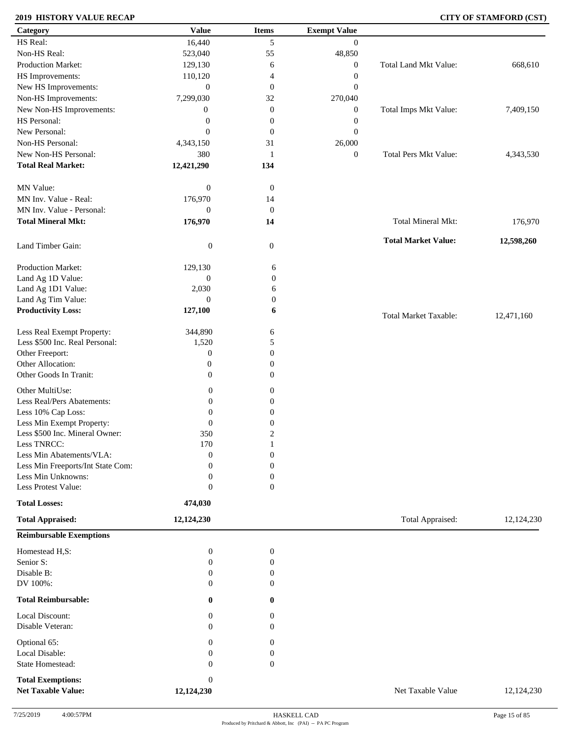**2019 HISTORY VALUE RECAP** — **CITY OF STAMFORD (CST)**

| Category | Value | Items | Exempt Value | | |
|---|---|---|---|---|---|
| HS Real: | 16,440 | 5 | 0 | | |
| Non-HS Real: | 523,040 | 55 | 48,850 | | |
| Production Market: | 129,130 | 6 | 0 | Total Land Mkt Value: | 668,610 |
| HS Improvements: | 110,120 | 4 | 0 | | |
| New HS Improvements: | 0 | 0 | 0 | | |
| Non-HS Improvements: | 7,299,030 | 32 | 270,040 | | |
| New Non-HS Improvements: | 0 | 0 | 0 | Total Imps Mkt Value: | 7,409,150 |
| HS Personal: | 0 | 0 | 0 | | |
| New Personal: | 0 | 0 | 0 | | |
| Non-HS Personal: | 4,343,150 | 31 | 26,000 | | |
| New Non-HS Personal: | 380 | 1 | 0 | Total Pers Mkt Value: | 4,343,530 |
| **Total Real Market:** | **12,421,290** | **134** | | | |
| MN Value: | 0 | 0 | | | |
| MN Inv. Value - Real: | 176,970 | 14 | | | |
| MN Inv. Value - Personal: | 0 | 0 | | | |
| **Total Mineral Mkt:** | **176,970** | **14** | | Total Mineral Mkt: | 176,970 |
| | | | | **Total Market Value:** | **12,598,260** |
| Land Timber Gain: | 0 | 0 | | | |
| Production Market: | 129,130 | 6 | | | |
| Land Ag 1D Value: | 0 | 0 | | | |
| Land Ag 1D1 Value: | 2,030 | 6 | | | |
| Land Ag Tim Value: | 0 | 0 | | | |
| **Productivity Loss:** | **127,100** | **6** | | Total Market Taxable: | 12,471,160 |
| Less Real Exempt Property: | 344,890 | 6 | | | |
| Less $500 Inc. Real Personal: | 1,520 | 5 | | | |
| Other Freeport: | 0 | 0 | | | |
| Other Allocation: | 0 | 0 | | | |
| Other Goods In Tranit: | 0 | 0 | | | |
| Other MultiUse: | 0 | 0 | | | |
| Less Real/Pers Abatements: | 0 | 0 | | | |
| Less 10% Cap Loss: | 0 | 0 | | | |
| Less Min Exempt Property: | 0 | 0 | | | |
| Less $500 Inc. Mineral Owner: | 350 | 2 | | | |
| Less TNRCC: | 170 | 1 | | | |
| Less Min Abatements/VLA: | 0 | 0 | | | |
| Less Min Freeports/Int State Com: | 0 | 0 | | | |
| Less Min Unknowns: | 0 | 0 | | | |
| Less Protest Value: | 0 | 0 | | | |
| **Total Losses:** | **474,030** | | | | |
| **Total Appraised:** | **12,124,230** | | | Total Appraised: | 12,124,230 |

**Reimbursable Exemptions**

| Category | Value | Items | | |
|---|---|---|---|---|
| Homestead H,S: | 0 | 0 | | |
| Senior S: | 0 | 0 | | |
| Disable B: | 0 | 0 | | |
| DV 100%: | 0 | 0 | | |
| **Total Reimbursable:** | **0** | **0** | | |
| Local Discount: | 0 | 0 | | |
| Disable Veteran: | 0 | 0 | | |
| Optional 65: | 0 | 0 | | |
| Local Disable: | 0 | 0 | | |
| State Homestead: | 0 | 0 | | |
| **Total Exemptions:** | 0 | | | |
| **Net Taxable Value:** | **12,124,230** | | Net Taxable Value | 12,124,230 |

7/25/2019 4:00:57PM — HASKELL CAD — Produced by Pritchard & Abbott, Inc (PAI) -- PA PC Program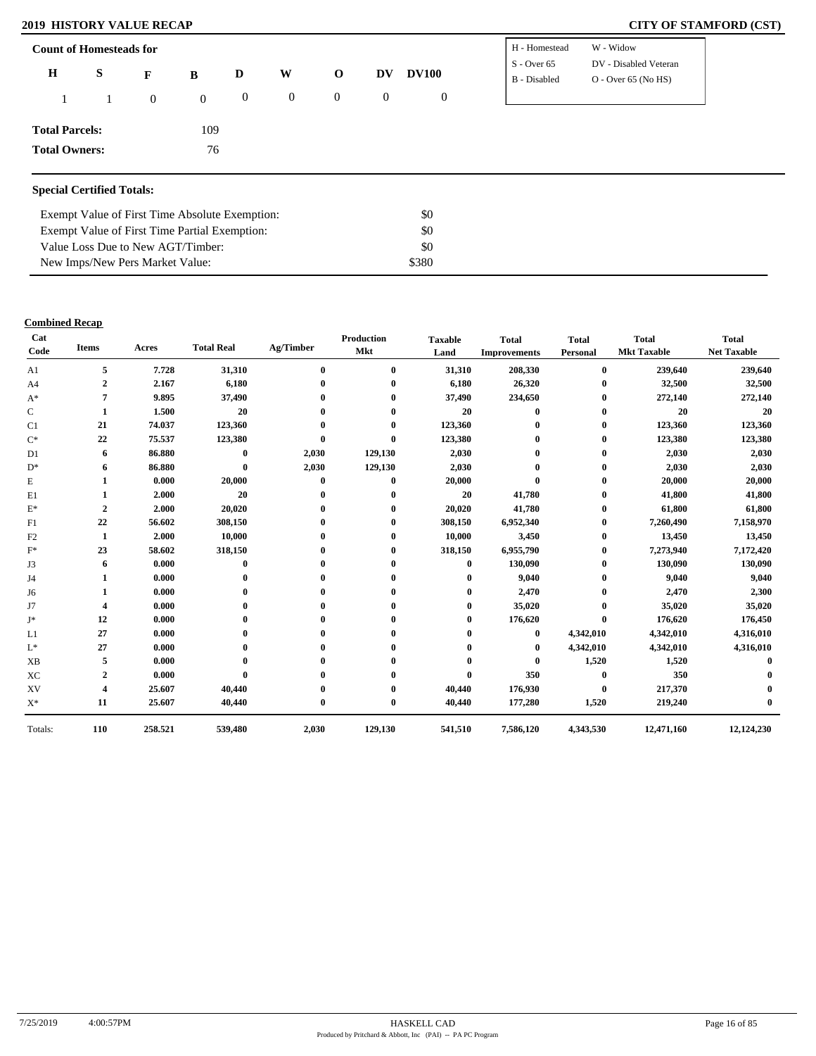## 2019 HISTORY VALUE RECAP

## CITY OF STAMFORD (CST)

**Count of Homesteads for**

| H | S | F | B | D | W | O | DV | DV100 |
|---|---|---|---|---|---|---|---|---|
| 1 | 1 | 0 | 0 | 0 | 0 | 0 | 0 | 0 |

| | |
|---|---|
| H - Homestead | W - Widow |
| S - Over 65 | DV - Disabled Veteran |
| B - Disabled | O - Over 65 (No HS) |

**Total Parcels:** 109

**Total Owners:** 76

### Special Certified Totals:

| | |
|---|---|
| Exempt Value of First Time Absolute Exemption: | $0 |
| Exempt Value of First Time Partial Exemption: | $0 |
| Value Loss Due to New AGT/Timber: | $0 |
| New Imps/New Pers Market Value: | $380 |

**Combined Recap**

| Cat Code | Items | Acres | Total Real | Ag/Timber | Production Mkt | Taxable Land | Total Improvements | Total Personal | Total Mkt Taxable | Total Net Taxable |
|---|---|---|---|---|---|---|---|---|---|---|
| A1 | 5 | 7.728 | 31,310 | 0 | 0 | 31,310 | 208,330 | 0 | 239,640 | 239,640 |
| A4 | 2 | 2.167 | 6,180 | 0 | 0 | 6,180 | 26,320 | 0 | 32,500 | 32,500 |
| A* | 7 | 9.895 | 37,490 | 0 | 0 | 37,490 | 234,650 | 0 | 272,140 | 272,140 |
| C | 1 | 1.500 | 20 | 0 | 0 | 20 | 0 | 0 | 20 | 20 |
| C1 | 21 | 74.037 | 123,360 | 0 | 0 | 123,360 | 0 | 0 | 123,360 | 123,360 |
| C* | 22 | 75.537 | 123,380 | 0 | 0 | 123,380 | 0 | 0 | 123,380 | 123,380 |
| D1 | 6 | 86.880 | 0 | 2,030 | 129,130 | 2,030 | 0 | 0 | 2,030 | 2,030 |
| D* | 6 | 86.880 | 0 | 2,030 | 129,130 | 2,030 | 0 | 0 | 2,030 | 2,030 |
| E | 1 | 0.000 | 20,000 | 0 | 0 | 20,000 | 0 | 0 | 20,000 | 20,000 |
| E1 | 1 | 2.000 | 20 | 0 | 0 | 20 | 41,780 | 0 | 41,800 | 41,800 |
| E* | 2 | 2.000 | 20,020 | 0 | 0 | 20,020 | 41,780 | 0 | 61,800 | 61,800 |
| F1 | 22 | 56.602 | 308,150 | 0 | 0 | 308,150 | 6,952,340 | 0 | 7,260,490 | 7,158,970 |
| F2 | 1 | 2.000 | 10,000 | 0 | 0 | 10,000 | 3,450 | 0 | 13,450 | 13,450 |
| F* | 23 | 58.602 | 318,150 | 0 | 0 | 318,150 | 6,955,790 | 0 | 7,273,940 | 7,172,420 |
| J3 | 6 | 0.000 | 0 | 0 | 0 | 0 | 130,090 | 0 | 130,090 | 130,090 |
| J4 | 1 | 0.000 | 0 | 0 | 0 | 0 | 9,040 | 0 | 9,040 | 9,040 |
| J6 | 1 | 0.000 | 0 | 0 | 0 | 0 | 2,470 | 0 | 2,470 | 2,300 |
| J7 | 4 | 0.000 | 0 | 0 | 0 | 0 | 35,020 | 0 | 35,020 | 35,020 |
| J* | 12 | 0.000 | 0 | 0 | 0 | 0 | 176,620 | 0 | 176,620 | 176,450 |
| L1 | 27 | 0.000 | 0 | 0 | 0 | 0 | 0 | 4,342,010 | 4,342,010 | 4,316,010 |
| L* | 27 | 0.000 | 0 | 0 | 0 | 0 | 0 | 4,342,010 | 4,342,010 | 4,316,010 |
| XB | 5 | 0.000 | 0 | 0 | 0 | 0 | 0 | 1,520 | 1,520 | 0 |
| XC | 2 | 0.000 | 0 | 0 | 0 | 0 | 350 | 0 | 350 | 0 |
| XV | 4 | 25.607 | 40,440 | 0 | 0 | 40,440 | 176,930 | 0 | 217,370 | 0 |
| X* | 11 | 25.607 | 40,440 | 0 | 0 | 40,440 | 177,280 | 1,520 | 219,240 | 0 |
| Totals: | 110 | 258.521 | 539,480 | 2,030 | 129,130 | 541,510 | 7,586,120 | 4,343,530 | 12,471,160 | 12,124,230 |

7/25/2019 4:00:57PM HASKELL CAD

Produced by Pritchard & Abbott, Inc (PAI) -- PA PC Program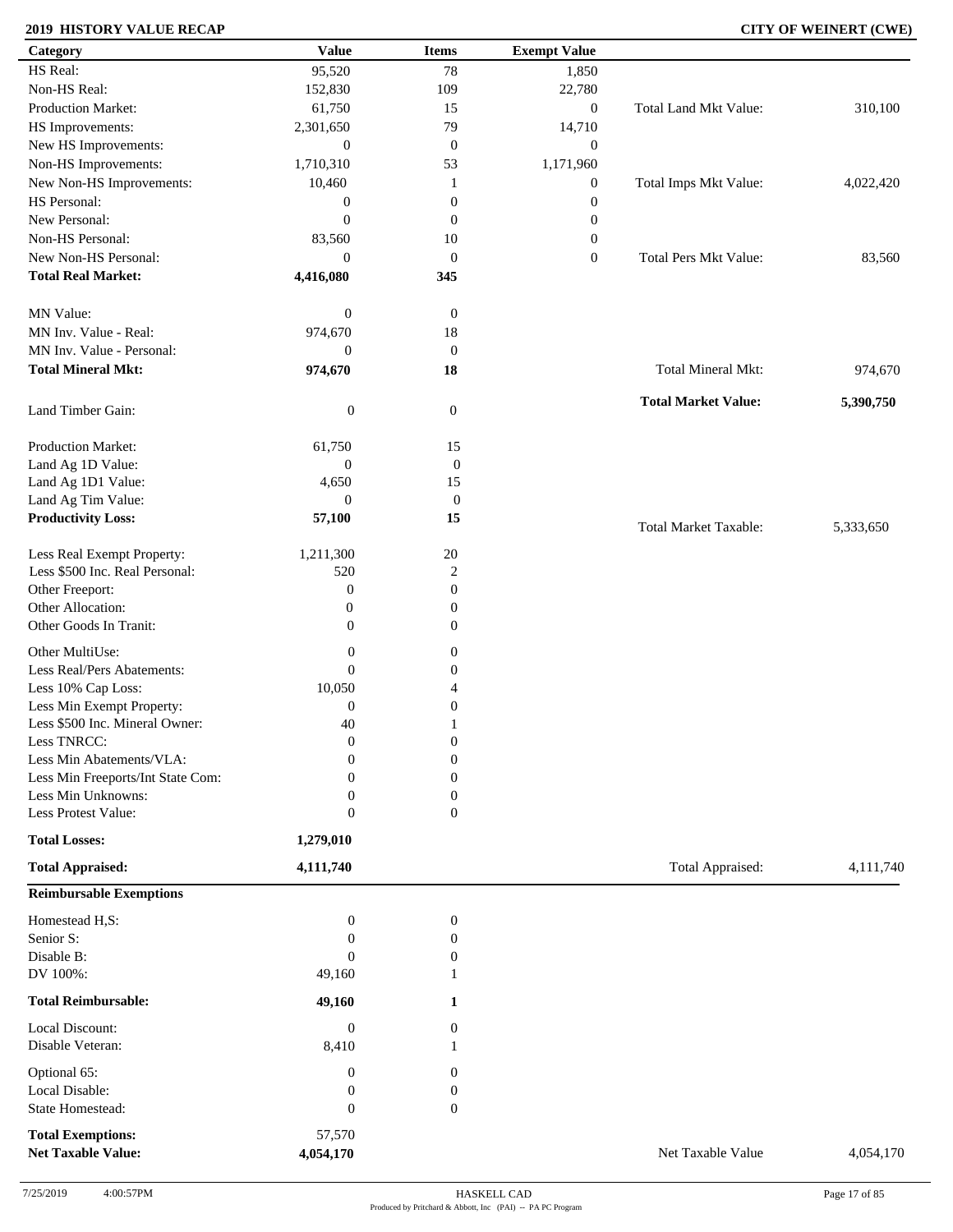**2019 HISTORY VALUE RECAP** **CITY OF WEINERT (CWE)**

| Category | Value | Items | Exempt Value | | |
|---|---|---|---|---|---|
| HS Real: | 95,520 | 78 | 1,850 | | |
| Non-HS Real: | 152,830 | 109 | 22,780 | | |
| Production Market: | 61,750 | 15 | 0 | Total Land Mkt Value: | 310,100 |
| HS Improvements: | 2,301,650 | 79 | 14,710 | | |
| New HS Improvements: | 0 | 0 | 0 | | |
| Non-HS Improvements: | 1,710,310 | 53 | 1,171,960 | | |
| New Non-HS Improvements: | 10,460 | 1 | 0 | Total Imps Mkt Value: | 4,022,420 |
| HS Personal: | 0 | 0 | 0 | | |
| New Personal: | 0 | 0 | 0 | | |
| Non-HS Personal: | 83,560 | 10 | 0 | | |
| New Non-HS Personal: | 0 | 0 | 0 | Total Pers Mkt Value: | 83,560 |
| **Total Real Market:** | **4,416,080** | **345** | | | |
| MN Value: | 0 | 0 | | | |
| MN Inv. Value - Real: | 974,670 | 18 | | | |
| MN Inv. Value - Personal: | 0 | 0 | | | |
| **Total Mineral Mkt:** | **974,670** | **18** | | Total Mineral Mkt: | 974,670 |
| | | | | **Total Market Value:** | **5,390,750** |
| Land Timber Gain: | 0 | 0 | | | |
| Production Market: | 61,750 | 15 | | | |
| Land Ag 1D Value: | 0 | 0 | | | |
| Land Ag 1D1 Value: | 4,650 | 15 | | | |
| Land Ag Tim Value: | 0 | 0 | | | |
| **Productivity Loss:** | **57,100** | **15** | | Total Market Taxable: | 5,333,650 |
| Less Real Exempt Property: | 1,211,300 | 20 | | | |
| Less $500 Inc. Real Personal: | 520 | 2 | | | |
| Other Freeport: | 0 | 0 | | | |
| Other Allocation: | 0 | 0 | | | |
| Other Goods In Tranit: | 0 | 0 | | | |
| Other MultiUse: | 0 | 0 | | | |
| Less Real/Pers Abatements: | 0 | 0 | | | |
| Less 10% Cap Loss: | 10,050 | 4 | | | |
| Less Min Exempt Property: | 0 | 0 | | | |
| Less $500 Inc. Mineral Owner: | 40 | 1 | | | |
| Less TNRCC: | 0 | 0 | | | |
| Less Min Abatements/VLA: | 0 | 0 | | | |
| Less Min Freeports/Int State Com: | 0 | 0 | | | |
| Less Min Unknowns: | 0 | 0 | | | |
| Less Protest Value: | 0 | 0 | | | |
| **Total Losses:** | **1,279,010** | | | | |
| **Total Appraised:** | **4,111,740** | | | Total Appraised: | 4,111,740 |

**Reimbursable Exemptions**

| Category | Value | Items | | |
|---|---|---|---|---|
| Homestead H,S: | 0 | 0 | | |
| Senior S: | 0 | 0 | | |
| Disable B: | 0 | 0 | | |
| DV 100%: | 49,160 | 1 | | |
| **Total Reimbursable:** | **49,160** | **1** | | |
| Local Discount: | 0 | 0 | | |
| Disable Veteran: | 8,410 | 1 | | |
| Optional 65: | 0 | 0 | | |
| Local Disable: | 0 | 0 | | |
| State Homestead: | 0 | 0 | | |
| **Total Exemptions:** | 57,570 | | | |
| **Net Taxable Value:** | **4,054,170** | | Net Taxable Value | 4,054,170 |

7/25/2019 4:00:57PM HASKELL CAD
Produced by Pritchard & Abbott, Inc (PAI) -- PA PC Program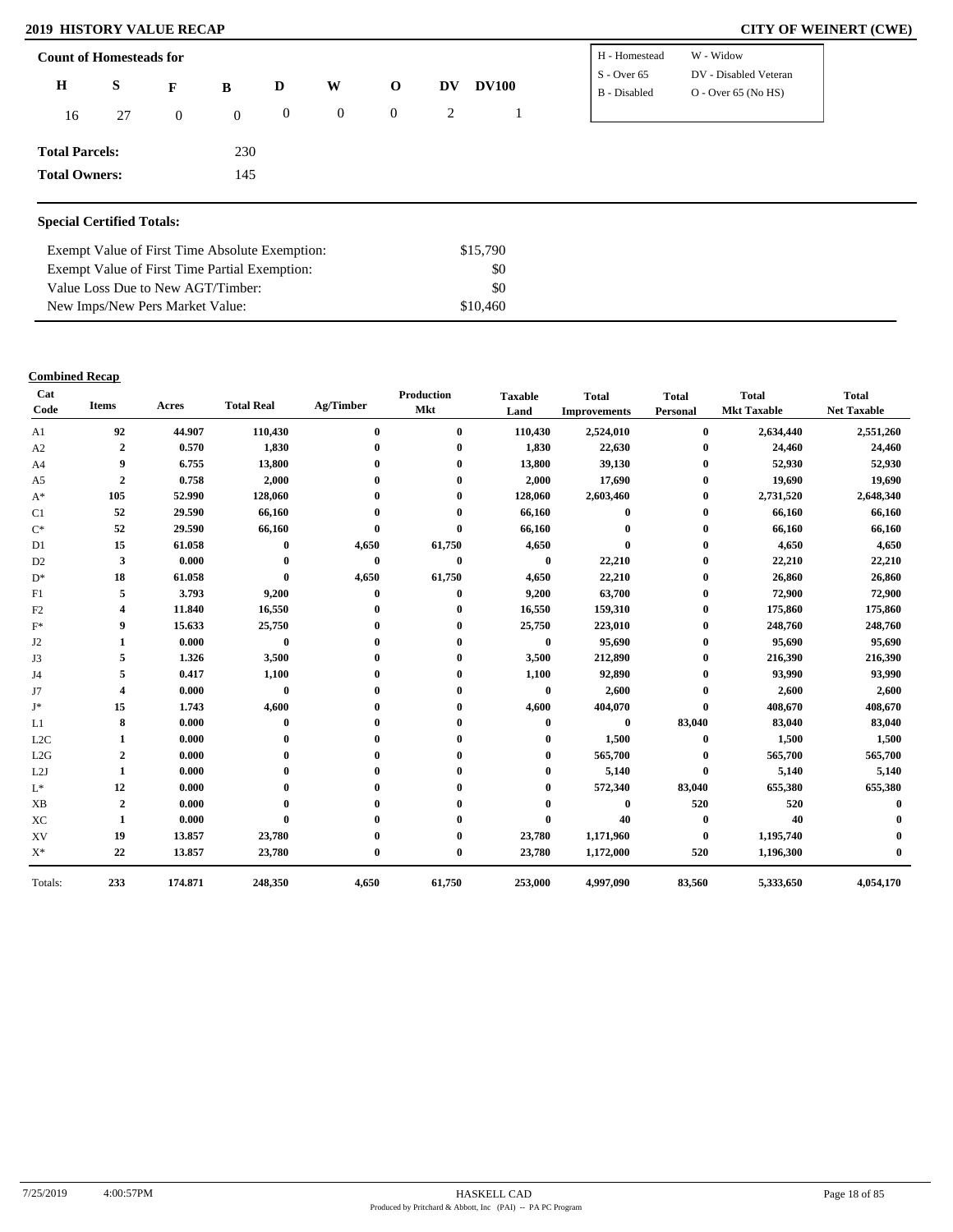## 2019 HISTORY VALUE RECAP

**CITY OF WEINERT (CWE)**

### Count of Homesteads for

| H | S | F | B | D | W | O | DV | DV100 |
|---|---|---|---|---|---|---|---|---|
| 16 | 27 | 0 | 0 | 0 | 0 | 0 | 2 | 1 |

| | |
|---|---|
| H - Homestead | W - Widow |
| S - Over 65 | DV - Disabled Veteran |
| B - Disabled | O - Over 65 (No HS) |

**Total Parcels:** 230

**Total Owners:** 145

### Special Certified Totals:

| | |
|---|---|
| Exempt Value of First Time Absolute Exemption: | $15,790 |
| Exempt Value of First Time Partial Exemption: | $0 |
| Value Loss Due to New AGT/Timber: | $0 |
| New Imps/New Pers Market Value: | $10,460 |

**Combined Recap**

| Cat Code | Items | Acres | Total Real | Ag/Timber | Production Mkt | Taxable Land | Total Improvements | Total Personal | Total Mkt Taxable | Total Net Taxable |
|---|---|---|---|---|---|---|---|---|---|---|
| A1 | 92 | 44.907 | 110,430 | 0 | 0 | 110,430 | 2,524,010 | 0 | 2,634,440 | 2,551,260 |
| A2 | 2 | 0.570 | 1,830 | 0 | 0 | 1,830 | 22,630 | 0 | 24,460 | 24,460 |
| A4 | 9 | 6.755 | 13,800 | 0 | 0 | 13,800 | 39,130 | 0 | 52,930 | 52,930 |
| A5 | 2 | 0.758 | 2,000 | 0 | 0 | 2,000 | 17,690 | 0 | 19,690 | 19,690 |
| A* | 105 | 52.990 | 128,060 | 0 | 0 | 128,060 | 2,603,460 | 0 | 2,731,520 | 2,648,340 |
| C1 | 52 | 29.590 | 66,160 | 0 | 0 | 66,160 | 0 | 0 | 66,160 | 66,160 |
| C* | 52 | 29.590 | 66,160 | 0 | 0 | 66,160 | 0 | 0 | 66,160 | 66,160 |
| D1 | 15 | 61.058 | 0 | 4,650 | 61,750 | 4,650 | 0 | 0 | 4,650 | 4,650 |
| D2 | 3 | 0.000 | 0 | 0 | 0 | 0 | 22,210 | 0 | 22,210 | 22,210 |
| D* | 18 | 61.058 | 0 | 4,650 | 61,750 | 4,650 | 22,210 | 0 | 26,860 | 26,860 |
| F1 | 5 | 3.793 | 9,200 | 0 | 0 | 9,200 | 63,700 | 0 | 72,900 | 72,900 |
| F2 | 4 | 11.840 | 16,550 | 0 | 0 | 16,550 | 159,310 | 0 | 175,860 | 175,860 |
| F* | 9 | 15.633 | 25,750 | 0 | 0 | 25,750 | 223,010 | 0 | 248,760 | 248,760 |
| J2 | 1 | 0.000 | 0 | 0 | 0 | 0 | 95,690 | 0 | 95,690 | 95,690 |
| J3 | 5 | 1.326 | 3,500 | 0 | 0 | 3,500 | 212,890 | 0 | 216,390 | 216,390 |
| J4 | 5 | 0.417 | 1,100 | 0 | 0 | 1,100 | 92,890 | 0 | 93,990 | 93,990 |
| J7 | 4 | 0.000 | 0 | 0 | 0 | 0 | 2,600 | 0 | 2,600 | 2,600 |
| J* | 15 | 1.743 | 4,600 | 0 | 0 | 4,600 | 404,070 | 0 | 408,670 | 408,670 |
| L1 | 8 | 0.000 | 0 | 0 | 0 | 0 | 0 | 83,040 | 83,040 | 83,040 |
| L2C | 1 | 0.000 | 0 | 0 | 0 | 0 | 1,500 | 0 | 1,500 | 1,500 |
| L2G | 2 | 0.000 | 0 | 0 | 0 | 0 | 565,700 | 0 | 565,700 | 565,700 |
| L2J | 1 | 0.000 | 0 | 0 | 0 | 0 | 5,140 | 0 | 5,140 | 5,140 |
| L* | 12 | 0.000 | 0 | 0 | 0 | 0 | 572,340 | 83,040 | 655,380 | 655,380 |
| XB | 2 | 0.000 | 0 | 0 | 0 | 0 | 0 | 520 | 520 | 0 |
| XC | 1 | 0.000 | 0 | 0 | 0 | 0 | 40 | 0 | 40 | 0 |
| XV | 19 | 13.857 | 23,780 | 0 | 0 | 23,780 | 1,171,960 | 0 | 1,195,740 | 0 |
| X* | 22 | 13.857 | 23,780 | 0 | 0 | 23,780 | 1,172,000 | 520 | 1,196,300 | 0 |
| Totals: | 233 | 174.871 | 248,350 | 4,650 | 61,750 | 253,000 | 4,997,090 | 83,560 | 5,333,650 | 4,054,170 |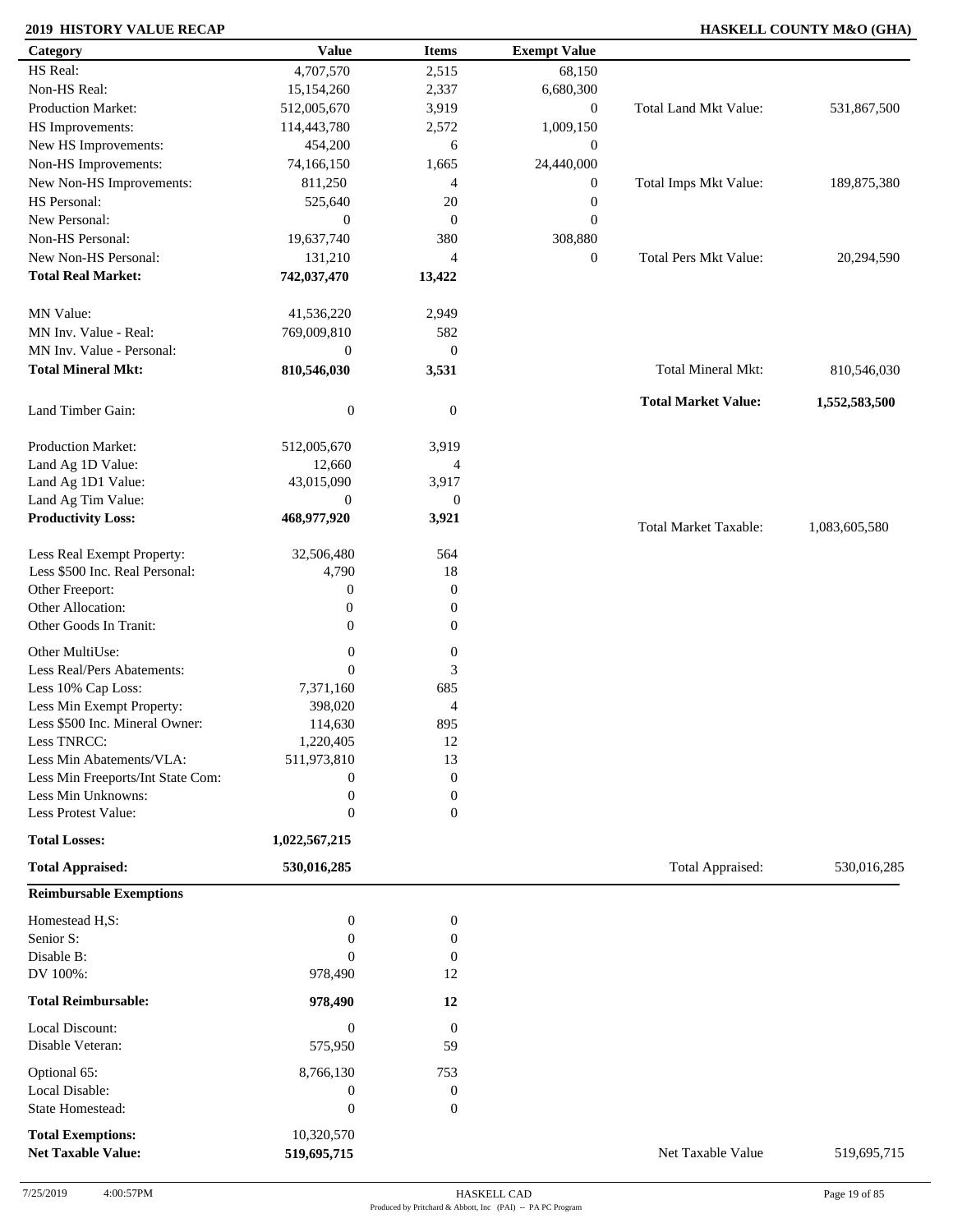**2019 HISTORY VALUE RECAP** | **HASKELL COUNTY M&O (GHA)**

| Category | Value | Items | Exempt Value | | |
|---|---|---|---|---|---|
| HS Real: | 4,707,570 | 2,515 | 68,150 | | |
| Non-HS Real: | 15,154,260 | 2,337 | 6,680,300 | | |
| Production Market: | 512,005,670 | 3,919 | 0 | Total Land Mkt Value: | 531,867,500 |
| HS Improvements: | 114,443,780 | 2,572 | 1,009,150 | | |
| New HS Improvements: | 454,200 | 6 | 0 | | |
| Non-HS Improvements: | 74,166,150 | 1,665 | 24,440,000 | | |
| New Non-HS Improvements: | 811,250 | 4 | 0 | Total Imps Mkt Value: | 189,875,380 |
| HS Personal: | 525,640 | 20 | 0 | | |
| New Personal: | 0 | 0 | 0 | | |
| Non-HS Personal: | 19,637,740 | 380 | 308,880 | | |
| New Non-HS Personal: | 131,210 | 4 | 0 | Total Pers Mkt Value: | 20,294,590 |
| **Total Real Market:** | **742,037,470** | **13,422** | | | |
| MN Value: | 41,536,220 | 2,949 | | | |
| MN Inv. Value - Real: | 769,009,810 | 582 | | | |
| MN Inv. Value - Personal: | 0 | 0 | | | |
| **Total Mineral Mkt:** | **810,546,030** | **3,531** | | Total Mineral Mkt: | 810,546,030 |
| Land Timber Gain: | 0 | 0 | | **Total Market Value:** | **1,552,583,500** |
| Production Market: | 512,005,670 | 3,919 | | | |
| Land Ag 1D Value: | 12,660 | 4 | | | |
| Land Ag 1D1 Value: | 43,015,090 | 3,917 | | | |
| Land Ag Tim Value: | 0 | 0 | | | |
| **Productivity Loss:** | **468,977,920** | **3,921** | | Total Market Taxable: | 1,083,605,580 |
| Less Real Exempt Property: | 32,506,480 | 564 | | | |
| Less $500 Inc. Real Personal: | 4,790 | 18 | | | |
| Other Freeport: | 0 | 0 | | | |
| Other Allocation: | 0 | 0 | | | |
| Other Goods In Tranit: | 0 | 0 | | | |
| Other MultiUse: | 0 | 0 | | | |
| Less Real/Pers Abatements: | 0 | 3 | | | |
| Less 10% Cap Loss: | 7,371,160 | 685 | | | |
| Less Min Exempt Property: | 398,020 | 4 | | | |
| Less $500 Inc. Mineral Owner: | 114,630 | 895 | | | |
| Less TNRCC: | 1,220,405 | 12 | | | |
| Less Min Abatements/VLA: | 511,973,810 | 13 | | | |
| Less Min Freeports/Int State Com: | 0 | 0 | | | |
| Less Min Unknowns: | 0 | 0 | | | |
| Less Protest Value: | 0 | 0 | | | |
| **Total Losses:** | **1,022,567,215** | | | | |
| **Total Appraised:** | **530,016,285** | | | Total Appraised: | 530,016,285 |

**Reimbursable Exemptions**

| Category | Value | Items | | |
|---|---|---|---|---|
| Homestead H,S: | 0 | 0 | | |
| Senior S: | 0 | 0 | | |
| Disable B: | 0 | 0 | | |
| DV 100%: | 978,490 | 12 | | |
| **Total Reimbursable:** | **978,490** | **12** | | |
| Local Discount: | 0 | 0 | | |
| Disable Veteran: | 575,950 | 59 | | |
| Optional 65: | 8,766,130 | 753 | | |
| Local Disable: | 0 | 0 | | |
| State Homestead: | 0 | 0 | | |
| **Total Exemptions:** | 10,320,570 | | | |
| **Net Taxable Value:** | **519,695,715** | | Net Taxable Value | 519,695,715 |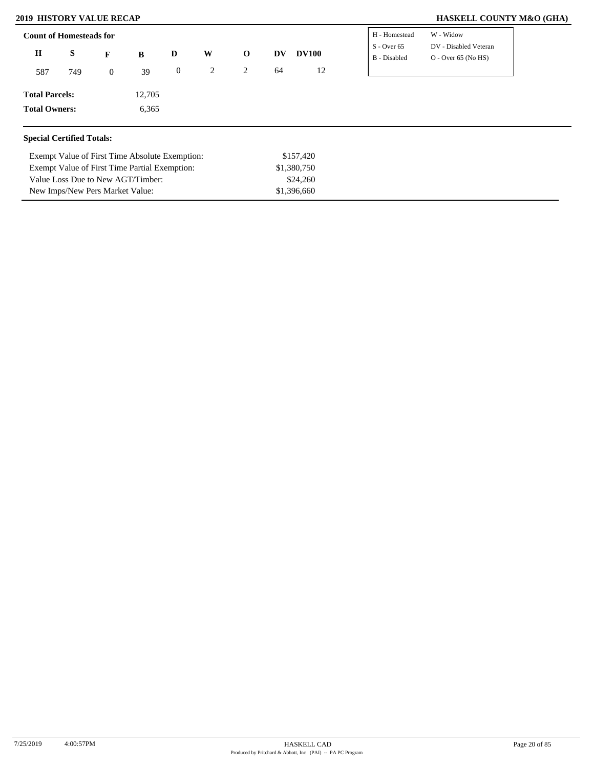**Count of Homesteads for**

| H | S | F | B | D | W | O | DV | DV100 |
|---|---|---|---|---|---|---|---|---|
| 587 | 749 | 0 | 39 | 0 | 2 | 2 | 64 | 12 |

| | |
|---|---|
| H - Homestead | W - Widow |
| S - Over 65 | DV - Disabled Veteran |
| B - Disabled | O - Over 65 (No HS) |

**Total Parcels:** 12,705

**Total Owners:** 6,365

**Special Certified Totals:**

| | |
|---|---|
| Exempt Value of First Time Absolute Exemption: | $157,420 |
| Exempt Value of First Time Partial Exemption: | $1,380,750 |
| Value Loss Due to New AGT/Timber: | $24,260 |
| New Imps/New Pers Market Value: | $1,396,660 |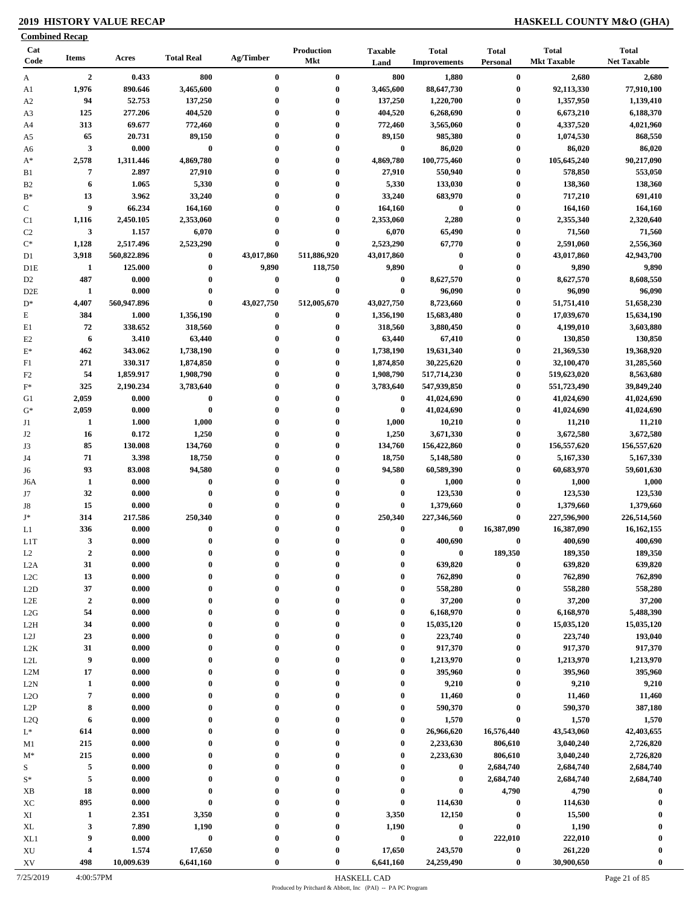# 2019 HISTORY VALUE RECAP

## HASKELL COUNTY M&O (GHA)

**Combined Recap**

| Cat Code | Items | Acres | Total Real | Ag/Timber | Production Mkt | Taxable Land | Total Improvements | Total Personal | Total Mkt Taxable | Total Net Taxable |
|---|---|---|---|---|---|---|---|---|---|---|
| A | 2 | 0.433 | 800 | 0 | 0 | 800 | 1,880 | 0 | 2,680 | 2,680 |
| A1 | 1,976 | 890.646 | 3,465,600 | 0 | 0 | 3,465,600 | 88,647,730 | 0 | 92,113,330 | 77,910,100 |
| A2 | 94 | 52.753 | 137,250 | 0 | 0 | 137,250 | 1,220,700 | 0 | 1,357,950 | 1,139,410 |
| A3 | 125 | 277.206 | 404,520 | 0 | 0 | 404,520 | 6,268,690 | 0 | 6,673,210 | 6,188,370 |
| A4 | 313 | 69.677 | 772,460 | 0 | 0 | 772,460 | 3,565,060 | 0 | 4,337,520 | 4,021,960 |
| A5 | 65 | 20.731 | 89,150 | 0 | 0 | 89,150 | 985,380 | 0 | 1,074,530 | 868,550 |
| A6 | 3 | 0.000 | 0 | 0 | 0 | 0 | 86,020 | 0 | 86,020 | 86,020 |
| A* | 2,578 | 1,311.446 | 4,869,780 | 0 | 0 | 4,869,780 | 100,775,460 | 0 | 105,645,240 | 90,217,090 |
| B1 | 7 | 2.897 | 27,910 | 0 | 0 | 27,910 | 550,940 | 0 | 578,850 | 553,050 |
| B2 | 6 | 1.065 | 5,330 | 0 | 0 | 5,330 | 133,030 | 0 | 138,360 | 138,360 |
| B* | 13 | 3.962 | 33,240 | 0 | 0 | 33,240 | 683,970 | 0 | 717,210 | 691,410 |
| C | 9 | 66.234 | 164,160 | 0 | 0 | 164,160 | 0 | 0 | 164,160 | 164,160 |
| C1 | 1,116 | 2,450.105 | 2,353,060 | 0 | 0 | 2,353,060 | 2,280 | 0 | 2,355,340 | 2,320,640 |
| C2 | 3 | 1.157 | 6,070 | 0 | 0 | 6,070 | 65,490 | 0 | 71,560 | 71,560 |
| C* | 1,128 | 2,517.496 | 2,523,290 | 0 | 0 | 2,523,290 | 67,770 | 0 | 2,591,060 | 2,556,360 |
| D1 | 3,918 | 560,822.896 | 0 | 43,017,860 | 511,886,920 | 43,017,860 | 0 | 0 | 43,017,860 | 42,943,700 |
| D1E | 1 | 125.000 | 0 | 9,890 | 118,750 | 9,890 | 0 | 0 | 9,890 | 9,890 |
| D2 | 487 | 0.000 | 0 | 0 | 0 | 0 | 8,627,570 | 0 | 8,627,570 | 8,608,550 |
| D2E | 1 | 0.000 | 0 | 0 | 0 | 0 | 96,090 | 0 | 96,090 | 96,090 |
| D* | 4,407 | 560,947.896 | 0 | 43,027,750 | 512,005,670 | 43,027,750 | 8,723,660 | 0 | 51,751,410 | 51,658,230 |
| E | 384 | 1.000 | 1,356,190 | 0 | 0 | 1,356,190 | 15,683,480 | 0 | 17,039,670 | 15,634,190 |
| E1 | 72 | 338.652 | 318,560 | 0 | 0 | 318,560 | 3,880,450 | 0 | 4,199,010 | 3,603,880 |
| E2 | 6 | 3.410 | 63,440 | 0 | 0 | 63,440 | 67,410 | 0 | 130,850 | 130,850 |
| E* | 462 | 343.062 | 1,738,190 | 0 | 0 | 1,738,190 | 19,631,340 | 0 | 21,369,530 | 19,368,920 |
| F1 | 271 | 330.317 | 1,874,850 | 0 | 0 | 1,874,850 | 30,225,620 | 0 | 32,100,470 | 31,285,560 |
| F2 | 54 | 1,859.917 | 1,908,790 | 0 | 0 | 1,908,790 | 517,714,230 | 0 | 519,623,020 | 8,563,680 |
| F* | 325 | 2,190.234 | 3,783,640 | 0 | 0 | 3,783,640 | 547,939,850 | 0 | 551,723,490 | 39,849,240 |
| G1 | 2,059 | 0.000 | 0 | 0 | 0 | 0 | 41,024,690 | 0 | 41,024,690 | 41,024,690 |
| G* | 2,059 | 0.000 | 0 | 0 | 0 | 0 | 41,024,690 | 0 | 41,024,690 | 41,024,690 |
| J1 | 1 | 1.000 | 1,000 | 0 | 0 | 1,000 | 10,210 | 0 | 11,210 | 11,210 |
| J2 | 16 | 0.172 | 1,250 | 0 | 0 | 1,250 | 3,671,330 | 0 | 3,672,580 | 3,672,580 |
| J3 | 85 | 130.008 | 134,760 | 0 | 0 | 134,760 | 156,422,860 | 0 | 156,557,620 | 156,557,620 |
| J4 | 71 | 3.398 | 18,750 | 0 | 0 | 18,750 | 5,148,580 | 0 | 5,167,330 | 5,167,330 |
| J6 | 93 | 83.008 | 94,580 | 0 | 0 | 94,580 | 60,589,390 | 0 | 60,683,970 | 59,601,630 |
| J6A | 1 | 0.000 | 0 | 0 | 0 | 0 | 1,000 | 0 | 1,000 | 1,000 |
| J7 | 32 | 0.000 | 0 | 0 | 0 | 0 | 123,530 | 0 | 123,530 | 123,530 |
| J8 | 15 | 0.000 | 0 | 0 | 0 | 0 | 1,379,660 | 0 | 1,379,660 | 1,379,660 |
| J* | 314 | 217.586 | 250,340 | 0 | 0 | 250,340 | 227,346,560 | 0 | 227,596,900 | 226,514,560 |
| L1 | 336 | 0.000 | 0 | 0 | 0 | 0 | 0 | 16,387,090 | 16,387,090 | 16,162,155 |
| L1T | 3 | 0.000 | 0 | 0 | 0 | 0 | 400,690 | 0 | 400,690 | 400,690 |
| L2 | 2 | 0.000 | 0 | 0 | 0 | 0 | 0 | 189,350 | 189,350 | 189,350 |
| L2A | 31 | 0.000 | 0 | 0 | 0 | 0 | 639,820 | 0 | 639,820 | 639,820 |
| L2C | 13 | 0.000 | 0 | 0 | 0 | 0 | 762,890 | 0 | 762,890 | 762,890 |
| L2D | 37 | 0.000 | 0 | 0 | 0 | 0 | 558,280 | 0 | 558,280 | 558,280 |
| L2E | 2 | 0.000 | 0 | 0 | 0 | 0 | 37,200 | 0 | 37,200 | 37,200 |
| L2G | 54 | 0.000 | 0 | 0 | 0 | 0 | 6,168,970 | 0 | 6,168,970 | 5,488,390 |
| L2H | 34 | 0.000 | 0 | 0 | 0 | 0 | 15,035,120 | 0 | 15,035,120 | 15,035,120 |
| L2J | 23 | 0.000 | 0 | 0 | 0 | 0 | 223,740 | 0 | 223,740 | 193,040 |
| L2K | 31 | 0.000 | 0 | 0 | 0 | 0 | 917,370 | 0 | 917,370 | 917,370 |
| L2L | 9 | 0.000 | 0 | 0 | 0 | 0 | 1,213,970 | 0 | 1,213,970 | 1,213,970 |
| L2M | 17 | 0.000 | 0 | 0 | 0 | 0 | 395,960 | 0 | 395,960 | 395,960 |
| L2N | 1 | 0.000 | 0 | 0 | 0 | 0 | 9,210 | 0 | 9,210 | 9,210 |
| L2O | 7 | 0.000 | 0 | 0 | 0 | 0 | 11,460 | 0 | 11,460 | 11,460 |
| L2P | 8 | 0.000 | 0 | 0 | 0 | 0 | 590,370 | 0 | 590,370 | 387,180 |
| L2Q | 6 | 0.000 | 0 | 0 | 0 | 0 | 1,570 | 0 | 1,570 | 1,570 |
| L* | 614 | 0.000 | 0 | 0 | 0 | 0 | 26,966,620 | 16,576,440 | 43,543,060 | 42,403,655 |
| M1 | 215 | 0.000 | 0 | 0 | 0 | 0 | 2,233,630 | 806,610 | 3,040,240 | 2,726,820 |
| M* | 215 | 0.000 | 0 | 0 | 0 | 0 | 2,233,630 | 806,610 | 3,040,240 | 2,726,820 |
| S | 5 | 0.000 | 0 | 0 | 0 | 0 | 0 | 2,684,740 | 2,684,740 | 2,684,740 |
| S* | 5 | 0.000 | 0 | 0 | 0 | 0 | 0 | 2,684,740 | 2,684,740 | 2,684,740 |
| XB | 18 | 0.000 | 0 | 0 | 0 | 0 | 0 | 4,790 | 4,790 | 0 |
| XC | 895 | 0.000 | 0 | 0 | 0 | 0 | 114,630 | 0 | 114,630 | 0 |
| XI | 1 | 2.351 | 3,350 | 0 | 0 | 3,350 | 12,150 | 0 | 15,500 | 0 |
| XL | 3 | 7.890 | 1,190 | 0 | 0 | 1,190 | 0 | 0 | 1,190 | 0 |
| XL1 | 9 | 0.000 | 0 | 0 | 0 | 0 | 0 | 222,010 | 222,010 | 0 |
| XU | 4 | 1.574 | 17,650 | 0 | 0 | 17,650 | 243,570 | 0 | 261,220 | 0 |
| XV | 498 | 10,009.639 | 6,641,160 | 0 | 0 | 6,641,160 | 24,259,490 | 0 | 30,900,650 | 0 |

7/25/2019 4:00:57PM HASKELL CAD

Produced by Pritchard & Abbott, Inc (PAI) -- PA PC Program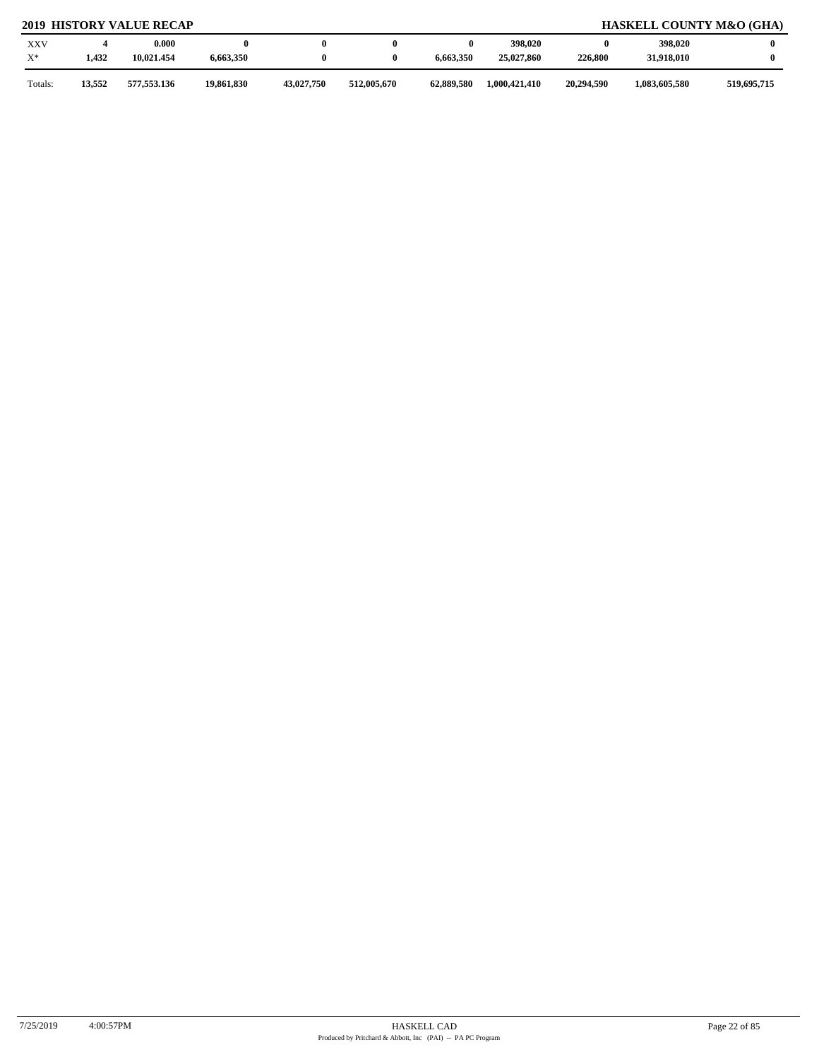## 2019 HISTORY VALUE RECAP

## HASKELL COUNTY M&O (GHA)

| | | | | | | | | | | |
|---|---|---|---|---|---|---|---|---|---|---|
| XXV | 4 | 0.000 | 0 | 0 | 0 | 0 | 398,020 | 0 | 398,020 | 0 |
| X* | 1,432 | 10,021.454 | 6,663,350 | 0 | 0 | 6,663,350 | 25,027,860 | 226,800 | 31,918,010 | 0 |
| Totals: | 13,552 | 577,553.136 | 19,861,830 | 43,027,750 | 512,005,670 | 62,889,580 | 1,000,421,410 | 20,294,590 | 1,083,605,580 | 519,695,715 |

7/25/2019 4:00:57PM HASKELL CAD

Produced by Pritchard & Abbott, Inc (PAI) -- PA PC Program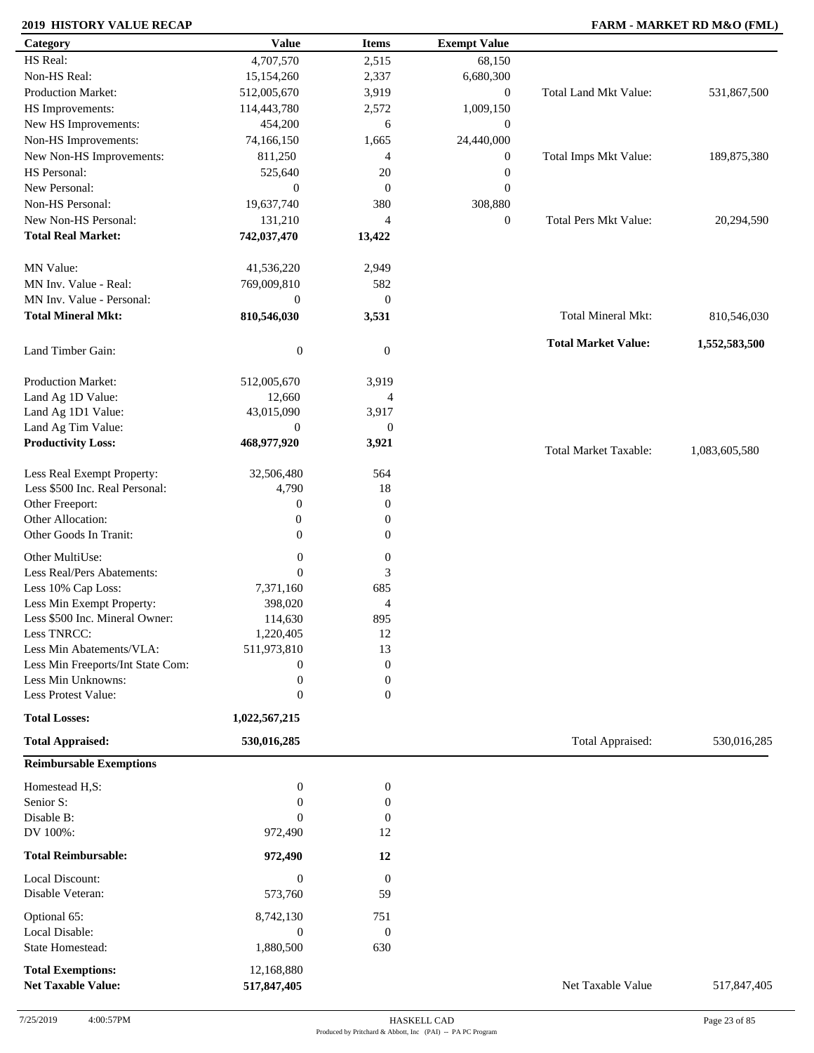**2019 HISTORY VALUE RECAP** | **FARM - MARKET RD M&O (FML)**

| Category | Value | Items | Exempt Value | | |
|---|---|---|---|---|---|
| HS Real: | 4,707,570 | 2,515 | 68,150 | | |
| Non-HS Real: | 15,154,260 | 2,337 | 6,680,300 | | |
| Production Market: | 512,005,670 | 3,919 | 0 | Total Land Mkt Value: | 531,867,500 |
| HS Improvements: | 114,443,780 | 2,572 | 1,009,150 | | |
| New HS Improvements: | 454,200 | 6 | 0 | | |
| Non-HS Improvements: | 74,166,150 | 1,665 | 24,440,000 | | |
| New Non-HS Improvements: | 811,250 | 4 | 0 | Total Imps Mkt Value: | 189,875,380 |
| HS Personal: | 525,640 | 20 | 0 | | |
| New Personal: | 0 | 0 | 0 | | |
| Non-HS Personal: | 19,637,740 | 380 | 308,880 | | |
| New Non-HS Personal: | 131,210 | 4 | 0 | Total Pers Mkt Value: | 20,294,590 |
| **Total Real Market:** | **742,037,470** | **13,422** | | | |
| MN Value: | 41,536,220 | 2,949 | | | |
| MN Inv. Value - Real: | 769,009,810 | 582 | | | |
| MN Inv. Value - Personal: | 0 | 0 | | | |
| **Total Mineral Mkt:** | **810,546,030** | **3,531** | | Total Mineral Mkt: | 810,546,030 |
| Land Timber Gain: | 0 | 0 | | **Total Market Value:** | **1,552,583,500** |
| Production Market: | 512,005,670 | 3,919 | | | |
| Land Ag 1D Value: | 12,660 | 4 | | | |
| Land Ag 1D1 Value: | 43,015,090 | 3,917 | | | |
| Land Ag Tim Value: | 0 | 0 | | | |
| **Productivity Loss:** | **468,977,920** | **3,921** | | Total Market Taxable: | 1,083,605,580 |
| Less Real Exempt Property: | 32,506,480 | 564 | | | |
| Less $500 Inc. Real Personal: | 4,790 | 18 | | | |
| Other Freeport: | 0 | 0 | | | |
| Other Allocation: | 0 | 0 | | | |
| Other Goods In Tranit: | 0 | 0 | | | |
| Other MultiUse: | 0 | 0 | | | |
| Less Real/Pers Abatements: | 0 | 3 | | | |
| Less 10% Cap Loss: | 7,371,160 | 685 | | | |
| Less Min Exempt Property: | 398,020 | 4 | | | |
| Less $500 Inc. Mineral Owner: | 114,630 | 895 | | | |
| Less TNRCC: | 1,220,405 | 12 | | | |
| Less Min Abatements/VLA: | 511,973,810 | 13 | | | |
| Less Min Freeports/Int State Com: | 0 | 0 | | | |
| Less Min Unknowns: | 0 | 0 | | | |
| Less Protest Value: | 0 | 0 | | | |
| **Total Losses:** | **1,022,567,215** | | | | |
| **Total Appraised:** | **530,016,285** | | | Total Appraised: | 530,016,285 |
| **Reimbursable Exemptions** | | | | | |
| Homestead H,S: | 0 | 0 | | | |
| Senior S: | 0 | 0 | | | |
| Disable B: | 0 | 0 | | | |
| DV 100%: | 972,490 | 12 | | | |
| **Total Reimbursable:** | **972,490** | **12** | | | |
| Local Discount: | 0 | 0 | | | |
| Disable Veteran: | 573,760 | 59 | | | |
| Optional 65: | 8,742,130 | 751 | | | |
| Local Disable: | 0 | 0 | | | |
| State Homestead: | 1,880,500 | 630 | | | |
| **Total Exemptions:** | 12,168,880 | | | | |
| **Net Taxable Value:** | **517,847,405** | | | Net Taxable Value | 517,847,405 |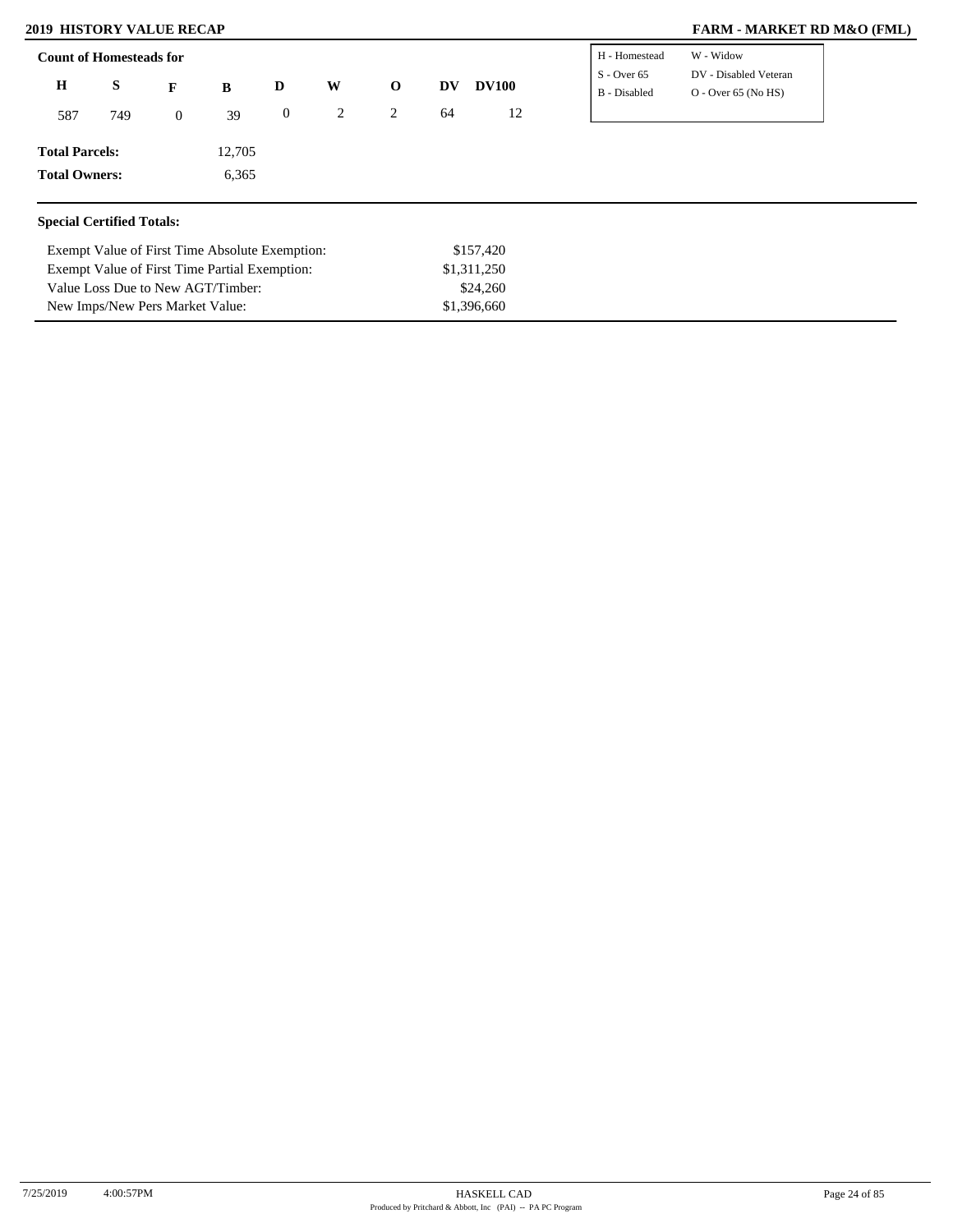## 2019 HISTORY VALUE RECAP

## FARM - MARKET RD M&O (FML)

**Count of Homesteads for**

| H | S | F | B | D | W | O | DV | DV100 |
|---|---|---|---|---|---|---|---|---|
| 587 | 749 | 0 | 39 | 0 | 2 | 2 | 64 | 12 |

| | |
|---|---|
| H - Homestead | W - Widow |
| S - Over 65 | DV - Disabled Veteran |
| B - Disabled | O - Over 65 (No HS) |

**Total Parcels:** 12,705

**Total Owners:** 6,365

**Special Certified Totals:**

| | |
|---|---|
| Exempt Value of First Time Absolute Exemption: | $157,420 |
| Exempt Value of First Time Partial Exemption: | $1,311,250 |
| Value Loss Due to New AGT/Timber: | $24,260 |
| New Imps/New Pers Market Value: | $1,396,660 |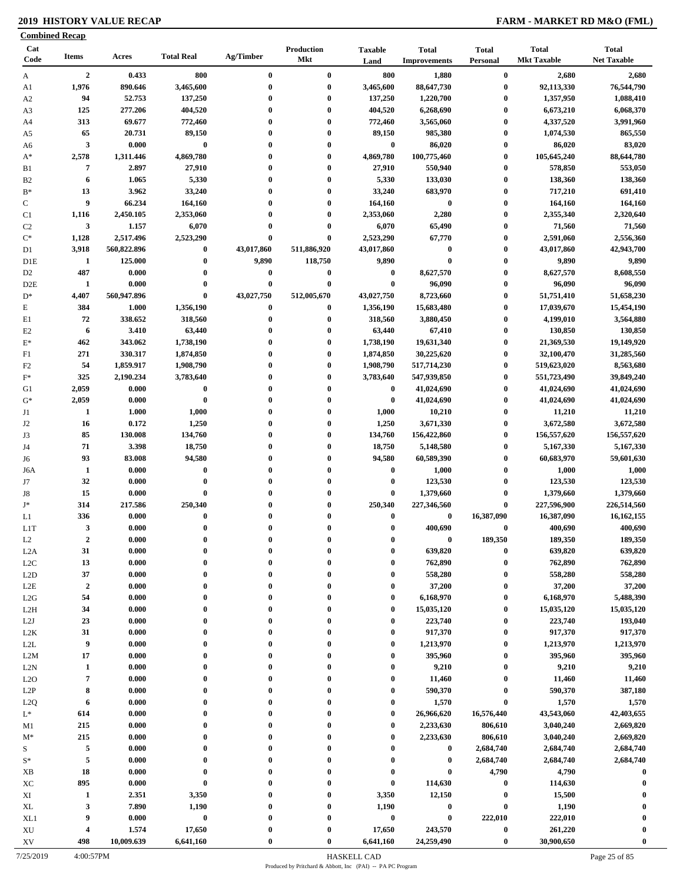## 2019 HISTORY VALUE RECAP

## FARM - MARKET RD M&O (FML)

**Combined Recap**

| Cat Code | Items | Acres | Total Real | Ag/Timber | Production Mkt | Taxable Land | Total Improvements | Total Personal | Total Mkt Taxable | Total Net Taxable |
|---|---|---|---|---|---|---|---|---|---|---|
| A | 2 | 0.433 | 800 | 0 | 0 | 800 | 1,880 | 0 | 2,680 | 2,680 |
| A1 | 1,976 | 890.646 | 3,465,600 | 0 | 0 | 3,465,600 | 88,647,730 | 0 | 92,113,330 | 76,544,790 |
| A2 | 94 | 52.753 | 137,250 | 0 | 0 | 137,250 | 1,220,700 | 0 | 1,357,950 | 1,088,410 |
| A3 | 125 | 277.206 | 404,520 | 0 | 0 | 404,520 | 6,268,690 | 0 | 6,673,210 | 6,068,370 |
| A4 | 313 | 69.677 | 772,460 | 0 | 0 | 772,460 | 3,565,060 | 0 | 4,337,520 | 3,991,960 |
| A5 | 65 | 20.731 | 89,150 | 0 | 0 | 89,150 | 985,380 | 0 | 1,074,530 | 865,550 |
| A6 | 3 | 0.000 | 0 | 0 | 0 | 0 | 86,020 | 0 | 86,020 | 83,020 |
| A* | 2,578 | 1,311.446 | 4,869,780 | 0 | 0 | 4,869,780 | 100,775,460 | 0 | 105,645,240 | 88,644,780 |
| B1 | 7 | 2.897 | 27,910 | 0 | 0 | 27,910 | 550,940 | 0 | 578,850 | 553,050 |
| B2 | 6 | 1.065 | 5,330 | 0 | 0 | 5,330 | 133,030 | 0 | 138,360 | 138,360 |
| B* | 13 | 3.962 | 33,240 | 0 | 0 | 33,240 | 683,970 | 0 | 717,210 | 691,410 |
| C | 9 | 66.234 | 164,160 | 0 | 0 | 164,160 | 0 | 0 | 164,160 | 164,160 |
| C1 | 1,116 | 2,450.105 | 2,353,060 | 0 | 0 | 2,353,060 | 2,280 | 0 | 2,355,340 | 2,320,640 |
| C2 | 3 | 1.157 | 6,070 | 0 | 0 | 6,070 | 65,490 | 0 | 71,560 | 71,560 |
| C* | 1,128 | 2,517.496 | 2,523,290 | 0 | 0 | 2,523,290 | 67,770 | 0 | 2,591,060 | 2,556,360 |
| D1 | 3,918 | 560,822.896 | 0 | 43,017,860 | 511,886,920 | 43,017,860 | 0 | 0 | 43,017,860 | 42,943,700 |
| D1E | 1 | 125.000 | 0 | 9,890 | 118,750 | 9,890 | 0 | 0 | 9,890 | 9,890 |
| D2 | 487 | 0.000 | 0 | 0 | 0 | 0 | 8,627,570 | 0 | 8,627,570 | 8,608,550 |
| D2E | 1 | 0.000 | 0 | 0 | 0 | 0 | 96,090 | 0 | 96,090 | 96,090 |
| D* | 4,407 | 560,947.896 | 0 | 43,027,750 | 512,005,670 | 43,027,750 | 8,723,660 | 0 | 51,751,410 | 51,658,230 |
| E | 384 | 1.000 | 1,356,190 | 0 | 0 | 1,356,190 | 15,683,480 | 0 | 17,039,670 | 15,454,190 |
| E1 | 72 | 338.652 | 318,560 | 0 | 0 | 318,560 | 3,880,450 | 0 | 4,199,010 | 3,564,880 |
| E2 | 6 | 3.410 | 63,440 | 0 | 0 | 63,440 | 67,410 | 0 | 130,850 | 130,850 |
| E* | 462 | 343.062 | 1,738,190 | 0 | 0 | 1,738,190 | 19,631,340 | 0 | 21,369,530 | 19,149,920 |
| F1 | 271 | 330.317 | 1,874,850 | 0 | 0 | 1,874,850 | 30,225,620 | 0 | 32,100,470 | 31,285,560 |
| F2 | 54 | 1,859.917 | 1,908,790 | 0 | 0 | 1,908,790 | 517,714,230 | 0 | 519,623,020 | 8,563,680 |
| F* | 325 | 2,190.234 | 3,783,640 | 0 | 0 | 3,783,640 | 547,939,850 | 0 | 551,723,490 | 39,849,240 |
| G1 | 2,059 | 0.000 | 0 | 0 | 0 | 0 | 41,024,690 | 0 | 41,024,690 | 41,024,690 |
| G* | 2,059 | 0.000 | 0 | 0 | 0 | 0 | 41,024,690 | 0 | 41,024,690 | 41,024,690 |
| J1 | 1 | 1.000 | 1,000 | 0 | 0 | 1,000 | 10,210 | 0 | 11,210 | 11,210 |
| J2 | 16 | 0.172 | 1,250 | 0 | 0 | 1,250 | 3,671,330 | 0 | 3,672,580 | 3,672,580 |
| J3 | 85 | 130.008 | 134,760 | 0 | 0 | 134,760 | 156,422,860 | 0 | 156,557,620 | 156,557,620 |
| J4 | 71 | 3.398 | 18,750 | 0 | 0 | 18,750 | 5,148,580 | 0 | 5,167,330 | 5,167,330 |
| J6 | 93 | 83.008 | 94,580 | 0 | 0 | 94,580 | 60,589,390 | 0 | 60,683,970 | 59,601,630 |
| J6A | 1 | 0.000 | 0 | 0 | 0 | 0 | 1,000 | 0 | 1,000 | 1,000 |
| J7 | 32 | 0.000 | 0 | 0 | 0 | 0 | 123,530 | 0 | 123,530 | 123,530 |
| J8 | 15 | 0.000 | 0 | 0 | 0 | 0 | 1,379,660 | 0 | 1,379,660 | 1,379,660 |
| J* | 314 | 217.586 | 250,340 | 0 | 0 | 250,340 | 227,346,560 | 0 | 227,596,900 | 226,514,560 |
| L1 | 336 | 0.000 | 0 | 0 | 0 | 0 | 0 | 16,387,090 | 16,387,090 | 16,162,155 |
| L1T | 3 | 0.000 | 0 | 0 | 0 | 0 | 400,690 | 0 | 400,690 | 400,690 |
| L2 | 2 | 0.000 | 0 | 0 | 0 | 0 | 0 | 189,350 | 189,350 | 189,350 |
| L2A | 31 | 0.000 | 0 | 0 | 0 | 0 | 639,820 | 0 | 639,820 | 639,820 |
| L2C | 13 | 0.000 | 0 | 0 | 0 | 0 | 762,890 | 0 | 762,890 | 762,890 |
| L2D | 37 | 0.000 | 0 | 0 | 0 | 0 | 558,280 | 0 | 558,280 | 558,280 |
| L2E | 2 | 0.000 | 0 | 0 | 0 | 0 | 37,200 | 0 | 37,200 | 37,200 |
| L2G | 54 | 0.000 | 0 | 0 | 0 | 0 | 6,168,970 | 0 | 6,168,970 | 5,488,390 |
| L2H | 34 | 0.000 | 0 | 0 | 0 | 0 | 15,035,120 | 0 | 15,035,120 | 15,035,120 |
| L2J | 23 | 0.000 | 0 | 0 | 0 | 0 | 223,740 | 0 | 223,740 | 193,040 |
| L2K | 31 | 0.000 | 0 | 0 | 0 | 0 | 917,370 | 0 | 917,370 | 917,370 |
| L2L | 9 | 0.000 | 0 | 0 | 0 | 0 | 1,213,970 | 0 | 1,213,970 | 1,213,970 |
| L2M | 17 | 0.000 | 0 | 0 | 0 | 0 | 395,960 | 0 | 395,960 | 395,960 |
| L2N | 1 | 0.000 | 0 | 0 | 0 | 0 | 9,210 | 0 | 9,210 | 9,210 |
| L2O | 7 | 0.000 | 0 | 0 | 0 | 0 | 11,460 | 0 | 11,460 | 11,460 |
| L2P | 8 | 0.000 | 0 | 0 | 0 | 0 | 590,370 | 0 | 590,370 | 387,180 |
| L2Q | 6 | 0.000 | 0 | 0 | 0 | 0 | 1,570 | 0 | 1,570 | 1,570 |
| L* | 614 | 0.000 | 0 | 0 | 0 | 0 | 26,966,620 | 16,576,440 | 43,543,060 | 42,403,655 |
| M1 | 215 | 0.000 | 0 | 0 | 0 | 0 | 2,233,630 | 806,610 | 3,040,240 | 2,669,820 |
| M* | 215 | 0.000 | 0 | 0 | 0 | 0 | 2,233,630 | 806,610 | 3,040,240 | 2,669,820 |
| S | 5 | 0.000 | 0 | 0 | 0 | 0 | 0 | 2,684,740 | 2,684,740 | 2,684,740 |
| S* | 5 | 0.000 | 0 | 0 | 0 | 0 | 0 | 2,684,740 | 2,684,740 | 2,684,740 |
| XB | 18 | 0.000 | 0 | 0 | 0 | 0 | 0 | 4,790 | 4,790 | 0 |
| XC | 895 | 0.000 | 0 | 0 | 0 | 0 | 114,630 | 0 | 114,630 | 0 |
| XI | 1 | 2.351 | 3,350 | 0 | 0 | 3,350 | 12,150 | 0 | 15,500 | 0 |
| XL | 3 | 7.890 | 1,190 | 0 | 0 | 1,190 | 0 | 0 | 1,190 | 0 |
| XL1 | 9 | 0.000 | 0 | 0 | 0 | 0 | 0 | 222,010 | 222,010 | 0 |
| XU | 4 | 1.574 | 17,650 | 0 | 0 | 17,650 | 243,570 | 0 | 261,220 | 0 |
| XV | 498 | 10,009.639 | 6,641,160 | 0 | 0 | 6,641,160 | 24,259,490 | 0 | 30,900,650 | 0 |

7/25/2019 4:00:57PM HASKELL CAD

Produced by Pritchard & Abbott, Inc (PAI) -- PA PC Program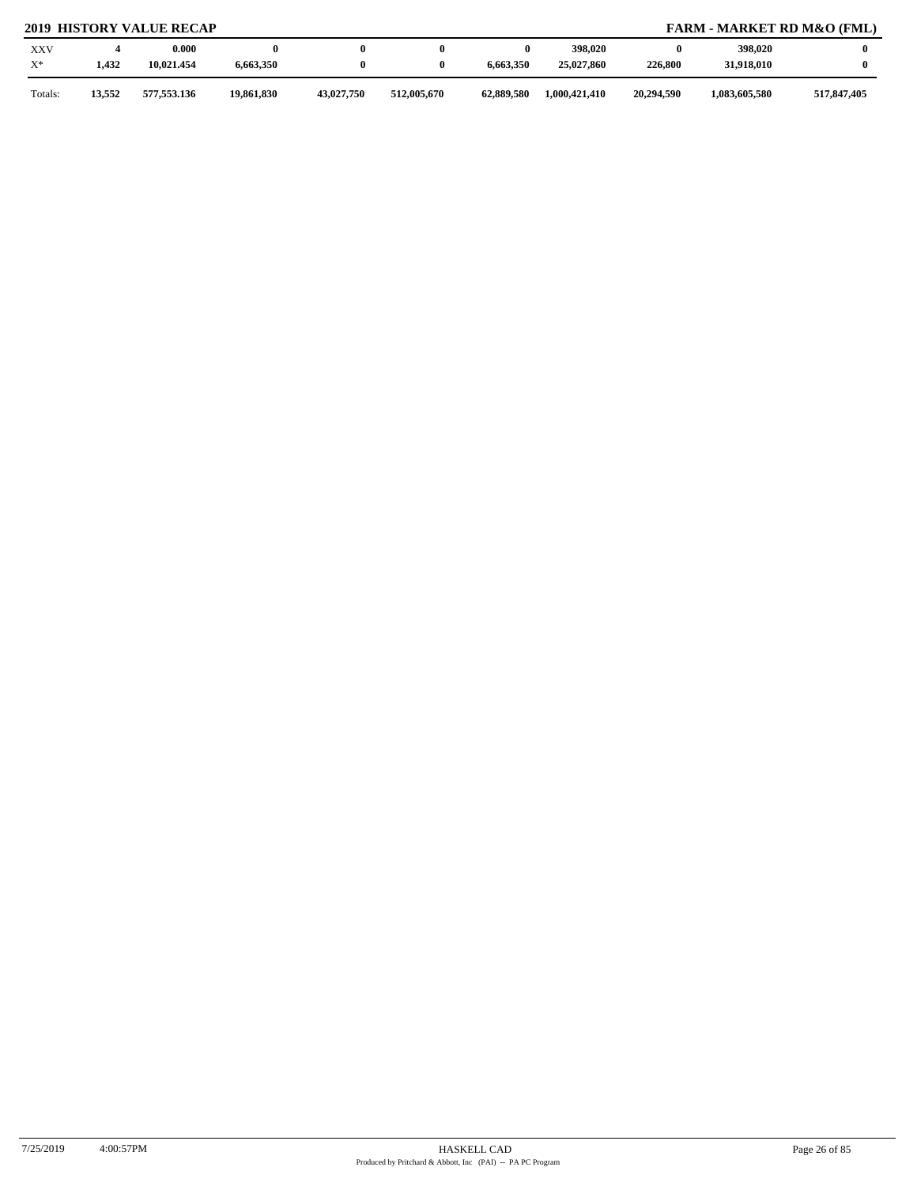**2019 HISTORY VALUE RECAP** — **FARM - MARKET RD M&O (FML)**

| | | | | | | | | | | |
|---|---|---|---|---|---|---|---|---|---|---|
| XXV | 4 | 0.000 | 0 | 0 | 0 | 0 | 398,020 | 0 | 398,020 | 0 |
| X* | 1,432 | 10,021.454 | 6,663,350 | 0 | 0 | 6,663,350 | 25,027,860 | 226,800 | 31,918,010 | 0 |
| Totals: | 13,552 | 577,553.136 | 19,861,830 | 43,027,750 | 512,005,670 | 62,889,580 | 1,000,421,410 | 20,294,590 | 1,083,605,580 | 517,847,405 |

7/25/2019 4:00:57PM HASKELL CAD

Produced by Pritchard & Abbott, Inc (PAI) -- PA PC Program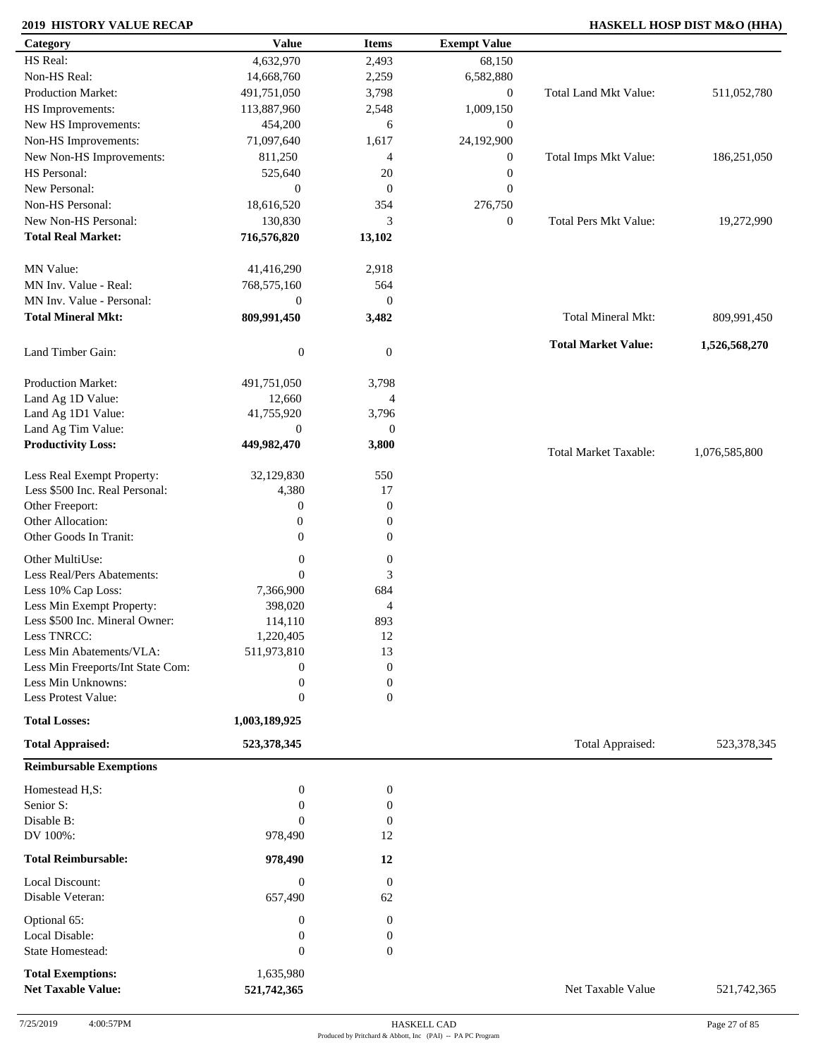**2019 HISTORY VALUE RECAP** — **HASKELL HOSP DIST M&O (HHA)**

| Category | Value | Items | Exempt Value | | |
|---|---|---|---|---|---|
| HS Real: | 4,632,970 | 2,493 | 68,150 | | |
| Non-HS Real: | 14,668,760 | 2,259 | 6,582,880 | | |
| Production Market: | 491,751,050 | 3,798 | 0 | Total Land Mkt Value: | 511,052,780 |
| HS Improvements: | 113,887,960 | 2,548 | 1,009,150 | | |
| New HS Improvements: | 454,200 | 6 | 0 | | |
| Non-HS Improvements: | 71,097,640 | 1,617 | 24,192,900 | | |
| New Non-HS Improvements: | 811,250 | 4 | 0 | Total Imps Mkt Value: | 186,251,050 |
| HS Personal: | 525,640 | 20 | 0 | | |
| New Personal: | 0 | 0 | 0 | | |
| Non-HS Personal: | 18,616,520 | 354 | 276,750 | | |
| New Non-HS Personal: | 130,830 | 3 | 0 | Total Pers Mkt Value: | 19,272,990 |
| **Total Real Market:** | **716,576,820** | **13,102** | | | |
| MN Value: | 41,416,290 | 2,918 | | | |
| MN Inv. Value - Real: | 768,575,160 | 564 | | | |
| MN Inv. Value - Personal: | 0 | 0 | | | |
| **Total Mineral Mkt:** | **809,991,450** | **3,482** | | Total Mineral Mkt: | 809,991,450 |
| | | | | **Total Market Value:** | **1,526,568,270** |
| Land Timber Gain: | 0 | 0 | | | |
| Production Market: | 491,751,050 | 3,798 | | | |
| Land Ag 1D Value: | 12,660 | 4 | | | |
| Land Ag 1D1 Value: | 41,755,920 | 3,796 | | | |
| Land Ag Tim Value: | 0 | 0 | | | |
| **Productivity Loss:** | **449,982,470** | **3,800** | | Total Market Taxable: | 1,076,585,800 |
| Less Real Exempt Property: | 32,129,830 | 550 | | | |
| Less $500 Inc. Real Personal: | 4,380 | 17 | | | |
| Other Freeport: | 0 | 0 | | | |
| Other Allocation: | 0 | 0 | | | |
| Other Goods In Tranit: | 0 | 0 | | | |
| Other MultiUse: | 0 | 0 | | | |
| Less Real/Pers Abatements: | 0 | 3 | | | |
| Less 10% Cap Loss: | 7,366,900 | 684 | | | |
| Less Min Exempt Property: | 398,020 | 4 | | | |
| Less $500 Inc. Mineral Owner: | 114,110 | 893 | | | |
| Less TNRCC: | 1,220,405 | 12 | | | |
| Less Min Abatements/VLA: | 511,973,810 | 13 | | | |
| Less Min Freeports/Int State Com: | 0 | 0 | | | |
| Less Min Unknowns: | 0 | 0 | | | |
| Less Protest Value: | 0 | 0 | | | |
| **Total Losses:** | **1,003,189,925** | | | | |
| **Total Appraised:** | **523,378,345** | | | Total Appraised: | 523,378,345 |

| **Reimbursable Exemptions** | | | | |
|---|---|---|---|---|
| Homestead H,S: | 0 | 0 | | |
| Senior S: | 0 | 0 | | |
| Disable B: | 0 | 0 | | |
| DV 100%: | 978,490 | 12 | | |
| **Total Reimbursable:** | **978,490** | **12** | | |
| Local Discount: | 0 | 0 | | |
| Disable Veteran: | 657,490 | 62 | | |
| Optional 65: | 0 | 0 | | |
| Local Disable: | 0 | 0 | | |
| State Homestead: | 0 | 0 | | |
| **Total Exemptions:** | 1,635,980 | | | |
| **Net Taxable Value:** | **521,742,365** | | Net Taxable Value | 521,742,365 |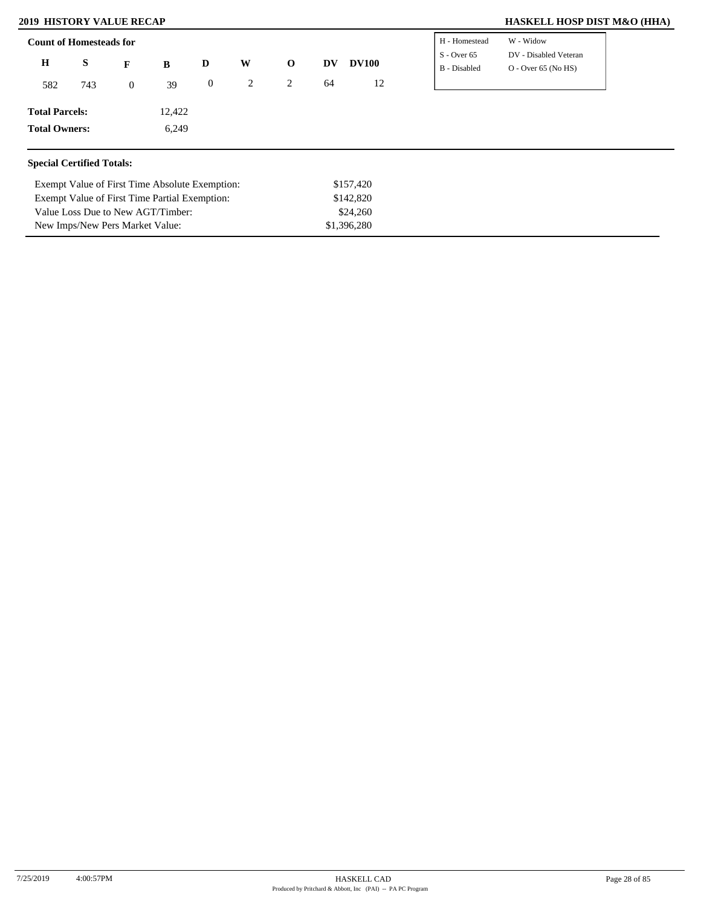## 2019 HISTORY VALUE RECAP

## HASKELL HOSP DIST M&O (HHA)

**Count of Homesteads for**

| H | S | F | B | D | W | O | DV | DV100 |
|---|---|---|---|---|---|---|---|---|
| 582 | 743 | 0 | 39 | 0 | 2 | 2 | 64 | 12 |

| | |
|---|---|
| H - Homestead | W - Widow |
| S - Over 65 | DV - Disabled Veteran |
| B - Disabled | O - Over 65 (No HS) |

**Total Parcels:** 12,422

**Total Owners:** 6,249

**Special Certified Totals:**

| | |
|---|---|
| Exempt Value of First Time Absolute Exemption: | $157,420 |
| Exempt Value of First Time Partial Exemption: | $142,820 |
| Value Loss Due to New AGT/Timber: | $24,260 |
| New Imps/New Pers Market Value: | $1,396,280 |

7/25/2019 4:00:57PM

HASKELL CAD
Produced by Pritchard & Abbott, Inc (PAI) -- PA PC Program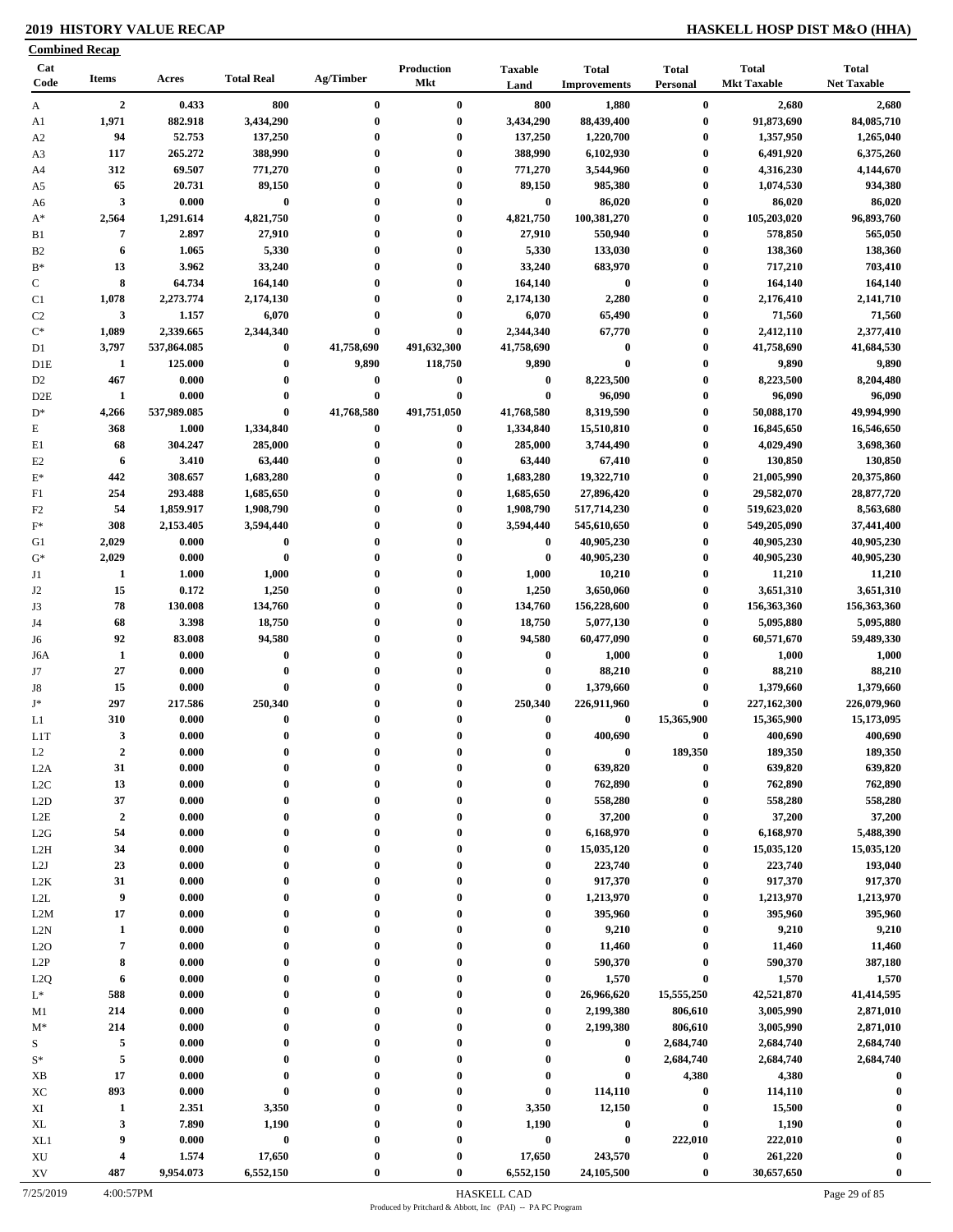**2019 HISTORY VALUE RECAP** **HASKELL HOSP DIST M&O (HHA)**

**Combined Recap**

| Cat Code | Items | Acres | Total Real | Ag/Timber | Production Mkt | Taxable Land | Total Improvements | Total Personal | Total Mkt Taxable | Total Net Taxable |
|---|---|---|---|---|---|---|---|---|---|---|
| A | 2 | 0.433 | 800 | 0 | 0 | 800 | 1,880 | 0 | 2,680 | 2,680 |
| A1 | 1,971 | 882.918 | 3,434,290 | 0 | 0 | 3,434,290 | 88,439,400 | 0 | 91,873,690 | 84,085,710 |
| A2 | 94 | 52.753 | 137,250 | 0 | 0 | 137,250 | 1,220,700 | 0 | 1,357,950 | 1,265,040 |
| A3 | 117 | 265.272 | 388,990 | 0 | 0 | 388,990 | 6,102,930 | 0 | 6,491,920 | 6,375,260 |
| A4 | 312 | 69.507 | 771,270 | 0 | 0 | 771,270 | 3,544,960 | 0 | 4,316,230 | 4,144,670 |
| A5 | 65 | 20.731 | 89,150 | 0 | 0 | 89,150 | 985,380 | 0 | 1,074,530 | 934,380 |
| A6 | 3 | 0.000 | 0 | 0 | 0 | 0 | 86,020 | 0 | 86,020 | 86,020 |
| A* | 2,564 | 1,291.614 | 4,821,750 | 0 | 0 | 4,821,750 | 100,381,270 | 0 | 105,203,020 | 96,893,760 |
| B1 | 7 | 2.897 | 27,910 | 0 | 0 | 27,910 | 550,940 | 0 | 578,850 | 565,050 |
| B2 | 6 | 1.065 | 5,330 | 0 | 0 | 5,330 | 133,030 | 0 | 138,360 | 138,360 |
| B* | 13 | 3.962 | 33,240 | 0 | 0 | 33,240 | 683,970 | 0 | 717,210 | 703,410 |
| C | 8 | 64.734 | 164,140 | 0 | 0 | 164,140 | 0 | 0 | 164,140 | 164,140 |
| C1 | 1,078 | 2,273.774 | 2,174,130 | 0 | 0 | 2,174,130 | 2,280 | 0 | 2,176,410 | 2,141,710 |
| C2 | 3 | 1.157 | 6,070 | 0 | 0 | 6,070 | 65,490 | 0 | 71,560 | 71,560 |
| C* | 1,089 | 2,339.665 | 2,344,340 | 0 | 0 | 2,344,340 | 67,770 | 0 | 2,412,110 | 2,377,410 |
| D1 | 3,797 | 537,864.085 | 0 | 41,758,690 | 491,632,300 | 41,758,690 | 0 | 0 | 41,758,690 | 41,684,530 |
| D1E | 1 | 125.000 | 0 | 9,890 | 118,750 | 9,890 | 0 | 0 | 9,890 | 9,890 |
| D2 | 467 | 0.000 | 0 | 0 | 0 | 0 | 8,223,500 | 0 | 8,223,500 | 8,204,480 |
| D2E | 1 | 0.000 | 0 | 0 | 0 | 0 | 96,090 | 0 | 96,090 | 96,090 |
| D* | 4,266 | 537,989.085 | 0 | 41,768,580 | 491,751,050 | 41,768,580 | 8,319,590 | 0 | 50,088,170 | 49,994,990 |
| E | 368 | 1.000 | 1,334,840 | 0 | 0 | 1,334,840 | 15,510,810 | 0 | 16,845,650 | 16,546,650 |
| E1 | 68 | 304.247 | 285,000 | 0 | 0 | 285,000 | 3,744,490 | 0 | 4,029,490 | 3,698,360 |
| E2 | 6 | 3.410 | 63,440 | 0 | 0 | 63,440 | 67,410 | 0 | 130,850 | 130,850 |
| E* | 442 | 308.657 | 1,683,280 | 0 | 0 | 1,683,280 | 19,322,710 | 0 | 21,005,990 | 20,375,860 |
| F1 | 254 | 293.488 | 1,685,650 | 0 | 0 | 1,685,650 | 27,896,420 | 0 | 29,582,070 | 28,877,720 |
| F2 | 54 | 1,859.917 | 1,908,790 | 0 | 0 | 1,908,790 | 517,714,230 | 0 | 519,623,020 | 8,563,680 |
| F* | 308 | 2,153.405 | 3,594,440 | 0 | 0 | 3,594,440 | 545,610,650 | 0 | 549,205,090 | 37,441,400 |
| G1 | 2,029 | 0.000 | 0 | 0 | 0 | 0 | 40,905,230 | 0 | 40,905,230 | 40,905,230 |
| G* | 2,029 | 0.000 | 0 | 0 | 0 | 0 | 40,905,230 | 0 | 40,905,230 | 40,905,230 |
| J1 | 1 | 1.000 | 1,000 | 0 | 0 | 1,000 | 10,210 | 0 | 11,210 | 11,210 |
| J2 | 15 | 0.172 | 1,250 | 0 | 0 | 1,250 | 3,650,060 | 0 | 3,651,310 | 3,651,310 |
| J3 | 78 | 130.008 | 134,760 | 0 | 0 | 134,760 | 156,228,600 | 0 | 156,363,360 | 156,363,360 |
| J4 | 68 | 3.398 | 18,750 | 0 | 0 | 18,750 | 5,077,130 | 0 | 5,095,880 | 5,095,880 |
| J6 | 92 | 83.008 | 94,580 | 0 | 0 | 94,580 | 60,477,090 | 0 | 60,571,670 | 59,489,330 |
| J6A | 1 | 0.000 | 0 | 0 | 0 | 0 | 1,000 | 0 | 1,000 | 1,000 |
| J7 | 27 | 0.000 | 0 | 0 | 0 | 0 | 88,210 | 0 | 88,210 | 88,210 |
| J8 | 15 | 0.000 | 0 | 0 | 0 | 0 | 1,379,660 | 0 | 1,379,660 | 1,379,660 |
| J* | 297 | 217.586 | 250,340 | 0 | 0 | 250,340 | 226,911,960 | 0 | 227,162,300 | 226,079,960 |
| L1 | 310 | 0.000 | 0 | 0 | 0 | 0 | 0 | 15,365,900 | 15,365,900 | 15,173,095 |
| L1T | 3 | 0.000 | 0 | 0 | 0 | 0 | 400,690 | 0 | 400,690 | 400,690 |
| L2 | 2 | 0.000 | 0 | 0 | 0 | 0 | 0 | 189,350 | 189,350 | 189,350 |
| L2A | 31 | 0.000 | 0 | 0 | 0 | 0 | 639,820 | 0 | 639,820 | 639,820 |
| L2C | 13 | 0.000 | 0 | 0 | 0 | 0 | 762,890 | 0 | 762,890 | 762,890 |
| L2D | 37 | 0.000 | 0 | 0 | 0 | 0 | 558,280 | 0 | 558,280 | 558,280 |
| L2E | 2 | 0.000 | 0 | 0 | 0 | 0 | 37,200 | 0 | 37,200 | 37,200 |
| L2G | 54 | 0.000 | 0 | 0 | 0 | 0 | 6,168,970 | 0 | 6,168,970 | 5,488,390 |
| L2H | 34 | 0.000 | 0 | 0 | 0 | 0 | 15,035,120 | 0 | 15,035,120 | 15,035,120 |
| L2J | 23 | 0.000 | 0 | 0 | 0 | 0 | 223,740 | 0 | 223,740 | 193,040 |
| L2K | 31 | 0.000 | 0 | 0 | 0 | 0 | 917,370 | 0 | 917,370 | 917,370 |
| L2L | 9 | 0.000 | 0 | 0 | 0 | 0 | 1,213,970 | 0 | 1,213,970 | 1,213,970 |
| L2M | 17 | 0.000 | 0 | 0 | 0 | 0 | 395,960 | 0 | 395,960 | 395,960 |
| L2N | 1 | 0.000 | 0 | 0 | 0 | 0 | 9,210 | 0 | 9,210 | 9,210 |
| L2O | 7 | 0.000 | 0 | 0 | 0 | 0 | 11,460 | 0 | 11,460 | 11,460 |
| L2P | 8 | 0.000 | 0 | 0 | 0 | 0 | 590,370 | 0 | 590,370 | 387,180 |
| L2Q | 6 | 0.000 | 0 | 0 | 0 | 0 | 1,570 | 0 | 1,570 | 1,570 |
| L* | 588 | 0.000 | 0 | 0 | 0 | 0 | 26,966,620 | 15,555,250 | 42,521,870 | 41,414,595 |
| M1 | 214 | 0.000 | 0 | 0 | 0 | 0 | 2,199,380 | 806,610 | 3,005,990 | 2,871,010 |
| M* | 214 | 0.000 | 0 | 0 | 0 | 0 | 2,199,380 | 806,610 | 3,005,990 | 2,871,010 |
| S | 5 | 0.000 | 0 | 0 | 0 | 0 | 0 | 2,684,740 | 2,684,740 | 2,684,740 |
| S* | 5 | 0.000 | 0 | 0 | 0 | 0 | 0 | 2,684,740 | 2,684,740 | 2,684,740 |
| XB | 17 | 0.000 | 0 | 0 | 0 | 0 | 0 | 4,380 | 4,380 | 0 |
| XC | 893 | 0.000 | 0 | 0 | 0 | 0 | 114,110 | 0 | 114,110 | 0 |
| XI | 1 | 2.351 | 3,350 | 0 | 0 | 3,350 | 12,150 | 0 | 15,500 | 0 |
| XL | 3 | 7.890 | 1,190 | 0 | 0 | 1,190 | 0 | 0 | 1,190 | 0 |
| XL1 | 9 | 0.000 | 0 | 0 | 0 | 0 | 0 | 222,010 | 222,010 | 0 |
| XU | 4 | 1.574 | 17,650 | 0 | 0 | 17,650 | 243,570 | 0 | 261,220 | 0 |
| XV | 487 | 9,954.073 | 6,552,150 | 0 | 0 | 6,552,150 | 24,105,500 | 0 | 30,657,650 | 0 |

7/25/2019 4:00:57PM HASKELL CAD

Produced by Pritchard & Abbott, Inc (PAI) -- PA PC Program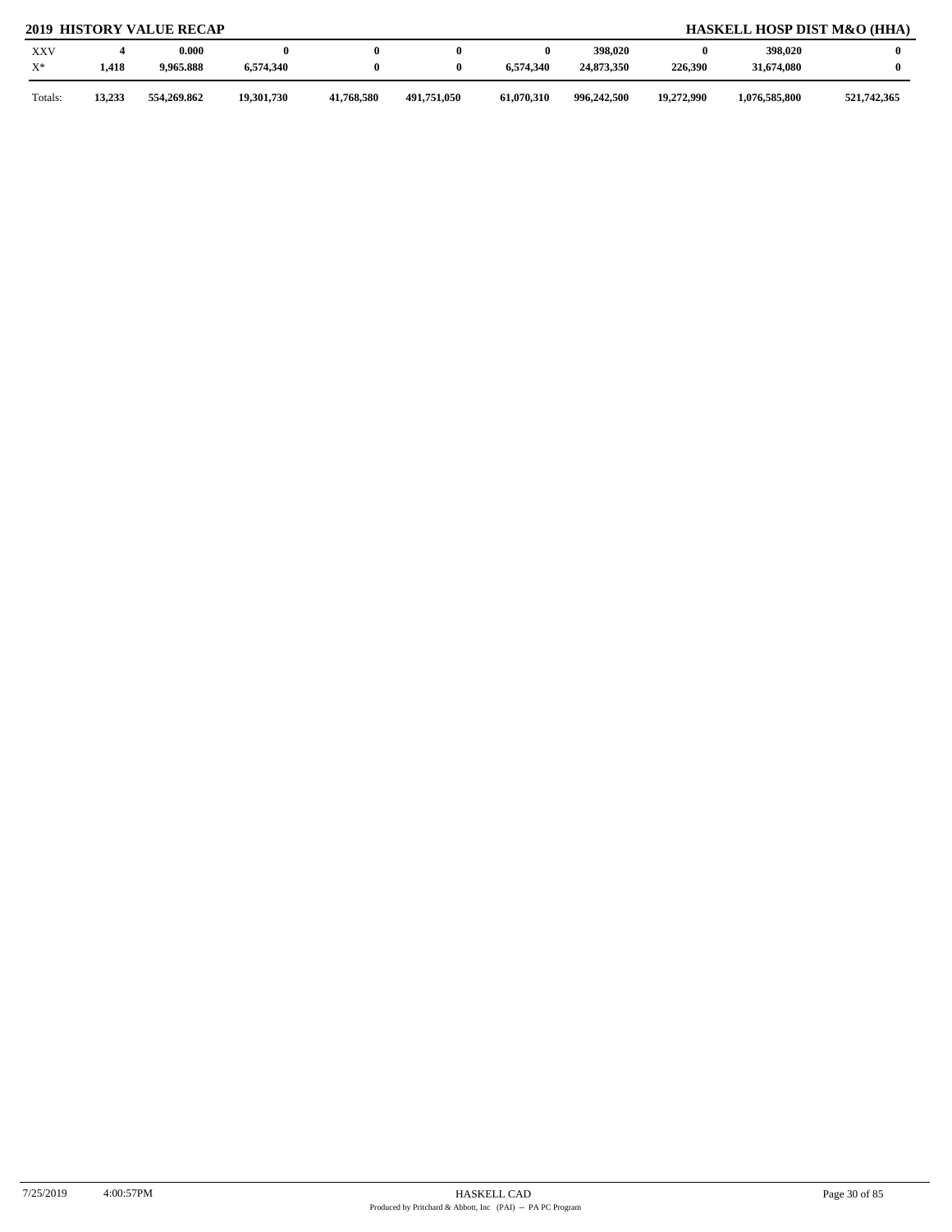## 2019 HISTORY VALUE RECAP

## HASKELL HOSP DIST M&O (HHA)

| | | | | | | | | | | |
|---|---|---|---|---|---|---|---|---|---|---|
| XXV | 4 | 0.000 | 0 | 0 | 0 | 0 | 398,020 | 0 | 398,020 | 0 |
| X* | 1,418 | 9,965.888 | 6,574,340 | 0 | 0 | 6,574,340 | 24,873,350 | 226,390 | 31,674,080 | 0 |
| Totals: | 13,233 | 554,269.862 | 19,301,730 | 41,768,580 | 491,751,050 | 61,070,310 | 996,242,500 | 19,272,990 | 1,076,585,800 | 521,742,365 |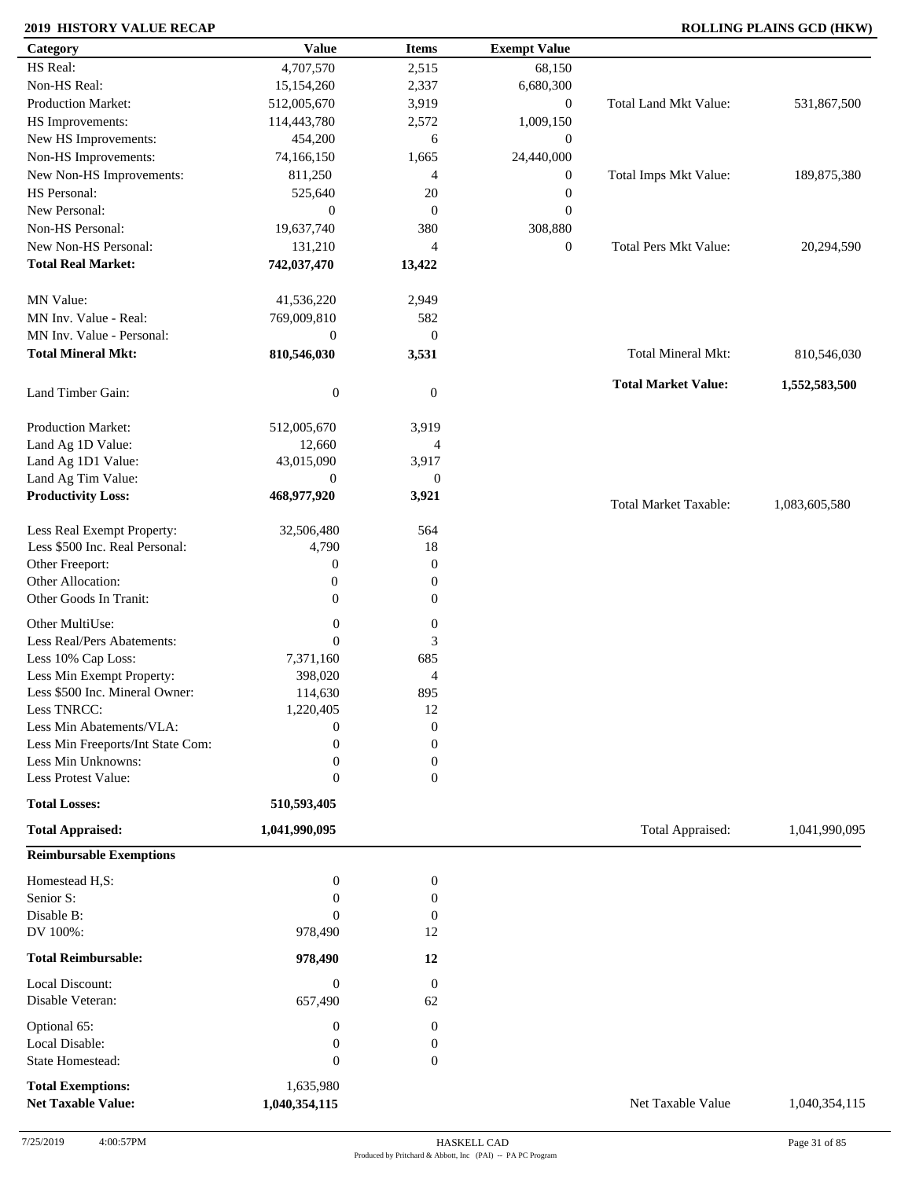**2019 HISTORY VALUE RECAP** **ROLLING PLAINS GCD (HKW)**

| Category | Value | Items | Exempt Value | | |
|---|---|---|---|---|---|
| HS Real: | 4,707,570 | 2,515 | 68,150 | | |
| Non-HS Real: | 15,154,260 | 2,337 | 6,680,300 | | |
| Production Market: | 512,005,670 | 3,919 | 0 | Total Land Mkt Value: | 531,867,500 |
| HS Improvements: | 114,443,780 | 2,572 | 1,009,150 | | |
| New HS Improvements: | 454,200 | 6 | 0 | | |
| Non-HS Improvements: | 74,166,150 | 1,665 | 24,440,000 | | |
| New Non-HS Improvements: | 811,250 | 4 | 0 | Total Imps Mkt Value: | 189,875,380 |
| HS Personal: | 525,640 | 20 | 0 | | |
| New Personal: | 0 | 0 | 0 | | |
| Non-HS Personal: | 19,637,740 | 380 | 308,880 | | |
| New Non-HS Personal: | 131,210 | 4 | 0 | Total Pers Mkt Value: | 20,294,590 |
| **Total Real Market:** | **742,037,470** | **13,422** | | | |
| MN Value: | 41,536,220 | 2,949 | | | |
| MN Inv. Value - Real: | 769,009,810 | 582 | | | |
| MN Inv. Value - Personal: | 0 | 0 | | | |
| **Total Mineral Mkt:** | **810,546,030** | **3,531** | | Total Mineral Mkt: | 810,546,030 |
| Land Timber Gain: | 0 | 0 | | **Total Market Value:** | **1,552,583,500** |
| Production Market: | 512,005,670 | 3,919 | | | |
| Land Ag 1D Value: | 12,660 | 4 | | | |
| Land Ag 1D1 Value: | 43,015,090 | 3,917 | | | |
| Land Ag Tim Value: | 0 | 0 | | | |
| **Productivity Loss:** | **468,977,920** | **3,921** | | Total Market Taxable: | 1,083,605,580 |
| Less Real Exempt Property: | 32,506,480 | 564 | | | |
| Less $500 Inc. Real Personal: | 4,790 | 18 | | | |
| Other Freeport: | 0 | 0 | | | |
| Other Allocation: | 0 | 0 | | | |
| Other Goods In Tranit: | 0 | 0 | | | |
| Other MultiUse: | 0 | 0 | | | |
| Less Real/Pers Abatements: | 0 | 3 | | | |
| Less 10% Cap Loss: | 7,371,160 | 685 | | | |
| Less Min Exempt Property: | 398,020 | 4 | | | |
| Less $500 Inc. Mineral Owner: | 114,630 | 895 | | | |
| Less TNRCC: | 1,220,405 | 12 | | | |
| Less Min Abatements/VLA: | 0 | 0 | | | |
| Less Min Freeports/Int State Com: | 0 | 0 | | | |
| Less Min Unknowns: | 0 | 0 | | | |
| Less Protest Value: | 0 | 0 | | | |
| **Total Losses:** | **510,593,405** | | | | |
| **Total Appraised:** | **1,041,990,095** | | | Total Appraised: | 1,041,990,095 |

**Reimbursable Exemptions**

| Category | Value | Items | | |
|---|---|---|---|---|
| Homestead H,S: | 0 | 0 | | |
| Senior S: | 0 | 0 | | |
| Disable B: | 0 | 0 | | |
| DV 100%: | 978,490 | 12 | | |
| **Total Reimbursable:** | **978,490** | **12** | | |
| Local Discount: | 0 | 0 | | |
| Disable Veteran: | 657,490 | 62 | | |
| Optional 65: | 0 | 0 | | |
| Local Disable: | 0 | 0 | | |
| State Homestead: | 0 | 0 | | |
| **Total Exemptions:** | 1,635,980 | | | |
| **Net Taxable Value:** | **1,040,354,115** | | Net Taxable Value | 1,040,354,115 |

7/25/2019 4:00:57PM HASKELL CAD
Produced by Pritchard & Abbott, Inc (PAI) -- PA PC Program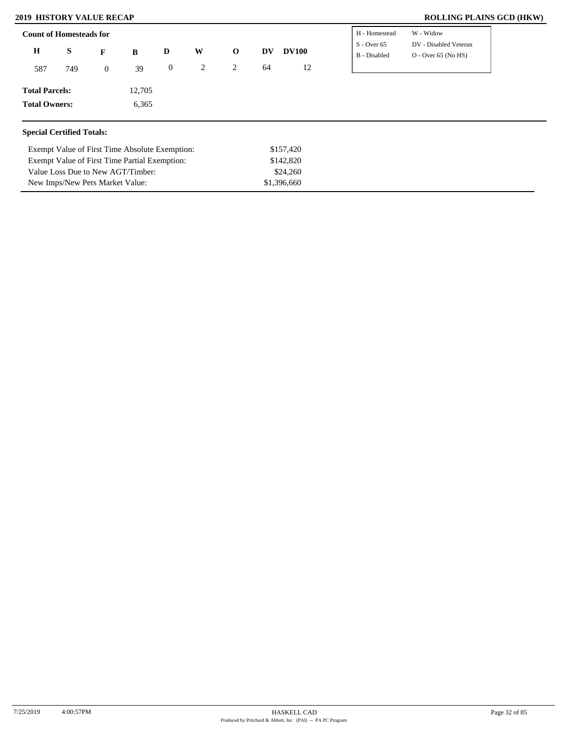## 2019 HISTORY VALUE RECAP

## ROLLING PLAINS GCD (HKW)

**Count of Homesteads for**

| H | S | F | B | D | W | O | DV | DV100 |
|---|---|---|---|---|---|---|---|---|
| 587 | 749 | 0 | 39 | 0 | 2 | 2 | 64 | 12 |

| | |
|---|---|
| H - Homestead | W - Widow |
| S - Over 65 | DV - Disabled Veteran |
| B - Disabled | O - Over 65 (No HS) |

**Total Parcels:** 12,705

**Total Owners:** 6,365

**Special Certified Totals:**

| | |
|---|---|
| Exempt Value of First Time Absolute Exemption: | $157,420 |
| Exempt Value of First Time Partial Exemption: | $142,820 |
| Value Loss Due to New AGT/Timber: | $24,260 |
| New Imps/New Pers Market Value: | $1,396,660 |

7/25/2019 4:00:57PM

HASKELL CAD
Produced by Pritchard & Abbott, Inc (PAI) -- PA PC Program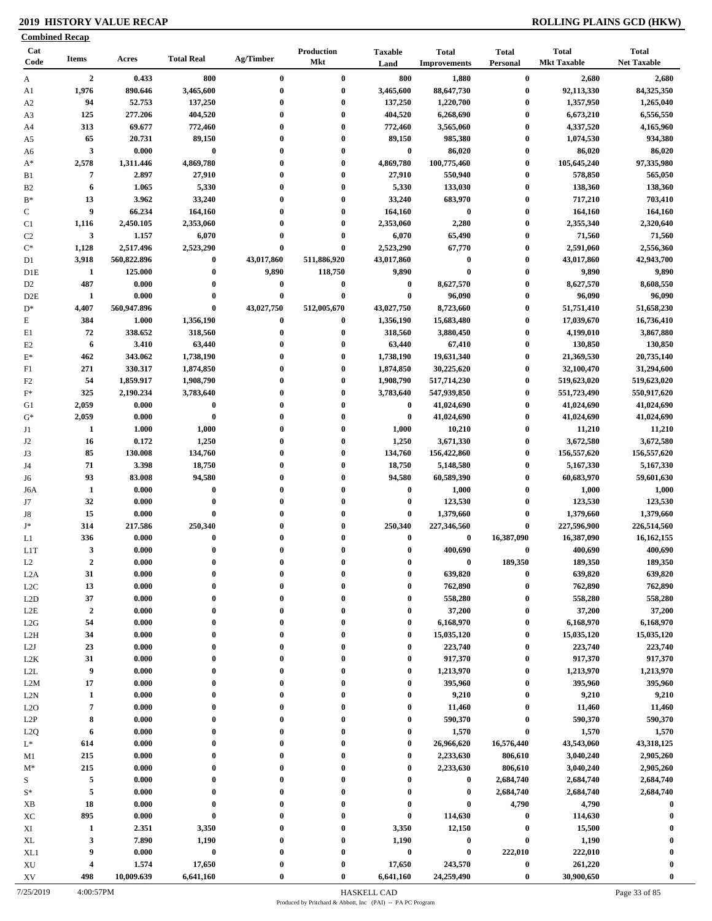# 2019 HISTORY VALUE RECAP

**ROLLING PLAINS GCD (HKW)**

**Combined Recap**

| Cat Code | Items | Acres | Total Real | Ag/Timber | Production Mkt | Taxable Land | Total Improvements | Total Personal | Total Mkt Taxable | Total Net Taxable |
|---|---|---|---|---|---|---|---|---|---|---|
| A | 2 | 0.433 | 800 | 0 | 0 | 800 | 1,880 | 0 | 2,680 | 2,680 |
| A1 | 1,976 | 890.646 | 3,465,600 | 0 | 0 | 3,465,600 | 88,647,730 | 0 | 92,113,330 | 84,325,350 |
| A2 | 94 | 52.753 | 137,250 | 0 | 0 | 137,250 | 1,220,700 | 0 | 1,357,950 | 1,265,040 |
| A3 | 125 | 277.206 | 404,520 | 0 | 0 | 404,520 | 6,268,690 | 0 | 6,673,210 | 6,556,550 |
| A4 | 313 | 69.677 | 772,460 | 0 | 0 | 772,460 | 3,565,060 | 0 | 4,337,520 | 4,165,960 |
| A5 | 65 | 20.731 | 89,150 | 0 | 0 | 89,150 | 985,380 | 0 | 1,074,530 | 934,380 |
| A6 | 3 | 0.000 | 0 | 0 | 0 | 0 | 86,020 | 0 | 86,020 | 86,020 |
| A* | 2,578 | 1,311.446 | 4,869,780 | 0 | 0 | 4,869,780 | 100,775,460 | 0 | 105,645,240 | 97,335,980 |
| B1 | 7 | 2.897 | 27,910 | 0 | 0 | 27,910 | 550,940 | 0 | 578,850 | 565,050 |
| B2 | 6 | 1.065 | 5,330 | 0 | 0 | 5,330 | 133,030 | 0 | 138,360 | 138,360 |
| B* | 13 | 3.962 | 33,240 | 0 | 0 | 33,240 | 683,970 | 0 | 717,210 | 703,410 |
| C | 9 | 66.234 | 164,160 | 0 | 0 | 164,160 | 0 | 0 | 164,160 | 164,160 |
| C1 | 1,116 | 2,450.105 | 2,353,060 | 0 | 0 | 2,353,060 | 2,280 | 0 | 2,355,340 | 2,320,640 |
| C2 | 3 | 1.157 | 6,070 | 0 | 0 | 6,070 | 65,490 | 0 | 71,560 | 71,560 |
| C* | 1,128 | 2,517.496 | 2,523,290 | 0 | 0 | 2,523,290 | 67,770 | 0 | 2,591,060 | 2,556,360 |
| D1 | 3,918 | 560,822.896 | 0 | 43,017,860 | 511,886,920 | 43,017,860 | 0 | 0 | 43,017,860 | 42,943,700 |
| D1E | 1 | 125.000 | 0 | 9,890 | 118,750 | 9,890 | 0 | 0 | 9,890 | 9,890 |
| D2 | 487 | 0.000 | 0 | 0 | 0 | 0 | 8,627,570 | 0 | 8,627,570 | 8,608,550 |
| D2E | 1 | 0.000 | 0 | 0 | 0 | 0 | 96,090 | 0 | 96,090 | 96,090 |
| D* | 4,407 | 560,947.896 | 0 | 43,027,750 | 512,005,670 | 43,027,750 | 8,723,660 | 0 | 51,751,410 | 51,658,230 |
| E | 384 | 1.000 | 1,356,190 | 0 | 0 | 1,356,190 | 15,683,480 | 0 | 17,039,670 | 16,736,410 |
| E1 | 72 | 338.652 | 318,560 | 0 | 0 | 318,560 | 3,880,450 | 0 | 4,199,010 | 3,867,880 |
| E2 | 6 | 3.410 | 63,440 | 0 | 0 | 63,440 | 67,410 | 0 | 130,850 | 130,850 |
| E* | 462 | 343.062 | 1,738,190 | 0 | 0 | 1,738,190 | 19,631,340 | 0 | 21,369,530 | 20,735,140 |
| F1 | 271 | 330.317 | 1,874,850 | 0 | 0 | 1,874,850 | 30,225,620 | 0 | 32,100,470 | 31,294,600 |
| F2 | 54 | 1,859.917 | 1,908,790 | 0 | 0 | 1,908,790 | 517,714,230 | 0 | 519,623,020 | 519,623,020 |
| F* | 325 | 2,190.234 | 3,783,640 | 0 | 0 | 3,783,640 | 547,939,850 | 0 | 551,723,490 | 550,917,620 |
| G1 | 2,059 | 0.000 | 0 | 0 | 0 | 0 | 41,024,690 | 0 | 41,024,690 | 41,024,690 |
| G* | 2,059 | 0.000 | 0 | 0 | 0 | 0 | 41,024,690 | 0 | 41,024,690 | 41,024,690 |
| J1 | 1 | 1.000 | 1,000 | 0 | 0 | 1,000 | 10,210 | 0 | 11,210 | 11,210 |
| J2 | 16 | 0.172 | 1,250 | 0 | 0 | 1,250 | 3,671,330 | 0 | 3,672,580 | 3,672,580 |
| J3 | 85 | 130.008 | 134,760 | 0 | 0 | 134,760 | 156,422,860 | 0 | 156,557,620 | 156,557,620 |
| J4 | 71 | 3.398 | 18,750 | 0 | 0 | 18,750 | 5,148,580 | 0 | 5,167,330 | 5,167,330 |
| J6 | 93 | 83.008 | 94,580 | 0 | 0 | 94,580 | 60,589,390 | 0 | 60,683,970 | 59,601,630 |
| J6A | 1 | 0.000 | 0 | 0 | 0 | 0 | 1,000 | 0 | 1,000 | 1,000 |
| J7 | 32 | 0.000 | 0 | 0 | 0 | 0 | 123,530 | 0 | 123,530 | 123,530 |
| J8 | 15 | 0.000 | 0 | 0 | 0 | 0 | 1,379,660 | 0 | 1,379,660 | 1,379,660 |
| J* | 314 | 217.586 | 250,340 | 0 | 0 | 250,340 | 227,346,560 | 0 | 227,596,900 | 226,514,560 |
| L1 | 336 | 0.000 | 0 | 0 | 0 | 0 | 0 | 16,387,090 | 16,387,090 | 16,162,155 |
| L1T | 3 | 0.000 | 0 | 0 | 0 | 0 | 400,690 | 0 | 400,690 | 400,690 |
| L2 | 2 | 0.000 | 0 | 0 | 0 | 0 | 0 | 189,350 | 189,350 | 189,350 |
| L2A | 31 | 0.000 | 0 | 0 | 0 | 0 | 639,820 | 0 | 639,820 | 639,820 |
| L2C | 13 | 0.000 | 0 | 0 | 0 | 0 | 762,890 | 0 | 762,890 | 762,890 |
| L2D | 37 | 0.000 | 0 | 0 | 0 | 0 | 558,280 | 0 | 558,280 | 558,280 |
| L2E | 2 | 0.000 | 0 | 0 | 0 | 0 | 37,200 | 0 | 37,200 | 37,200 |
| L2G | 54 | 0.000 | 0 | 0 | 0 | 0 | 6,168,970 | 0 | 6,168,970 | 6,168,970 |
| L2H | 34 | 0.000 | 0 | 0 | 0 | 0 | 15,035,120 | 0 | 15,035,120 | 15,035,120 |
| L2J | 23 | 0.000 | 0 | 0 | 0 | 0 | 223,740 | 0 | 223,740 | 223,740 |
| L2K | 31 | 0.000 | 0 | 0 | 0 | 0 | 917,370 | 0 | 917,370 | 917,370 |
| L2L | 9 | 0.000 | 0 | 0 | 0 | 0 | 1,213,970 | 0 | 1,213,970 | 1,213,970 |
| L2M | 17 | 0.000 | 0 | 0 | 0 | 0 | 395,960 | 0 | 395,960 | 395,960 |
| L2N | 1 | 0.000 | 0 | 0 | 0 | 0 | 9,210 | 0 | 9,210 | 9,210 |
| L2O | 7 | 0.000 | 0 | 0 | 0 | 0 | 11,460 | 0 | 11,460 | 11,460 |
| L2P | 8 | 0.000 | 0 | 0 | 0 | 0 | 590,370 | 0 | 590,370 | 590,370 |
| L2Q | 6 | 0.000 | 0 | 0 | 0 | 0 | 1,570 | 0 | 1,570 | 1,570 |
| L* | 614 | 0.000 | 0 | 0 | 0 | 0 | 26,966,620 | 16,576,440 | 43,543,060 | 43,318,125 |
| M1 | 215 | 0.000 | 0 | 0 | 0 | 0 | 2,233,630 | 806,610 | 3,040,240 | 2,905,260 |
| M* | 215 | 0.000 | 0 | 0 | 0 | 0 | 2,233,630 | 806,610 | 3,040,240 | 2,905,260 |
| S | 5 | 0.000 | 0 | 0 | 0 | 0 | 0 | 2,684,740 | 2,684,740 | 2,684,740 |
| S* | 5 | 0.000 | 0 | 0 | 0 | 0 | 0 | 2,684,740 | 2,684,740 | 2,684,740 |
| XB | 18 | 0.000 | 0 | 0 | 0 | 0 | 0 | 4,790 | 4,790 | 0 |
| XC | 895 | 0.000 | 0 | 0 | 0 | 0 | 114,630 | 0 | 114,630 | 0 |
| XI | 1 | 2.351 | 3,350 | 0 | 0 | 3,350 | 12,150 | 0 | 15,500 | 0 |
| XL | 3 | 7.890 | 1,190 | 0 | 0 | 1,190 | 0 | 0 | 1,190 | 0 |
| XL1 | 9 | 0.000 | 0 | 0 | 0 | 0 | 0 | 222,010 | 222,010 | 0 |
| XU | 4 | 1.574 | 17,650 | 0 | 0 | 17,650 | 243,570 | 0 | 261,220 | 0 |
| XV | 498 | 10,009.639 | 6,641,160 | 0 | 0 | 6,641,160 | 24,259,490 | 0 | 30,900,650 | 0 |

7/25/2019 4:00:57PM HASKELL CAD

Produced by Pritchard & Abbott, Inc (PAI) -- PA PC Program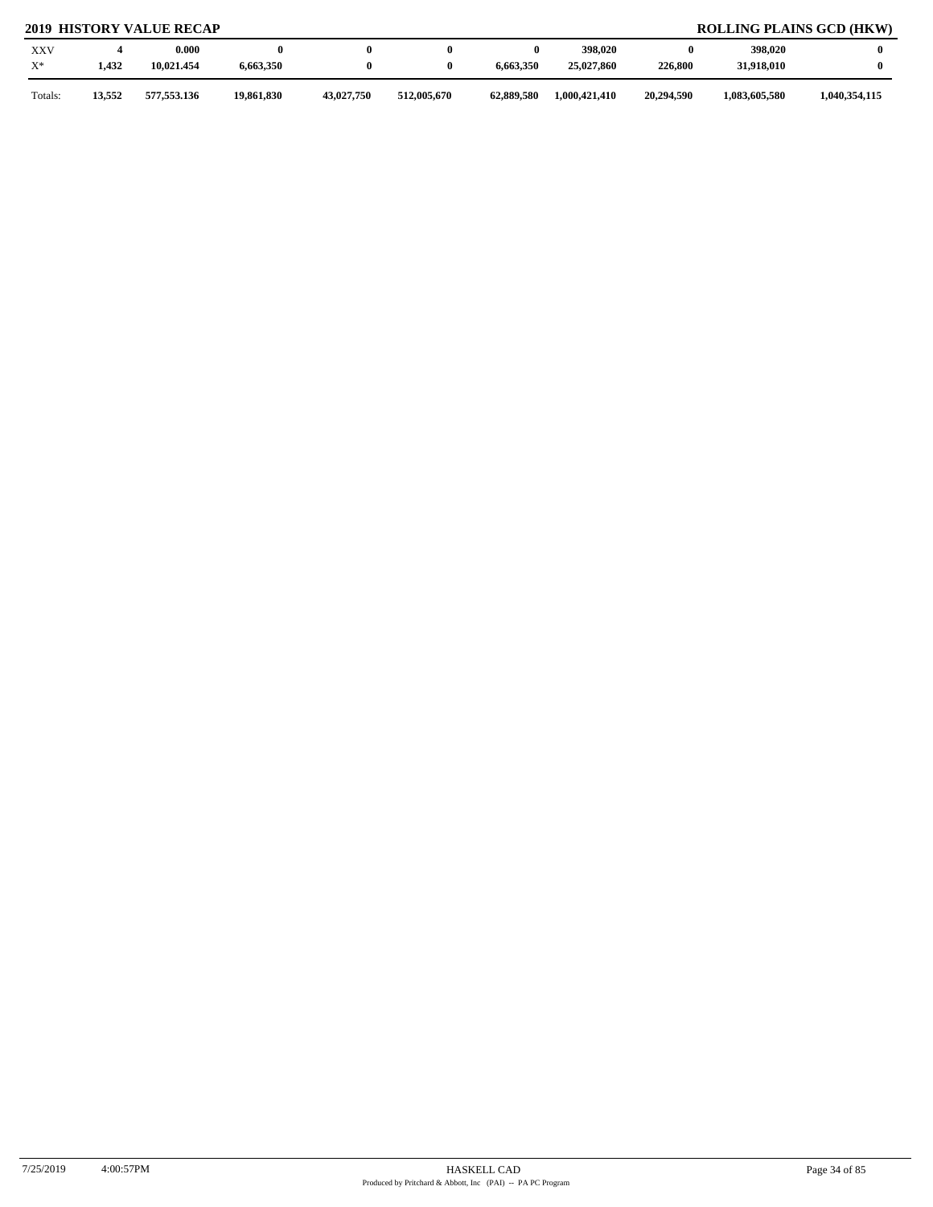## 2019 HISTORY VALUE RECAP

## ROLLING PLAINS GCD (HKW)

| | | | | | | | | | | |
|---|---|---|---|---|---|---|---|---|---|---|
| XXV | **4** | **0.000** | **0** | **0** | **0** | **0** | **398,020** | **0** | **398,020** | **0** |
| X* | **1,432** | **10,021.454** | **6,663,350** | **0** | **0** | **6,663,350** | **25,027,860** | **226,800** | **31,918,010** | **0** |
| Totals: | **13,552** | **577,553.136** | **19,861,830** | **43,027,750** | **512,005,670** | **62,889,580** | **1,000,421,410** | **20,294,590** | **1,083,605,580** | **1,040,354,115** |

7/25/2019 4:00:57PM

HASKELL CAD

Produced by Pritchard & Abbott, Inc (PAI) -- PA PC Program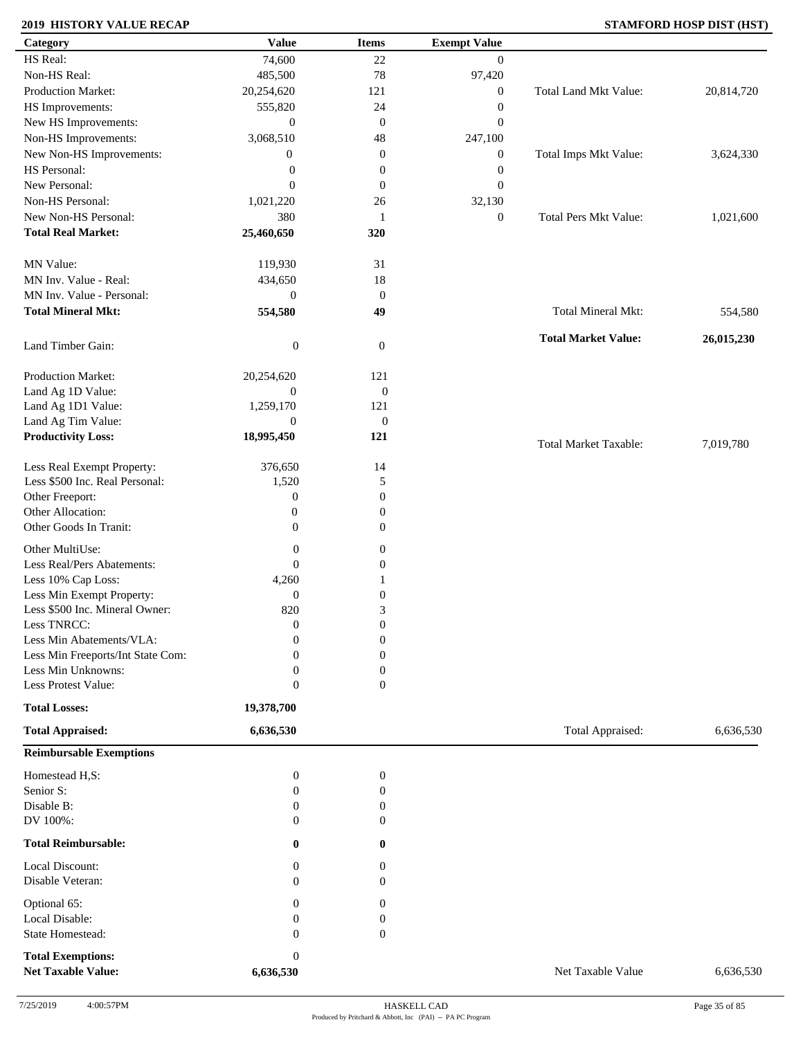## 2019 HISTORY VALUE RECAP

## STAMFORD HOSP DIST (HST)

| Category | Value | Items | Exempt Value | | |
|---|---|---|---|---|---|
| HS Real: | 74,600 | 22 | 0 | | |
| Non-HS Real: | 485,500 | 78 | 97,420 | | |
| Production Market: | 20,254,620 | 121 | 0 | Total Land Mkt Value: | 20,814,720 |
| HS Improvements: | 555,820 | 24 | 0 | | |
| New HS Improvements: | 0 | 0 | 0 | | |
| Non-HS Improvements: | 3,068,510 | 48 | 247,100 | | |
| New Non-HS Improvements: | 0 | 0 | 0 | Total Imps Mkt Value: | 3,624,330 |
| HS Personal: | 0 | 0 | 0 | | |
| New Personal: | 0 | 0 | 0 | | |
| Non-HS Personal: | 1,021,220 | 26 | 32,130 | | |
| New Non-HS Personal: | 380 | 1 | 0 | Total Pers Mkt Value: | 1,021,600 |
| **Total Real Market:** | **25,460,650** | **320** | | | |
| MN Value: | 119,930 | 31 | | | |
| MN Inv. Value - Real: | 434,650 | 18 | | | |
| MN Inv. Value - Personal: | 0 | 0 | | | |
| **Total Mineral Mkt:** | **554,580** | **49** | | Total Mineral Mkt: | 554,580 |
| Land Timber Gain: | 0 | 0 | | **Total Market Value:** | **26,015,230** |
| Production Market: | 20,254,620 | 121 | | | |
| Land Ag 1D Value: | 0 | 0 | | | |
| Land Ag 1D1 Value: | 1,259,170 | 121 | | | |
| Land Ag Tim Value: | 0 | 0 | | | |
| **Productivity Loss:** | **18,995,450** | **121** | | Total Market Taxable: | 7,019,780 |
| Less Real Exempt Property: | 376,650 | 14 | | | |
| Less $500 Inc. Real Personal: | 1,520 | 5 | | | |
| Other Freeport: | 0 | 0 | | | |
| Other Allocation: | 0 | 0 | | | |
| Other Goods In Tranit: | 0 | 0 | | | |
| Other MultiUse: | 0 | 0 | | | |
| Less Real/Pers Abatements: | 0 | 0 | | | |
| Less 10% Cap Loss: | 4,260 | 1 | | | |
| Less Min Exempt Property: | 0 | 0 | | | |
| Less $500 Inc. Mineral Owner: | 820 | 3 | | | |
| Less TNRCC: | 0 | 0 | | | |
| Less Min Abatements/VLA: | 0 | 0 | | | |
| Less Min Freeports/Int State Com: | 0 | 0 | | | |
| Less Min Unknowns: | 0 | 0 | | | |
| Less Protest Value: | 0 | 0 | | | |
| **Total Losses:** | **19,378,700** | | | | |
| **Total Appraised:** | **6,636,530** | | | Total Appraised: | 6,636,530 |

**Reimbursable Exemptions**

| Category | Value | Items | | |
|---|---|---|---|---|
| Homestead H,S: | 0 | 0 | | |
| Senior S: | 0 | 0 | | |
| Disable B: | 0 | 0 | | |
| DV 100%: | 0 | 0 | | |
| **Total Reimbursable:** | **0** | **0** | | |
| Local Discount: | 0 | 0 | | |
| Disable Veteran: | 0 | 0 | | |
| Optional 65: | 0 | 0 | | |
| Local Disable: | 0 | 0 | | |
| State Homestead: | 0 | 0 | | |
| **Total Exemptions:** | 0 | | | |
| **Net Taxable Value:** | **6,636,530** | | Net Taxable Value | 6,636,530 |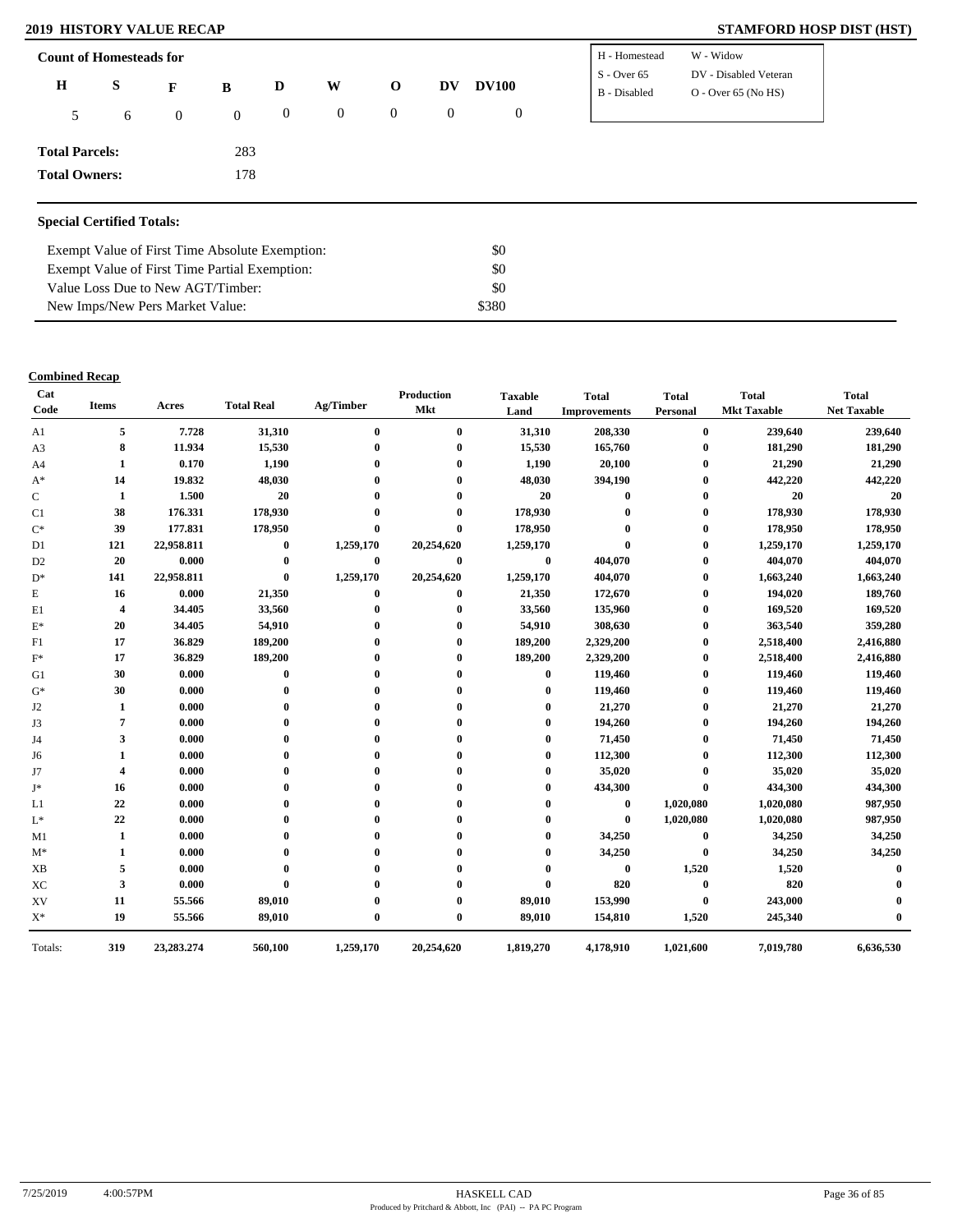## 2019 HISTORY VALUE RECAP

**STAMFORD HOSP DIST (HST)**

**Count of Homesteads for**

| H | S | F | B | D | W | O | DV | DV100 |
|---|---|---|---|---|---|---|---|---|
| 5 | 6 | 0 | 0 | 0 | 0 | 0 | 0 | 0 |

| | |
|---|---|
| H - Homestead | W - Widow |
| S - Over 65 | DV - Disabled Veteran |
| B - Disabled | O - Over 65 (No HS) |

**Total Parcels:** 283

**Total Owners:** 178

### Special Certified Totals:

| | |
|---|---|
| Exempt Value of First Time Absolute Exemption: | $0 |
| Exempt Value of First Time Partial Exemption: | $0 |
| Value Loss Due to New AGT/Timber: | $0 |
| New Imps/New Pers Market Value: | $380 |

**Combined Recap**

| Cat Code | Items | Acres | Total Real | Ag/Timber | Production Mkt | Taxable Land | Total Improvements | Total Personal | Total Mkt Taxable | Total Net Taxable |
|---|---|---|---|---|---|---|---|---|---|---|
| A1 | 5 | 7.728 | 31,310 | 0 | 0 | 31,310 | 208,330 | 0 | 239,640 | 239,640 |
| A3 | 8 | 11.934 | 15,530 | 0 | 0 | 15,530 | 165,760 | 0 | 181,290 | 181,290 |
| A4 | 1 | 0.170 | 1,190 | 0 | 0 | 1,190 | 20,100 | 0 | 21,290 | 21,290 |
| A* | 14 | 19.832 | 48,030 | 0 | 0 | 48,030 | 394,190 | 0 | 442,220 | 442,220 |
| C | 1 | 1.500 | 20 | 0 | 0 | 20 | 0 | 0 | 20 | 20 |
| C1 | 38 | 176.331 | 178,930 | 0 | 0 | 178,930 | 0 | 0 | 178,930 | 178,930 |
| C* | 39 | 177.831 | 178,950 | 0 | 0 | 178,950 | 0 | 0 | 178,950 | 178,950 |
| D1 | 121 | 22,958.811 | 0 | 1,259,170 | 20,254,620 | 1,259,170 | 0 | 0 | 1,259,170 | 1,259,170 |
| D2 | 20 | 0.000 | 0 | 0 | 0 | 0 | 404,070 | 0 | 404,070 | 404,070 |
| D* | 141 | 22,958.811 | 0 | 1,259,170 | 20,254,620 | 1,259,170 | 404,070 | 0 | 1,663,240 | 1,663,240 |
| E | 16 | 0.000 | 21,350 | 0 | 0 | 21,350 | 172,670 | 0 | 194,020 | 189,760 |
| E1 | 4 | 34.405 | 33,560 | 0 | 0 | 33,560 | 135,960 | 0 | 169,520 | 169,520 |
| E* | 20 | 34.405 | 54,910 | 0 | 0 | 54,910 | 308,630 | 0 | 363,540 | 359,280 |
| F1 | 17 | 36.829 | 189,200 | 0 | 0 | 189,200 | 2,329,200 | 0 | 2,518,400 | 2,416,880 |
| F* | 17 | 36.829 | 189,200 | 0 | 0 | 189,200 | 2,329,200 | 0 | 2,518,400 | 2,416,880 |
| G1 | 30 | 0.000 | 0 | 0 | 0 | 0 | 119,460 | 0 | 119,460 | 119,460 |
| G* | 30 | 0.000 | 0 | 0 | 0 | 0 | 119,460 | 0 | 119,460 | 119,460 |
| J2 | 1 | 0.000 | 0 | 0 | 0 | 0 | 21,270 | 0 | 21,270 | 21,270 |
| J3 | 7 | 0.000 | 0 | 0 | 0 | 0 | 194,260 | 0 | 194,260 | 194,260 |
| J4 | 3 | 0.000 | 0 | 0 | 0 | 0 | 71,450 | 0 | 71,450 | 71,450 |
| J6 | 1 | 0.000 | 0 | 0 | 0 | 0 | 112,300 | 0 | 112,300 | 112,300 |
| J7 | 4 | 0.000 | 0 | 0 | 0 | 0 | 35,020 | 0 | 35,020 | 35,020 |
| J* | 16 | 0.000 | 0 | 0 | 0 | 0 | 434,300 | 0 | 434,300 | 434,300 |
| L1 | 22 | 0.000 | 0 | 0 | 0 | 0 | 0 | 1,020,080 | 1,020,080 | 987,950 |
| L* | 22 | 0.000 | 0 | 0 | 0 | 0 | 0 | 1,020,080 | 1,020,080 | 987,950 |
| M1 | 1 | 0.000 | 0 | 0 | 0 | 0 | 34,250 | 0 | 34,250 | 34,250 |
| M* | 1 | 0.000 | 0 | 0 | 0 | 0 | 34,250 | 0 | 34,250 | 34,250 |
| XB | 5 | 0.000 | 0 | 0 | 0 | 0 | 0 | 1,520 | 1,520 | 0 |
| XC | 3 | 0.000 | 0 | 0 | 0 | 0 | 820 | 0 | 820 | 0 |
| XV | 11 | 55.566 | 89,010 | 0 | 0 | 89,010 | 153,990 | 0 | 243,000 | 0 |
| X* | 19 | 55.566 | 89,010 | 0 | 0 | 89,010 | 154,810 | 1,520 | 245,340 | 0 |
| Totals: | 319 | 23,283.274 | 560,100 | 1,259,170 | 20,254,620 | 1,819,270 | 4,178,910 | 1,021,600 | 7,019,780 | 6,636,530 |

7/25/2019 4:00:57PM HASKELL CAD

Produced by Pritchard & Abbott, Inc (PAI) -- PA PC Program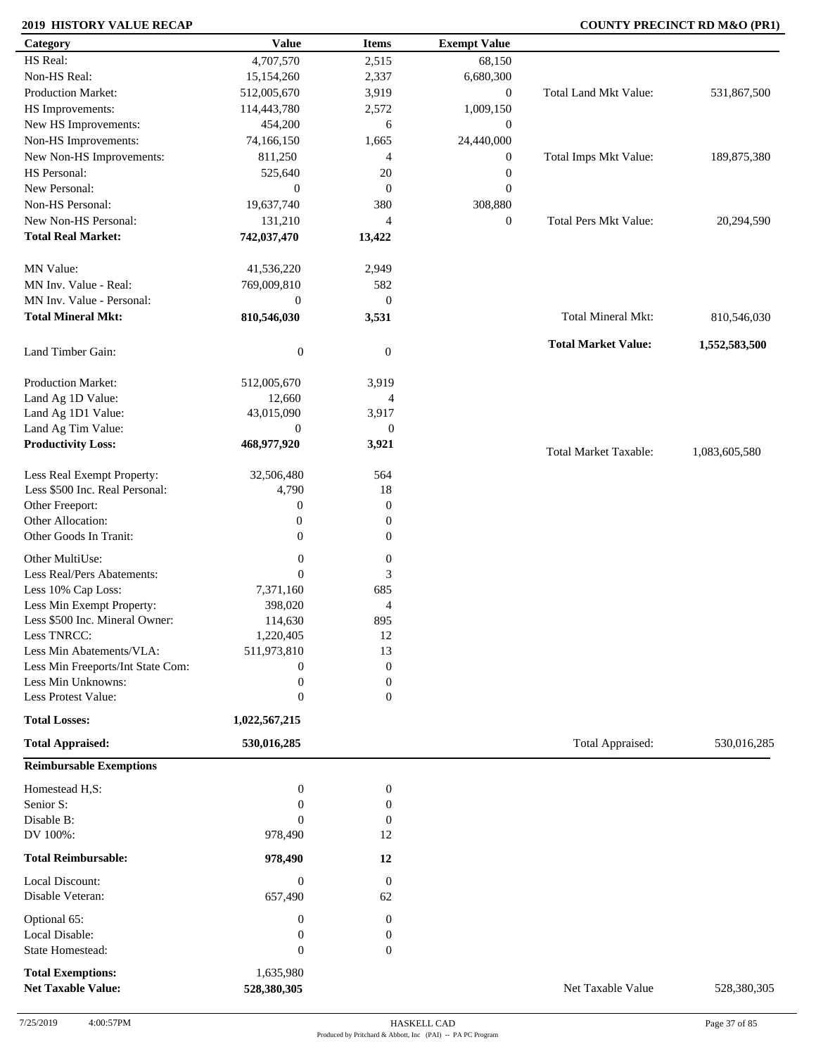## 2019 HISTORY VALUE RECAP

## COUNTY PRECINCT RD M&O (PR1)

| Category | Value | Items | Exempt Value | | |
|---|---|---|---|---|---|
| HS Real: | 4,707,570 | 2,515 | 68,150 | | |
| Non-HS Real: | 15,154,260 | 2,337 | 6,680,300 | | |
| Production Market: | 512,005,670 | 3,919 | 0 | Total Land Mkt Value: | 531,867,500 |
| HS Improvements: | 114,443,780 | 2,572 | 1,009,150 | | |
| New HS Improvements: | 454,200 | 6 | 0 | | |
| Non-HS Improvements: | 74,166,150 | 1,665 | 24,440,000 | | |
| New Non-HS Improvements: | 811,250 | 4 | 0 | Total Imps Mkt Value: | 189,875,380 |
| HS Personal: | 525,640 | 20 | 0 | | |
| New Personal: | 0 | 0 | 0 | | |
| Non-HS Personal: | 19,637,740 | 380 | 308,880 | | |
| New Non-HS Personal: | 131,210 | 4 | 0 | Total Pers Mkt Value: | 20,294,590 |
| **Total Real Market:** | **742,037,470** | **13,422** | | | |
| MN Value: | 41,536,220 | 2,949 | | | |
| MN Inv. Value - Real: | 769,009,810 | 582 | | | |
| MN Inv. Value - Personal: | 0 | 0 | | | |
| **Total Mineral Mkt:** | **810,546,030** | **3,531** | | Total Mineral Mkt: | 810,546,030 |
| | | | | **Total Market Value:** | **1,552,583,500** |
| Land Timber Gain: | 0 | 0 | | | |
| Production Market: | 512,005,670 | 3,919 | | | |
| Land Ag 1D Value: | 12,660 | 4 | | | |
| Land Ag 1D1 Value: | 43,015,090 | 3,917 | | | |
| Land Ag Tim Value: | 0 | 0 | | | |
| **Productivity Loss:** | **468,977,920** | **3,921** | | Total Market Taxable: | 1,083,605,580 |
| Less Real Exempt Property: | 32,506,480 | 564 | | | |
| Less $500 Inc. Real Personal: | 4,790 | 18 | | | |
| Other Freeport: | 0 | 0 | | | |
| Other Allocation: | 0 | 0 | | | |
| Other Goods In Tranit: | 0 | 0 | | | |
| Other MultiUse: | 0 | 0 | | | |
| Less Real/Pers Abatements: | 0 | 3 | | | |
| Less 10% Cap Loss: | 7,371,160 | 685 | | | |
| Less Min Exempt Property: | 398,020 | 4 | | | |
| Less $500 Inc. Mineral Owner: | 114,630 | 895 | | | |
| Less TNRCC: | 1,220,405 | 12 | | | |
| Less Min Abatements/VLA: | 511,973,810 | 13 | | | |
| Less Min Freeports/Int State Com: | 0 | 0 | | | |
| Less Min Unknowns: | 0 | 0 | | | |
| Less Protest Value: | 0 | 0 | | | |
| **Total Losses:** | **1,022,567,215** | | | | |
| **Total Appraised:** | **530,016,285** | | | Total Appraised: | 530,016,285 |

**Reimbursable Exemptions**

| Category | Value | Items | | |
|---|---|---|---|---|
| Homestead H,S: | 0 | 0 | | |
| Senior S: | 0 | 0 | | |
| Disable B: | 0 | 0 | | |
| DV 100%: | 978,490 | 12 | | |
| **Total Reimbursable:** | **978,490** | **12** | | |
| Local Discount: | 0 | 0 | | |
| Disable Veteran: | 657,490 | 62 | | |
| Optional 65: | 0 | 0 | | |
| Local Disable: | 0 | 0 | | |
| State Homestead: | 0 | 0 | | |
| **Total Exemptions:** | 1,635,980 | | | |
| **Net Taxable Value:** | **528,380,305** | | Net Taxable Value | 528,380,305 |

7/25/2019 4:00:57PM HASKELL CAD
Produced by Pritchard & Abbott, Inc (PAI) -- PA PC Program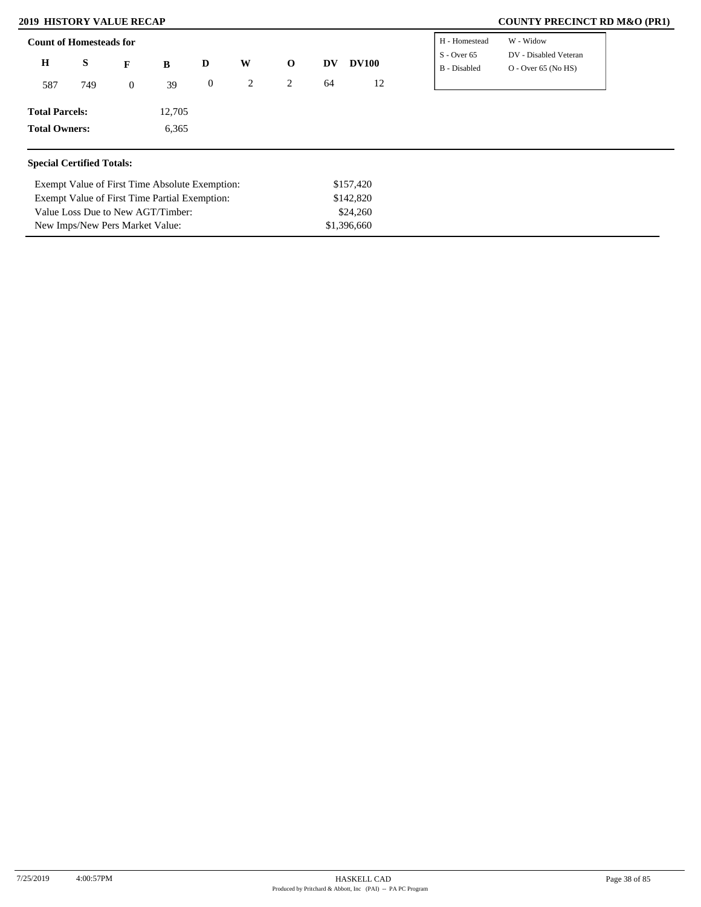## 2019 HISTORY VALUE RECAP

## COUNTY PRECINCT RD M&O (PR1)

**Count of Homesteads for**

| H | S | F | B | D | W | O | DV | DV100 |
|---|---|---|---|---|---|---|---|---|
| 587 | 749 | 0 | 39 | 0 | 2 | 2 | 64 | 12 |

| | |
|---|---|
| H - Homestead | W - Widow |
| S - Over 65 | DV - Disabled Veteran |
| B - Disabled | O - Over 65 (No HS) |

**Total Parcels:** 12,705

**Total Owners:** 6,365

**Special Certified Totals:**

| | |
|---|---|
| Exempt Value of First Time Absolute Exemption: | $157,420 |
| Exempt Value of First Time Partial Exemption: | $142,820 |
| Value Loss Due to New AGT/Timber: | $24,260 |
| New Imps/New Pers Market Value: | $1,396,660 |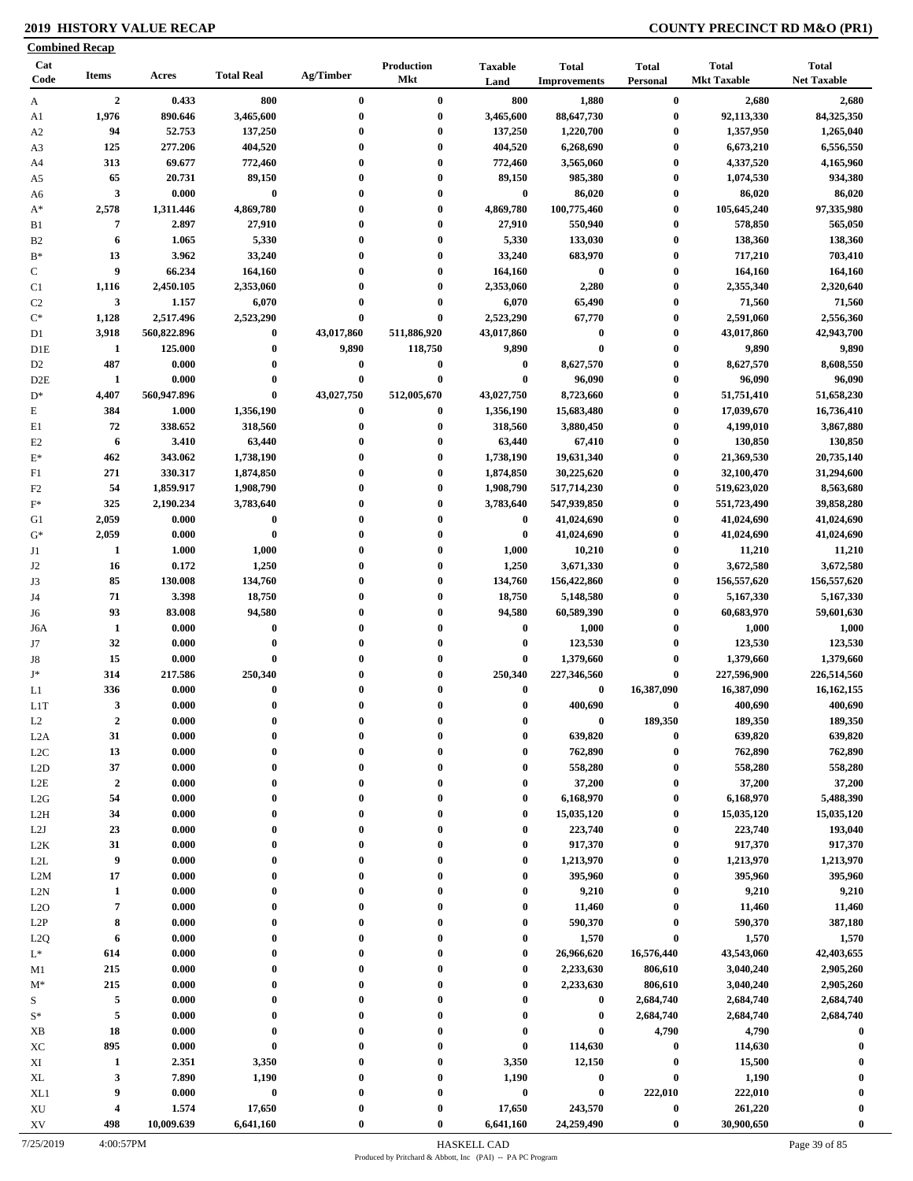## 2019 HISTORY VALUE RECAP

**COUNTY PRECINCT RD M&O (PR1)**

**Combined Recap**

| Cat Code | Items | Acres | Total Real | Ag/Timber | Production Mkt | Taxable Land | Total Improvements | Total Personal | Total Mkt Taxable | Total Net Taxable |
|---|---|---|---|---|---|---|---|---|---|---|
| A | 2 | 0.433 | 800 | 0 | 0 | 800 | 1,880 | 0 | 2,680 | 2,680 |
| A1 | 1,976 | 890.646 | 3,465,600 | 0 | 0 | 3,465,600 | 88,647,730 | 0 | 92,113,330 | 84,325,350 |
| A2 | 94 | 52.753 | 137,250 | 0 | 0 | 137,250 | 1,220,700 | 0 | 1,357,950 | 1,265,040 |
| A3 | 125 | 277.206 | 404,520 | 0 | 0 | 404,520 | 6,268,690 | 0 | 6,673,210 | 6,556,550 |
| A4 | 313 | 69.677 | 772,460 | 0 | 0 | 772,460 | 3,565,060 | 0 | 4,337,520 | 4,165,960 |
| A5 | 65 | 20.731 | 89,150 | 0 | 0 | 89,150 | 985,380 | 0 | 1,074,530 | 934,380 |
| A6 | 3 | 0.000 | 0 | 0 | 0 | 0 | 86,020 | 0 | 86,020 | 86,020 |
| A* | 2,578 | 1,311.446 | 4,869,780 | 0 | 0 | 4,869,780 | 100,775,460 | 0 | 105,645,240 | 97,335,980 |
| B1 | 7 | 2.897 | 27,910 | 0 | 0 | 27,910 | 550,940 | 0 | 578,850 | 565,050 |
| B2 | 6 | 1.065 | 5,330 | 0 | 0 | 5,330 | 133,030 | 0 | 138,360 | 138,360 |
| B* | 13 | 3.962 | 33,240 | 0 | 0 | 33,240 | 683,970 | 0 | 717,210 | 703,410 |
| C | 9 | 66.234 | 164,160 | 0 | 0 | 164,160 | 0 | 0 | 164,160 | 164,160 |
| C1 | 1,116 | 2,450.105 | 2,353,060 | 0 | 0 | 2,353,060 | 2,280 | 0 | 2,355,340 | 2,320,640 |
| C2 | 3 | 1.157 | 6,070 | 0 | 0 | 6,070 | 65,490 | 0 | 71,560 | 71,560 |
| C* | 1,128 | 2,517.496 | 2,523,290 | 0 | 0 | 2,523,290 | 67,770 | 0 | 2,591,060 | 2,556,360 |
| D1 | 3,918 | 560,822.896 | 0 | 43,017,860 | 511,886,920 | 43,017,860 | 0 | 0 | 43,017,860 | 42,943,700 |
| D1E | 1 | 125.000 | 0 | 9,890 | 118,750 | 9,890 | 0 | 0 | 9,890 | 9,890 |
| D2 | 487 | 0.000 | 0 | 0 | 0 | 0 | 8,627,570 | 0 | 8,627,570 | 8,608,550 |
| D2E | 1 | 0.000 | 0 | 0 | 0 | 0 | 96,090 | 0 | 96,090 | 96,090 |
| D* | 4,407 | 560,947.896 | 0 | 43,027,750 | 512,005,670 | 43,027,750 | 8,723,660 | 0 | 51,751,410 | 51,658,230 |
| E | 384 | 1.000 | 1,356,190 | 0 | 0 | 1,356,190 | 15,683,480 | 0 | 17,039,670 | 16,736,410 |
| E1 | 72 | 338.652 | 318,560 | 0 | 0 | 318,560 | 3,880,450 | 0 | 4,199,010 | 3,867,880 |
| E2 | 6 | 3.410 | 63,440 | 0 | 0 | 63,440 | 67,410 | 0 | 130,850 | 130,850 |
| E* | 462 | 343.062 | 1,738,190 | 0 | 0 | 1,738,190 | 19,631,340 | 0 | 21,369,530 | 20,735,140 |
| F1 | 271 | 330.317 | 1,874,850 | 0 | 0 | 1,874,850 | 30,225,620 | 0 | 32,100,470 | 31,294,600 |
| F2 | 54 | 1,859.917 | 1,908,790 | 0 | 0 | 1,908,790 | 517,714,230 | 0 | 519,623,020 | 8,563,680 |
| F* | 325 | 2,190.234 | 3,783,640 | 0 | 0 | 3,783,640 | 547,939,850 | 0 | 551,723,490 | 39,858,280 |
| G1 | 2,059 | 0.000 | 0 | 0 | 0 | 0 | 41,024,690 | 0 | 41,024,690 | 41,024,690 |
| G* | 2,059 | 0.000 | 0 | 0 | 0 | 0 | 41,024,690 | 0 | 41,024,690 | 41,024,690 |
| J1 | 1 | 1.000 | 1,000 | 0 | 0 | 1,000 | 10,210 | 0 | 11,210 | 11,210 |
| J2 | 16 | 0.172 | 1,250 | 0 | 0 | 1,250 | 3,671,330 | 0 | 3,672,580 | 3,672,580 |
| J3 | 85 | 130.008 | 134,760 | 0 | 0 | 134,760 | 156,422,860 | 0 | 156,557,620 | 156,557,620 |
| J4 | 71 | 3.398 | 18,750 | 0 | 0 | 18,750 | 5,148,580 | 0 | 5,167,330 | 5,167,330 |
| J6 | 93 | 83.008 | 94,580 | 0 | 0 | 94,580 | 60,589,390 | 0 | 60,683,970 | 59,601,630 |
| J6A | 1 | 0.000 | 0 | 0 | 0 | 0 | 1,000 | 0 | 1,000 | 1,000 |
| J7 | 32 | 0.000 | 0 | 0 | 0 | 0 | 123,530 | 0 | 123,530 | 123,530 |
| J8 | 15 | 0.000 | 0 | 0 | 0 | 0 | 1,379,660 | 0 | 1,379,660 | 1,379,660 |
| J* | 314 | 217.586 | 250,340 | 0 | 0 | 250,340 | 227,346,560 | 0 | 227,596,900 | 226,514,560 |
| L1 | 336 | 0.000 | 0 | 0 | 0 | 0 | 0 | 16,387,090 | 16,387,090 | 16,162,155 |
| L1T | 3 | 0.000 | 0 | 0 | 0 | 0 | 400,690 | 0 | 400,690 | 400,690 |
| L2 | 2 | 0.000 | 0 | 0 | 0 | 0 | 0 | 189,350 | 189,350 | 189,350 |
| L2A | 31 | 0.000 | 0 | 0 | 0 | 0 | 639,820 | 0 | 639,820 | 639,820 |
| L2C | 13 | 0.000 | 0 | 0 | 0 | 0 | 762,890 | 0 | 762,890 | 762,890 |
| L2D | 37 | 0.000 | 0 | 0 | 0 | 0 | 558,280 | 0 | 558,280 | 558,280 |
| L2E | 2 | 0.000 | 0 | 0 | 0 | 0 | 37,200 | 0 | 37,200 | 37,200 |
| L2G | 54 | 0.000 | 0 | 0 | 0 | 0 | 6,168,970 | 0 | 6,168,970 | 5,488,390 |
| L2H | 34 | 0.000 | 0 | 0 | 0 | 0 | 15,035,120 | 0 | 15,035,120 | 15,035,120 |
| L2J | 23 | 0.000 | 0 | 0 | 0 | 0 | 223,740 | 0 | 223,740 | 193,040 |
| L2K | 31 | 0.000 | 0 | 0 | 0 | 0 | 917,370 | 0 | 917,370 | 917,370 |
| L2L | 9 | 0.000 | 0 | 0 | 0 | 0 | 1,213,970 | 0 | 1,213,970 | 1,213,970 |
| L2M | 17 | 0.000 | 0 | 0 | 0 | 0 | 395,960 | 0 | 395,960 | 395,960 |
| L2N | 1 | 0.000 | 0 | 0 | 0 | 0 | 9,210 | 0 | 9,210 | 9,210 |
| L2O | 7 | 0.000 | 0 | 0 | 0 | 0 | 11,460 | 0 | 11,460 | 11,460 |
| L2P | 8 | 0.000 | 0 | 0 | 0 | 0 | 590,370 | 0 | 590,370 | 387,180 |
| L2Q | 6 | 0.000 | 0 | 0 | 0 | 0 | 1,570 | 0 | 1,570 | 1,570 |
| L* | 614 | 0.000 | 0 | 0 | 0 | 0 | 26,966,620 | 16,576,440 | 43,543,060 | 42,403,655 |
| M1 | 215 | 0.000 | 0 | 0 | 0 | 0 | 2,233,630 | 806,610 | 3,040,240 | 2,905,260 |
| M* | 215 | 0.000 | 0 | 0 | 0 | 0 | 2,233,630 | 806,610 | 3,040,240 | 2,905,260 |
| S | 5 | 0.000 | 0 | 0 | 0 | 0 | 0 | 2,684,740 | 2,684,740 | 2,684,740 |
| S* | 5 | 0.000 | 0 | 0 | 0 | 0 | 0 | 2,684,740 | 2,684,740 | 2,684,740 |
| XB | 18 | 0.000 | 0 | 0 | 0 | 0 | 0 | 4,790 | 4,790 | 0 |
| XC | 895 | 0.000 | 0 | 0 | 0 | 0 | 114,630 | 0 | 114,630 | 0 |
| XI | 1 | 2.351 | 3,350 | 0 | 0 | 3,350 | 12,150 | 0 | 15,500 | 0 |
| XL | 3 | 7.890 | 1,190 | 0 | 0 | 1,190 | 0 | 0 | 1,190 | 0 |
| XL1 | 9 | 0.000 | 0 | 0 | 0 | 0 | 0 | 222,010 | 222,010 | 0 |
| XU | 4 | 1.574 | 17,650 | 0 | 0 | 17,650 | 243,570 | 0 | 261,220 | 0 |
| XV | 498 | 10,009.639 | 6,641,160 | 0 | 0 | 6,641,160 | 24,259,490 | 0 | 30,900,650 | 0 |

7/25/2019 4:00:57PM HASKELL CAD

Produced by Pritchard & Abbott, Inc (PAI) -- PA PC Program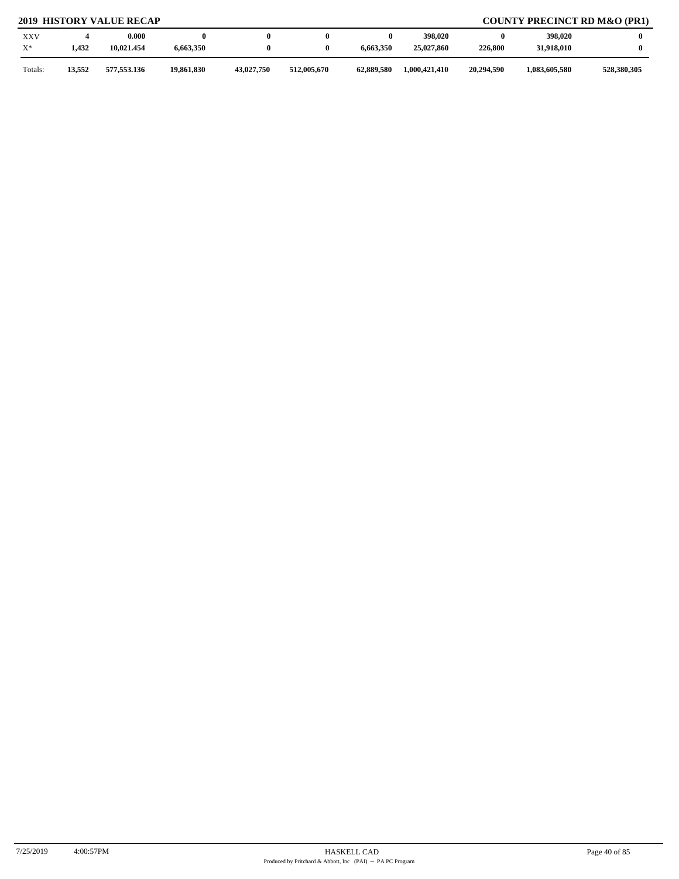## 2019 HISTORY VALUE RECAP

## COUNTY PRECINCT RD M&O (PR1)

| | | | | | | | | | | |
|---|---|---|---|---|---|---|---|---|---|---|
| XXV | 4 | 0.000 | 0 | 0 | 0 | 0 | 398,020 | 0 | 398,020 | 0 |
| X* | 1,432 | 10,021.454 | 6,663,350 | 0 | 0 | 6,663,350 | 25,027,860 | 226,800 | 31,918,010 | 0 |
| Totals: | 13,552 | 577,553.136 | 19,861,830 | 43,027,750 | 512,005,670 | 62,889,580 | 1,000,421,410 | 20,294,590 | 1,083,605,580 | 528,380,305 |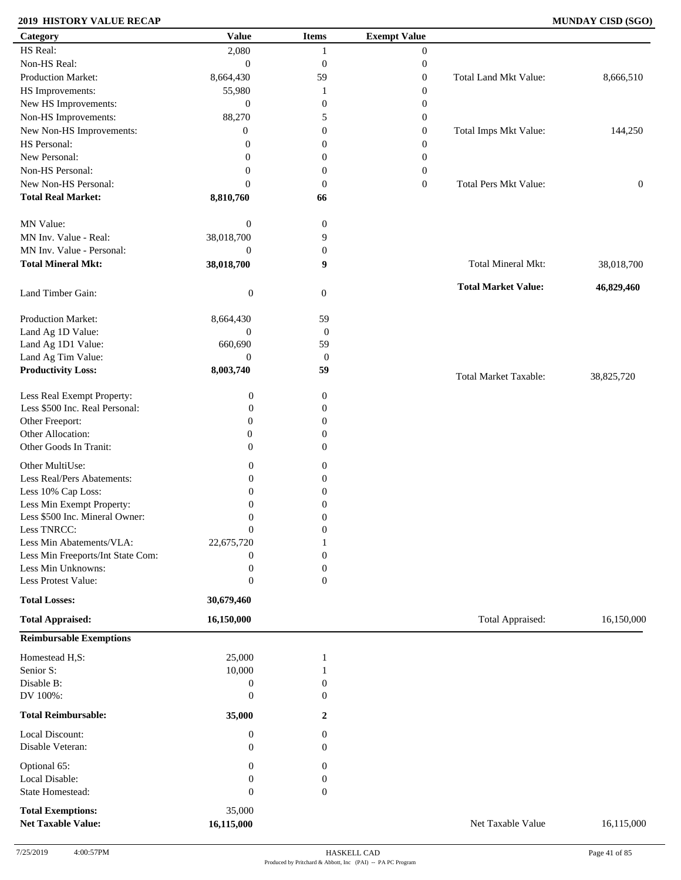**2019 HISTORY VALUE RECAP** **MUNDAY CISD (SGO)**

| Category | Value | Items | Exempt Value | | |
|---|---|---|---|---|---|
| HS Real: | 2,080 | 1 | 0 | | |
| Non-HS Real: | 0 | 0 | 0 | | |
| Production Market: | 8,664,430 | 59 | 0 | Total Land Mkt Value: | 8,666,510 |
| HS Improvements: | 55,980 | 1 | 0 | | |
| New HS Improvements: | 0 | 0 | 0 | | |
| Non-HS Improvements: | 88,270 | 5 | 0 | | |
| New Non-HS Improvements: | 0 | 0 | 0 | Total Imps Mkt Value: | 144,250 |
| HS Personal: | 0 | 0 | 0 | | |
| New Personal: | 0 | 0 | 0 | | |
| Non-HS Personal: | 0 | 0 | 0 | | |
| New Non-HS Personal: | 0 | 0 | 0 | Total Pers Mkt Value: | 0 |
| **Total Real Market:** | **8,810,760** | **66** | | | |
| MN Value: | 0 | 0 | | | |
| MN Inv. Value - Real: | 38,018,700 | 9 | | | |
| MN Inv. Value - Personal: | 0 | 0 | | | |
| **Total Mineral Mkt:** | **38,018,700** | **9** | | Total Mineral Mkt: | 38,018,700 |
| Land Timber Gain: | 0 | 0 | | **Total Market Value:** | **46,829,460** |
| Production Market: | 8,664,430 | 59 | | | |
| Land Ag 1D Value: | 0 | 0 | | | |
| Land Ag 1D1 Value: | 660,690 | 59 | | | |
| Land Ag Tim Value: | 0 | 0 | | | |
| **Productivity Loss:** | **8,003,740** | **59** | | Total Market Taxable: | 38,825,720 |
| Less Real Exempt Property: | 0 | 0 | | | |
| Less $500 Inc. Real Personal: | 0 | 0 | | | |
| Other Freeport: | 0 | 0 | | | |
| Other Allocation: | 0 | 0 | | | |
| Other Goods In Tranit: | 0 | 0 | | | |
| Other MultiUse: | 0 | 0 | | | |
| Less Real/Pers Abatements: | 0 | 0 | | | |
| Less 10% Cap Loss: | 0 | 0 | | | |
| Less Min Exempt Property: | 0 | 0 | | | |
| Less $500 Inc. Mineral Owner: | 0 | 0 | | | |
| Less TNRCC: | 0 | 0 | | | |
| Less Min Abatements/VLA: | 22,675,720 | 1 | | | |
| Less Min Freeports/Int State Com: | 0 | 0 | | | |
| Less Min Unknowns: | 0 | 0 | | | |
| Less Protest Value: | 0 | 0 | | | |
| **Total Losses:** | **30,679,460** | | | | |
| **Total Appraised:** | **16,150,000** | | | Total Appraised: | 16,150,000 |

**Reimbursable Exemptions**

| | Value | Items | | |
|---|---|---|---|---|
| Homestead H,S: | 25,000 | 1 | | |
| Senior S: | 10,000 | 1 | | |
| Disable B: | 0 | 0 | | |
| DV 100%: | 0 | 0 | | |
| **Total Reimbursable:** | **35,000** | **2** | | |
| Local Discount: | 0 | 0 | | |
| Disable Veteran: | 0 | 0 | | |
| Optional 65: | 0 | 0 | | |
| Local Disable: | 0 | 0 | | |
| State Homestead: | 0 | 0 | | |
| **Total Exemptions:** | 35,000 | | | |
| **Net Taxable Value:** | **16,115,000** | | Net Taxable Value | 16,115,000 |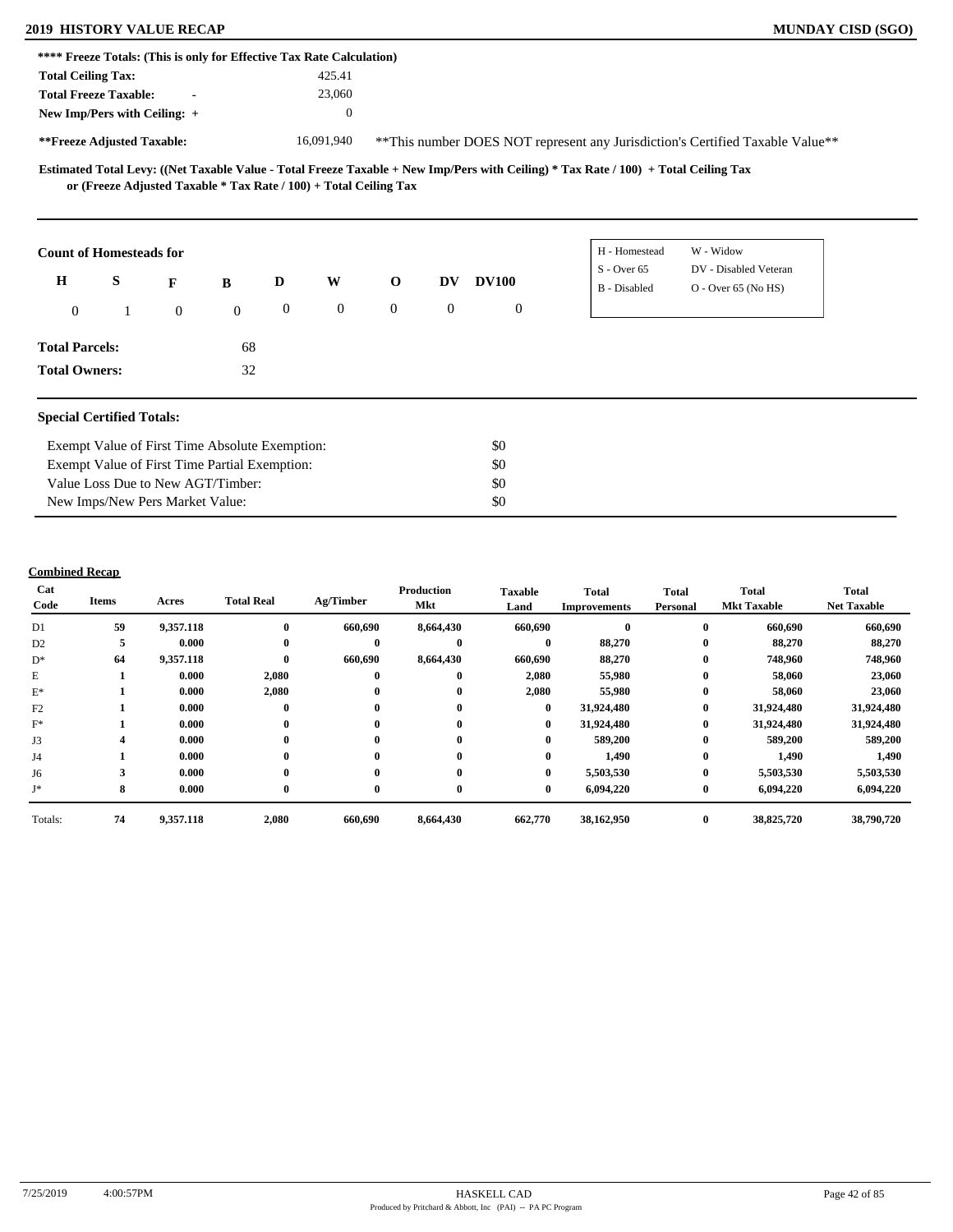## 2019 HISTORY VALUE RECAP

**MUNDAY CISD (SGO)**

**\*\*\*\* Freeze Totals: (This is only for Effective Tax Rate Calculation)**

| | |
|---|---|
| **Total Ceiling Tax:** | 425.41 |
| **Total Freeze Taxable:** - | 23,060 |
| **New Imp/Pers with Ceiling:** + | 0 |
| **\*\*Freeze Adjusted Taxable:** | 16,091,940 |

\*\*This number DOES NOT represent any Jurisdiction's Certified Taxable Value\*\*

**Estimated Total Levy: ((Net Taxable Value - Total Freeze Taxable + New Imp/Pers with Ceiling) \* Tax Rate / 100) + Total Ceiling Tax or (Freeze Adjusted Taxable \* Tax Rate / 100) + Total Ceiling Tax**

### Count of Homesteads for

| H | S | F | B | D | W | O | DV | DV100 |
|---|---|---|---|---|---|---|---|---|
| 0 | 1 | 0 | 0 | 0 | 0 | 0 | 0 | 0 |

| | |
|---|---|
| H - Homestead | W - Widow |
| S - Over 65 | DV - Disabled Veteran |
| B - Disabled | O - Over 65 (No HS) |

**Total Parcels:** 68

**Total Owners:** 32

### Special Certified Totals:

| | |
|---|---|
| Exempt Value of First Time Absolute Exemption: | $0 |
| Exempt Value of First Time Partial Exemption: | $0 |
| Value Loss Due to New AGT/Timber: | $0 |
| New Imps/New Pers Market Value: | $0 |

### Combined Recap

| Cat Code | Items | Acres | Total Real | Ag/Timber | Production Mkt | Taxable Land | Total Improvements | Total Personal | Total Mkt Taxable | Total Net Taxable |
|---|---|---|---|---|---|---|---|---|---|---|
| D1 | 59 | 9,357.118 | 0 | 660,690 | 8,664,430 | 660,690 | 0 | 0 | 660,690 | 660,690 |
| D2 | 5 | 0.000 | 0 | 0 | 0 | 0 | 88,270 | 0 | 88,270 | 88,270 |
| D\* | 64 | 9,357.118 | 0 | 660,690 | 8,664,430 | 660,690 | 88,270 | 0 | 748,960 | 748,960 |
| E | 1 | 0.000 | 2,080 | 0 | 0 | 2,080 | 55,980 | 0 | 58,060 | 23,060 |
| E\* | 1 | 0.000 | 2,080 | 0 | 0 | 2,080 | 55,980 | 0 | 58,060 | 23,060 |
| F2 | 1 | 0.000 | 0 | 0 | 0 | 0 | 31,924,480 | 0 | 31,924,480 | 31,924,480 |
| F\* | 1 | 0.000 | 0 | 0 | 0 | 0 | 31,924,480 | 0 | 31,924,480 | 31,924,480 |
| J3 | 4 | 0.000 | 0 | 0 | 0 | 0 | 589,200 | 0 | 589,200 | 589,200 |
| J4 | 1 | 0.000 | 0 | 0 | 0 | 0 | 1,490 | 0 | 1,490 | 1,490 |
| J6 | 3 | 0.000 | 0 | 0 | 0 | 0 | 5,503,530 | 0 | 5,503,530 | 5,503,530 |
| J\* | 8 | 0.000 | 0 | 0 | 0 | 0 | 6,094,220 | 0 | 6,094,220 | 6,094,220 |
| Totals: | 74 | 9,357.118 | 2,080 | 660,690 | 8,664,430 | 662,770 | 38,162,950 | 0 | 38,825,720 | 38,790,720 |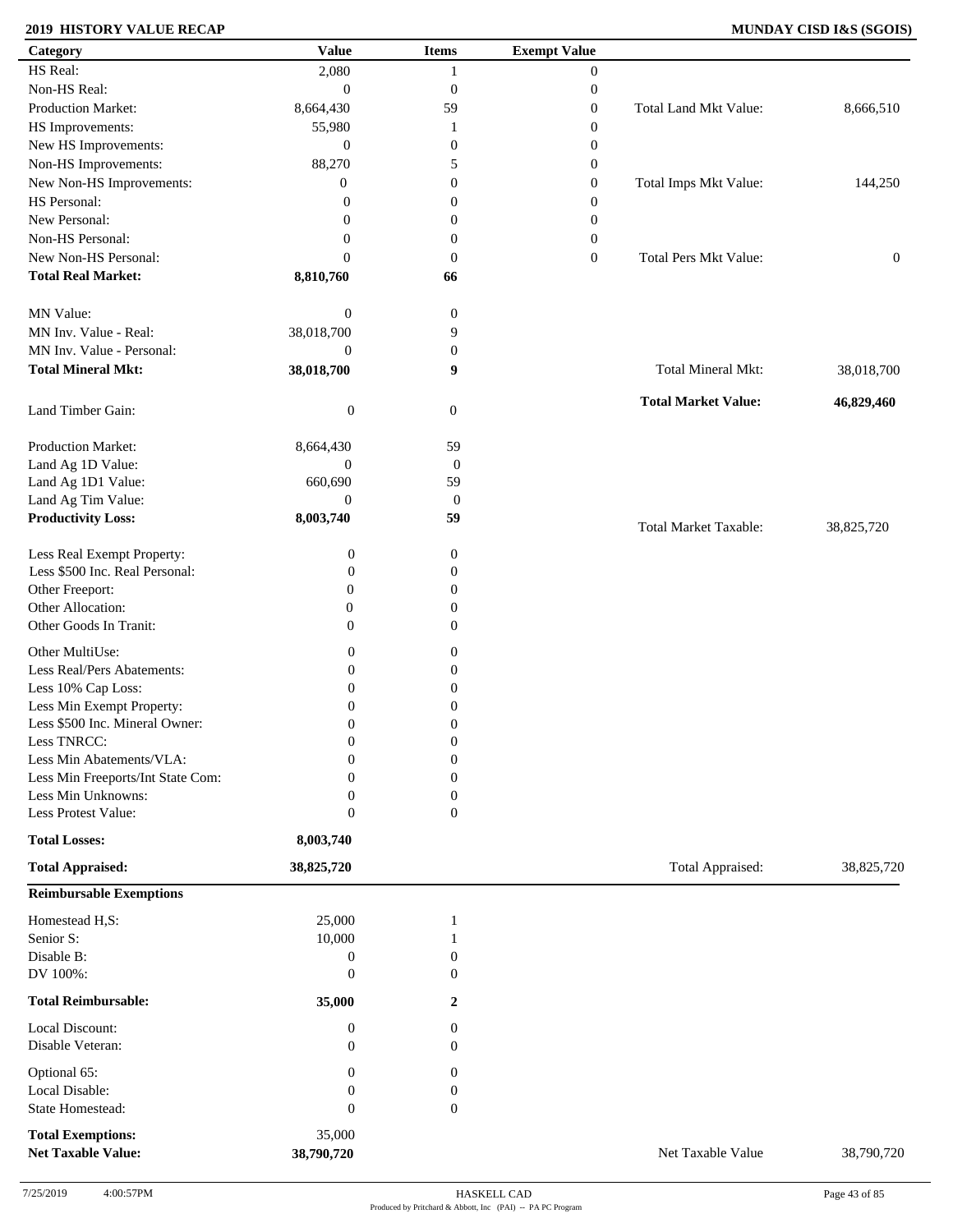**2019 HISTORY VALUE RECAP** — **MUNDAY CISD I&S (SGOIS)**

| Category | Value | Items | Exempt Value | | |
|---|---|---|---|---|---|
| HS Real: | 2,080 | 1 | 0 | | |
| Non-HS Real: | 0 | 0 | 0 | | |
| Production Market: | 8,664,430 | 59 | 0 | Total Land Mkt Value: | 8,666,510 |
| HS Improvements: | 55,980 | 1 | 0 | | |
| New HS Improvements: | 0 | 0 | 0 | | |
| Non-HS Improvements: | 88,270 | 5 | 0 | | |
| New Non-HS Improvements: | 0 | 0 | 0 | Total Imps Mkt Value: | 144,250 |
| HS Personal: | 0 | 0 | 0 | | |
| New Personal: | 0 | 0 | 0 | | |
| Non-HS Personal: | 0 | 0 | 0 | | |
| New Non-HS Personal: | 0 | 0 | 0 | Total Pers Mkt Value: | 0 |
| **Total Real Market:** | **8,810,760** | **66** | | | |
| MN Value: | 0 | 0 | | | |
| MN Inv. Value - Real: | 38,018,700 | 9 | | | |
| MN Inv. Value - Personal: | 0 | 0 | | | |
| **Total Mineral Mkt:** | **38,018,700** | **9** | | Total Mineral Mkt: | 38,018,700 |
| | | | | **Total Market Value:** | **46,829,460** |
| Land Timber Gain: | 0 | 0 | | | |
| Production Market: | 8,664,430 | 59 | | | |
| Land Ag 1D Value: | 0 | 0 | | | |
| Land Ag 1D1 Value: | 660,690 | 59 | | | |
| Land Ag Tim Value: | 0 | 0 | | | |
| **Productivity Loss:** | **8,003,740** | **59** | | Total Market Taxable: | 38,825,720 |
| Less Real Exempt Property: | 0 | 0 | | | |
| Less $500 Inc. Real Personal: | 0 | 0 | | | |
| Other Freeport: | 0 | 0 | | | |
| Other Allocation: | 0 | 0 | | | |
| Other Goods In Tranit: | 0 | 0 | | | |
| Other MultiUse: | 0 | 0 | | | |
| Less Real/Pers Abatements: | 0 | 0 | | | |
| Less 10% Cap Loss: | 0 | 0 | | | |
| Less Min Exempt Property: | 0 | 0 | | | |
| Less $500 Inc. Mineral Owner: | 0 | 0 | | | |
| Less TNRCC: | 0 | 0 | | | |
| Less Min Abatements/VLA: | 0 | 0 | | | |
| Less Min Freeports/Int State Com: | 0 | 0 | | | |
| Less Min Unknowns: | 0 | 0 | | | |
| Less Protest Value: | 0 | 0 | | | |
| **Total Losses:** | **8,003,740** | | | | |
| **Total Appraised:** | **38,825,720** | | | Total Appraised: | 38,825,720 |

**Reimbursable Exemptions**

| Category | Value | Items | | |
|---|---|---|---|---|
| Homestead H,S: | 25,000 | 1 | | |
| Senior S: | 10,000 | 1 | | |
| Disable B: | 0 | 0 | | |
| DV 100%: | 0 | 0 | | |
| **Total Reimbursable:** | **35,000** | **2** | | |
| Local Discount: | 0 | 0 | | |
| Disable Veteran: | 0 | 0 | | |
| Optional 65: | 0 | 0 | | |
| Local Disable: | 0 | 0 | | |
| State Homestead: | 0 | 0 | | |
| **Total Exemptions:** | 35,000 | | | |
| **Net Taxable Value:** | **38,790,720** | | Net Taxable Value | 38,790,720 |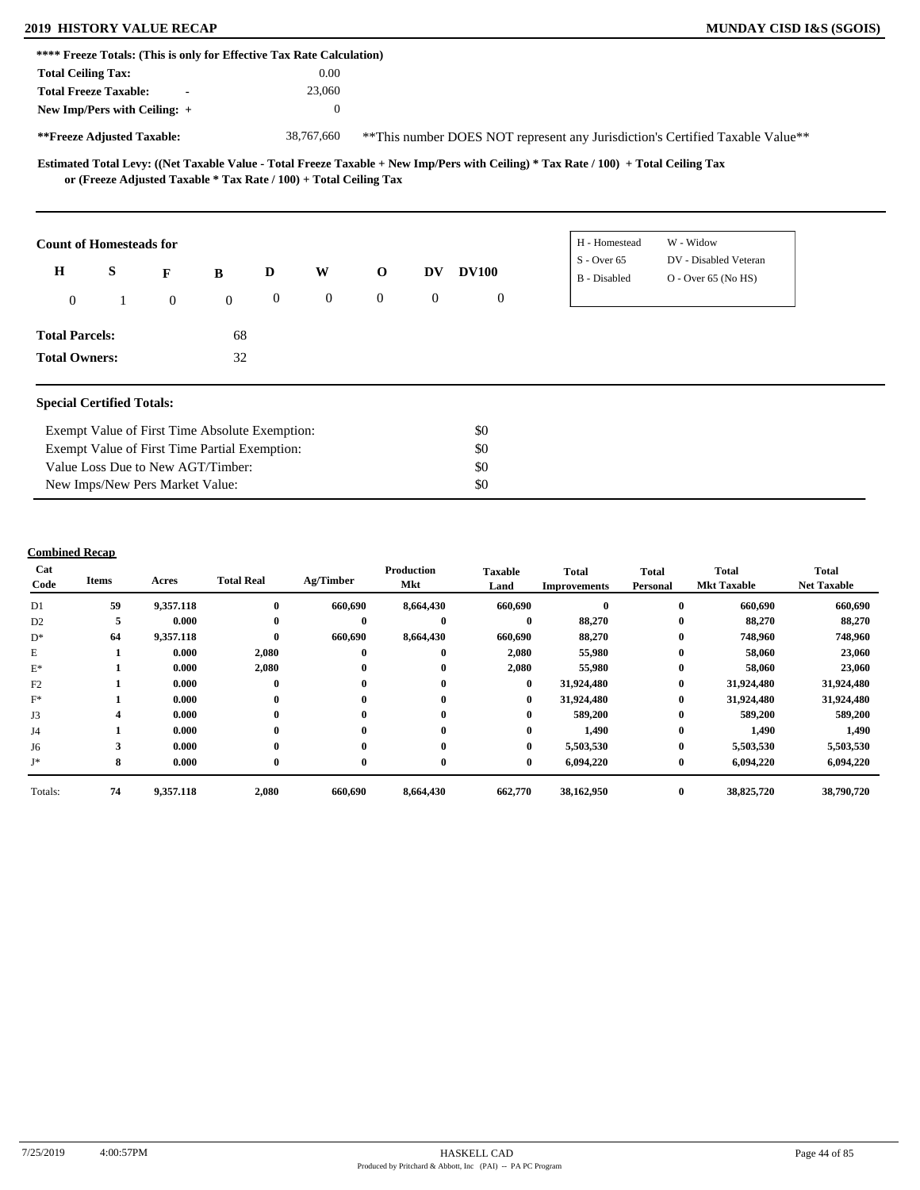## 2019 HISTORY VALUE RECAP

## MUNDAY CISD I&S (SGOIS)

**** Freeze Totals: (This is only for Effective Tax Rate Calculation)**

| | |
|---|---|
| **Total Ceiling Tax:** | 0.00 |
| **Total Freeze Taxable:** - | 23,060 |
| **New Imp/Pers with Ceiling:** + | 0 |
| ****Freeze Adjusted Taxable:** | 38,767,660 |

**This number DOES NOT represent any Jurisdiction's Certified Taxable Value**

**Estimated Total Levy: ((Net Taxable Value - Total Freeze Taxable + New Imp/Pers with Ceiling) * Tax Rate / 100) + Total Ceiling Tax or (Freeze Adjusted Taxable * Tax Rate / 100) + Total Ceiling Tax**

### Count of Homesteads for

| H | S | F | B | D | W | O | DV | DV100 |
|---|---|---|---|---|---|---|---|---|
| 0 | 1 | 0 | 0 | 0 | 0 | 0 | 0 | 0 |

| | |
|---|---|
| H - Homestead | W - Widow |
| S - Over 65 | DV - Disabled Veteran |
| B - Disabled | O - Over 65 (No HS) |

**Total Parcels:** 68

**Total Owners:** 32

### Special Certified Totals:

| | |
|---|---|
| Exempt Value of First Time Absolute Exemption: | $0 |
| Exempt Value of First Time Partial Exemption: | $0 |
| Value Loss Due to New AGT/Timber: | $0 |
| New Imps/New Pers Market Value: | $0 |

### Combined Recap

| Cat Code | Items | Acres | Total Real | Ag/Timber | Production Mkt | Taxable Land | Total Improvements | Total Personal | Total Mkt Taxable | Total Net Taxable |
|---|---|---|---|---|---|---|---|---|---|---|
| D1 | 59 | 9,357.118 | 0 | 660,690 | 8,664,430 | 660,690 | 0 | 0 | 660,690 | 660,690 |
| D2 | 5 | 0.000 | 0 | 0 | 0 | 0 | 88,270 | 0 | 88,270 | 88,270 |
| D* | 64 | 9,357.118 | 0 | 660,690 | 8,664,430 | 660,690 | 88,270 | 0 | 748,960 | 748,960 |
| E | 1 | 0.000 | 2,080 | 0 | 0 | 2,080 | 55,980 | 0 | 58,060 | 23,060 |
| E* | 1 | 0.000 | 2,080 | 0 | 0 | 2,080 | 55,980 | 0 | 58,060 | 23,060 |
| F2 | 1 | 0.000 | 0 | 0 | 0 | 0 | 31,924,480 | 0 | 31,924,480 | 31,924,480 |
| F* | 1 | 0.000 | 0 | 0 | 0 | 0 | 31,924,480 | 0 | 31,924,480 | 31,924,480 |
| J3 | 4 | 0.000 | 0 | 0 | 0 | 0 | 589,200 | 0 | 589,200 | 589,200 |
| J4 | 1 | 0.000 | 0 | 0 | 0 | 0 | 1,490 | 0 | 1,490 | 1,490 |
| J6 | 3 | 0.000 | 0 | 0 | 0 | 0 | 5,503,530 | 0 | 5,503,530 | 5,503,530 |
| J* | 8 | 0.000 | 0 | 0 | 0 | 0 | 6,094,220 | 0 | 6,094,220 | 6,094,220 |
| Totals: | 74 | 9,357.118 | 2,080 | 660,690 | 8,664,430 | 662,770 | 38,162,950 | 0 | 38,825,720 | 38,790,720 |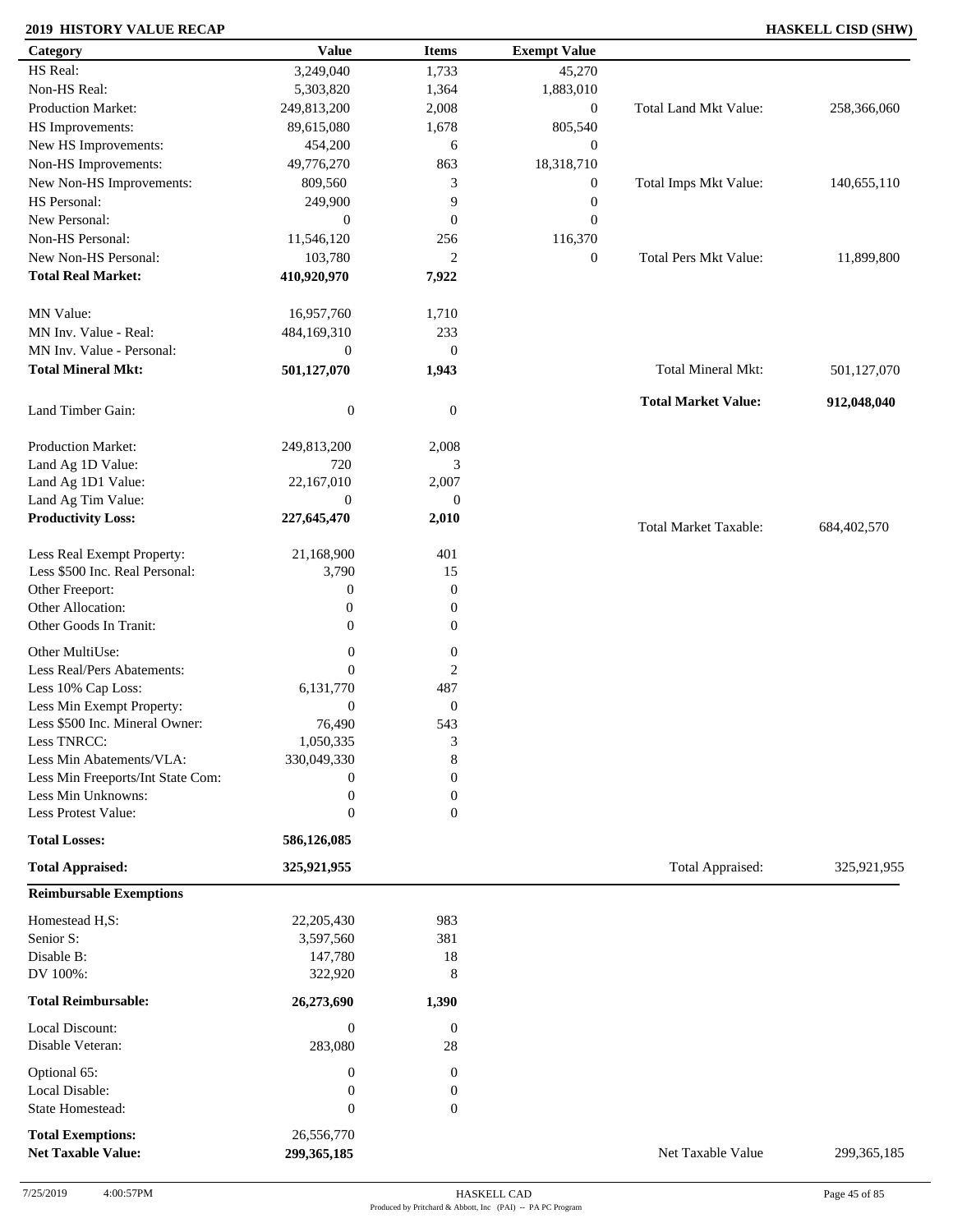**2019 HISTORY VALUE RECAP** | **HASKELL CISD (SHW)**

| Category | Value | Items | Exempt Value | | |
|---|---|---|---|---|---|
| HS Real: | 3,249,040 | 1,733 | 45,270 | | |
| Non-HS Real: | 5,303,820 | 1,364 | 1,883,010 | | |
| Production Market: | 249,813,200 | 2,008 | 0 | Total Land Mkt Value: | 258,366,060 |
| HS Improvements: | 89,615,080 | 1,678 | 805,540 | | |
| New HS Improvements: | 454,200 | 6 | 0 | | |
| Non-HS Improvements: | 49,776,270 | 863 | 18,318,710 | | |
| New Non-HS Improvements: | 809,560 | 3 | 0 | Total Imps Mkt Value: | 140,655,110 |
| HS Personal: | 249,900 | 9 | 0 | | |
| New Personal: | 0 | 0 | 0 | | |
| Non-HS Personal: | 11,546,120 | 256 | 116,370 | | |
| New Non-HS Personal: | 103,780 | 2 | 0 | Total Pers Mkt Value: | 11,899,800 |
| **Total Real Market:** | **410,920,970** | **7,922** | | | |
| MN Value: | 16,957,760 | 1,710 | | | |
| MN Inv. Value - Real: | 484,169,310 | 233 | | | |
| MN Inv. Value - Personal: | 0 | 0 | | | |
| **Total Mineral Mkt:** | **501,127,070** | **1,943** | | Total Mineral Mkt: | 501,127,070 |
| Land Timber Gain: | 0 | 0 | | **Total Market Value:** | **912,048,040** |
| Production Market: | 249,813,200 | 2,008 | | | |
| Land Ag 1D Value: | 720 | 3 | | | |
| Land Ag 1D1 Value: | 22,167,010 | 2,007 | | | |
| Land Ag Tim Value: | 0 | 0 | | | |
| **Productivity Loss:** | **227,645,470** | **2,010** | | Total Market Taxable: | 684,402,570 |
| Less Real Exempt Property: | 21,168,900 | 401 | | | |
| Less $500 Inc. Real Personal: | 3,790 | 15 | | | |
| Other Freeport: | 0 | 0 | | | |
| Other Allocation: | 0 | 0 | | | |
| Other Goods In Tranit: | 0 | 0 | | | |
| Other MultiUse: | 0 | 0 | | | |
| Less Real/Pers Abatements: | 0 | 2 | | | |
| Less 10% Cap Loss: | 6,131,770 | 487 | | | |
| Less Min Exempt Property: | 0 | 0 | | | |
| Less $500 Inc. Mineral Owner: | 76,490 | 543 | | | |
| Less TNRCC: | 1,050,335 | 3 | | | |
| Less Min Abatements/VLA: | 330,049,330 | 8 | | | |
| Less Min Freeports/Int State Com: | 0 | 0 | | | |
| Less Min Unknowns: | 0 | 0 | | | |
| Less Protest Value: | 0 | 0 | | | |
| **Total Losses:** | **586,126,085** | | | | |
| **Total Appraised:** | **325,921,955** | | | Total Appraised: | 325,921,955 |
| **Reimbursable Exemptions** | | | | | |
| Homestead H,S: | 22,205,430 | 983 | | | |
| Senior S: | 3,597,560 | 381 | | | |
| Disable B: | 147,780 | 18 | | | |
| DV 100%: | 322,920 | 8 | | | |
| **Total Reimbursable:** | **26,273,690** | **1,390** | | | |
| Local Discount: | 0 | 0 | | | |
| Disable Veteran: | 283,080 | 28 | | | |
| Optional 65: | 0 | 0 | | | |
| Local Disable: | 0 | 0 | | | |
| State Homestead: | 0 | 0 | | | |
| **Total Exemptions:** | 26,556,770 | | | | |
| **Net Taxable Value:** | **299,365,185** | | | Net Taxable Value | 299,365,185 |

7/25/2019 4:00:57PM HASKELL CAD

Produced by Pritchard & Abbott, Inc (PAI) -- PA PC Program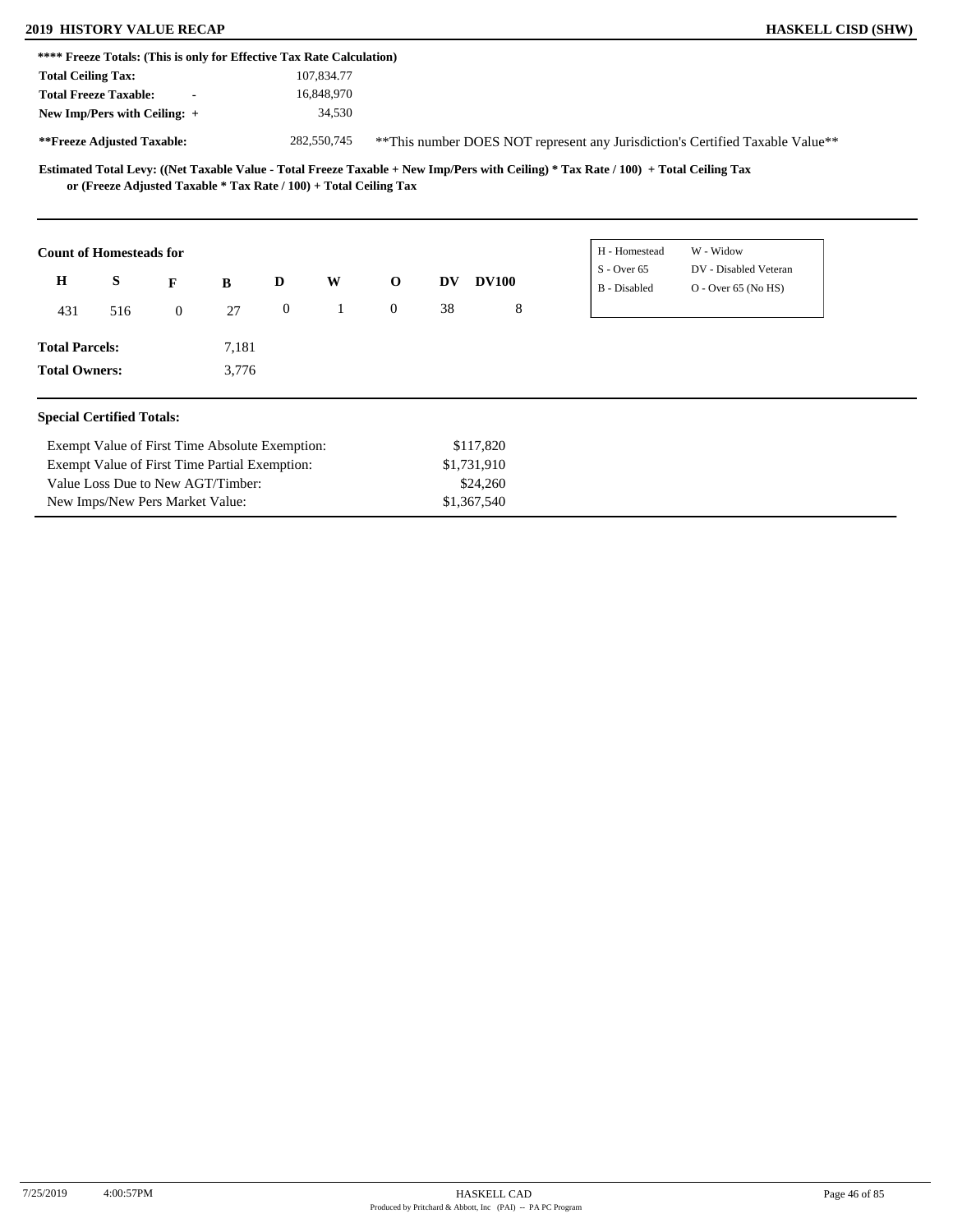**\*\*\*\* Freeze Totals: (This is only for Effective Tax Rate Calculation)**

| | |
|---|---|
| **Total Ceiling Tax:** | 107,834.77 |
| **Total Freeze Taxable:** - | 16,848,970 |
| **New Imp/Pers with Ceiling:** + | 34,530 |
| **\*\*Freeze Adjusted Taxable:** | 282,550,745 |

\*\*This number DOES NOT represent any Jurisdiction's Certified Taxable Value\*\*

**Estimated Total Levy: ((Net Taxable Value - Total Freeze Taxable + New Imp/Pers with Ceiling) \* Tax Rate / 100) + Total Ceiling Tax or (Freeze Adjusted Taxable \* Tax Rate / 100) + Total Ceiling Tax**

**Count of Homesteads for**

| H | S | F | B | D | W | O | DV | DV100 |
|---|---|---|---|---|---|---|---|---|
| 431 | 516 | 0 | 27 | 0 | 1 | 0 | 38 | 8 |

| | |
|---|---|
| H - Homestead | W - Widow |
| S - Over 65 | DV - Disabled Veteran |
| B - Disabled | O - Over 65 (No HS) |

**Total Parcels:** 7,181

**Total Owners:** 3,776

**Special Certified Totals:**

| | |
|---|---|
| Exempt Value of First Time Absolute Exemption: | $117,820 |
| Exempt Value of First Time Partial Exemption: | $1,731,910 |
| Value Loss Due to New AGT/Timber: | $24,260 |
| New Imps/New Pers Market Value: | $1,367,540 |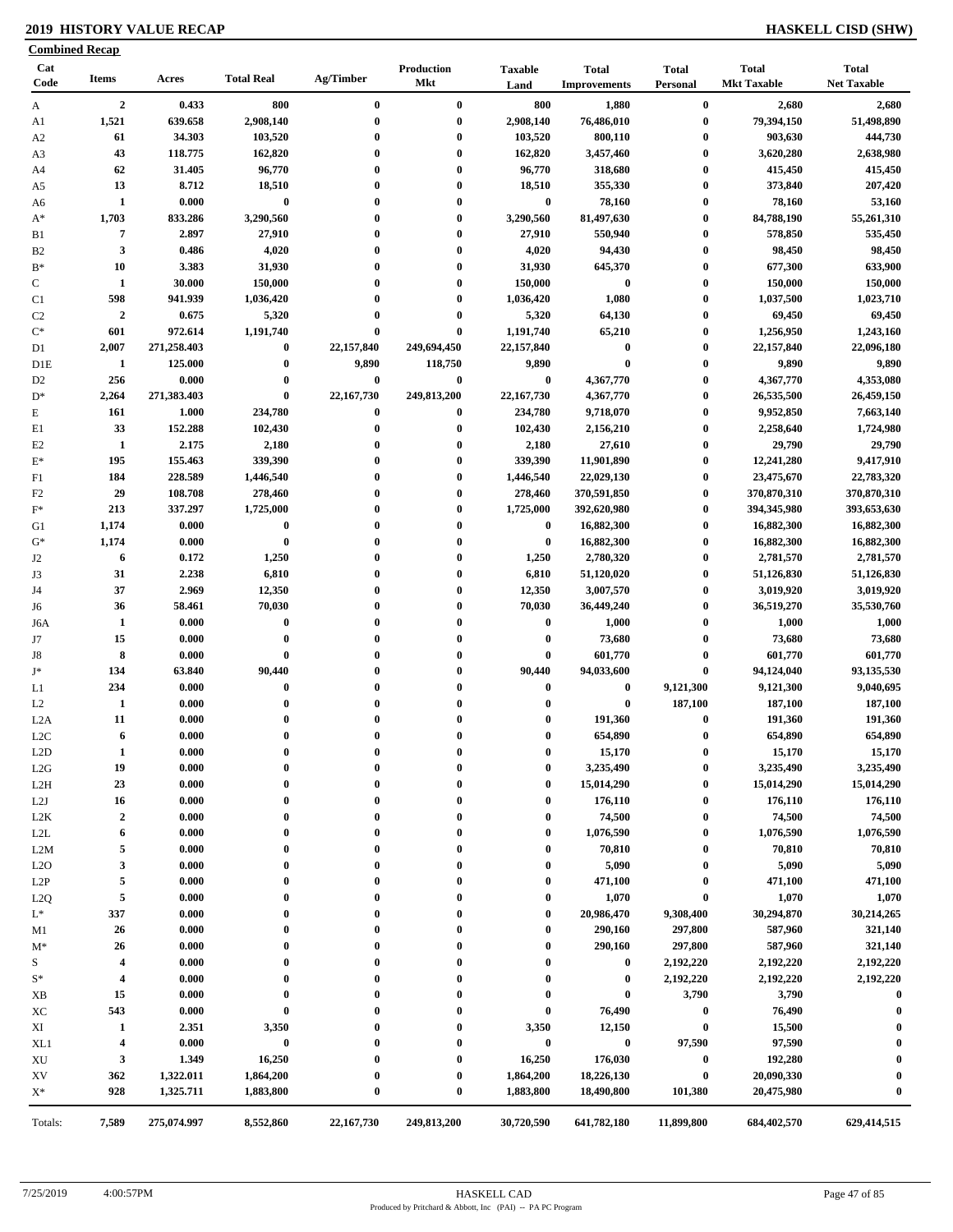## 2019 HISTORY VALUE RECAP

**HASKELL CISD (SHW)**

**Combined Recap**

| Cat Code | Items | Acres | Total Real | Ag/Timber | Production Mkt | Taxable Land | Total Improvements | Total Personal | Total Mkt Taxable | Total Net Taxable |
|---|---|---|---|---|---|---|---|---|---|---|
| A | 2 | 0.433 | 800 | 0 | 0 | 800 | 1,880 | 0 | 2,680 | 2,680 |
| A1 | 1,521 | 639.658 | 2,908,140 | 0 | 0 | 2,908,140 | 76,486,010 | 0 | 79,394,150 | 51,498,890 |
| A2 | 61 | 34.303 | 103,520 | 0 | 0 | 103,520 | 800,110 | 0 | 903,630 | 444,730 |
| A3 | 43 | 118.775 | 162,820 | 0 | 0 | 162,820 | 3,457,460 | 0 | 3,620,280 | 2,638,980 |
| A4 | 62 | 31.405 | 96,770 | 0 | 0 | 96,770 | 318,680 | 0 | 415,450 | 415,450 |
| A5 | 13 | 8.712 | 18,510 | 0 | 0 | 18,510 | 355,330 | 0 | 373,840 | 207,420 |
| A6 | 1 | 0.000 | 0 | 0 | 0 | 0 | 78,160 | 0 | 78,160 | 53,160 |
| A* | 1,703 | 833.286 | 3,290,560 | 0 | 0 | 3,290,560 | 81,497,630 | 0 | 84,788,190 | 55,261,310 |
| B1 | 7 | 2.897 | 27,910 | 0 | 0 | 27,910 | 550,940 | 0 | 578,850 | 535,450 |
| B2 | 3 | 0.486 | 4,020 | 0 | 0 | 4,020 | 94,430 | 0 | 98,450 | 98,450 |
| B* | 10 | 3.383 | 31,930 | 0 | 0 | 31,930 | 645,370 | 0 | 677,300 | 633,900 |
| C | 1 | 30.000 | 150,000 | 0 | 0 | 150,000 | 0 | 0 | 150,000 | 150,000 |
| C1 | 598 | 941.939 | 1,036,420 | 0 | 0 | 1,036,420 | 1,080 | 0 | 1,037,500 | 1,023,710 |
| C2 | 2 | 0.675 | 5,320 | 0 | 0 | 5,320 | 64,130 | 0 | 69,450 | 69,450 |
| C* | 601 | 972.614 | 1,191,740 | 0 | 0 | 1,191,740 | 65,210 | 0 | 1,256,950 | 1,243,160 |
| D1 | 2,007 | 271,258.403 | 0 | 22,157,840 | 249,694,450 | 22,157,840 | 0 | 0 | 22,157,840 | 22,096,180 |
| D1E | 1 | 125.000 | 0 | 9,890 | 118,750 | 9,890 | 0 | 0 | 9,890 | 9,890 |
| D2 | 256 | 0.000 | 0 | 0 | 0 | 0 | 4,367,770 | 0 | 4,367,770 | 4,353,080 |
| D* | 2,264 | 271,383.403 | 0 | 22,167,730 | 249,813,200 | 22,167,730 | 4,367,770 | 0 | 26,535,500 | 26,459,150 |
| E | 161 | 1.000 | 234,780 | 0 | 0 | 234,780 | 9,718,070 | 0 | 9,952,850 | 7,663,140 |
| E1 | 33 | 152.288 | 102,430 | 0 | 0 | 102,430 | 2,156,210 | 0 | 2,258,640 | 1,724,980 |
| E2 | 1 | 2.175 | 2,180 | 0 | 0 | 2,180 | 27,610 | 0 | 29,790 | 29,790 |
| E* | 195 | 155.463 | 339,390 | 0 | 0 | 339,390 | 11,901,890 | 0 | 12,241,280 | 9,417,910 |
| F1 | 184 | 228.589 | 1,446,540 | 0 | 0 | 1,446,540 | 22,029,130 | 0 | 23,475,670 | 22,783,320 |
| F2 | 29 | 108.708 | 278,460 | 0 | 0 | 278,460 | 370,591,850 | 0 | 370,870,310 | 370,870,310 |
| F* | 213 | 337.297 | 1,725,000 | 0 | 0 | 1,725,000 | 392,620,980 | 0 | 394,345,980 | 393,653,630 |
| G1 | 1,174 | 0.000 | 0 | 0 | 0 | 0 | 16,882,300 | 0 | 16,882,300 | 16,882,300 |
| G* | 1,174 | 0.000 | 0 | 0 | 0 | 0 | 16,882,300 | 0 | 16,882,300 | 16,882,300 |
| J2 | 6 | 0.172 | 1,250 | 0 | 0 | 1,250 | 2,780,320 | 0 | 2,781,570 | 2,781,570 |
| J3 | 31 | 2.238 | 6,810 | 0 | 0 | 6,810 | 51,120,020 | 0 | 51,126,830 | 51,126,830 |
| J4 | 37 | 2.969 | 12,350 | 0 | 0 | 12,350 | 3,007,570 | 0 | 3,019,920 | 3,019,920 |
| J6 | 36 | 58.461 | 70,030 | 0 | 0 | 70,030 | 36,449,240 | 0 | 36,519,270 | 35,530,760 |
| J6A | 1 | 0.000 | 0 | 0 | 0 | 0 | 1,000 | 0 | 1,000 | 1,000 |
| J7 | 15 | 0.000 | 0 | 0 | 0 | 0 | 73,680 | 0 | 73,680 | 73,680 |
| J8 | 8 | 0.000 | 0 | 0 | 0 | 0 | 601,770 | 0 | 601,770 | 601,770 |
| J* | 134 | 63.840 | 90,440 | 0 | 0 | 90,440 | 94,033,600 | 0 | 94,124,040 | 93,135,530 |
| L1 | 234 | 0.000 | 0 | 0 | 0 | 0 | 0 | 9,121,300 | 9,121,300 | 9,040,695 |
| L2 | 1 | 0.000 | 0 | 0 | 0 | 0 | 0 | 187,100 | 187,100 | 187,100 |
| L2A | 11 | 0.000 | 0 | 0 | 0 | 0 | 191,360 | 0 | 191,360 | 191,360 |
| L2C | 6 | 0.000 | 0 | 0 | 0 | 0 | 654,890 | 0 | 654,890 | 654,890 |
| L2D | 1 | 0.000 | 0 | 0 | 0 | 0 | 15,170 | 0 | 15,170 | 15,170 |
| L2G | 19 | 0.000 | 0 | 0 | 0 | 0 | 3,235,490 | 0 | 3,235,490 | 3,235,490 |
| L2H | 23 | 0.000 | 0 | 0 | 0 | 0 | 15,014,290 | 0 | 15,014,290 | 15,014,290 |
| L2J | 16 | 0.000 | 0 | 0 | 0 | 0 | 176,110 | 0 | 176,110 | 176,110 |
| L2K | 2 | 0.000 | 0 | 0 | 0 | 0 | 74,500 | 0 | 74,500 | 74,500 |
| L2L | 6 | 0.000 | 0 | 0 | 0 | 0 | 1,076,590 | 0 | 1,076,590 | 1,076,590 |
| L2M | 5 | 0.000 | 0 | 0 | 0 | 0 | 70,810 | 0 | 70,810 | 70,810 |
| L2O | 3 | 0.000 | 0 | 0 | 0 | 0 | 5,090 | 0 | 5,090 | 5,090 |
| L2P | 5 | 0.000 | 0 | 0 | 0 | 0 | 471,100 | 0 | 471,100 | 471,100 |
| L2Q | 5 | 0.000 | 0 | 0 | 0 | 0 | 1,070 | 0 | 1,070 | 1,070 |
| L* | 337 | 0.000 | 0 | 0 | 0 | 0 | 20,986,470 | 9,308,400 | 30,294,870 | 30,214,265 |
| M1 | 26 | 0.000 | 0 | 0 | 0 | 0 | 290,160 | 297,800 | 587,960 | 321,140 |
| M* | 26 | 0.000 | 0 | 0 | 0 | 0 | 290,160 | 297,800 | 587,960 | 321,140 |
| S | 4 | 0.000 | 0 | 0 | 0 | 0 | 0 | 2,192,220 | 2,192,220 | 2,192,220 |
| S* | 4 | 0.000 | 0 | 0 | 0 | 0 | 0 | 2,192,220 | 2,192,220 | 2,192,220 |
| XB | 15 | 0.000 | 0 | 0 | 0 | 0 | 0 | 3,790 | 3,790 | 0 |
| XC | 543 | 0.000 | 0 | 0 | 0 | 0 | 76,490 | 0 | 76,490 | 0 |
| XI | 1 | 2.351 | 3,350 | 0 | 0 | 3,350 | 12,150 | 0 | 15,500 | 0 |
| XL1 | 4 | 0.000 | 0 | 0 | 0 | 0 | 0 | 97,590 | 97,590 | 0 |
| XU | 3 | 1.349 | 16,250 | 0 | 0 | 16,250 | 176,030 | 0 | 192,280 | 0 |
| XV | 362 | 1,322.011 | 1,864,200 | 0 | 0 | 1,864,200 | 18,226,130 | 0 | 20,090,330 | 0 |
| X* | 928 | 1,325.711 | 1,883,800 | 0 | 0 | 1,883,800 | 18,490,800 | 101,380 | 20,475,980 | 0 |
| Totals: | 7,589 | 275,074.997 | 8,552,860 | 22,167,730 | 249,813,200 | 30,720,590 | 641,782,180 | 11,899,800 | 684,402,570 | 629,414,515 |

7/25/2019 4:00:57PM HASKELL CAD

Produced by Pritchard & Abbott, Inc (PAI) -- PA PC Program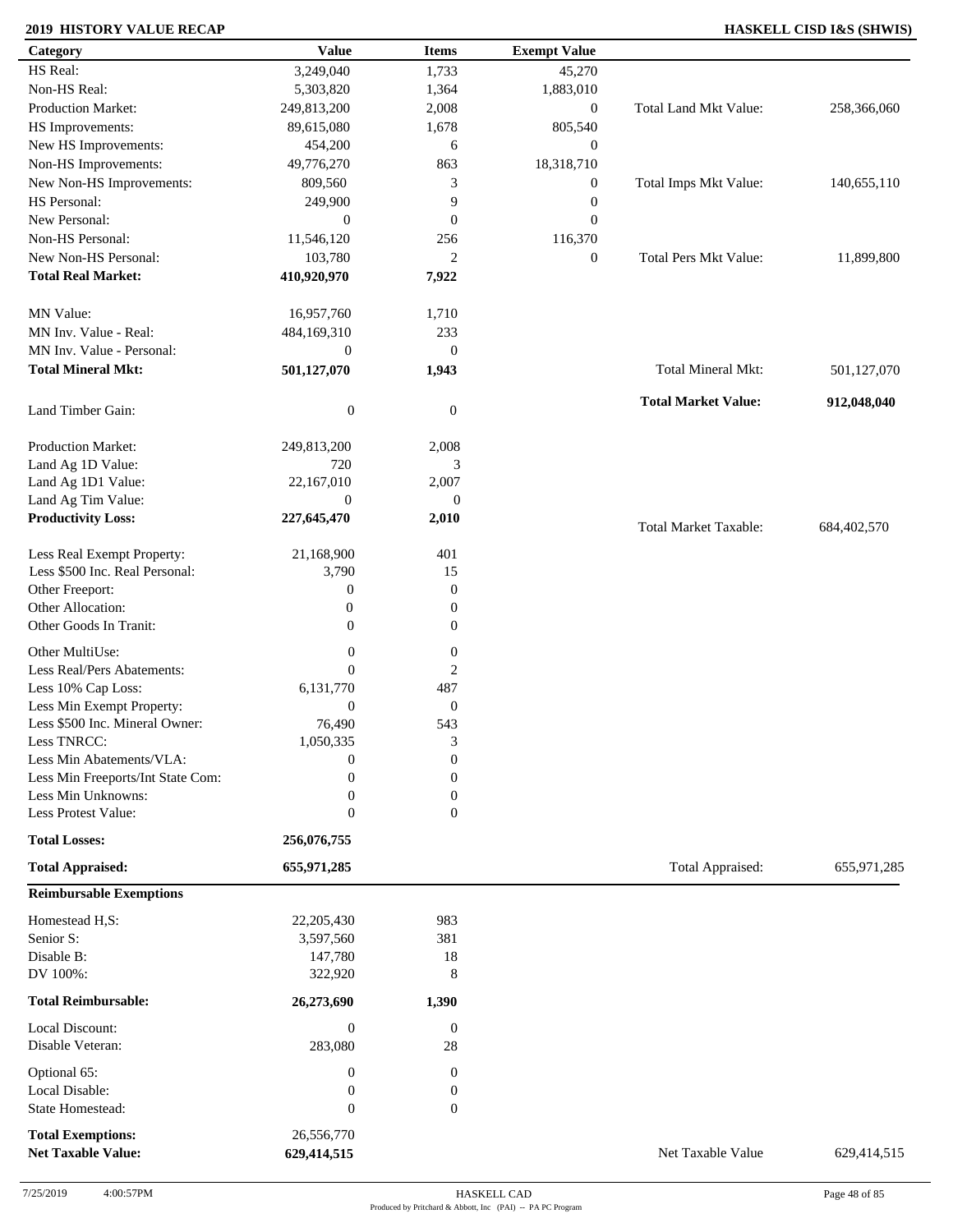**2019 HISTORY VALUE RECAP** **HASKELL CISD I&S (SHWIS)**

| Category | Value | Items | Exempt Value | | |
|---|---|---|---|---|---|
| HS Real: | 3,249,040 | 1,733 | 45,270 | | |
| Non-HS Real: | 5,303,820 | 1,364 | 1,883,010 | | |
| Production Market: | 249,813,200 | 2,008 | 0 | Total Land Mkt Value: | 258,366,060 |
| HS Improvements: | 89,615,080 | 1,678 | 805,540 | | |
| New HS Improvements: | 454,200 | 6 | 0 | | |
| Non-HS Improvements: | 49,776,270 | 863 | 18,318,710 | | |
| New Non-HS Improvements: | 809,560 | 3 | 0 | Total Imps Mkt Value: | 140,655,110 |
| HS Personal: | 249,900 | 9 | 0 | | |
| New Personal: | 0 | 0 | 0 | | |
| Non-HS Personal: | 11,546,120 | 256 | 116,370 | | |
| New Non-HS Personal: | 103,780 | 2 | 0 | Total Pers Mkt Value: | 11,899,800 |
| **Total Real Market:** | **410,920,970** | **7,922** | | | |
| MN Value: | 16,957,760 | 1,710 | | | |
| MN Inv. Value - Real: | 484,169,310 | 233 | | | |
| MN Inv. Value - Personal: | 0 | 0 | | | |
| **Total Mineral Mkt:** | **501,127,070** | **1,943** | | Total Mineral Mkt: | 501,127,070 |
| Land Timber Gain: | 0 | 0 | | **Total Market Value:** | **912,048,040** |
| Production Market: | 249,813,200 | 2,008 | | | |
| Land Ag 1D Value: | 720 | 3 | | | |
| Land Ag 1D1 Value: | 22,167,010 | 2,007 | | | |
| Land Ag Tim Value: | 0 | 0 | | | |
| **Productivity Loss:** | **227,645,470** | **2,010** | | Total Market Taxable: | 684,402,570 |
| Less Real Exempt Property: | 21,168,900 | 401 | | | |
| Less $500 Inc. Real Personal: | 3,790 | 15 | | | |
| Other Freeport: | 0 | 0 | | | |
| Other Allocation: | 0 | 0 | | | |
| Other Goods In Tranit: | 0 | 0 | | | |
| Other MultiUse: | 0 | 0 | | | |
| Less Real/Pers Abatements: | 0 | 2 | | | |
| Less 10% Cap Loss: | 6,131,770 | 487 | | | |
| Less Min Exempt Property: | 0 | 0 | | | |
| Less $500 Inc. Mineral Owner: | 76,490 | 543 | | | |
| Less TNRCC: | 1,050,335 | 3 | | | |
| Less Min Abatements/VLA: | 0 | 0 | | | |
| Less Min Freeports/Int State Com: | 0 | 0 | | | |
| Less Min Unknowns: | 0 | 0 | | | |
| Less Protest Value: | 0 | 0 | | | |
| **Total Losses:** | **256,076,755** | | | | |
| **Total Appraised:** | **655,971,285** | | | Total Appraised: | 655,971,285 |

**Reimbursable Exemptions**

| Category | Value | Items | | |
|---|---|---|---|---|
| Homestead H,S: | 22,205,430 | 983 | | |
| Senior S: | 3,597,560 | 381 | | |
| Disable B: | 147,780 | 18 | | |
| DV 100%: | 322,920 | 8 | | |
| **Total Reimbursable:** | **26,273,690** | **1,390** | | |
| Local Discount: | 0 | 0 | | |
| Disable Veteran: | 283,080 | 28 | | |
| Optional 65: | 0 | 0 | | |
| Local Disable: | 0 | 0 | | |
| State Homestead: | 0 | 0 | | |
| **Total Exemptions:** | 26,556,770 | | | |
| **Net Taxable Value:** | **629,414,515** | | Net Taxable Value | 629,414,515 |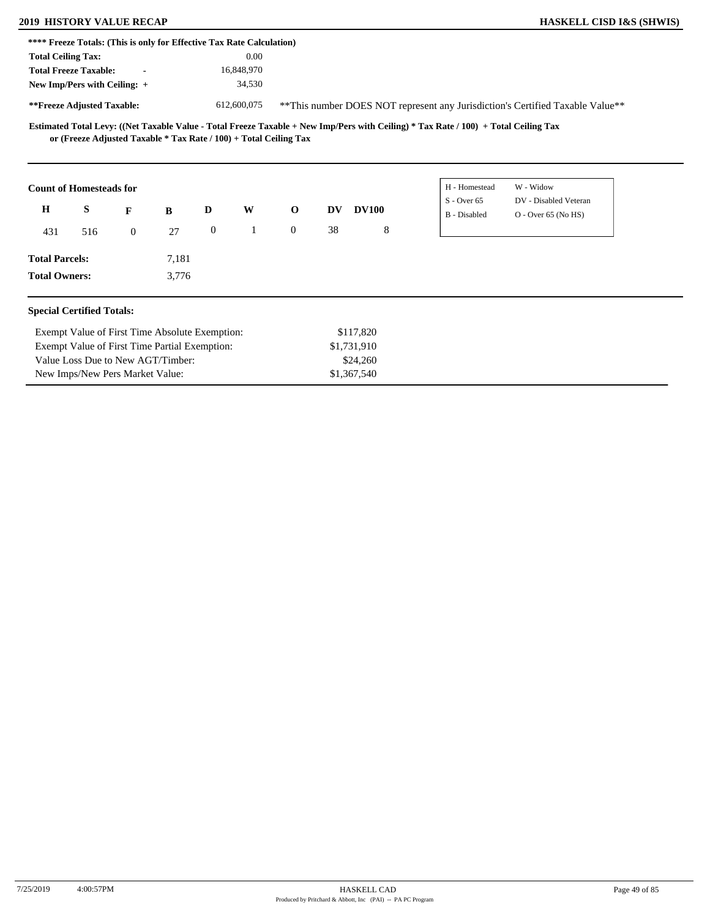**\*\*\*\* Freeze Totals: (This is only for Effective Tax Rate Calculation)**

| | | |
|---|---|---|
| **Total Ceiling Tax:** | | 0.00 |
| **Total Freeze Taxable:** | - | 16,848,970 |
| **New Imp/Pers with Ceiling:** | + | 34,530 |
| **\*\*Freeze Adjusted Taxable:** | | 612,600,075 |

\*\*This number DOES NOT represent any Jurisdiction's Certified Taxable Value\*\*

**Estimated Total Levy: ((Net Taxable Value - Total Freeze Taxable + New Imp/Pers with Ceiling) * Tax Rate / 100) + Total Ceiling Tax or (Freeze Adjusted Taxable * Tax Rate / 100) + Total Ceiling Tax**

**Count of Homesteads for**

| H | S | F | B | D | W | O | DV | DV100 |
|---|---|---|---|---|---|---|---|---|
| 431 | 516 | 0 | 27 | 0 | 1 | 0 | 38 | 8 |

| | |
|---|---|
| H - Homestead | W - Widow |
| S - Over 65 | DV - Disabled Veteran |
| B - Disabled | O - Over 65 (No HS) |

**Total Parcels:** 7,181

**Total Owners:** 3,776

**Special Certified Totals:**

| | |
|---|---|
| Exempt Value of First Time Absolute Exemption: | $117,820 |
| Exempt Value of First Time Partial Exemption: | $1,731,910 |
| Value Loss Due to New AGT/Timber: | $24,260 |
| New Imps/New Pers Market Value: | $1,367,540 |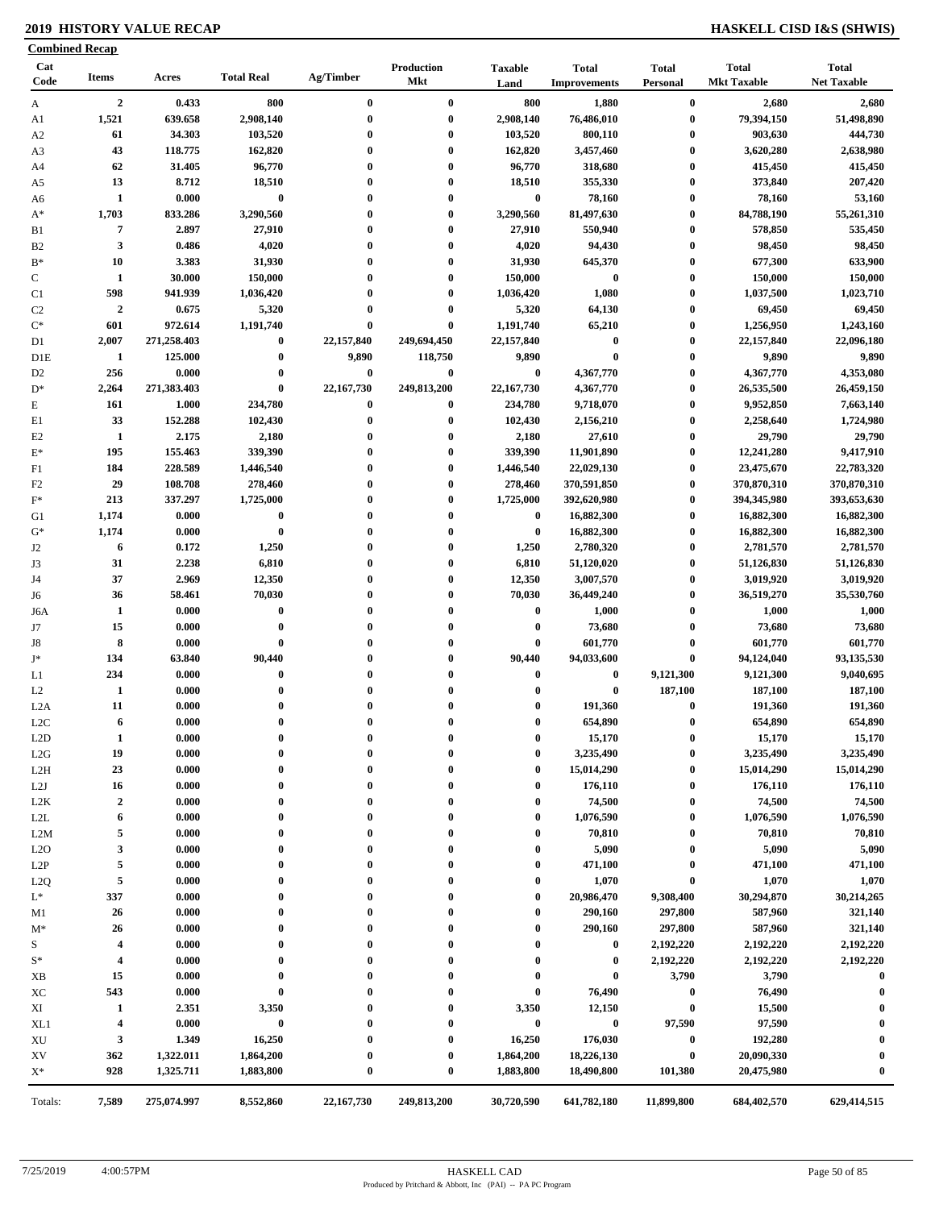# 2019 HISTORY VALUE RECAP

**HASKELL CISD I&S (SHWIS)**

**Combined Recap**

| Cat Code | Items | Acres | Total Real | Ag/Timber | Production Mkt | Taxable Land | Total Improvements | Total Personal | Total Mkt Taxable | Total Net Taxable |
|---|---|---|---|---|---|---|---|---|---|---|
| A | 2 | 0.433 | 800 | 0 | 0 | 800 | 1,880 | 0 | 2,680 | 2,680 |
| A1 | 1,521 | 639.658 | 2,908,140 | 0 | 0 | 2,908,140 | 76,486,010 | 0 | 79,394,150 | 51,498,890 |
| A2 | 61 | 34.303 | 103,520 | 0 | 0 | 103,520 | 800,110 | 0 | 903,630 | 444,730 |
| A3 | 43 | 118.775 | 162,820 | 0 | 0 | 162,820 | 3,457,460 | 0 | 3,620,280 | 2,638,980 |
| A4 | 62 | 31.405 | 96,770 | 0 | 0 | 96,770 | 318,680 | 0 | 415,450 | 415,450 |
| A5 | 13 | 8.712 | 18,510 | 0 | 0 | 18,510 | 355,330 | 0 | 373,840 | 207,420 |
| A6 | 1 | 0.000 | 0 | 0 | 0 | 0 | 78,160 | 0 | 78,160 | 53,160 |
| A* | 1,703 | 833.286 | 3,290,560 | 0 | 0 | 3,290,560 | 81,497,630 | 0 | 84,788,190 | 55,261,310 |
| B1 | 7 | 2.897 | 27,910 | 0 | 0 | 27,910 | 550,940 | 0 | 578,850 | 535,450 |
| B2 | 3 | 0.486 | 4,020 | 0 | 0 | 4,020 | 94,430 | 0 | 98,450 | 98,450 |
| B* | 10 | 3.383 | 31,930 | 0 | 0 | 31,930 | 645,370 | 0 | 677,300 | 633,900 |
| C | 1 | 30.000 | 150,000 | 0 | 0 | 150,000 | 0 | 0 | 150,000 | 150,000 |
| C1 | 598 | 941.939 | 1,036,420 | 0 | 0 | 1,036,420 | 1,080 | 0 | 1,037,500 | 1,023,710 |
| C2 | 2 | 0.675 | 5,320 | 0 | 0 | 5,320 | 64,130 | 0 | 69,450 | 69,450 |
| C* | 601 | 972.614 | 1,191,740 | 0 | 0 | 1,191,740 | 65,210 | 0 | 1,256,950 | 1,243,160 |
| D1 | 2,007 | 271,258.403 | 0 | 22,157,840 | 249,694,450 | 22,157,840 | 0 | 0 | 22,157,840 | 22,096,180 |
| D1E | 1 | 125.000 | 0 | 9,890 | 118,750 | 9,890 | 0 | 0 | 9,890 | 9,890 |
| D2 | 256 | 0.000 | 0 | 0 | 0 | 0 | 4,367,770 | 0 | 4,367,770 | 4,353,080 |
| D* | 2,264 | 271,383.403 | 0 | 22,167,730 | 249,813,200 | 22,167,730 | 4,367,770 | 0 | 26,535,500 | 26,459,150 |
| E | 161 | 1.000 | 234,780 | 0 | 0 | 234,780 | 9,718,070 | 0 | 9,952,850 | 7,663,140 |
| E1 | 33 | 152.288 | 102,430 | 0 | 0 | 102,430 | 2,156,210 | 0 | 2,258,640 | 1,724,980 |
| E2 | 1 | 2.175 | 2,180 | 0 | 0 | 2,180 | 27,610 | 0 | 29,790 | 29,790 |
| E* | 195 | 155.463 | 339,390 | 0 | 0 | 339,390 | 11,901,890 | 0 | 12,241,280 | 9,417,910 |
| F1 | 184 | 228.589 | 1,446,540 | 0 | 0 | 1,446,540 | 22,029,130 | 0 | 23,475,670 | 22,783,320 |
| F2 | 29 | 108.708 | 278,460 | 0 | 0 | 278,460 | 370,591,850 | 0 | 370,870,310 | 370,870,310 |
| F* | 213 | 337.297 | 1,725,000 | 0 | 0 | 1,725,000 | 392,620,980 | 0 | 394,345,980 | 393,653,630 |
| G1 | 1,174 | 0.000 | 0 | 0 | 0 | 0 | 16,882,300 | 0 | 16,882,300 | 16,882,300 |
| G* | 1,174 | 0.000 | 0 | 0 | 0 | 0 | 16,882,300 | 0 | 16,882,300 | 16,882,300 |
| J2 | 6 | 0.172 | 1,250 | 0 | 0 | 1,250 | 2,780,320 | 0 | 2,781,570 | 2,781,570 |
| J3 | 31 | 2.238 | 6,810 | 0 | 0 | 6,810 | 51,120,020 | 0 | 51,126,830 | 51,126,830 |
| J4 | 37 | 2.969 | 12,350 | 0 | 0 | 12,350 | 3,007,570 | 0 | 3,019,920 | 3,019,920 |
| J6 | 36 | 58.461 | 70,030 | 0 | 0 | 70,030 | 36,449,240 | 0 | 36,519,270 | 35,530,760 |
| J6A | 1 | 0.000 | 0 | 0 | 0 | 0 | 1,000 | 0 | 1,000 | 1,000 |
| J7 | 15 | 0.000 | 0 | 0 | 0 | 0 | 73,680 | 0 | 73,680 | 73,680 |
| J8 | 8 | 0.000 | 0 | 0 | 0 | 0 | 601,770 | 0 | 601,770 | 601,770 |
| J* | 134 | 63.840 | 90,440 | 0 | 0 | 90,440 | 94,033,600 | 0 | 94,124,040 | 93,135,530 |
| L1 | 234 | 0.000 | 0 | 0 | 0 | 0 | 0 | 9,121,300 | 9,121,300 | 9,040,695 |
| L2 | 1 | 0.000 | 0 | 0 | 0 | 0 | 0 | 187,100 | 187,100 | 187,100 |
| L2A | 11 | 0.000 | 0 | 0 | 0 | 0 | 191,360 | 0 | 191,360 | 191,360 |
| L2C | 6 | 0.000 | 0 | 0 | 0 | 0 | 654,890 | 0 | 654,890 | 654,890 |
| L2D | 1 | 0.000 | 0 | 0 | 0 | 0 | 15,170 | 0 | 15,170 | 15,170 |
| L2G | 19 | 0.000 | 0 | 0 | 0 | 0 | 3,235,490 | 0 | 3,235,490 | 3,235,490 |
| L2H | 23 | 0.000 | 0 | 0 | 0 | 0 | 15,014,290 | 0 | 15,014,290 | 15,014,290 |
| L2J | 16 | 0.000 | 0 | 0 | 0 | 0 | 176,110 | 0 | 176,110 | 176,110 |
| L2K | 2 | 0.000 | 0 | 0 | 0 | 0 | 74,500 | 0 | 74,500 | 74,500 |
| L2L | 6 | 0.000 | 0 | 0 | 0 | 0 | 1,076,590 | 0 | 1,076,590 | 1,076,590 |
| L2M | 5 | 0.000 | 0 | 0 | 0 | 0 | 70,810 | 0 | 70,810 | 70,810 |
| L2O | 3 | 0.000 | 0 | 0 | 0 | 0 | 5,090 | 0 | 5,090 | 5,090 |
| L2P | 5 | 0.000 | 0 | 0 | 0 | 0 | 471,100 | 0 | 471,100 | 471,100 |
| L2Q | 5 | 0.000 | 0 | 0 | 0 | 0 | 1,070 | 0 | 1,070 | 1,070 |
| L* | 337 | 0.000 | 0 | 0 | 0 | 0 | 20,986,470 | 9,308,400 | 30,294,870 | 30,214,265 |
| M1 | 26 | 0.000 | 0 | 0 | 0 | 0 | 290,160 | 297,800 | 587,960 | 321,140 |
| M* | 26 | 0.000 | 0 | 0 | 0 | 0 | 290,160 | 297,800 | 587,960 | 321,140 |
| S | 4 | 0.000 | 0 | 0 | 0 | 0 | 0 | 2,192,220 | 2,192,220 | 2,192,220 |
| S* | 4 | 0.000 | 0 | 0 | 0 | 0 | 0 | 2,192,220 | 2,192,220 | 2,192,220 |
| XB | 15 | 0.000 | 0 | 0 | 0 | 0 | 0 | 3,790 | 3,790 | 0 |
| XC | 543 | 0.000 | 0 | 0 | 0 | 0 | 76,490 | 0 | 76,490 | 0 |
| XI | 1 | 2.351 | 3,350 | 0 | 0 | 3,350 | 12,150 | 0 | 15,500 | 0 |
| XL1 | 4 | 0.000 | 0 | 0 | 0 | 0 | 0 | 97,590 | 97,590 | 0 |
| XU | 3 | 1.349 | 16,250 | 0 | 0 | 16,250 | 176,030 | 0 | 192,280 | 0 |
| XV | 362 | 1,322.011 | 1,864,200 | 0 | 0 | 1,864,200 | 18,226,130 | 0 | 20,090,330 | 0 |
| X* | 928 | 1,325.711 | 1,883,800 | 0 | 0 | 1,883,800 | 18,490,800 | 101,380 | 20,475,980 | 0 |
| Totals: | 7,589 | 275,074.997 | 8,552,860 | 22,167,730 | 249,813,200 | 30,720,590 | 641,782,180 | 11,899,800 | 684,402,570 | 629,414,515 |

7/25/2019 4:00:57PM HASKELL CAD

Produced by Pritchard & Abbott, Inc (PAI) -- PA PC Program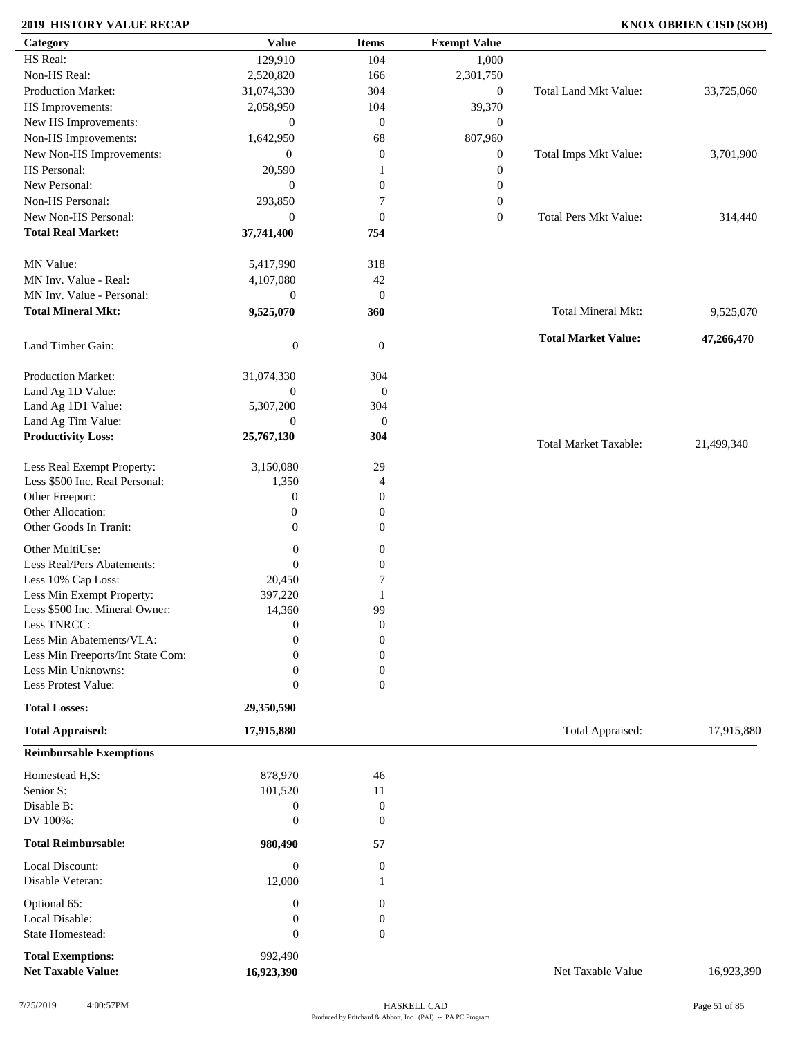**2019 HISTORY VALUE RECAP** **KNOX OBRIEN CISD (SOB)**

| Category | Value | Items | Exempt Value | | |
|---|---|---|---|---|---|
| HS Real: | 129,910 | 104 | 1,000 | | |
| Non-HS Real: | 2,520,820 | 166 | 2,301,750 | | |
| Production Market: | 31,074,330 | 304 | 0 | Total Land Mkt Value: | 33,725,060 |
| HS Improvements: | 2,058,950 | 104 | 39,370 | | |
| New HS Improvements: | 0 | 0 | 0 | | |
| Non-HS Improvements: | 1,642,950 | 68 | 807,960 | | |
| New Non-HS Improvements: | 0 | 0 | 0 | Total Imps Mkt Value: | 3,701,900 |
| HS Personal: | 20,590 | 1 | 0 | | |
| New Personal: | 0 | 0 | 0 | | |
| Non-HS Personal: | 293,850 | 7 | 0 | | |
| New Non-HS Personal: | 0 | 0 | 0 | Total Pers Mkt Value: | 314,440 |
| **Total Real Market:** | **37,741,400** | **754** | | | |
| MN Value: | 5,417,990 | 318 | | | |
| MN Inv. Value - Real: | 4,107,080 | 42 | | | |
| MN Inv. Value - Personal: | 0 | 0 | | | |
| **Total Mineral Mkt:** | **9,525,070** | **360** | | Total Mineral Mkt: | 9,525,070 |
| Land Timber Gain: | 0 | 0 | | **Total Market Value:** | **47,266,470** |
| Production Market: | 31,074,330 | 304 | | | |
| Land Ag 1D Value: | 0 | 0 | | | |
| Land Ag 1D1 Value: | 5,307,200 | 304 | | | |
| Land Ag Tim Value: | 0 | 0 | | | |
| **Productivity Loss:** | **25,767,130** | **304** | | Total Market Taxable: | 21,499,340 |
| Less Real Exempt Property: | 3,150,080 | 29 | | | |
| Less $500 Inc. Real Personal: | 1,350 | 4 | | | |
| Other Freeport: | 0 | 0 | | | |
| Other Allocation: | 0 | 0 | | | |
| Other Goods In Tranit: | 0 | 0 | | | |
| Other MultiUse: | 0 | 0 | | | |
| Less Real/Pers Abatements: | 0 | 0 | | | |
| Less 10% Cap Loss: | 20,450 | 7 | | | |
| Less Min Exempt Property: | 397,220 | 1 | | | |
| Less $500 Inc. Mineral Owner: | 14,360 | 99 | | | |
| Less TNRCC: | 0 | 0 | | | |
| Less Min Abatements/VLA: | 0 | 0 | | | |
| Less Min Freeports/Int State Com: | 0 | 0 | | | |
| Less Min Unknowns: | 0 | 0 | | | |
| Less Protest Value: | 0 | 0 | | | |
| **Total Losses:** | **29,350,590** | | | | |
| **Total Appraised:** | **17,915,880** | | | Total Appraised: | 17,915,880 |

| **Reimbursable Exemptions** | | | | |
|---|---|---|---|---|
| Homestead H,S: | 878,970 | 46 | | |
| Senior S: | 101,520 | 11 | | |
| Disable B: | 0 | 0 | | |
| DV 100%: | 0 | 0 | | |
| **Total Reimbursable:** | **980,490** | **57** | | |
| Local Discount: | 0 | 0 | | |
| Disable Veteran: | 12,000 | 1 | | |
| Optional 65: | 0 | 0 | | |
| Local Disable: | 0 | 0 | | |
| State Homestead: | 0 | 0 | | |
| **Total Exemptions:** | 992,490 | | | |
| **Net Taxable Value:** | **16,923,390** | | Net Taxable Value | 16,923,390 |

7/25/2019 4:00:57PM HASKELL CAD
Produced by Pritchard & Abbott, Inc (PAI) -- PA PC Program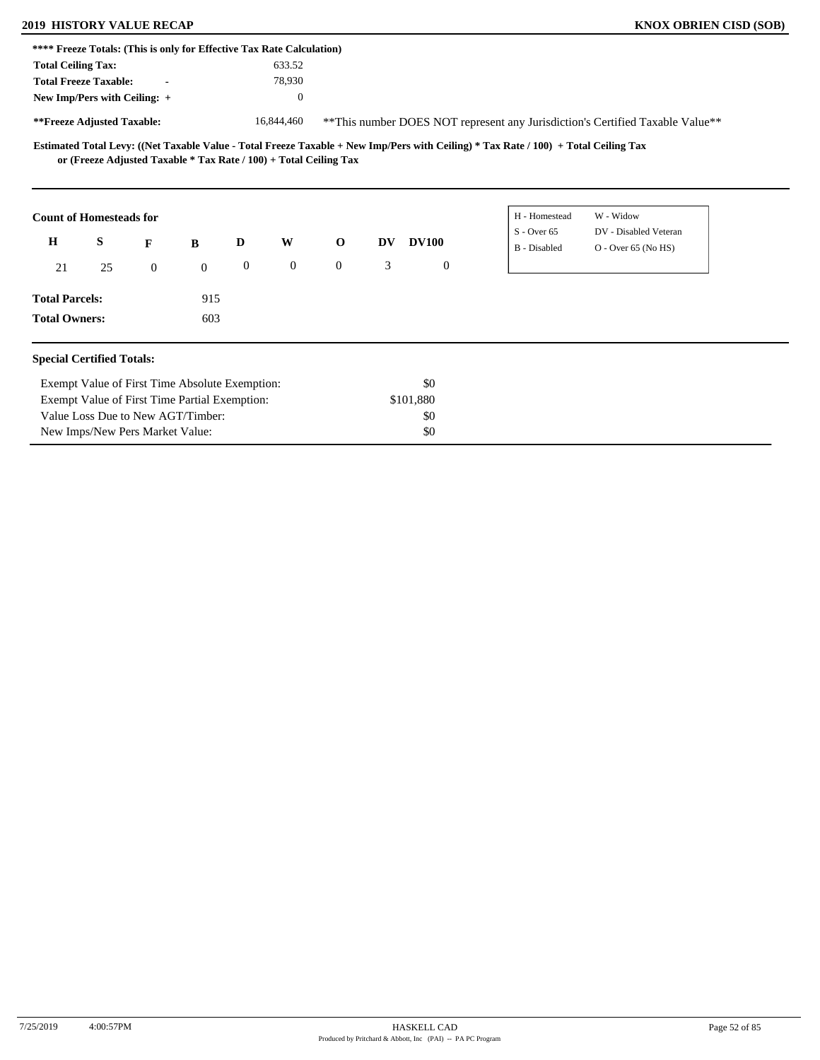**\*\*\*\* Freeze Totals: (This is only for Effective Tax Rate Calculation)**

| | |
|---|---|
| **Total Ceiling Tax:** | 633.52 |
| **Total Freeze Taxable:** - | 78,930 |
| **New Imp/Pers with Ceiling:** + | 0 |
| **\*\*Freeze Adjusted Taxable:** | 16,844,460 |

\*\*This number DOES NOT represent any Jurisdiction's Certified Taxable Value\*\*

**Estimated Total Levy: ((Net Taxable Value - Total Freeze Taxable + New Imp/Pers with Ceiling) * Tax Rate / 100) + Total Ceiling Tax or (Freeze Adjusted Taxable * Tax Rate / 100) + Total Ceiling Tax**

**Count of Homesteads for**

| H | S | F | B | D | W | O | DV | DV100 |
|---|---|---|---|---|---|---|---|---|
| 21 | 25 | 0 | 0 | 0 | 0 | 0 | 3 | 0 |

| | |
|---|---|
| H - Homestead | W - Widow |
| S - Over 65 | DV - Disabled Veteran |
| B - Disabled | O - Over 65 (No HS) |

**Total Parcels:** 915

**Total Owners:** 603

**Special Certified Totals:**

| | |
|---|---|
| Exempt Value of First Time Absolute Exemption: | $0 |
| Exempt Value of First Time Partial Exemption: | $101,880 |
| Value Loss Due to New AGT/Timber: | $0 |
| New Imps/New Pers Market Value: | $0 |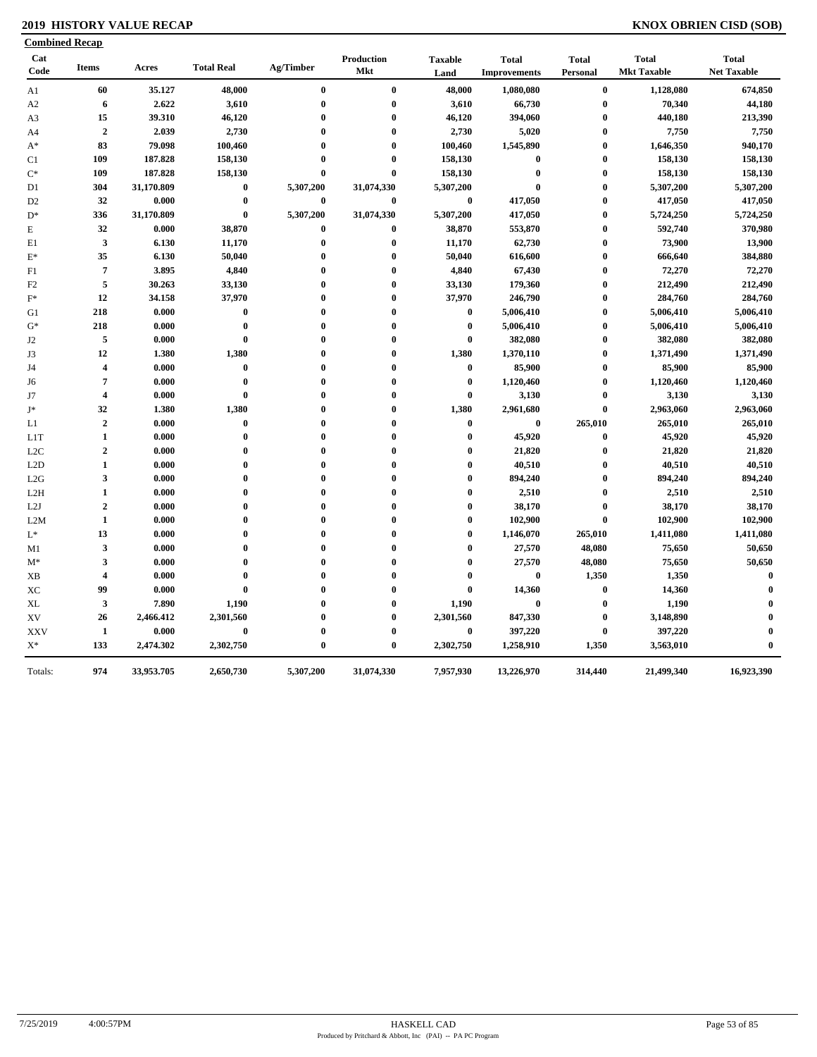## 2019 HISTORY VALUE RECAP

## KNOX OBRIEN CISD (SOB)

**Combined Recap**

| Cat Code | Items | Acres | Total Real | Ag/Timber | Production Mkt | Taxable Land | Total Improvements | Total Personal | Total Mkt Taxable | Total Net Taxable |
|---|---|---|---|---|---|---|---|---|---|---|
| A1 | 60 | 35.127 | 48,000 | 0 | 0 | 48,000 | 1,080,080 | 0 | 1,128,080 | 674,850 |
| A2 | 6 | 2.622 | 3,610 | 0 | 0 | 3,610 | 66,730 | 0 | 70,340 | 44,180 |
| A3 | 15 | 39.310 | 46,120 | 0 | 0 | 46,120 | 394,060 | 0 | 440,180 | 213,390 |
| A4 | 2 | 2.039 | 2,730 | 0 | 0 | 2,730 | 5,020 | 0 | 7,750 | 7,750 |
| A* | 83 | 79.098 | 100,460 | 0 | 0 | 100,460 | 1,545,890 | 0 | 1,646,350 | 940,170 |
| C1 | 109 | 187.828 | 158,130 | 0 | 0 | 158,130 | 0 | 0 | 158,130 | 158,130 |
| C* | 109 | 187.828 | 158,130 | 0 | 0 | 158,130 | 0 | 0 | 158,130 | 158,130 |
| D1 | 304 | 31,170.809 | 0 | 5,307,200 | 31,074,330 | 5,307,200 | 0 | 0 | 5,307,200 | 5,307,200 |
| D2 | 32 | 0.000 | 0 | 0 | 0 | 0 | 417,050 | 0 | 417,050 | 417,050 |
| D* | 336 | 31,170.809 | 0 | 5,307,200 | 31,074,330 | 5,307,200 | 417,050 | 0 | 5,724,250 | 5,724,250 |
| E | 32 | 0.000 | 38,870 | 0 | 0 | 38,870 | 553,870 | 0 | 592,740 | 370,980 |
| E1 | 3 | 6.130 | 11,170 | 0 | 0 | 11,170 | 62,730 | 0 | 73,900 | 13,900 |
| E* | 35 | 6.130 | 50,040 | 0 | 0 | 50,040 | 616,600 | 0 | 666,640 | 384,880 |
| F1 | 7 | 3.895 | 4,840 | 0 | 0 | 4,840 | 67,430 | 0 | 72,270 | 72,270 |
| F2 | 5 | 30.263 | 33,130 | 0 | 0 | 33,130 | 179,360 | 0 | 212,490 | 212,490 |
| F* | 12 | 34.158 | 37,970 | 0 | 0 | 37,970 | 246,790 | 0 | 284,760 | 284,760 |
| G1 | 218 | 0.000 | 0 | 0 | 0 | 0 | 5,006,410 | 0 | 5,006,410 | 5,006,410 |
| G* | 218 | 0.000 | 0 | 0 | 0 | 0 | 5,006,410 | 0 | 5,006,410 | 5,006,410 |
| J2 | 5 | 0.000 | 0 | 0 | 0 | 0 | 382,080 | 0 | 382,080 | 382,080 |
| J3 | 12 | 1.380 | 1,380 | 0 | 0 | 1,380 | 1,370,110 | 0 | 1,371,490 | 1,371,490 |
| J4 | 4 | 0.000 | 0 | 0 | 0 | 0 | 85,900 | 0 | 85,900 | 85,900 |
| J6 | 7 | 0.000 | 0 | 0 | 0 | 0 | 1,120,460 | 0 | 1,120,460 | 1,120,460 |
| J7 | 4 | 0.000 | 0 | 0 | 0 | 0 | 3,130 | 0 | 3,130 | 3,130 |
| J* | 32 | 1.380 | 1,380 | 0 | 0 | 1,380 | 2,961,680 | 0 | 2,963,060 | 2,963,060 |
| L1 | 2 | 0.000 | 0 | 0 | 0 | 0 | 0 | 265,010 | 265,010 | 265,010 |
| L1T | 1 | 0.000 | 0 | 0 | 0 | 0 | 45,920 | 0 | 45,920 | 45,920 |
| L2C | 2 | 0.000 | 0 | 0 | 0 | 0 | 21,820 | 0 | 21,820 | 21,820 |
| L2D | 1 | 0.000 | 0 | 0 | 0 | 0 | 40,510 | 0 | 40,510 | 40,510 |
| L2G | 3 | 0.000 | 0 | 0 | 0 | 0 | 894,240 | 0 | 894,240 | 894,240 |
| L2H | 1 | 0.000 | 0 | 0 | 0 | 0 | 2,510 | 0 | 2,510 | 2,510 |
| L2J | 2 | 0.000 | 0 | 0 | 0 | 0 | 38,170 | 0 | 38,170 | 38,170 |
| L2M | 1 | 0.000 | 0 | 0 | 0 | 0 | 102,900 | 0 | 102,900 | 102,900 |
| L* | 13 | 0.000 | 0 | 0 | 0 | 0 | 1,146,070 | 265,010 | 1,411,080 | 1,411,080 |
| M1 | 3 | 0.000 | 0 | 0 | 0 | 0 | 27,570 | 48,080 | 75,650 | 50,650 |
| M* | 3 | 0.000 | 0 | 0 | 0 | 0 | 27,570 | 48,080 | 75,650 | 50,650 |
| XB | 4 | 0.000 | 0 | 0 | 0 | 0 | 0 | 1,350 | 1,350 | 0 |
| XC | 99 | 0.000 | 0 | 0 | 0 | 0 | 14,360 | 0 | 14,360 | 0 |
| XL | 3 | 7.890 | 1,190 | 0 | 0 | 1,190 | 0 | 0 | 1,190 | 0 |
| XV | 26 | 2,466.412 | 2,301,560 | 0 | 0 | 2,301,560 | 847,330 | 0 | 3,148,890 | 0 |
| XXV | 1 | 0.000 | 0 | 0 | 0 | 0 | 397,220 | 0 | 397,220 | 0 |
| X* | 133 | 2,474.302 | 2,302,750 | 0 | 0 | 2,302,750 | 1,258,910 | 1,350 | 3,563,010 | 0 |
| Totals: | 974 | 33,953.705 | 2,650,730 | 5,307,200 | 31,074,330 | 7,957,930 | 13,226,970 | 314,440 | 21,499,340 | 16,923,390 |

7/25/2019 4:00:57PM HASKELL CAD

Produced by Pritchard & Abbott, Inc (PAI) -- PA PC Program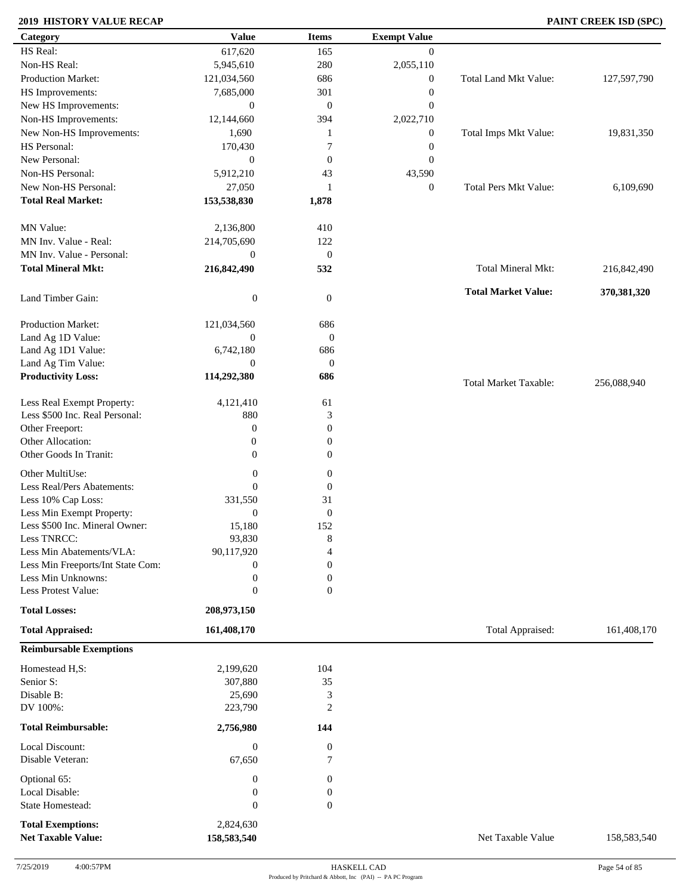**2019 HISTORY VALUE RECAP** **PAINT CREEK ISD (SPC)**

| Category | Value | Items | Exempt Value | | |
|---|---|---|---|---|---|
| HS Real: | 617,620 | 165 | 0 | | |
| Non-HS Real: | 5,945,610 | 280 | 2,055,110 | | |
| Production Market: | 121,034,560 | 686 | 0 | Total Land Mkt Value: | 127,597,790 |
| HS Improvements: | 7,685,000 | 301 | 0 | | |
| New HS Improvements: | 0 | 0 | 0 | | |
| Non-HS Improvements: | 12,144,660 | 394 | 2,022,710 | | |
| New Non-HS Improvements: | 1,690 | 1 | 0 | Total Imps Mkt Value: | 19,831,350 |
| HS Personal: | 170,430 | 7 | 0 | | |
| New Personal: | 0 | 0 | 0 | | |
| Non-HS Personal: | 5,912,210 | 43 | 43,590 | | |
| New Non-HS Personal: | 27,050 | 1 | 0 | Total Pers Mkt Value: | 6,109,690 |
| **Total Real Market:** | **153,538,830** | **1,878** | | | |
| MN Value: | 2,136,800 | 410 | | | |
| MN Inv. Value - Real: | 214,705,690 | 122 | | | |
| MN Inv. Value - Personal: | 0 | 0 | | | |
| **Total Mineral Mkt:** | **216,842,490** | **532** | | Total Mineral Mkt: | 216,842,490 |
| Land Timber Gain: | 0 | 0 | | **Total Market Value:** | **370,381,320** |
| Production Market: | 121,034,560 | 686 | | | |
| Land Ag 1D Value: | 0 | 0 | | | |
| Land Ag 1D1 Value: | 6,742,180 | 686 | | | |
| Land Ag Tim Value: | 0 | 0 | | | |
| **Productivity Loss:** | **114,292,380** | **686** | | Total Market Taxable: | 256,088,940 |
| Less Real Exempt Property: | 4,121,410 | 61 | | | |
| Less $500 Inc. Real Personal: | 880 | 3 | | | |
| Other Freeport: | 0 | 0 | | | |
| Other Allocation: | 0 | 0 | | | |
| Other Goods In Tranit: | 0 | 0 | | | |
| Other MultiUse: | 0 | 0 | | | |
| Less Real/Pers Abatements: | 0 | 0 | | | |
| Less 10% Cap Loss: | 331,550 | 31 | | | |
| Less Min Exempt Property: | 0 | 0 | | | |
| Less $500 Inc. Mineral Owner: | 15,180 | 152 | | | |
| Less TNRCC: | 93,830 | 8 | | | |
| Less Min Abatements/VLA: | 90,117,920 | 4 | | | |
| Less Min Freeports/Int State Com: | 0 | 0 | | | |
| Less Min Unknowns: | 0 | 0 | | | |
| Less Protest Value: | 0 | 0 | | | |
| **Total Losses:** | **208,973,150** | | | | |
| **Total Appraised:** | **161,408,170** | | | Total Appraised: | 161,408,170 |

**Reimbursable Exemptions**

| Category | Value | Items | | |
|---|---|---|---|---|
| Homestead H,S: | 2,199,620 | 104 | | |
| Senior S: | 307,880 | 35 | | |
| Disable B: | 25,690 | 3 | | |
| DV 100%: | 223,790 | 2 | | |
| **Total Reimbursable:** | **2,756,980** | **144** | | |
| Local Discount: | 0 | 0 | | |
| Disable Veteran: | 67,650 | 7 | | |
| Optional 65: | 0 | 0 | | |
| Local Disable: | 0 | 0 | | |
| State Homestead: | 0 | 0 | | |
| **Total Exemptions:** | 2,824,630 | | | |
| **Net Taxable Value:** | **158,583,540** | | Net Taxable Value | 158,583,540 |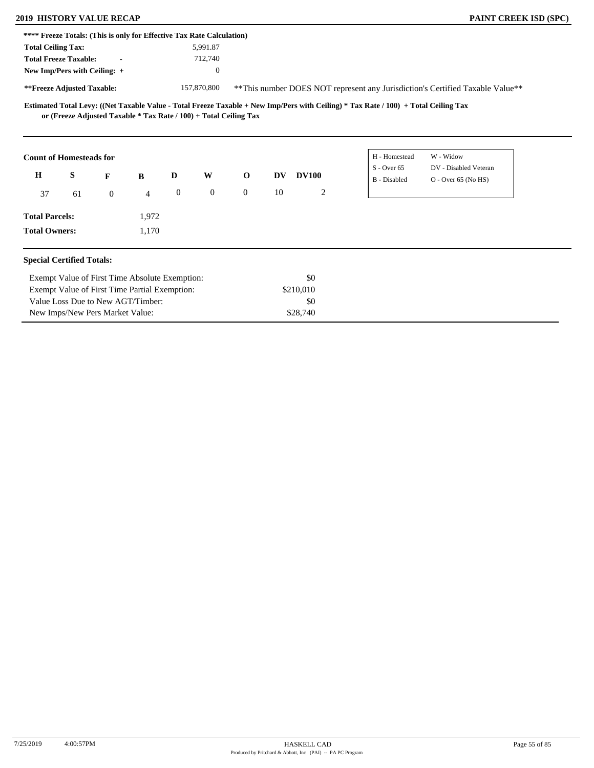**\*\*\*\* Freeze Totals: (This is only for Effective Tax Rate Calculation)**

| | |
|---|---|
| **Total Ceiling Tax:** | 5,991.87 |
| **Total Freeze Taxable:** - | 712,740 |
| **New Imp/Pers with Ceiling:** + | 0 |
| **\*\*Freeze Adjusted Taxable:** | 157,870,800 |

\*\*This number DOES NOT represent any Jurisdiction's Certified Taxable Value\*\*

**Estimated Total Levy: ((Net Taxable Value - Total Freeze Taxable + New Imp/Pers with Ceiling) \* Tax Rate / 100) + Total Ceiling Tax or (Freeze Adjusted Taxable \* Tax Rate / 100) + Total Ceiling Tax**

**Count of Homesteads for**

| H | S | F | B | D | W | O | DV | DV100 |
|---|---|---|---|---|---|---|---|---|
| 37 | 61 | 0 | 4 | 0 | 0 | 0 | 10 | 2 |

| | |
|---|---|
| H - Homestead | W - Widow |
| S - Over 65 | DV - Disabled Veteran |
| B - Disabled | O - Over 65 (No HS) |

**Total Parcels:** 1,972

**Total Owners:** 1,170

**Special Certified Totals:**

| | |
|---|---|
| Exempt Value of First Time Absolute Exemption: | $0 |
| Exempt Value of First Time Partial Exemption: | $210,010 |
| Value Loss Due to New AGT/Timber: | $0 |
| New Imps/New Pers Market Value: | $28,740 |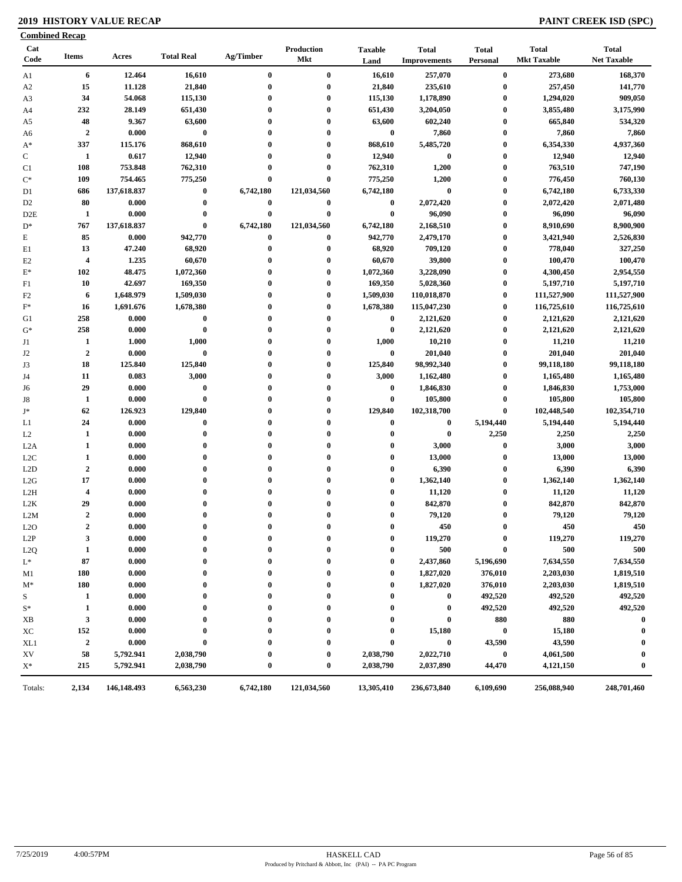# 2019 HISTORY VALUE RECAP

PAINT CREEK ISD (SPC)

## Combined Recap

| Cat Code | Items | Acres | Total Real | Ag/Timber | Production Mkt | Taxable Land | Total Improvements | Total Personal | Total Mkt Taxable | Total Net Taxable |
|---|---|---|---|---|---|---|---|---|---|---|
| A1 | 6 | 12.464 | 16,610 | 0 | 0 | 16,610 | 257,070 | 0 | 273,680 | 168,370 |
| A2 | 15 | 11.128 | 21,840 | 0 | 0 | 21,840 | 235,610 | 0 | 257,450 | 141,770 |
| A3 | 34 | 54.068 | 115,130 | 0 | 0 | 115,130 | 1,178,890 | 0 | 1,294,020 | 909,050 |
| A4 | 232 | 28.149 | 651,430 | 0 | 0 | 651,430 | 3,204,050 | 0 | 3,855,480 | 3,175,990 |
| A5 | 48 | 9.367 | 63,600 | 0 | 0 | 63,600 | 602,240 | 0 | 665,840 | 534,320 |
| A6 | 2 | 0.000 | 0 | 0 | 0 | 0 | 7,860 | 0 | 7,860 | 7,860 |
| A* | 337 | 115.176 | 868,610 | 0 | 0 | 868,610 | 5,485,720 | 0 | 6,354,330 | 4,937,360 |
| C | 1 | 0.617 | 12,940 | 0 | 0 | 12,940 | 0 | 0 | 12,940 | 12,940 |
| C1 | 108 | 753.848 | 762,310 | 0 | 0 | 762,310 | 1,200 | 0 | 763,510 | 747,190 |
| C* | 109 | 754.465 | 775,250 | 0 | 0 | 775,250 | 1,200 | 0 | 776,450 | 760,130 |
| D1 | 686 | 137,618.837 | 0 | 6,742,180 | 121,034,560 | 6,742,180 | 0 | 0 | 6,742,180 | 6,733,330 |
| D2 | 80 | 0.000 | 0 | 0 | 0 | 0 | 2,072,420 | 0 | 2,072,420 | 2,071,480 |
| D2E | 1 | 0.000 | 0 | 0 | 0 | 0 | 96,090 | 0 | 96,090 | 96,090 |
| D* | 767 | 137,618.837 | 0 | 6,742,180 | 121,034,560 | 6,742,180 | 2,168,510 | 0 | 8,910,690 | 8,900,900 |
| E | 85 | 0.000 | 942,770 | 0 | 0 | 942,770 | 2,479,170 | 0 | 3,421,940 | 2,526,830 |
| E1 | 13 | 47.240 | 68,920 | 0 | 0 | 68,920 | 709,120 | 0 | 778,040 | 327,250 |
| E2 | 4 | 1.235 | 60,670 | 0 | 0 | 60,670 | 39,800 | 0 | 100,470 | 100,470 |
| E* | 102 | 48.475 | 1,072,360 | 0 | 0 | 1,072,360 | 3,228,090 | 0 | 4,300,450 | 2,954,550 |
| F1 | 10 | 42.697 | 169,350 | 0 | 0 | 169,350 | 5,028,360 | 0 | 5,197,710 | 5,197,710 |
| F2 | 6 | 1,648.979 | 1,509,030 | 0 | 0 | 1,509,030 | 110,018,870 | 0 | 111,527,900 | 111,527,900 |
| F* | 16 | 1,691.676 | 1,678,380 | 0 | 0 | 1,678,380 | 115,047,230 | 0 | 116,725,610 | 116,725,610 |
| G1 | 258 | 0.000 | 0 | 0 | 0 | 0 | 2,121,620 | 0 | 2,121,620 | 2,121,620 |
| G* | 258 | 0.000 | 0 | 0 | 0 | 0 | 2,121,620 | 0 | 2,121,620 | 2,121,620 |
| J1 | 1 | 1.000 | 1,000 | 0 | 0 | 1,000 | 10,210 | 0 | 11,210 | 11,210 |
| J2 | 2 | 0.000 | 0 | 0 | 0 | 0 | 201,040 | 0 | 201,040 | 201,040 |
| J3 | 18 | 125.840 | 125,840 | 0 | 0 | 125,840 | 98,992,340 | 0 | 99,118,180 | 99,118,180 |
| J4 | 11 | 0.083 | 3,000 | 0 | 0 | 3,000 | 1,162,480 | 0 | 1,165,480 | 1,165,480 |
| J6 | 29 | 0.000 | 0 | 0 | 0 | 0 | 1,846,830 | 0 | 1,846,830 | 1,753,000 |
| J8 | 1 | 0.000 | 0 | 0 | 0 | 0 | 105,800 | 0 | 105,800 | 105,800 |
| J* | 62 | 126.923 | 129,840 | 0 | 0 | 129,840 | 102,318,700 | 0 | 102,448,540 | 102,354,710 |
| L1 | 24 | 0.000 | 0 | 0 | 0 | 0 | 0 | 5,194,440 | 5,194,440 | 5,194,440 |
| L2 | 1 | 0.000 | 0 | 0 | 0 | 0 | 0 | 2,250 | 2,250 | 2,250 |
| L2A | 1 | 0.000 | 0 | 0 | 0 | 0 | 3,000 | 0 | 3,000 | 3,000 |
| L2C | 1 | 0.000 | 0 | 0 | 0 | 0 | 13,000 | 0 | 13,000 | 13,000 |
| L2D | 2 | 0.000 | 0 | 0 | 0 | 0 | 6,390 | 0 | 6,390 | 6,390 |
| L2G | 17 | 0.000 | 0 | 0 | 0 | 0 | 1,362,140 | 0 | 1,362,140 | 1,362,140 |
| L2H | 4 | 0.000 | 0 | 0 | 0 | 0 | 11,120 | 0 | 11,120 | 11,120 |
| L2K | 29 | 0.000 | 0 | 0 | 0 | 0 | 842,870 | 0 | 842,870 | 842,870 |
| L2M | 2 | 0.000 | 0 | 0 | 0 | 0 | 79,120 | 0 | 79,120 | 79,120 |
| L2O | 2 | 0.000 | 0 | 0 | 0 | 0 | 450 | 0 | 450 | 450 |
| L2P | 3 | 0.000 | 0 | 0 | 0 | 0 | 119,270 | 0 | 119,270 | 119,270 |
| L2Q | 1 | 0.000 | 0 | 0 | 0 | 0 | 500 | 0 | 500 | 500 |
| L* | 87 | 0.000 | 0 | 0 | 0 | 0 | 2,437,860 | 5,196,690 | 7,634,550 | 7,634,550 |
| M1 | 180 | 0.000 | 0 | 0 | 0 | 0 | 1,827,020 | 376,010 | 2,203,030 | 1,819,510 |
| M* | 180 | 0.000 | 0 | 0 | 0 | 0 | 1,827,020 | 376,010 | 2,203,030 | 1,819,510 |
| S | 1 | 0.000 | 0 | 0 | 0 | 0 | 0 | 492,520 | 492,520 | 492,520 |
| S* | 1 | 0.000 | 0 | 0 | 0 | 0 | 0 | 492,520 | 492,520 | 492,520 |
| XB | 3 | 0.000 | 0 | 0 | 0 | 0 | 0 | 880 | 880 | 0 |
| XC | 152 | 0.000 | 0 | 0 | 0 | 0 | 15,180 | 0 | 15,180 | 0 |
| XL1 | 2 | 0.000 | 0 | 0 | 0 | 0 | 0 | 43,590 | 43,590 | 0 |
| XV | 58 | 5,792.941 | 2,038,790 | 0 | 0 | 2,038,790 | 2,022,710 | 0 | 4,061,500 | 0 |
| X* | 215 | 5,792.941 | 2,038,790 | 0 | 0 | 2,038,790 | 2,037,890 | 44,470 | 4,121,150 | 0 |
| Totals: | 2,134 | 146,148.493 | 6,563,230 | 6,742,180 | 121,034,560 | 13,305,410 | 236,673,840 | 6,109,690 | 256,088,940 | 248,701,460 |

7/25/2019 4:00:57PM HASKELL CAD

Produced by Pritchard & Abbott, Inc (PAI) -- PA PC Program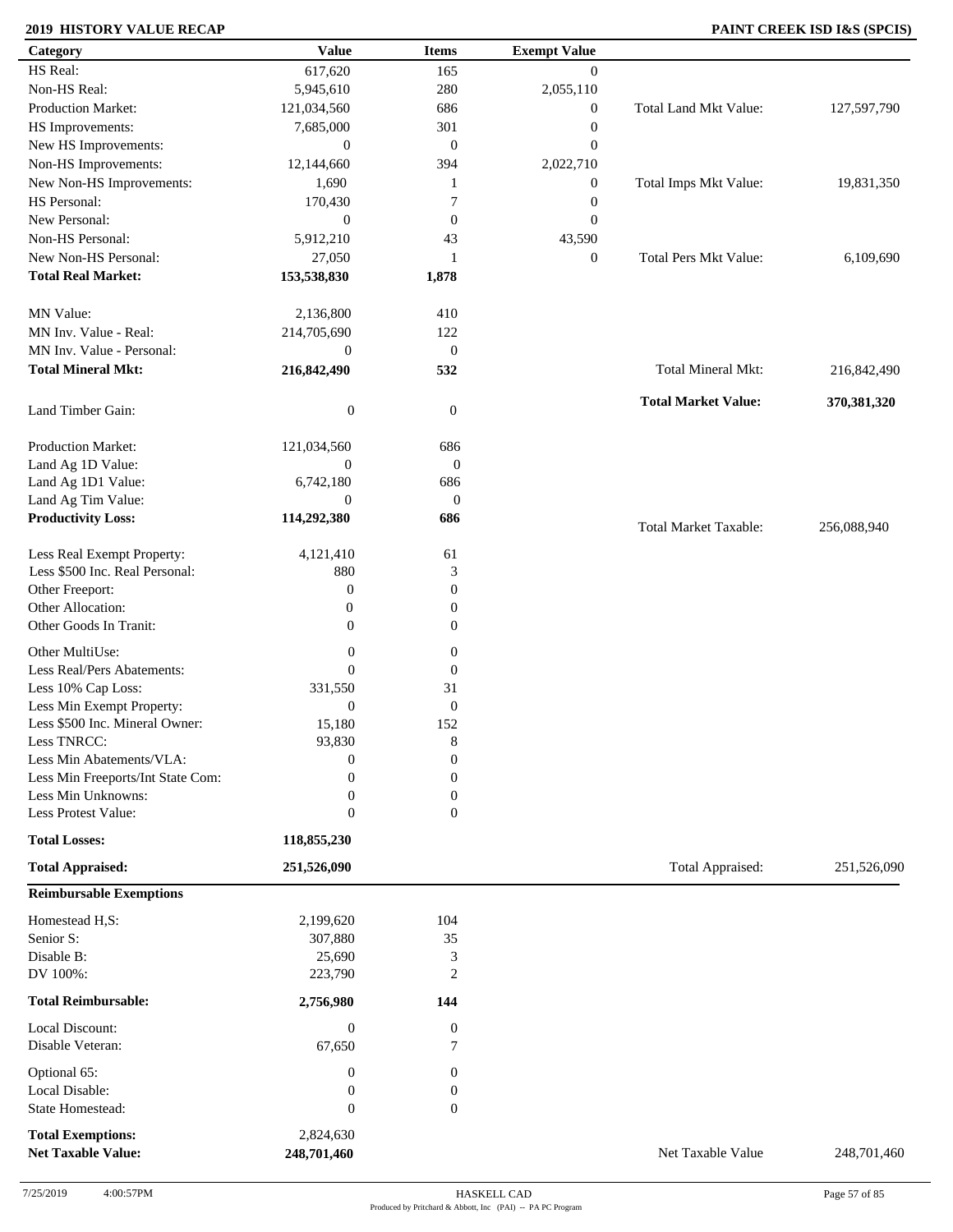**2019 HISTORY VALUE RECAP** **PAINT CREEK ISD I&S (SPCIS)**

| Category | Value | Items | Exempt Value | | |
|---|---|---|---|---|---|
| HS Real: | 617,620 | 165 | 0 | | |
| Non-HS Real: | 5,945,610 | 280 | 2,055,110 | | |
| Production Market: | 121,034,560 | 686 | 0 | Total Land Mkt Value: | 127,597,790 |
| HS Improvements: | 7,685,000 | 301 | 0 | | |
| New HS Improvements: | 0 | 0 | 0 | | |
| Non-HS Improvements: | 12,144,660 | 394 | 2,022,710 | | |
| New Non-HS Improvements: | 1,690 | 1 | 0 | Total Imps Mkt Value: | 19,831,350 |
| HS Personal: | 170,430 | 7 | 0 | | |
| New Personal: | 0 | 0 | 0 | | |
| Non-HS Personal: | 5,912,210 | 43 | 43,590 | | |
| New Non-HS Personal: | 27,050 | 1 | 0 | Total Pers Mkt Value: | 6,109,690 |
| **Total Real Market:** | **153,538,830** | **1,878** | | | |
| MN Value: | 2,136,800 | 410 | | | |
| MN Inv. Value - Real: | 214,705,690 | 122 | | | |
| MN Inv. Value - Personal: | 0 | 0 | | | |
| **Total Mineral Mkt:** | **216,842,490** | **532** | | Total Mineral Mkt: | 216,842,490 |
| Land Timber Gain: | 0 | 0 | | **Total Market Value:** | **370,381,320** |
| Production Market: | 121,034,560 | 686 | | | |
| Land Ag 1D Value: | 0 | 0 | | | |
| Land Ag 1D1 Value: | 6,742,180 | 686 | | | |
| Land Ag Tim Value: | 0 | 0 | | | |
| **Productivity Loss:** | **114,292,380** | **686** | | Total Market Taxable: | 256,088,940 |
| Less Real Exempt Property: | 4,121,410 | 61 | | | |
| Less $500 Inc. Real Personal: | 880 | 3 | | | |
| Other Freeport: | 0 | 0 | | | |
| Other Allocation: | 0 | 0 | | | |
| Other Goods In Tranit: | 0 | 0 | | | |
| Other MultiUse: | 0 | 0 | | | |
| Less Real/Pers Abatements: | 0 | 0 | | | |
| Less 10% Cap Loss: | 331,550 | 31 | | | |
| Less Min Exempt Property: | 0 | 0 | | | |
| Less $500 Inc. Mineral Owner: | 15,180 | 152 | | | |
| Less TNRCC: | 93,830 | 8 | | | |
| Less Min Abatements/VLA: | 0 | 0 | | | |
| Less Min Freeports/Int State Com: | 0 | 0 | | | |
| Less Min Unknowns: | 0 | 0 | | | |
| Less Protest Value: | 0 | 0 | | | |
| **Total Losses:** | **118,855,230** | | | | |
| **Total Appraised:** | **251,526,090** | | | Total Appraised: | 251,526,090 |

**Reimbursable Exemptions**

| Category | Value | Items | | |
|---|---|---|---|---|
| Homestead H,S: | 2,199,620 | 104 | | |
| Senior S: | 307,880 | 35 | | |
| Disable B: | 25,690 | 3 | | |
| DV 100%: | 223,790 | 2 | | |
| **Total Reimbursable:** | **2,756,980** | **144** | | |
| Local Discount: | 0 | 0 | | |
| Disable Veteran: | 67,650 | 7 | | |
| Optional 65: | 0 | 0 | | |
| Local Disable: | 0 | 0 | | |
| State Homestead: | 0 | 0 | | |
| **Total Exemptions:** | 2,824,630 | | | |
| **Net Taxable Value:** | **248,701,460** | | Net Taxable Value | 248,701,460 |

7/25/2019 4:00:57PM HASKELL CAD
Produced by Pritchard & Abbott, Inc (PAI) -- PA PC Program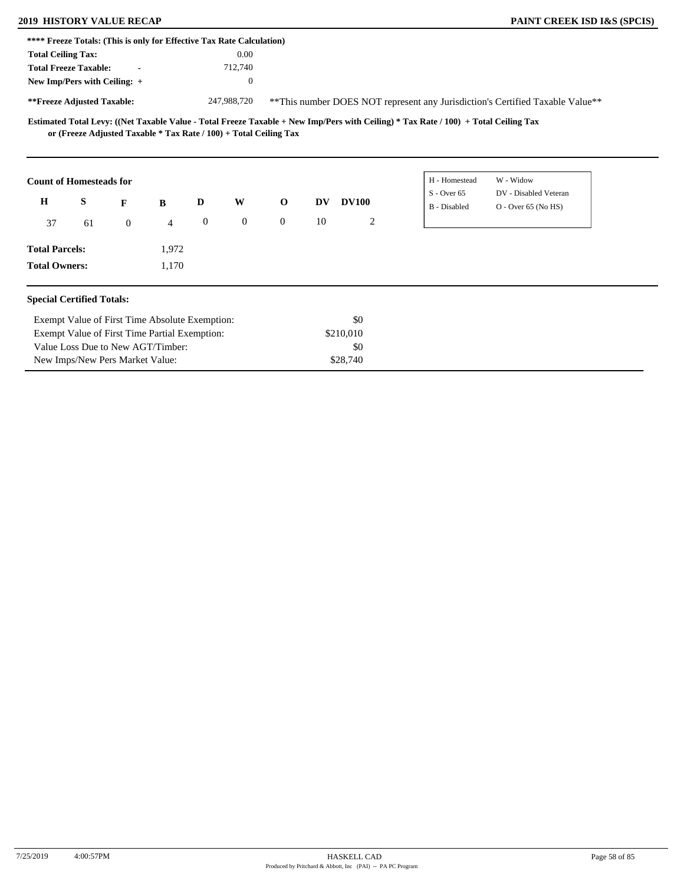**2019 HISTORY VALUE RECAP** | **PAINT CREEK ISD I&S (SPCIS)**

**\*\*\*\* Freeze Totals: (This is only for Effective Tax Rate Calculation)**

| | | |
|---|---|---|
| **Total Ceiling Tax:** | | 0.00 |
| **Total Freeze Taxable:** | - | 712,740 |
| **New Imp/Pers with Ceiling:** | + | 0 |
| **\*\*Freeze Adjusted Taxable:** | | 247,988,720 |

\*\*This number DOES NOT represent any Jurisdiction's Certified Taxable Value\*\*

**Estimated Total Levy: ((Net Taxable Value - Total Freeze Taxable + New Imp/Pers with Ceiling) \* Tax Rate / 100) + Total Ceiling Tax or (Freeze Adjusted Taxable \* Tax Rate / 100) + Total Ceiling Tax**

**Count of Homesteads for**

| H | S | F | B | D | W | O | DV | DV100 |
|---|---|---|---|---|---|---|---|---|
| 37 | 61 | 0 | 4 | 0 | 0 | 0 | 10 | 2 |

| | |
|---|---|
| H - Homestead | W - Widow |
| S - Over 65 | DV - Disabled Veteran |
| B - Disabled | O - Over 65 (No HS) |

**Total Parcels:** 1,972

**Total Owners:** 1,170

**Special Certified Totals:**

| | |
|---|---|
| Exempt Value of First Time Absolute Exemption: | $0 |
| Exempt Value of First Time Partial Exemption: | $210,010 |
| Value Loss Due to New AGT/Timber: | $0 |
| New Imps/New Pers Market Value: | $28,740 |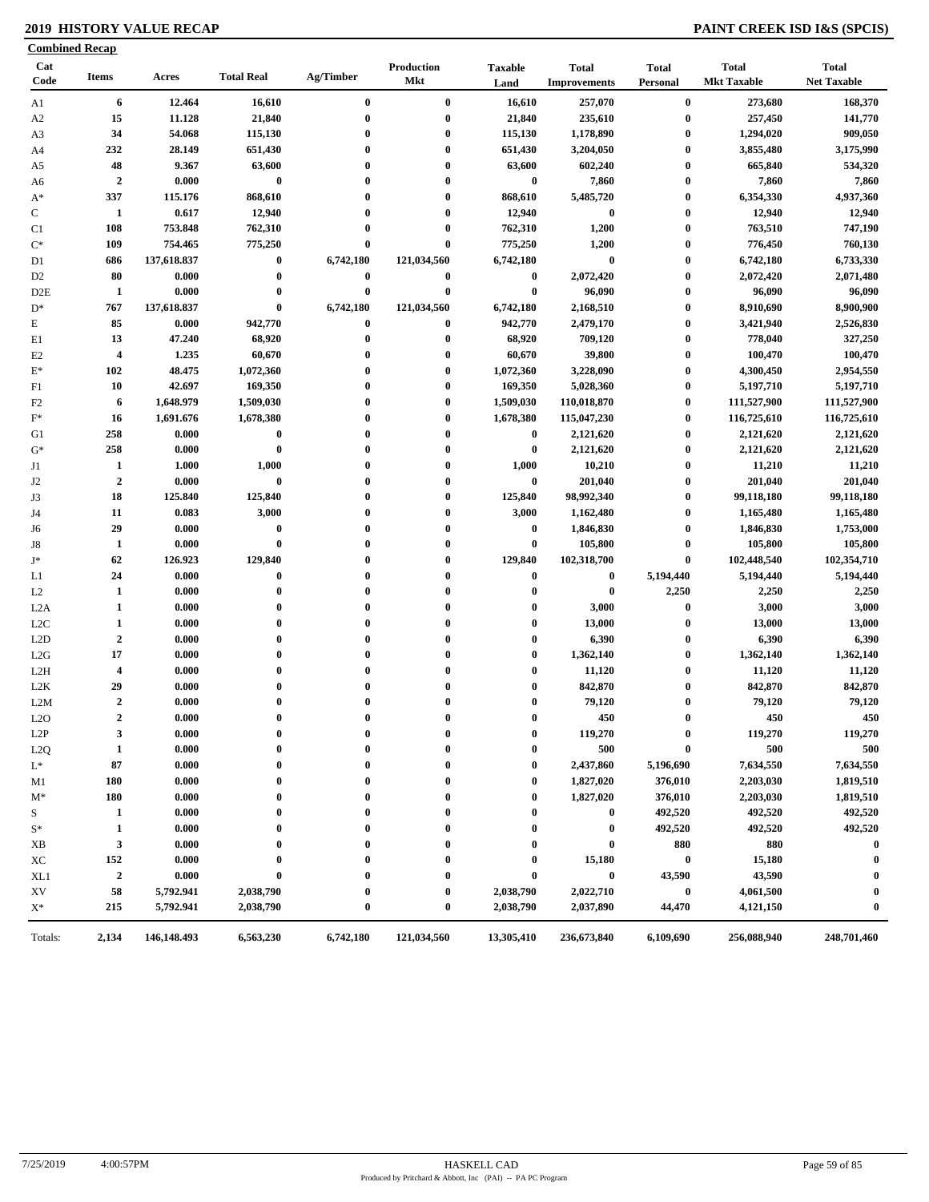## 2019 HISTORY VALUE RECAP

## PAINT CREEK ISD I&S (SPCIS)

**Combined Recap**

| Cat Code | Items | Acres | Total Real | Ag/Timber | Production Mkt | Taxable Land | Total Improvements | Total Personal | Total Mkt Taxable | Total Net Taxable |
|---|---|---|---|---|---|---|---|---|---|---|
| A1 | 6 | 12.464 | 16,610 | 0 | 0 | 16,610 | 257,070 | 0 | 273,680 | 168,370 |
| A2 | 15 | 11.128 | 21,840 | 0 | 0 | 21,840 | 235,610 | 0 | 257,450 | 141,770 |
| A3 | 34 | 54.068 | 115,130 | 0 | 0 | 115,130 | 1,178,890 | 0 | 1,294,020 | 909,050 |
| A4 | 232 | 28.149 | 651,430 | 0 | 0 | 651,430 | 3,204,050 | 0 | 3,855,480 | 3,175,990 |
| A5 | 48 | 9.367 | 63,600 | 0 | 0 | 63,600 | 602,240 | 0 | 665,840 | 534,320 |
| A6 | 2 | 0.000 | 0 | 0 | 0 | 0 | 7,860 | 0 | 7,860 | 7,860 |
| A* | 337 | 115.176 | 868,610 | 0 | 0 | 868,610 | 5,485,720 | 0 | 6,354,330 | 4,937,360 |
| C | 1 | 0.617 | 12,940 | 0 | 0 | 12,940 | 0 | 0 | 12,940 | 12,940 |
| C1 | 108 | 753.848 | 762,310 | 0 | 0 | 762,310 | 1,200 | 0 | 763,510 | 747,190 |
| C* | 109 | 754.465 | 775,250 | 0 | 0 | 775,250 | 1,200 | 0 | 776,450 | 760,130 |
| D1 | 686 | 137,618.837 | 0 | 6,742,180 | 121,034,560 | 6,742,180 | 0 | 0 | 6,742,180 | 6,733,330 |
| D2 | 80 | 0.000 | 0 | 0 | 0 | 0 | 2,072,420 | 0 | 2,072,420 | 2,071,480 |
| D2E | 1 | 0.000 | 0 | 0 | 0 | 0 | 96,090 | 0 | 96,090 | 96,090 |
| D* | 767 | 137,618.837 | 0 | 6,742,180 | 121,034,560 | 6,742,180 | 2,168,510 | 0 | 8,910,690 | 8,900,900 |
| E | 85 | 0.000 | 942,770 | 0 | 0 | 942,770 | 2,479,170 | 0 | 3,421,940 | 2,526,830 |
| E1 | 13 | 47.240 | 68,920 | 0 | 0 | 68,920 | 709,120 | 0 | 778,040 | 327,250 |
| E2 | 4 | 1.235 | 60,670 | 0 | 0 | 60,670 | 39,800 | 0 | 100,470 | 100,470 |
| E* | 102 | 48.475 | 1,072,360 | 0 | 0 | 1,072,360 | 3,228,090 | 0 | 4,300,450 | 2,954,550 |
| F1 | 10 | 42.697 | 169,350 | 0 | 0 | 169,350 | 5,028,360 | 0 | 5,197,710 | 5,197,710 |
| F2 | 6 | 1,648.979 | 1,509,030 | 0 | 0 | 1,509,030 | 110,018,870 | 0 | 111,527,900 | 111,527,900 |
| F* | 16 | 1,691.676 | 1,678,380 | 0 | 0 | 1,678,380 | 115,047,230 | 0 | 116,725,610 | 116,725,610 |
| G1 | 258 | 0.000 | 0 | 0 | 0 | 0 | 2,121,620 | 0 | 2,121,620 | 2,121,620 |
| G* | 258 | 0.000 | 0 | 0 | 0 | 0 | 2,121,620 | 0 | 2,121,620 | 2,121,620 |
| J1 | 1 | 1.000 | 1,000 | 0 | 0 | 1,000 | 10,210 | 0 | 11,210 | 11,210 |
| J2 | 2 | 0.000 | 0 | 0 | 0 | 0 | 201,040 | 0 | 201,040 | 201,040 |
| J3 | 18 | 125.840 | 125,840 | 0 | 0 | 125,840 | 98,992,340 | 0 | 99,118,180 | 99,118,180 |
| J4 | 11 | 0.083 | 3,000 | 0 | 0 | 3,000 | 1,162,480 | 0 | 1,165,480 | 1,165,480 |
| J6 | 29 | 0.000 | 0 | 0 | 0 | 0 | 1,846,830 | 0 | 1,846,830 | 1,753,000 |
| J8 | 1 | 0.000 | 0 | 0 | 0 | 0 | 105,800 | 0 | 105,800 | 105,800 |
| J* | 62 | 126.923 | 129,840 | 0 | 0 | 129,840 | 102,318,700 | 0 | 102,448,540 | 102,354,710 |
| L1 | 24 | 0.000 | 0 | 0 | 0 | 0 | 0 | 5,194,440 | 5,194,440 | 5,194,440 |
| L2 | 1 | 0.000 | 0 | 0 | 0 | 0 | 0 | 2,250 | 2,250 | 2,250 |
| L2A | 1 | 0.000 | 0 | 0 | 0 | 0 | 3,000 | 0 | 3,000 | 3,000 |
| L2C | 1 | 0.000 | 0 | 0 | 0 | 0 | 13,000 | 0 | 13,000 | 13,000 |
| L2D | 2 | 0.000 | 0 | 0 | 0 | 0 | 6,390 | 0 | 6,390 | 6,390 |
| L2G | 17 | 0.000 | 0 | 0 | 0 | 0 | 1,362,140 | 0 | 1,362,140 | 1,362,140 |
| L2H | 4 | 0.000 | 0 | 0 | 0 | 0 | 11,120 | 0 | 11,120 | 11,120 |
| L2K | 29 | 0.000 | 0 | 0 | 0 | 0 | 842,870 | 0 | 842,870 | 842,870 |
| L2M | 2 | 0.000 | 0 | 0 | 0 | 0 | 79,120 | 0 | 79,120 | 79,120 |
| L2O | 2 | 0.000 | 0 | 0 | 0 | 0 | 450 | 0 | 450 | 450 |
| L2P | 3 | 0.000 | 0 | 0 | 0 | 0 | 119,270 | 0 | 119,270 | 119,270 |
| L2Q | 1 | 0.000 | 0 | 0 | 0 | 0 | 500 | 0 | 500 | 500 |
| L* | 87 | 0.000 | 0 | 0 | 0 | 0 | 2,437,860 | 5,196,690 | 7,634,550 | 7,634,550 |
| M1 | 180 | 0.000 | 0 | 0 | 0 | 0 | 1,827,020 | 376,010 | 2,203,030 | 1,819,510 |
| M* | 180 | 0.000 | 0 | 0 | 0 | 0 | 1,827,020 | 376,010 | 2,203,030 | 1,819,510 |
| S | 1 | 0.000 | 0 | 0 | 0 | 0 | 0 | 492,520 | 492,520 | 492,520 |
| S* | 1 | 0.000 | 0 | 0 | 0 | 0 | 0 | 492,520 | 492,520 | 492,520 |
| XB | 3 | 0.000 | 0 | 0 | 0 | 0 | 0 | 880 | 880 | 0 |
| XC | 152 | 0.000 | 0 | 0 | 0 | 0 | 15,180 | 0 | 15,180 | 0 |
| XL1 | 2 | 0.000 | 0 | 0 | 0 | 0 | 0 | 43,590 | 43,590 | 0 |
| XV | 58 | 5,792.941 | 2,038,790 | 0 | 0 | 2,038,790 | 2,022,710 | 0 | 4,061,500 | 0 |
| X* | 215 | 5,792.941 | 2,038,790 | 0 | 0 | 2,038,790 | 2,037,890 | 44,470 | 4,121,150 | 0 |
| Totals: | 2,134 | 146,148.493 | 6,563,230 | 6,742,180 | 121,034,560 | 13,305,410 | 236,673,840 | 6,109,690 | 256,088,940 | 248,701,460 |

7/25/2019 4:00:57PM HASKELL CAD

Produced by Pritchard & Abbott, Inc (PAI) -- PA PC Program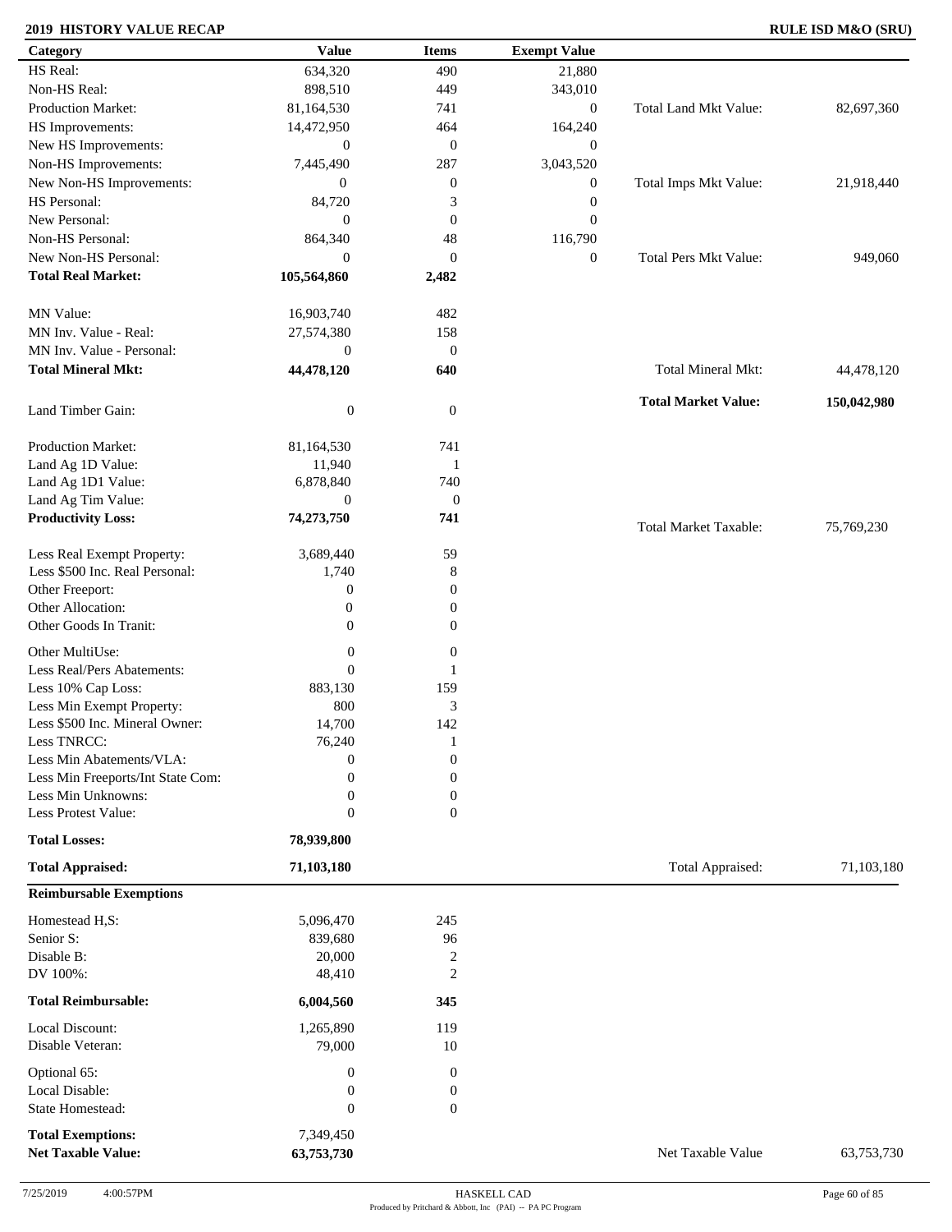## 2019 HISTORY VALUE RECAP

**RULE ISD M&O (SRU)**

| Category | Value | Items | Exempt Value | | |
|---|---|---|---|---|---|
| HS Real: | 634,320 | 490 | 21,880 | | |
| Non-HS Real: | 898,510 | 449 | 343,010 | | |
| Production Market: | 81,164,530 | 741 | 0 | Total Land Mkt Value: | 82,697,360 |
| HS Improvements: | 14,472,950 | 464 | 164,240 | | |
| New HS Improvements: | 0 | 0 | 0 | | |
| Non-HS Improvements: | 7,445,490 | 287 | 3,043,520 | | |
| New Non-HS Improvements: | 0 | 0 | 0 | Total Imps Mkt Value: | 21,918,440 |
| HS Personal: | 84,720 | 3 | 0 | | |
| New Personal: | 0 | 0 | 0 | | |
| Non-HS Personal: | 864,340 | 48 | 116,790 | | |
| New Non-HS Personal: | 0 | 0 | 0 | Total Pers Mkt Value: | 949,060 |
| **Total Real Market:** | **105,564,860** | **2,482** | | | |
| MN Value: | 16,903,740 | 482 | | | |
| MN Inv. Value - Real: | 27,574,380 | 158 | | | |
| MN Inv. Value - Personal: | 0 | 0 | | | |
| **Total Mineral Mkt:** | **44,478,120** | **640** | | Total Mineral Mkt: | 44,478,120 |
| Land Timber Gain: | 0 | 0 | | **Total Market Value:** | **150,042,980** |
| Production Market: | 81,164,530 | 741 | | | |
| Land Ag 1D Value: | 11,940 | 1 | | | |
| Land Ag 1D1 Value: | 6,878,840 | 740 | | | |
| Land Ag Tim Value: | 0 | 0 | | | |
| **Productivity Loss:** | **74,273,750** | **741** | | Total Market Taxable: | 75,769,230 |
| Less Real Exempt Property: | 3,689,440 | 59 | | | |
| Less $500 Inc. Real Personal: | 1,740 | 8 | | | |
| Other Freeport: | 0 | 0 | | | |
| Other Allocation: | 0 | 0 | | | |
| Other Goods In Tranit: | 0 | 0 | | | |
| Other MultiUse: | 0 | 0 | | | |
| Less Real/Pers Abatements: | 0 | 1 | | | |
| Less 10% Cap Loss: | 883,130 | 159 | | | |
| Less Min Exempt Property: | 800 | 3 | | | |
| Less $500 Inc. Mineral Owner: | 14,700 | 142 | | | |
| Less TNRCC: | 76,240 | 1 | | | |
| Less Min Abatements/VLA: | 0 | 0 | | | |
| Less Min Freeports/Int State Com: | 0 | 0 | | | |
| Less Min Unknowns: | 0 | 0 | | | |
| Less Protest Value: | 0 | 0 | | | |
| **Total Losses:** | **78,939,800** | | | | |
| **Total Appraised:** | **71,103,180** | | | Total Appraised: | 71,103,180 |

**Reimbursable Exemptions**

| Category | Value | Items | | |
|---|---|---|---|---|
| Homestead H,S: | 5,096,470 | 245 | | |
| Senior S: | 839,680 | 96 | | |
| Disable B: | 20,000 | 2 | | |
| DV 100%: | 48,410 | 2 | | |
| **Total Reimbursable:** | **6,004,560** | **345** | | |
| Local Discount: | 1,265,890 | 119 | | |
| Disable Veteran: | 79,000 | 10 | | |
| Optional 65: | 0 | 0 | | |
| Local Disable: | 0 | 0 | | |
| State Homestead: | 0 | 0 | | |
| **Total Exemptions:** | 7,349,450 | | | |
| **Net Taxable Value:** | **63,753,730** | | Net Taxable Value | 63,753,730 |

7/25/2019 4:00:57PM

HASKELL CAD

Produced by Pritchard & Abbott, Inc (PAI) -- PA PC Program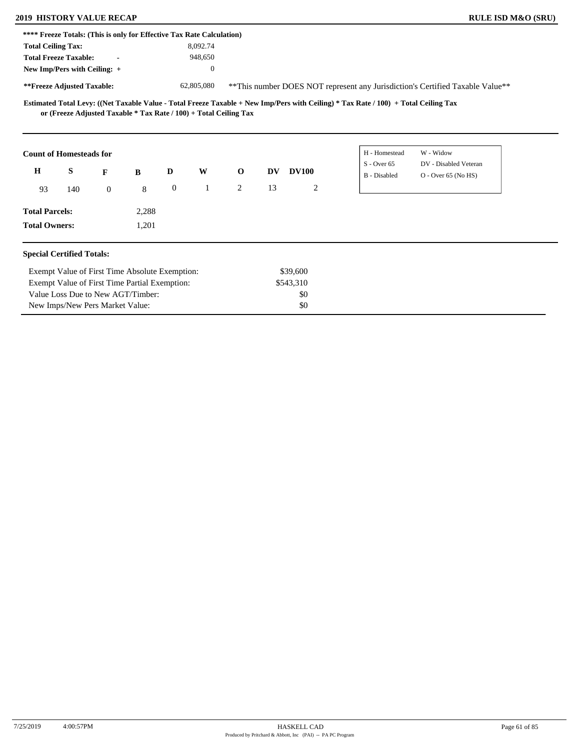**2019 HISTORY VALUE RECAP** **RULE ISD M&O (SRU)**

**\*\*\*\* Freeze Totals: (This is only for Effective Tax Rate Calculation)**

| | |
|---|---|
| **Total Ceiling Tax:** | 8,092.74 |
| **Total Freeze Taxable: -** | 948,650 |
| **New Imp/Pers with Ceiling: +** | 0 |
| **\*\*Freeze Adjusted Taxable:** | 62,805,080 |

\*\*This number DOES NOT represent any Jurisdiction's Certified Taxable Value\*\*

**Estimated Total Levy: ((Net Taxable Value - Total Freeze Taxable + New Imp/Pers with Ceiling) \* Tax Rate / 100) + Total Ceiling Tax or (Freeze Adjusted Taxable \* Tax Rate / 100) + Total Ceiling Tax**

**Count of Homesteads for**

| H | S | F | B | D | W | O | DV | DV100 |
|---|---|---|---|---|---|---|---|---|
| 93 | 140 | 0 | 8 | 0 | 1 | 2 | 13 | 2 |

| | |
|---|---|
| H - Homestead | W - Widow |
| S - Over 65 | DV - Disabled Veteran |
| B - Disabled | O - Over 65 (No HS) |

**Total Parcels:** 2,288

**Total Owners:** 1,201

**Special Certified Totals:**

| | |
|---|---|
| Exempt Value of First Time Absolute Exemption: | $39,600 |
| Exempt Value of First Time Partial Exemption: | $543,310 |
| Value Loss Due to New AGT/Timber: | $0 |
| New Imps/New Pers Market Value: | $0 |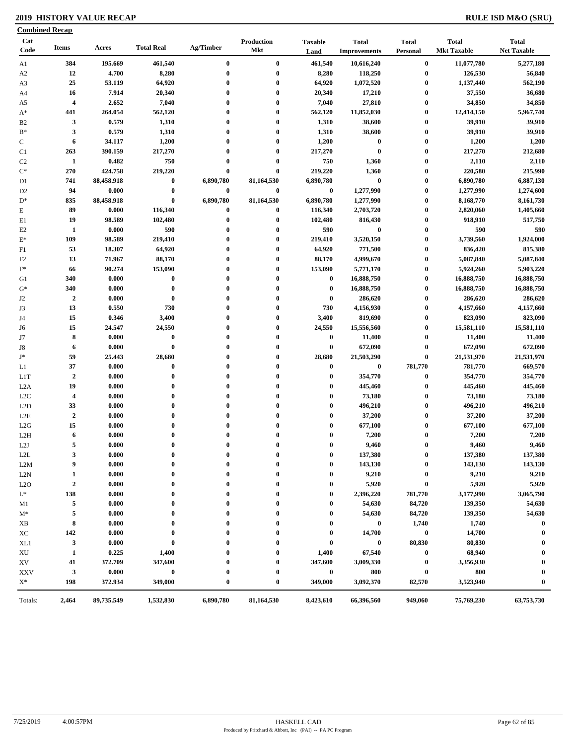**2019 HISTORY VALUE RECAP** **RULE ISD M&O (SRU)**

**Combined Recap**

| Cat Code | Items | Acres | Total Real | Ag/Timber | Production Mkt | Taxable Land | Total Improvements | Total Personal | Total Mkt Taxable | Total Net Taxable |
|---|---|---|---|---|---|---|---|---|---|---|
| A1 | 384 | 195.669 | 461,540 | 0 | 0 | 461,540 | 10,616,240 | 0 | 11,077,780 | 5,277,180 |
| A2 | 12 | 4.700 | 8,280 | 0 | 0 | 8,280 | 118,250 | 0 | 126,530 | 56,840 |
| A3 | 25 | 53.119 | 64,920 | 0 | 0 | 64,920 | 1,072,520 | 0 | 1,137,440 | 562,190 |
| A4 | 16 | 7.914 | 20,340 | 0 | 0 | 20,340 | 17,210 | 0 | 37,550 | 36,680 |
| A5 | 4 | 2.652 | 7,040 | 0 | 0 | 7,040 | 27,810 | 0 | 34,850 | 34,850 |
| A* | 441 | 264.054 | 562,120 | 0 | 0 | 562,120 | 11,852,030 | 0 | 12,414,150 | 5,967,740 |
| B2 | 3 | 0.579 | 1,310 | 0 | 0 | 1,310 | 38,600 | 0 | 39,910 | 39,910 |
| B* | 3 | 0.579 | 1,310 | 0 | 0 | 1,310 | 38,600 | 0 | 39,910 | 39,910 |
| C | 6 | 34.117 | 1,200 | 0 | 0 | 1,200 | 0 | 0 | 1,200 | 1,200 |
| C1 | 263 | 390.159 | 217,270 | 0 | 0 | 217,270 | 0 | 0 | 217,270 | 212,680 |
| C2 | 1 | 0.482 | 750 | 0 | 0 | 750 | 1,360 | 0 | 2,110 | 2,110 |
| C* | 270 | 424.758 | 219,220 | 0 | 0 | 219,220 | 1,360 | 0 | 220,580 | 215,990 |
| D1 | 741 | 88,458.918 | 0 | 6,890,780 | 81,164,530 | 6,890,780 | 0 | 0 | 6,890,780 | 6,887,130 |
| D2 | 94 | 0.000 | 0 | 0 | 0 | 0 | 1,277,990 | 0 | 1,277,990 | 1,274,600 |
| D* | 835 | 88,458.918 | 0 | 6,890,780 | 81,164,530 | 6,890,780 | 1,277,990 | 0 | 8,168,770 | 8,161,730 |
| E | 89 | 0.000 | 116,340 | 0 | 0 | 116,340 | 2,703,720 | 0 | 2,820,060 | 1,405,660 |
| E1 | 19 | 98.589 | 102,480 | 0 | 0 | 102,480 | 816,430 | 0 | 918,910 | 517,750 |
| E2 | 1 | 0.000 | 590 | 0 | 0 | 590 | 0 | 0 | 590 | 590 |
| E* | 109 | 98.589 | 219,410 | 0 | 0 | 219,410 | 3,520,150 | 0 | 3,739,560 | 1,924,000 |
| F1 | 53 | 18.307 | 64,920 | 0 | 0 | 64,920 | 771,500 | 0 | 836,420 | 815,380 |
| F2 | 13 | 71.967 | 88,170 | 0 | 0 | 88,170 | 4,999,670 | 0 | 5,087,840 | 5,087,840 |
| F* | 66 | 90.274 | 153,090 | 0 | 0 | 153,090 | 5,771,170 | 0 | 5,924,260 | 5,903,220 |
| G1 | 340 | 0.000 | 0 | 0 | 0 | 0 | 16,888,750 | 0 | 16,888,750 | 16,888,750 |
| G* | 340 | 0.000 | 0 | 0 | 0 | 0 | 16,888,750 | 0 | 16,888,750 | 16,888,750 |
| J2 | 2 | 0.000 | 0 | 0 | 0 | 0 | 286,620 | 0 | 286,620 | 286,620 |
| J3 | 13 | 0.550 | 730 | 0 | 0 | 730 | 4,156,930 | 0 | 4,157,660 | 4,157,660 |
| J4 | 15 | 0.346 | 3,400 | 0 | 0 | 3,400 | 819,690 | 0 | 823,090 | 823,090 |
| J6 | 15 | 24.547 | 24,550 | 0 | 0 | 24,550 | 15,556,560 | 0 | 15,581,110 | 15,581,110 |
| J7 | 8 | 0.000 | 0 | 0 | 0 | 0 | 11,400 | 0 | 11,400 | 11,400 |
| J8 | 6 | 0.000 | 0 | 0 | 0 | 0 | 672,090 | 0 | 672,090 | 672,090 |
| J* | 59 | 25.443 | 28,680 | 0 | 0 | 28,680 | 21,503,290 | 0 | 21,531,970 | 21,531,970 |
| L1 | 37 | 0.000 | 0 | 0 | 0 | 0 | 0 | 781,770 | 781,770 | 669,570 |
| L1T | 2 | 0.000 | 0 | 0 | 0 | 0 | 354,770 | 0 | 354,770 | 354,770 |
| L2A | 19 | 0.000 | 0 | 0 | 0 | 0 | 445,460 | 0 | 445,460 | 445,460 |
| L2C | 4 | 0.000 | 0 | 0 | 0 | 0 | 73,180 | 0 | 73,180 | 73,180 |
| L2D | 33 | 0.000 | 0 | 0 | 0 | 0 | 496,210 | 0 | 496,210 | 496,210 |
| L2E | 2 | 0.000 | 0 | 0 | 0 | 0 | 37,200 | 0 | 37,200 | 37,200 |
| L2G | 15 | 0.000 | 0 | 0 | 0 | 0 | 677,100 | 0 | 677,100 | 677,100 |
| L2H | 6 | 0.000 | 0 | 0 | 0 | 0 | 7,200 | 0 | 7,200 | 7,200 |
| L2J | 5 | 0.000 | 0 | 0 | 0 | 0 | 9,460 | 0 | 9,460 | 9,460 |
| L2L | 3 | 0.000 | 0 | 0 | 0 | 0 | 137,380 | 0 | 137,380 | 137,380 |
| L2M | 9 | 0.000 | 0 | 0 | 0 | 0 | 143,130 | 0 | 143,130 | 143,130 |
| L2N | 1 | 0.000 | 0 | 0 | 0 | 0 | 9,210 | 0 | 9,210 | 9,210 |
| L2O | 2 | 0.000 | 0 | 0 | 0 | 0 | 5,920 | 0 | 5,920 | 5,920 |
| L* | 138 | 0.000 | 0 | 0 | 0 | 0 | 2,396,220 | 781,770 | 3,177,990 | 3,065,790 |
| M1 | 5 | 0.000 | 0 | 0 | 0 | 0 | 54,630 | 84,720 | 139,350 | 54,630 |
| M* | 5 | 0.000 | 0 | 0 | 0 | 0 | 54,630 | 84,720 | 139,350 | 54,630 |
| XB | 8 | 0.000 | 0 | 0 | 0 | 0 | 0 | 1,740 | 1,740 | 0 |
| XC | 142 | 0.000 | 0 | 0 | 0 | 0 | 14,700 | 0 | 14,700 | 0 |
| XL1 | 3 | 0.000 | 0 | 0 | 0 | 0 | 0 | 80,830 | 80,830 | 0 |
| XU | 1 | 0.225 | 1,400 | 0 | 0 | 1,400 | 67,540 | 0 | 68,940 | 0 |
| XV | 41 | 372.709 | 347,600 | 0 | 0 | 347,600 | 3,009,330 | 0 | 3,356,930 | 0 |
| XXV | 3 | 0.000 | 0 | 0 | 0 | 0 | 800 | 0 | 800 | 0 |
| X* | 198 | 372.934 | 349,000 | 0 | 0 | 349,000 | 3,092,370 | 82,570 | 3,523,940 | 0 |
| Totals: | 2,464 | 89,735.549 | 1,532,830 | 6,890,780 | 81,164,530 | 8,423,610 | 66,396,560 | 949,060 | 75,769,230 | 63,753,730 |

7/25/2019 4:00:57PM HASKELL CAD
Produced by Pritchard & Abbott, Inc (PAI) -- PA PC Program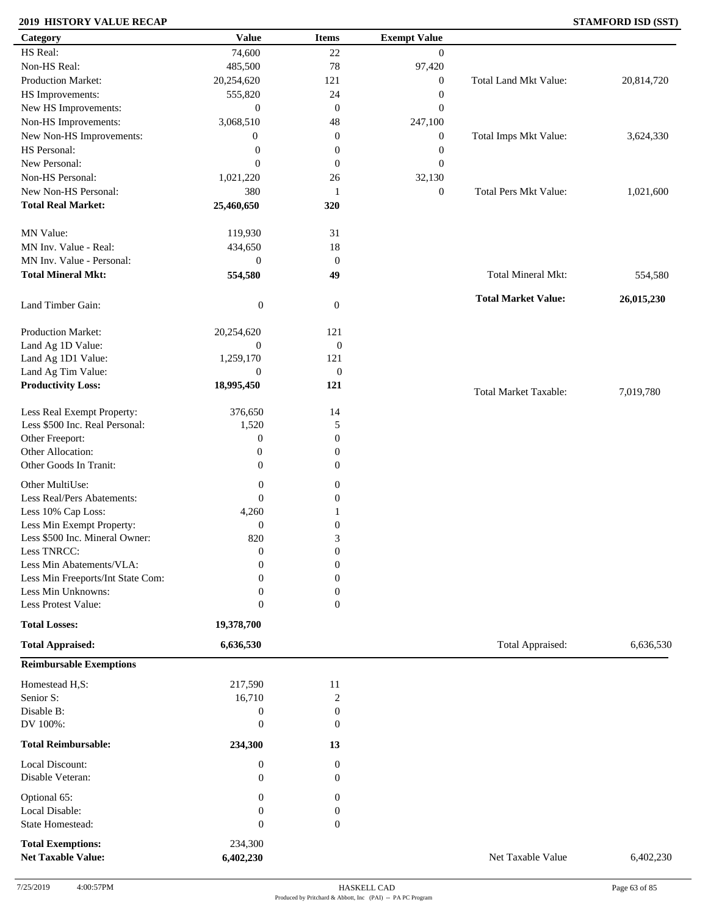**2019 HISTORY VALUE RECAP** **STAMFORD ISD (SST)**

| Category | Value | Items | Exempt Value | | |
|---|---|---|---|---|---|
| HS Real: | 74,600 | 22 | 0 | | |
| Non-HS Real: | 485,500 | 78 | 97,420 | | |
| Production Market: | 20,254,620 | 121 | 0 | Total Land Mkt Value: | 20,814,720 |
| HS Improvements: | 555,820 | 24 | 0 | | |
| New HS Improvements: | 0 | 0 | 0 | | |
| Non-HS Improvements: | 3,068,510 | 48 | 247,100 | | |
| New Non-HS Improvements: | 0 | 0 | 0 | Total Imps Mkt Value: | 3,624,330 |
| HS Personal: | 0 | 0 | 0 | | |
| New Personal: | 0 | 0 | 0 | | |
| Non-HS Personal: | 1,021,220 | 26 | 32,130 | | |
| New Non-HS Personal: | 380 | 1 | 0 | Total Pers Mkt Value: | 1,021,600 |
| **Total Real Market:** | **25,460,650** | **320** | | | |
| MN Value: | 119,930 | 31 | | | |
| MN Inv. Value - Real: | 434,650 | 18 | | | |
| MN Inv. Value - Personal: | 0 | 0 | | | |
| **Total Mineral Mkt:** | **554,580** | **49** | | Total Mineral Mkt: | 554,580 |
| Land Timber Gain: | 0 | 0 | | **Total Market Value:** | **26,015,230** |
| Production Market: | 20,254,620 | 121 | | | |
| Land Ag 1D Value: | 0 | 0 | | | |
| Land Ag 1D1 Value: | 1,259,170 | 121 | | | |
| Land Ag Tim Value: | 0 | 0 | | | |
| **Productivity Loss:** | **18,995,450** | **121** | | Total Market Taxable: | 7,019,780 |
| Less Real Exempt Property: | 376,650 | 14 | | | |
| Less $500 Inc. Real Personal: | 1,520 | 5 | | | |
| Other Freeport: | 0 | 0 | | | |
| Other Allocation: | 0 | 0 | | | |
| Other Goods In Tranit: | 0 | 0 | | | |
| Other MultiUse: | 0 | 0 | | | |
| Less Real/Pers Abatements: | 0 | 0 | | | |
| Less 10% Cap Loss: | 4,260 | 1 | | | |
| Less Min Exempt Property: | 0 | 0 | | | |
| Less $500 Inc. Mineral Owner: | 820 | 3 | | | |
| Less TNRCC: | 0 | 0 | | | |
| Less Min Abatements/VLA: | 0 | 0 | | | |
| Less Min Freeports/Int State Com: | 0 | 0 | | | |
| Less Min Unknowns: | 0 | 0 | | | |
| Less Protest Value: | 0 | 0 | | | |
| **Total Losses:** | **19,378,700** | | | | |
| **Total Appraised:** | **6,636,530** | | | Total Appraised: | 6,636,530 |

**Reimbursable Exemptions**

| Category | Value | Items | | |
|---|---|---|---|---|
| Homestead H,S: | 217,590 | 11 | | |
| Senior S: | 16,710 | 2 | | |
| Disable B: | 0 | 0 | | |
| DV 100%: | 0 | 0 | | |
| **Total Reimbursable:** | **234,300** | **13** | | |
| Local Discount: | 0 | 0 | | |
| Disable Veteran: | 0 | 0 | | |
| Optional 65: | 0 | 0 | | |
| Local Disable: | 0 | 0 | | |
| State Homestead: | 0 | 0 | | |
| **Total Exemptions:** | 234,300 | | | |
| **Net Taxable Value:** | **6,402,230** | | Net Taxable Value | 6,402,230 |

7/25/2019 4:00:57PM HASKELL CAD
Produced by Pritchard & Abbott, Inc (PAI) -- PA PC Program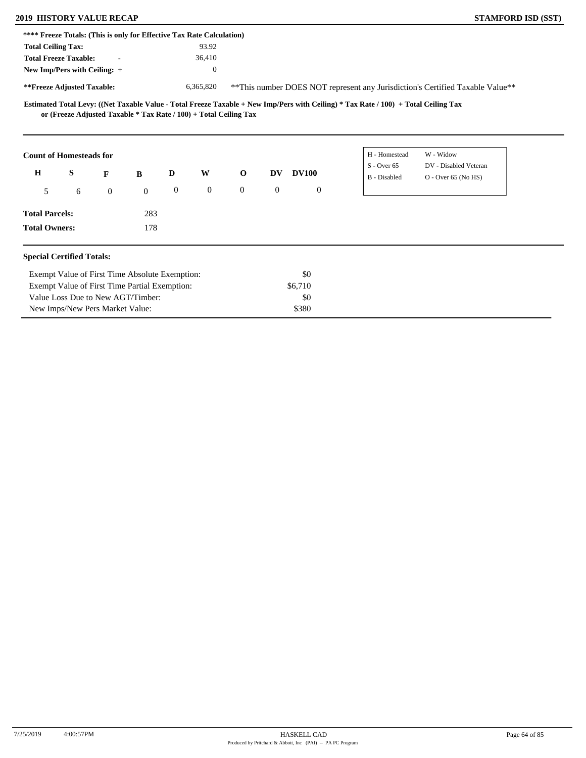**2019 HISTORY VALUE RECAP** **STAMFORD ISD (SST)**

**\*\*\*\* Freeze Totals: (This is only for Effective Tax Rate Calculation)**

| | |
|---|---|
| **Total Ceiling Tax:** | 93.92 |
| **Total Freeze Taxable:** - | 36,410 |
| **New Imp/Pers with Ceiling:** + | 0 |
| **\*\*Freeze Adjusted Taxable:** | 6,365,820 |

\*\*This number DOES NOT represent any Jurisdiction's Certified Taxable Value\*\*

**Estimated Total Levy: ((Net Taxable Value - Total Freeze Taxable + New Imp/Pers with Ceiling) \* Tax Rate / 100) + Total Ceiling Tax or (Freeze Adjusted Taxable \* Tax Rate / 100) + Total Ceiling Tax**

**Count of Homesteads for**

| H | S | F | B | D | W | O | DV | DV100 |
|---|---|---|---|---|---|---|---|---|
| 5 | 6 | 0 | 0 | 0 | 0 | 0 | 0 | 0 |

| | |
|---|---|
| H - Homestead | W - Widow |
| S - Over 65 | DV - Disabled Veteran |
| B - Disabled | O - Over 65 (No HS) |

**Total Parcels:** 283

**Total Owners:** 178

**Special Certified Totals:**

| | |
|---|---|
| Exempt Value of First Time Absolute Exemption: | \$0 |
| Exempt Value of First Time Partial Exemption: | \$6,710 |
| Value Loss Due to New AGT/Timber: | \$0 |
| New Imps/New Pers Market Value: | \$380 |

7/25/2019 4:00:57PM HASKELL CAD

Produced by Pritchard & Abbott, Inc (PAI) -- PA PC Program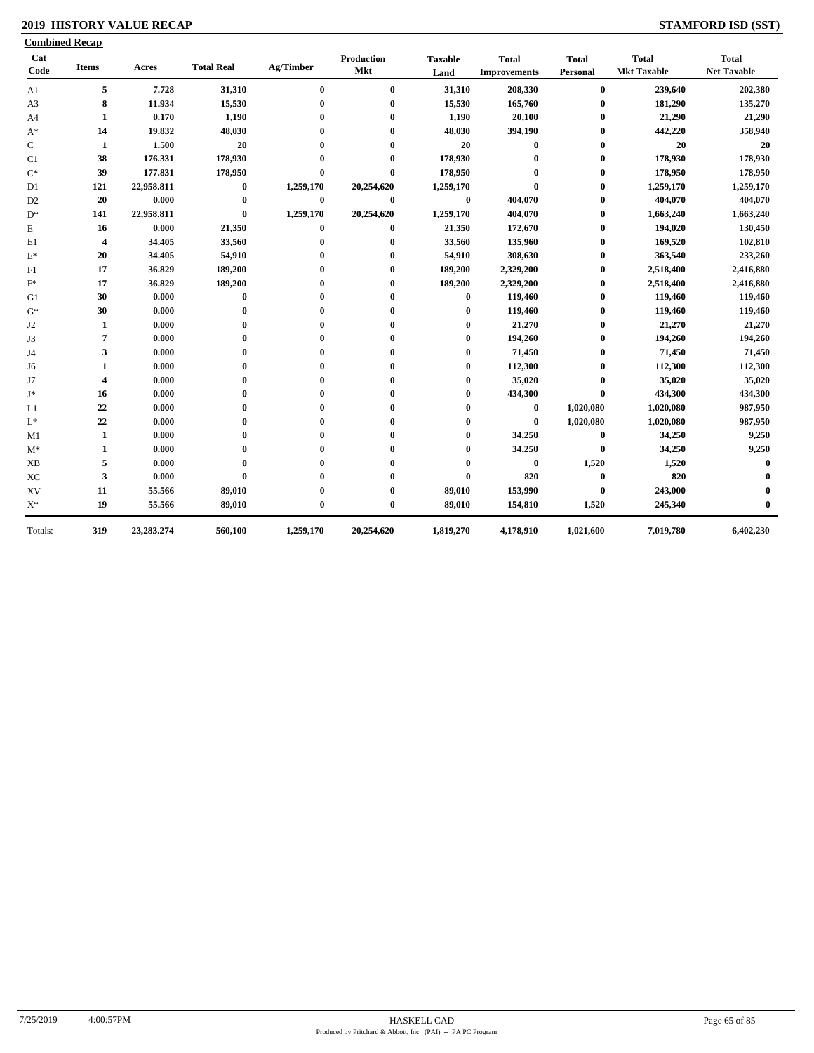## 2019 HISTORY VALUE RECAP

**STAMFORD ISD (SST)**

**Combined Recap**

| Cat Code | Items | Acres | Total Real | Ag/Timber | Production Mkt | Taxable Land | Total Improvements | Total Personal | Total Mkt Taxable | Total Net Taxable |
|---|---|---|---|---|---|---|---|---|---|---|
| A1 | 5 | 7.728 | 31,310 | 0 | 0 | 31,310 | 208,330 | 0 | 239,640 | 202,380 |
| A3 | 8 | 11.934 | 15,530 | 0 | 0 | 15,530 | 165,760 | 0 | 181,290 | 135,270 |
| A4 | 1 | 0.170 | 1,190 | 0 | 0 | 1,190 | 20,100 | 0 | 21,290 | 21,290 |
| A* | 14 | 19.832 | 48,030 | 0 | 0 | 48,030 | 394,190 | 0 | 442,220 | 358,940 |
| C | 1 | 1.500 | 20 | 0 | 0 | 20 | 0 | 0 | 20 | 20 |
| C1 | 38 | 176.331 | 178,930 | 0 | 0 | 178,930 | 0 | 0 | 178,930 | 178,930 |
| C* | 39 | 177.831 | 178,950 | 0 | 0 | 178,950 | 0 | 0 | 178,950 | 178,950 |
| D1 | 121 | 22,958.811 | 0 | 1,259,170 | 20,254,620 | 1,259,170 | 0 | 0 | 1,259,170 | 1,259,170 |
| D2 | 20 | 0.000 | 0 | 0 | 0 | 0 | 404,070 | 0 | 404,070 | 404,070 |
| D* | 141 | 22,958.811 | 0 | 1,259,170 | 20,254,620 | 1,259,170 | 404,070 | 0 | 1,663,240 | 1,663,240 |
| E | 16 | 0.000 | 21,350 | 0 | 0 | 21,350 | 172,670 | 0 | 194,020 | 130,450 |
| E1 | 4 | 34.405 | 33,560 | 0 | 0 | 33,560 | 135,960 | 0 | 169,520 | 102,810 |
| E* | 20 | 34.405 | 54,910 | 0 | 0 | 54,910 | 308,630 | 0 | 363,540 | 233,260 |
| F1 | 17 | 36.829 | 189,200 | 0 | 0 | 189,200 | 2,329,200 | 0 | 2,518,400 | 2,416,880 |
| F* | 17 | 36.829 | 189,200 | 0 | 0 | 189,200 | 2,329,200 | 0 | 2,518,400 | 2,416,880 |
| G1 | 30 | 0.000 | 0 | 0 | 0 | 0 | 119,460 | 0 | 119,460 | 119,460 |
| G* | 30 | 0.000 | 0 | 0 | 0 | 0 | 119,460 | 0 | 119,460 | 119,460 |
| J2 | 1 | 0.000 | 0 | 0 | 0 | 0 | 21,270 | 0 | 21,270 | 21,270 |
| J3 | 7 | 0.000 | 0 | 0 | 0 | 0 | 194,260 | 0 | 194,260 | 194,260 |
| J4 | 3 | 0.000 | 0 | 0 | 0 | 0 | 71,450 | 0 | 71,450 | 71,450 |
| J6 | 1 | 0.000 | 0 | 0 | 0 | 0 | 112,300 | 0 | 112,300 | 112,300 |
| J7 | 4 | 0.000 | 0 | 0 | 0 | 0 | 35,020 | 0 | 35,020 | 35,020 |
| J* | 16 | 0.000 | 0 | 0 | 0 | 0 | 434,300 | 0 | 434,300 | 434,300 |
| L1 | 22 | 0.000 | 0 | 0 | 0 | 0 | 0 | 1,020,080 | 1,020,080 | 987,950 |
| L* | 22 | 0.000 | 0 | 0 | 0 | 0 | 0 | 1,020,080 | 1,020,080 | 987,950 |
| M1 | 1 | 0.000 | 0 | 0 | 0 | 0 | 34,250 | 0 | 34,250 | 9,250 |
| M* | 1 | 0.000 | 0 | 0 | 0 | 0 | 34,250 | 0 | 34,250 | 9,250 |
| XB | 5 | 0.000 | 0 | 0 | 0 | 0 | 0 | 1,520 | 1,520 | 0 |
| XC | 3 | 0.000 | 0 | 0 | 0 | 0 | 820 | 0 | 820 | 0 |
| XV | 11 | 55.566 | 89,010 | 0 | 0 | 89,010 | 153,990 | 0 | 243,000 | 0 |
| X* | 19 | 55.566 | 89,010 | 0 | 0 | 89,010 | 154,810 | 1,520 | 245,340 | 0 |
| Totals: | 319 | 23,283.274 | 560,100 | 1,259,170 | 20,254,620 | 1,819,270 | 4,178,910 | 1,021,600 | 7,019,780 | 6,402,230 |

7/25/2019 4:00:57PM HASKELL CAD

Produced by Pritchard & Abbott, Inc (PAI) -- PA PC Program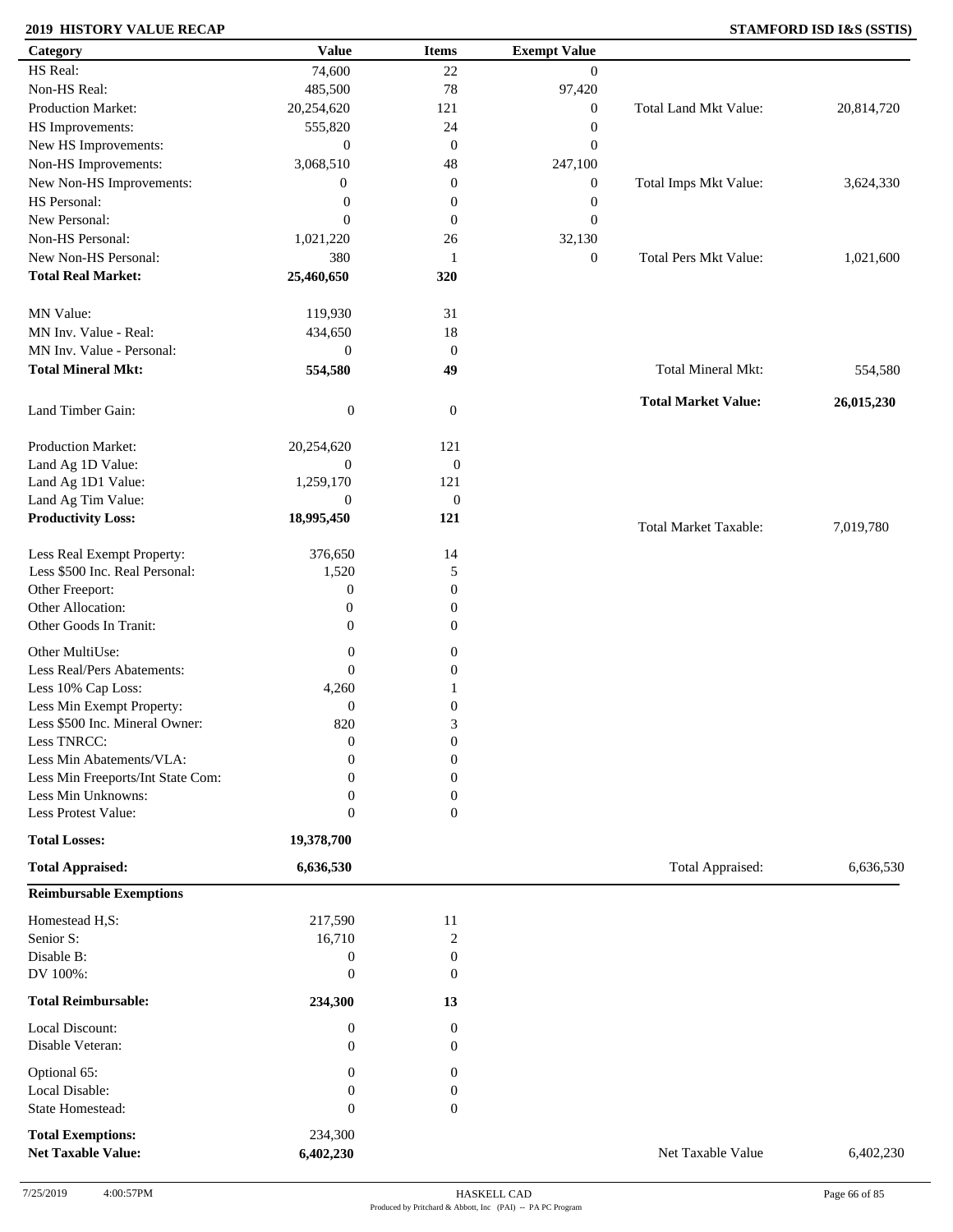**2019 HISTORY VALUE RECAP** | **STAMFORD ISD I&S (SSTIS)**

| Category | Value | Items | Exempt Value | | |
|---|---|---|---|---|---|
| HS Real: | 74,600 | 22 | 0 | | |
| Non-HS Real: | 485,500 | 78 | 97,420 | | |
| Production Market: | 20,254,620 | 121 | 0 | Total Land Mkt Value: | 20,814,720 |
| HS Improvements: | 555,820 | 24 | 0 | | |
| New HS Improvements: | 0 | 0 | 0 | | |
| Non-HS Improvements: | 3,068,510 | 48 | 247,100 | | |
| New Non-HS Improvements: | 0 | 0 | 0 | Total Imps Mkt Value: | 3,624,330 |
| HS Personal: | 0 | 0 | 0 | | |
| New Personal: | 0 | 0 | 0 | | |
| Non-HS Personal: | 1,021,220 | 26 | 32,130 | | |
| New Non-HS Personal: | 380 | 1 | 0 | Total Pers Mkt Value: | 1,021,600 |
| **Total Real Market:** | **25,460,650** | **320** | | | |
| MN Value: | 119,930 | 31 | | | |
| MN Inv. Value - Real: | 434,650 | 18 | | | |
| MN Inv. Value - Personal: | 0 | 0 | | | |
| **Total Mineral Mkt:** | **554,580** | **49** | | Total Mineral Mkt: | 554,580 |
| Land Timber Gain: | 0 | 0 | | **Total Market Value:** | **26,015,230** |
| Production Market: | 20,254,620 | 121 | | | |
| Land Ag 1D Value: | 0 | 0 | | | |
| Land Ag 1D1 Value: | 1,259,170 | 121 | | | |
| Land Ag Tim Value: | 0 | 0 | | | |
| **Productivity Loss:** | **18,995,450** | **121** | | Total Market Taxable: | 7,019,780 |
| Less Real Exempt Property: | 376,650 | 14 | | | |
| Less $500 Inc. Real Personal: | 1,520 | 5 | | | |
| Other Freeport: | 0 | 0 | | | |
| Other Allocation: | 0 | 0 | | | |
| Other Goods In Tranit: | 0 | 0 | | | |
| Other MultiUse: | 0 | 0 | | | |
| Less Real/Pers Abatements: | 0 | 0 | | | |
| Less 10% Cap Loss: | 4,260 | 1 | | | |
| Less Min Exempt Property: | 0 | 0 | | | |
| Less $500 Inc. Mineral Owner: | 820 | 3 | | | |
| Less TNRCC: | 0 | 0 | | | |
| Less Min Abatements/VLA: | 0 | 0 | | | |
| Less Min Freeports/Int State Com: | 0 | 0 | | | |
| Less Min Unknowns: | 0 | 0 | | | |
| Less Protest Value: | 0 | 0 | | | |
| **Total Losses:** | **19,378,700** | | | | |
| **Total Appraised:** | **6,636,530** | | | Total Appraised: | 6,636,530 |

| **Reimbursable Exemptions** | | | | |
|---|---|---|---|---|
| Homestead H,S: | 217,590 | 11 | | |
| Senior S: | 16,710 | 2 | | |
| Disable B: | 0 | 0 | | |
| DV 100%: | 0 | 0 | | |
| **Total Reimbursable:** | **234,300** | **13** | | |
| Local Discount: | 0 | 0 | | |
| Disable Veteran: | 0 | 0 | | |
| Optional 65: | 0 | 0 | | |
| Local Disable: | 0 | 0 | | |
| State Homestead: | 0 | 0 | | |
| **Total Exemptions:** | 234,300 | | | |
| **Net Taxable Value:** | **6,402,230** | | Net Taxable Value | 6,402,230 |

7/25/2019 4:00:57PM — HASKELL CAD — Produced by Pritchard & Abbott, Inc (PAI) -- PA PC Program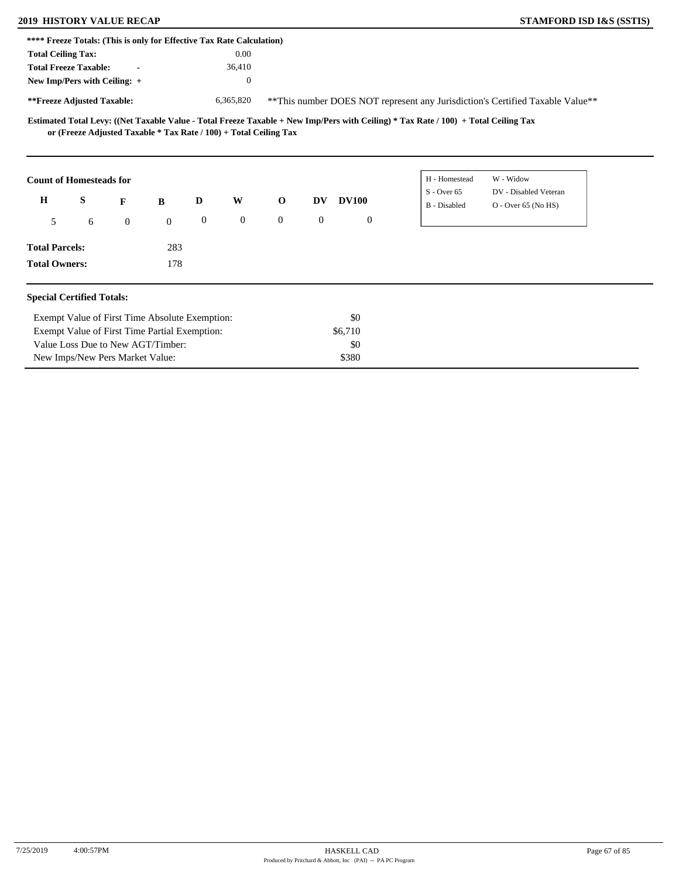**\*\*\*\* Freeze Totals: (This is only for Effective Tax Rate Calculation)**

| | | |
|---|---|---|
| **Total Ceiling Tax:** | | 0.00 |
| **Total Freeze Taxable:** | - | 36,410 |
| **New Imp/Pers with Ceiling:** | + | 0 |
| **\*\*Freeze Adjusted Taxable:** | | 6,365,820 |

\*\*This number DOES NOT represent any Jurisdiction's Certified Taxable Value\*\*

**Estimated Total Levy: ((Net Taxable Value - Total Freeze Taxable + New Imp/Pers with Ceiling) * Tax Rate / 100) + Total Ceiling Tax or (Freeze Adjusted Taxable * Tax Rate / 100) + Total Ceiling Tax**

**Count of Homesteads for**

| H | S | F | B | D | W | O | DV | DV100 |
|---|---|---|---|---|---|---|---|---|
| 5 | 6 | 0 | 0 | 0 | 0 | 0 | 0 | 0 |

| | |
|---|---|
| H - Homestead | W - Widow |
| S - Over 65 | DV - Disabled Veteran |
| B - Disabled | O - Over 65 (No HS) |

**Total Parcels:** 283

**Total Owners:** 178

**Special Certified Totals:**

| | |
|---|---|
| Exempt Value of First Time Absolute Exemption: | $0 |
| Exempt Value of First Time Partial Exemption: | $6,710 |
| Value Loss Due to New AGT/Timber: | $0 |
| New Imps/New Pers Market Value: | $380 |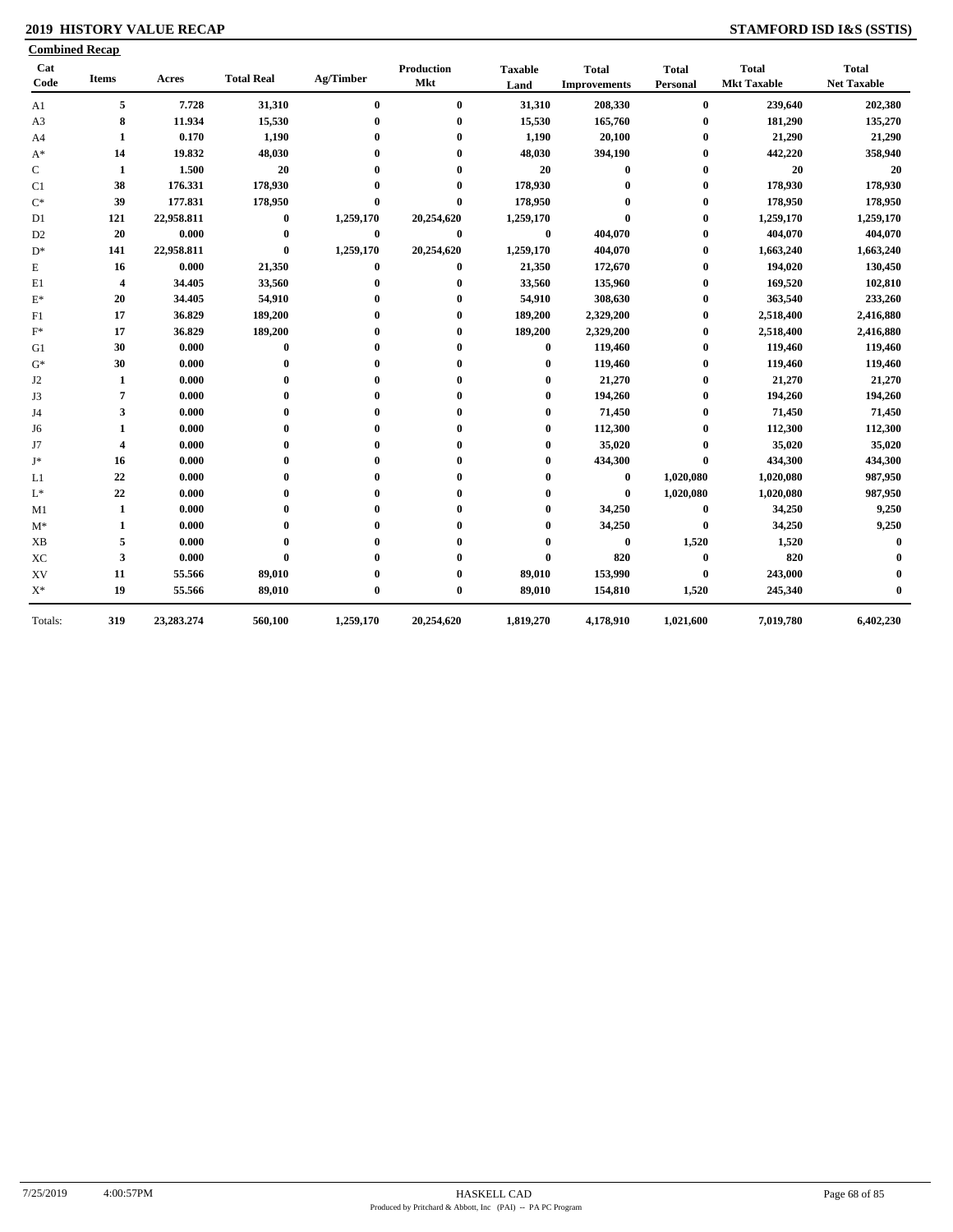# 2019 HISTORY VALUE RECAP

## STAMFORD ISD I&S (SSTIS)

**Combined Recap**

| Cat Code | Items | Acres | Total Real | Ag/Timber | Production Mkt | Taxable Land | Total Improvements | Total Personal | Total Mkt Taxable | Total Net Taxable |
|---|---|---|---|---|---|---|---|---|---|---|
| A1 | 5 | 7.728 | 31,310 | 0 | 0 | 31,310 | 208,330 | 0 | 239,640 | 202,380 |
| A3 | 8 | 11.934 | 15,530 | 0 | 0 | 15,530 | 165,760 | 0 | 181,290 | 135,270 |
| A4 | 1 | 0.170 | 1,190 | 0 | 0 | 1,190 | 20,100 | 0 | 21,290 | 21,290 |
| A* | 14 | 19.832 | 48,030 | 0 | 0 | 48,030 | 394,190 | 0 | 442,220 | 358,940 |
| C | 1 | 1.500 | 20 | 0 | 0 | 20 | 0 | 0 | 20 | 20 |
| C1 | 38 | 176.331 | 178,930 | 0 | 0 | 178,930 | 0 | 0 | 178,930 | 178,930 |
| C* | 39 | 177.831 | 178,950 | 0 | 0 | 178,950 | 0 | 0 | 178,950 | 178,950 |
| D1 | 121 | 22,958.811 | 0 | 1,259,170 | 20,254,620 | 1,259,170 | 0 | 0 | 1,259,170 | 1,259,170 |
| D2 | 20 | 0.000 | 0 | 0 | 0 | 0 | 404,070 | 0 | 404,070 | 404,070 |
| D* | 141 | 22,958.811 | 0 | 1,259,170 | 20,254,620 | 1,259,170 | 404,070 | 0 | 1,663,240 | 1,663,240 |
| E | 16 | 0.000 | 21,350 | 0 | 0 | 21,350 | 172,670 | 0 | 194,020 | 130,450 |
| E1 | 4 | 34.405 | 33,560 | 0 | 0 | 33,560 | 135,960 | 0 | 169,520 | 102,810 |
| E* | 20 | 34.405 | 54,910 | 0 | 0 | 54,910 | 308,630 | 0 | 363,540 | 233,260 |
| F1 | 17 | 36.829 | 189,200 | 0 | 0 | 189,200 | 2,329,200 | 0 | 2,518,400 | 2,416,880 |
| F* | 17 | 36.829 | 189,200 | 0 | 0 | 189,200 | 2,329,200 | 0 | 2,518,400 | 2,416,880 |
| G1 | 30 | 0.000 | 0 | 0 | 0 | 0 | 119,460 | 0 | 119,460 | 119,460 |
| G* | 30 | 0.000 | 0 | 0 | 0 | 0 | 119,460 | 0 | 119,460 | 119,460 |
| J2 | 1 | 0.000 | 0 | 0 | 0 | 0 | 21,270 | 0 | 21,270 | 21,270 |
| J3 | 7 | 0.000 | 0 | 0 | 0 | 0 | 194,260 | 0 | 194,260 | 194,260 |
| J4 | 3 | 0.000 | 0 | 0 | 0 | 0 | 71,450 | 0 | 71,450 | 71,450 |
| J6 | 1 | 0.000 | 0 | 0 | 0 | 0 | 112,300 | 0 | 112,300 | 112,300 |
| J7 | 4 | 0.000 | 0 | 0 | 0 | 0 | 35,020 | 0 | 35,020 | 35,020 |
| J* | 16 | 0.000 | 0 | 0 | 0 | 0 | 434,300 | 0 | 434,300 | 434,300 |
| L1 | 22 | 0.000 | 0 | 0 | 0 | 0 | 0 | 1,020,080 | 1,020,080 | 987,950 |
| L* | 22 | 0.000 | 0 | 0 | 0 | 0 | 0 | 1,020,080 | 1,020,080 | 987,950 |
| M1 | 1 | 0.000 | 0 | 0 | 0 | 0 | 34,250 | 0 | 34,250 | 9,250 |
| M* | 1 | 0.000 | 0 | 0 | 0 | 0 | 34,250 | 0 | 34,250 | 9,250 |
| XB | 5 | 0.000 | 0 | 0 | 0 | 0 | 0 | 1,520 | 1,520 | 0 |
| XC | 3 | 0.000 | 0 | 0 | 0 | 0 | 820 | 0 | 820 | 0 |
| XV | 11 | 55.566 | 89,010 | 0 | 0 | 89,010 | 153,990 | 0 | 243,000 | 0 |
| X* | 19 | 55.566 | 89,010 | 0 | 0 | 89,010 | 154,810 | 1,520 | 245,340 | 0 |
| Totals: | 319 | 23,283.274 | 560,100 | 1,259,170 | 20,254,620 | 1,819,270 | 4,178,910 | 1,021,600 | 7,019,780 | 6,402,230 |

7/25/2019 4:00:57PM HASKELL CAD
Produced by Pritchard & Abbott, Inc (PAI) -- PA PC Program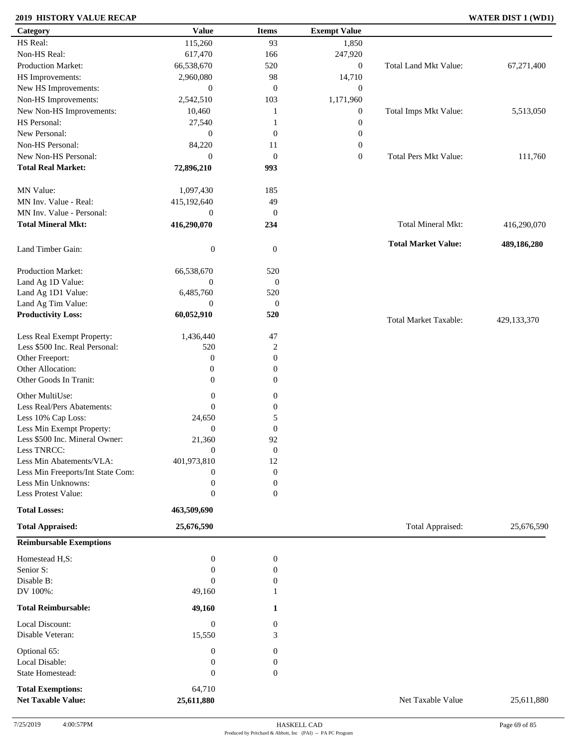**2019 HISTORY VALUE RECAP** | **WATER DIST 1 (WD1)**

| Category | Value | Items | Exempt Value | | |
|---|---|---|---|---|---|
| HS Real: | 115,260 | 93 | 1,850 | | |
| Non-HS Real: | 617,470 | 166 | 247,920 | | |
| Production Market: | 66,538,670 | 520 | 0 | Total Land Mkt Value: | 67,271,400 |
| HS Improvements: | 2,960,080 | 98 | 14,710 | | |
| New HS Improvements: | 0 | 0 | 0 | | |
| Non-HS Improvements: | 2,542,510 | 103 | 1,171,960 | | |
| New Non-HS Improvements: | 10,460 | 1 | 0 | Total Imps Mkt Value: | 5,513,050 |
| HS Personal: | 27,540 | 1 | 0 | | |
| New Personal: | 0 | 0 | 0 | | |
| Non-HS Personal: | 84,220 | 11 | 0 | | |
| New Non-HS Personal: | 0 | 0 | 0 | Total Pers Mkt Value: | 111,760 |
| **Total Real Market:** | **72,896,210** | **993** | | | |
| MN Value: | 1,097,430 | 185 | | | |
| MN Inv. Value - Real: | 415,192,640 | 49 | | | |
| MN Inv. Value - Personal: | 0 | 0 | | | |
| **Total Mineral Mkt:** | **416,290,070** | **234** | | Total Mineral Mkt: | 416,290,070 |
| Land Timber Gain: | 0 | 0 | | **Total Market Value:** | **489,186,280** |
| Production Market: | 66,538,670 | 520 | | | |
| Land Ag 1D Value: | 0 | 0 | | | |
| Land Ag 1D1 Value: | 6,485,760 | 520 | | | |
| Land Ag Tim Value: | 0 | 0 | | | |
| **Productivity Loss:** | **60,052,910** | **520** | | Total Market Taxable: | 429,133,370 |
| Less Real Exempt Property: | 1,436,440 | 47 | | | |
| Less $500 Inc. Real Personal: | 520 | 2 | | | |
| Other Freeport: | 0 | 0 | | | |
| Other Allocation: | 0 | 0 | | | |
| Other Goods In Tranit: | 0 | 0 | | | |
| Other MultiUse: | 0 | 0 | | | |
| Less Real/Pers Abatements: | 0 | 0 | | | |
| Less 10% Cap Loss: | 24,650 | 5 | | | |
| Less Min Exempt Property: | 0 | 0 | | | |
| Less $500 Inc. Mineral Owner: | 21,360 | 92 | | | |
| Less TNRCC: | 0 | 0 | | | |
| Less Min Abatements/VLA: | 401,973,810 | 12 | | | |
| Less Min Freeports/Int State Com: | 0 | 0 | | | |
| Less Min Unknowns: | 0 | 0 | | | |
| Less Protest Value: | 0 | 0 | | | |
| **Total Losses:** | **463,509,690** | | | | |
| **Total Appraised:** | **25,676,590** | | | Total Appraised: | 25,676,590 |

**Reimbursable Exemptions**

| Category | Value | Items | | |
|---|---|---|---|---|
| Homestead H,S: | 0 | 0 | | |
| Senior S: | 0 | 0 | | |
| Disable B: | 0 | 0 | | |
| DV 100%: | 49,160 | 1 | | |
| **Total Reimbursable:** | **49,160** | **1** | | |
| Local Discount: | 0 | 0 | | |
| Disable Veteran: | 15,550 | 3 | | |
| Optional 65: | 0 | 0 | | |
| Local Disable: | 0 | 0 | | |
| State Homestead: | 0 | 0 | | |
| **Total Exemptions:** | 64,710 | | | |
| **Net Taxable Value:** | **25,611,880** | | Net Taxable Value | 25,611,880 |

7/25/2019 4:00:57PM — HASKELL CAD — Produced by Pritchard & Abbott, Inc (PAI) -- PA PC Program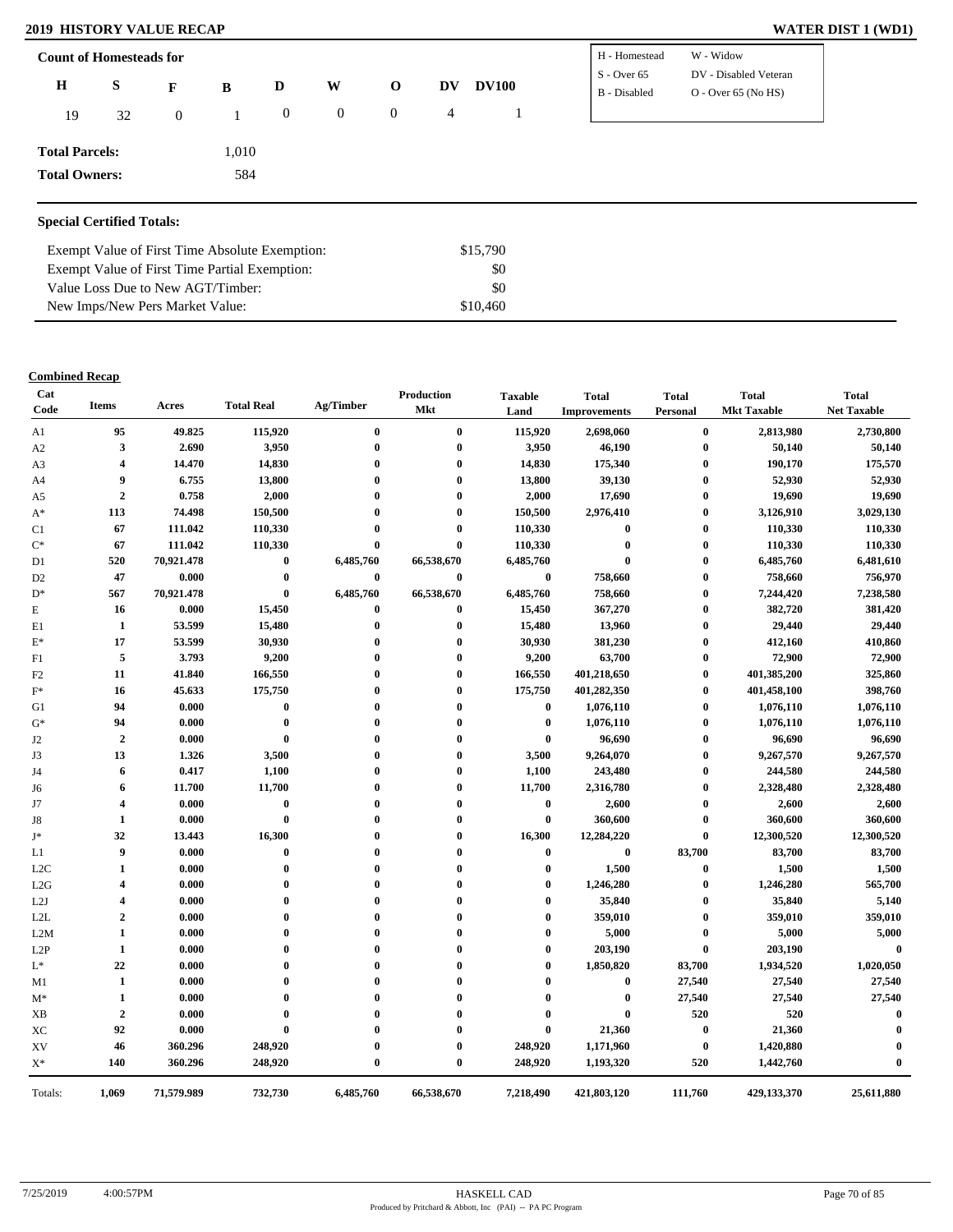## 2019 HISTORY VALUE RECAP

**WATER DIST 1 (WD1)**

### Count of Homesteads for

| H | S | F | B | D | W | O | DV | DV100 |
|---|---|---|---|---|---|---|---|---|
| 19 | 32 | 0 | 1 | 0 | 0 | 0 | 4 | 1 |

| | |
|---|---|
| H - Homestead | W - Widow |
| S - Over 65 | DV - Disabled Veteran |
| B - Disabled | O - Over 65 (No HS) |

**Total Parcels:** 1,010

**Total Owners:** 584

### Special Certified Totals:

| | |
|---|---|
| Exempt Value of First Time Absolute Exemption: | $15,790 |
| Exempt Value of First Time Partial Exemption: | $0 |
| Value Loss Due to New AGT/Timber: | $0 |
| New Imps/New Pers Market Value: | $10,460 |

### Combined Recap

| Cat Code | Items | Acres | Total Real | Ag/Timber | Production Mkt | Taxable Land | Total Improvements | Total Personal | Total Mkt Taxable | Total Net Taxable |
|---|---|---|---|---|---|---|---|---|---|---|
| A1 | 95 | 49.825 | 115,920 | 0 | 0 | 115,920 | 2,698,060 | 0 | 2,813,980 | 2,730,800 |
| A2 | 3 | 2.690 | 3,950 | 0 | 0 | 3,950 | 46,190 | 0 | 50,140 | 50,140 |
| A3 | 4 | 14.470 | 14,830 | 0 | 0 | 14,830 | 175,340 | 0 | 190,170 | 175,570 |
| A4 | 9 | 6.755 | 13,800 | 0 | 0 | 13,800 | 39,130 | 0 | 52,930 | 52,930 |
| A5 | 2 | 0.758 | 2,000 | 0 | 0 | 2,000 | 17,690 | 0 | 19,690 | 19,690 |
| A* | 113 | 74.498 | 150,500 | 0 | 0 | 150,500 | 2,976,410 | 0 | 3,126,910 | 3,029,130 |
| C1 | 67 | 111.042 | 110,330 | 0 | 0 | 110,330 | 0 | 0 | 110,330 | 110,330 |
| C* | 67 | 111.042 | 110,330 | 0 | 0 | 110,330 | 0 | 0 | 110,330 | 110,330 |
| D1 | 520 | 70,921.478 | 0 | 6,485,760 | 66,538,670 | 6,485,760 | 0 | 0 | 6,485,760 | 6,481,610 |
| D2 | 47 | 0.000 | 0 | 0 | 0 | 0 | 758,660 | 0 | 758,660 | 756,970 |
| D* | 567 | 70,921.478 | 0 | 6,485,760 | 66,538,670 | 6,485,760 | 758,660 | 0 | 7,244,420 | 7,238,580 |
| E | 16 | 0.000 | 15,450 | 0 | 0 | 15,450 | 367,270 | 0 | 382,720 | 381,420 |
| E1 | 1 | 53.599 | 15,480 | 0 | 0 | 15,480 | 13,960 | 0 | 29,440 | 29,440 |
| E* | 17 | 53.599 | 30,930 | 0 | 0 | 30,930 | 381,230 | 0 | 412,160 | 410,860 |
| F1 | 5 | 3.793 | 9,200 | 0 | 0 | 9,200 | 63,700 | 0 | 72,900 | 72,900 |
| F2 | 11 | 41.840 | 166,550 | 0 | 0 | 166,550 | 401,218,650 | 0 | 401,385,200 | 325,860 |
| F* | 16 | 45.633 | 175,750 | 0 | 0 | 175,750 | 401,282,350 | 0 | 401,458,100 | 398,760 |
| G1 | 94 | 0.000 | 0 | 0 | 0 | 0 | 1,076,110 | 0 | 1,076,110 | 1,076,110 |
| G* | 94 | 0.000 | 0 | 0 | 0 | 0 | 1,076,110 | 0 | 1,076,110 | 1,076,110 |
| J2 | 2 | 0.000 | 0 | 0 | 0 | 0 | 96,690 | 0 | 96,690 | 96,690 |
| J3 | 13 | 1.326 | 3,500 | 0 | 0 | 3,500 | 9,264,070 | 0 | 9,267,570 | 9,267,570 |
| J4 | 6 | 0.417 | 1,100 | 0 | 0 | 1,100 | 243,480 | 0 | 244,580 | 244,580 |
| J6 | 6 | 11.700 | 11,700 | 0 | 0 | 11,700 | 2,316,780 | 0 | 2,328,480 | 2,328,480 |
| J7 | 4 | 0.000 | 0 | 0 | 0 | 0 | 2,600 | 0 | 2,600 | 2,600 |
| J8 | 1 | 0.000 | 0 | 0 | 0 | 0 | 360,600 | 0 | 360,600 | 360,600 |
| J* | 32 | 13.443 | 16,300 | 0 | 0 | 16,300 | 12,284,220 | 0 | 12,300,520 | 12,300,520 |
| L1 | 9 | 0.000 | 0 | 0 | 0 | 0 | 0 | 83,700 | 83,700 | 83,700 |
| L2C | 1 | 0.000 | 0 | 0 | 0 | 0 | 1,500 | 0 | 1,500 | 1,500 |
| L2G | 4 | 0.000 | 0 | 0 | 0 | 0 | 1,246,280 | 0 | 1,246,280 | 565,700 |
| L2J | 4 | 0.000 | 0 | 0 | 0 | 0 | 35,840 | 0 | 35,840 | 5,140 |
| L2L | 2 | 0.000 | 0 | 0 | 0 | 0 | 359,010 | 0 | 359,010 | 359,010 |
| L2M | 1 | 0.000 | 0 | 0 | 0 | 0 | 5,000 | 0 | 5,000 | 5,000 |
| L2P | 1 | 0.000 | 0 | 0 | 0 | 0 | 203,190 | 0 | 203,190 | 0 |
| L* | 22 | 0.000 | 0 | 0 | 0 | 0 | 1,850,820 | 83,700 | 1,934,520 | 1,020,050 |
| M1 | 1 | 0.000 | 0 | 0 | 0 | 0 | 0 | 27,540 | 27,540 | 27,540 |
| M* | 1 | 0.000 | 0 | 0 | 0 | 0 | 0 | 27,540 | 27,540 | 27,540 |
| XB | 2 | 0.000 | 0 | 0 | 0 | 0 | 0 | 520 | 520 | 0 |
| XC | 92 | 0.000 | 0 | 0 | 0 | 0 | 21,360 | 0 | 21,360 | 0 |
| XV | 46 | 360.296 | 248,920 | 0 | 0 | 248,920 | 1,171,960 | 0 | 1,420,880 | 0 |
| X* | 140 | 360.296 | 248,920 | 0 | 0 | 248,920 | 1,193,320 | 520 | 1,442,760 | 0 |
| Totals: | 1,069 | 71,579.989 | 732,730 | 6,485,760 | 66,538,670 | 7,218,490 | 421,803,120 | 111,760 | 429,133,370 | 25,611,880 |

7/25/2019 4:00:57PM HASKELL CAD
Produced by Pritchard & Abbott, Inc (PAI) -- PA PC Program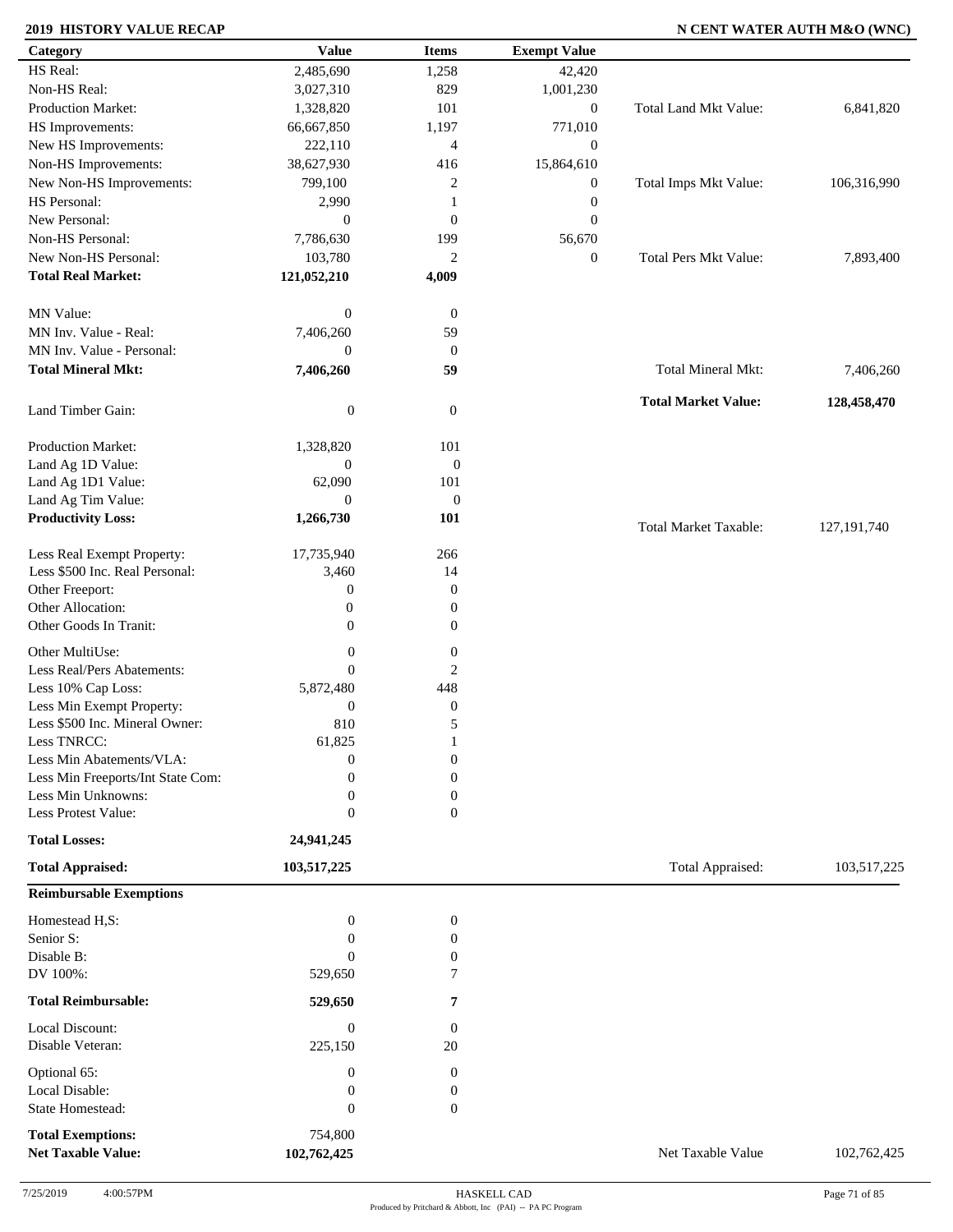**2019 HISTORY VALUE RECAP** — **N CENT WATER AUTH M&O (WNC)**

| Category | Value | Items | Exempt Value | | |
|---|---|---|---|---|---|
| HS Real: | 2,485,690 | 1,258 | 42,420 | | |
| Non-HS Real: | 3,027,310 | 829 | 1,001,230 | | |
| Production Market: | 1,328,820 | 101 | 0 | Total Land Mkt Value: | 6,841,820 |
| HS Improvements: | 66,667,850 | 1,197 | 771,010 | | |
| New HS Improvements: | 222,110 | 4 | 0 | | |
| Non-HS Improvements: | 38,627,930 | 416 | 15,864,610 | | |
| New Non-HS Improvements: | 799,100 | 2 | 0 | Total Imps Mkt Value: | 106,316,990 |
| HS Personal: | 2,990 | 1 | 0 | | |
| New Personal: | 0 | 0 | 0 | | |
| Non-HS Personal: | 7,786,630 | 199 | 56,670 | | |
| New Non-HS Personal: | 103,780 | 2 | 0 | Total Pers Mkt Value: | 7,893,400 |
| **Total Real Market:** | **121,052,210** | **4,009** | | | |
| MN Value: | 0 | 0 | | | |
| MN Inv. Value - Real: | 7,406,260 | 59 | | | |
| MN Inv. Value - Personal: | 0 | 0 | | | |
| **Total Mineral Mkt:** | **7,406,260** | **59** | | Total Mineral Mkt: | 7,406,260 |
| | | | | **Total Market Value:** | **128,458,470** |
| Land Timber Gain: | 0 | 0 | | | |
| Production Market: | 1,328,820 | 101 | | | |
| Land Ag 1D Value: | 0 | 0 | | | |
| Land Ag 1D1 Value: | 62,090 | 101 | | | |
| Land Ag Tim Value: | 0 | 0 | | | |
| **Productivity Loss:** | **1,266,730** | **101** | | Total Market Taxable: | 127,191,740 |
| Less Real Exempt Property: | 17,735,940 | 266 | | | |
| Less $500 Inc. Real Personal: | 3,460 | 14 | | | |
| Other Freeport: | 0 | 0 | | | |
| Other Allocation: | 0 | 0 | | | |
| Other Goods In Tranit: | 0 | 0 | | | |
| Other MultiUse: | 0 | 0 | | | |
| Less Real/Pers Abatements: | 0 | 2 | | | |
| Less 10% Cap Loss: | 5,872,480 | 448 | | | |
| Less Min Exempt Property: | 0 | 0 | | | |
| Less $500 Inc. Mineral Owner: | 810 | 5 | | | |
| Less TNRCC: | 61,825 | 1 | | | |
| Less Min Abatements/VLA: | 0 | 0 | | | |
| Less Min Freeports/Int State Com: | 0 | 0 | | | |
| Less Min Unknowns: | 0 | 0 | | | |
| Less Protest Value: | 0 | 0 | | | |
| **Total Losses:** | **24,941,245** | | | | |
| **Total Appraised:** | **103,517,225** | | | Total Appraised: | 103,517,225 |

**Reimbursable Exemptions**

| Category | Value | Items | | |
|---|---|---|---|---|
| Homestead H,S: | 0 | 0 | | |
| Senior S: | 0 | 0 | | |
| Disable B: | 0 | 0 | | |
| DV 100%: | 529,650 | 7 | | |
| **Total Reimbursable:** | **529,650** | **7** | | |
| Local Discount: | 0 | 0 | | |
| Disable Veteran: | 225,150 | 20 | | |
| Optional 65: | 0 | 0 | | |
| Local Disable: | 0 | 0 | | |
| State Homestead: | 0 | 0 | | |
| **Total Exemptions:** | 754,800 | | | |
| **Net Taxable Value:** | **102,762,425** | | Net Taxable Value | 102,762,425 |

7/25/2019 4:00:57PM — HASKELL CAD — Produced by Pritchard & Abbott, Inc (PAI) -- PA PC Program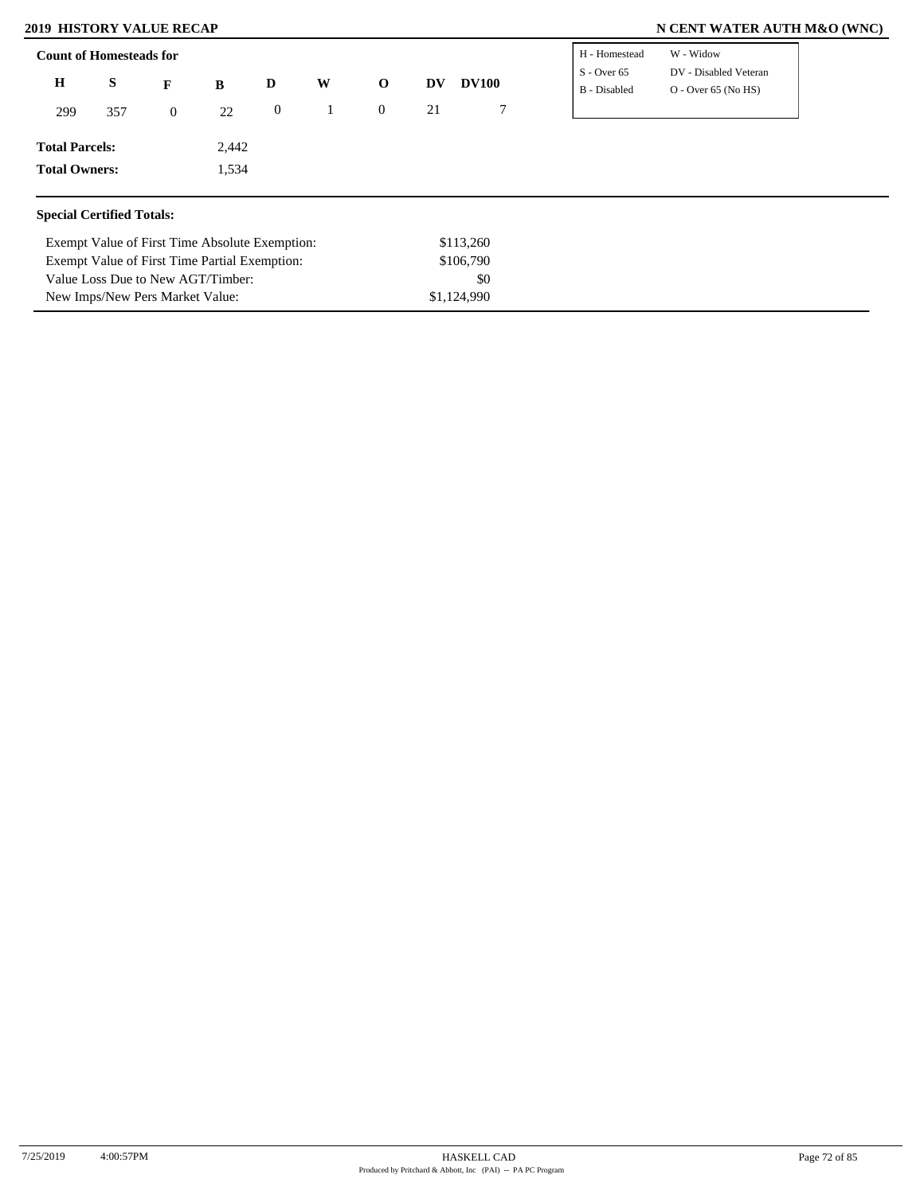## 2019 HISTORY VALUE RECAP

## N CENT WATER AUTH M&O (WNC)

**Count of Homesteads for**

| H | S | F | B | D | W | O | DV | DV100 |
|---|---|---|---|---|---|---|---|---|
| 299 | 357 | 0 | 22 | 0 | 1 | 0 | 21 | 7 |

| | |
|---|---|
| H - Homestead | W - Widow |
| S - Over 65 | DV - Disabled Veteran |
| B - Disabled | O - Over 65 (No HS) |

**Total Parcels:** 2,442

**Total Owners:** 1,534

### Special Certified Totals:

| | |
|---|---|
| Exempt Value of First Time Absolute Exemption: | $113,260 |
| Exempt Value of First Time Partial Exemption: | $106,790 |
| Value Loss Due to New AGT/Timber: | $0 |
| New Imps/New Pers Market Value: | $1,124,990 |

7/25/2019 4:00:57PM

HASKELL CAD

Produced by Pritchard & Abbott, Inc (PAI) -- PA PC Program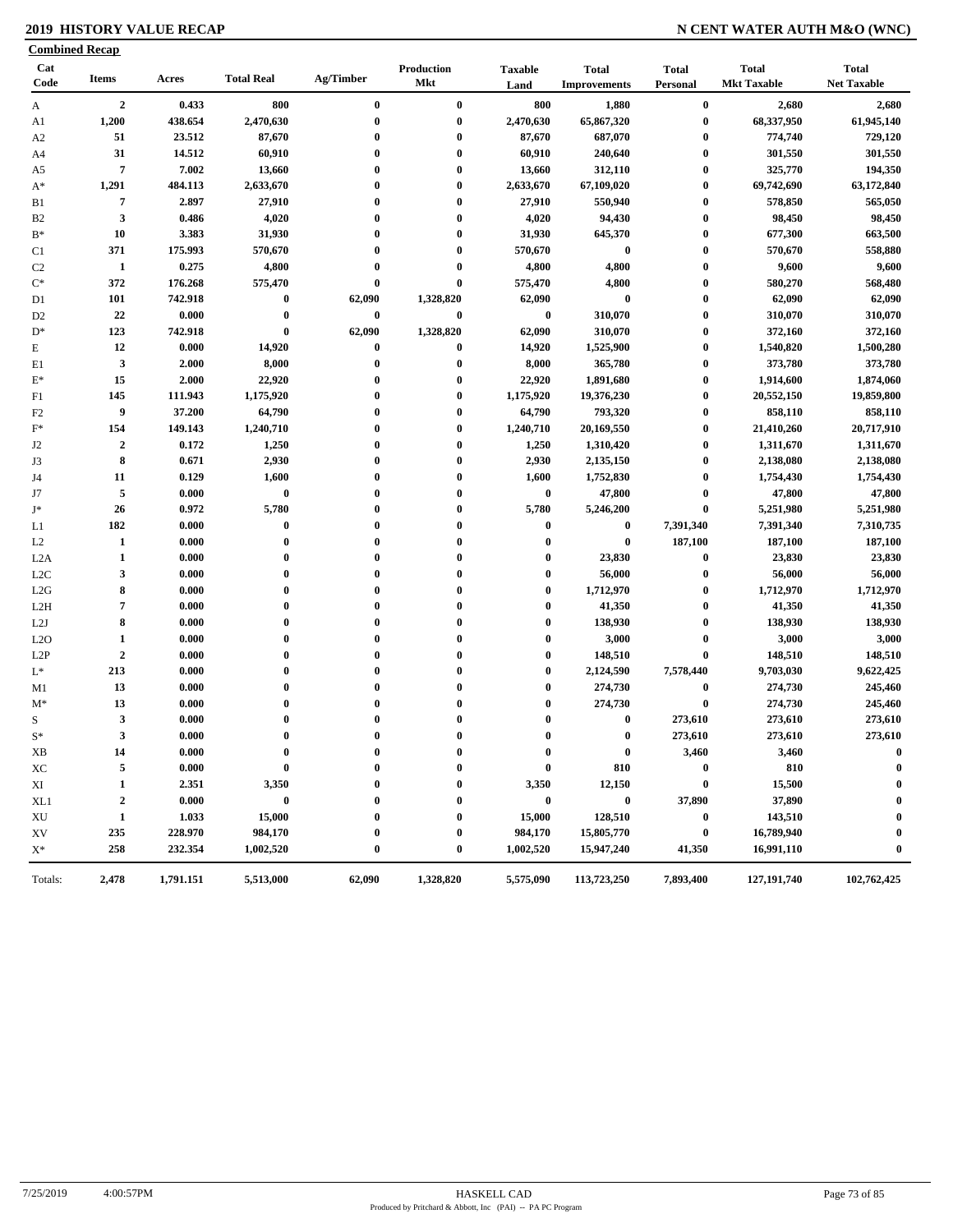# 2019 HISTORY VALUE RECAP

## N CENT WATER AUTH M&O (WNC)

### Combined Recap

| Cat Code | Items | Acres | Total Real | Ag/Timber | Production Mkt | Taxable Land | Total Improvements | Total Personal | Total Mkt Taxable | Total Net Taxable |
|---|---|---|---|---|---|---|---|---|---|---|
| A | 2 | 0.433 | 800 | 0 | 0 | 800 | 1,880 | 0 | 2,680 | 2,680 |
| A1 | 1,200 | 438.654 | 2,470,630 | 0 | 0 | 2,470,630 | 65,867,320 | 0 | 68,337,950 | 61,945,140 |
| A2 | 51 | 23.512 | 87,670 | 0 | 0 | 87,670 | 687,070 | 0 | 774,740 | 729,120 |
| A4 | 31 | 14.512 | 60,910 | 0 | 0 | 60,910 | 240,640 | 0 | 301,550 | 301,550 |
| A5 | 7 | 7.002 | 13,660 | 0 | 0 | 13,660 | 312,110 | 0 | 325,770 | 194,350 |
| A* | 1,291 | 484.113 | 2,633,670 | 0 | 0 | 2,633,670 | 67,109,020 | 0 | 69,742,690 | 63,172,840 |
| B1 | 7 | 2.897 | 27,910 | 0 | 0 | 27,910 | 550,940 | 0 | 578,850 | 565,050 |
| B2 | 3 | 0.486 | 4,020 | 0 | 0 | 4,020 | 94,430 | 0 | 98,450 | 98,450 |
| B* | 10 | 3.383 | 31,930 | 0 | 0 | 31,930 | 645,370 | 0 | 677,300 | 663,500 |
| C1 | 371 | 175.993 | 570,670 | 0 | 0 | 570,670 | 0 | 0 | 570,670 | 558,880 |
| C2 | 1 | 0.275 | 4,800 | 0 | 0 | 4,800 | 4,800 | 0 | 9,600 | 9,600 |
| C* | 372 | 176.268 | 575,470 | 0 | 0 | 575,470 | 4,800 | 0 | 580,270 | 568,480 |
| D1 | 101 | 742.918 | 0 | 62,090 | 1,328,820 | 62,090 | 0 | 0 | 62,090 | 62,090 |
| D2 | 22 | 0.000 | 0 | 0 | 0 | 0 | 310,070 | 0 | 310,070 | 310,070 |
| D* | 123 | 742.918 | 0 | 62,090 | 1,328,820 | 62,090 | 310,070 | 0 | 372,160 | 372,160 |
| E | 12 | 0.000 | 14,920 | 0 | 0 | 14,920 | 1,525,900 | 0 | 1,540,820 | 1,500,280 |
| E1 | 3 | 2.000 | 8,000 | 0 | 0 | 8,000 | 365,780 | 0 | 373,780 | 373,780 |
| E* | 15 | 2.000 | 22,920 | 0 | 0 | 22,920 | 1,891,680 | 0 | 1,914,600 | 1,874,060 |
| F1 | 145 | 111.943 | 1,175,920 | 0 | 0 | 1,175,920 | 19,376,230 | 0 | 20,552,150 | 19,859,800 |
| F2 | 9 | 37.200 | 64,790 | 0 | 0 | 64,790 | 793,320 | 0 | 858,110 | 858,110 |
| F* | 154 | 149.143 | 1,240,710 | 0 | 0 | 1,240,710 | 20,169,550 | 0 | 21,410,260 | 20,717,910 |
| J2 | 2 | 0.172 | 1,250 | 0 | 0 | 1,250 | 1,310,420 | 0 | 1,311,670 | 1,311,670 |
| J3 | 8 | 0.671 | 2,930 | 0 | 0 | 2,930 | 2,135,150 | 0 | 2,138,080 | 2,138,080 |
| J4 | 11 | 0.129 | 1,600 | 0 | 0 | 1,600 | 1,752,830 | 0 | 1,754,430 | 1,754,430 |
| J7 | 5 | 0.000 | 0 | 0 | 0 | 0 | 47,800 | 0 | 47,800 | 47,800 |
| J* | 26 | 0.972 | 5,780 | 0 | 0 | 5,780 | 5,246,200 | 0 | 5,251,980 | 5,251,980 |
| L1 | 182 | 0.000 | 0 | 0 | 0 | 0 | 0 | 7,391,340 | 7,391,340 | 7,310,735 |
| L2 | 1 | 0.000 | 0 | 0 | 0 | 0 | 0 | 187,100 | 187,100 | 187,100 |
| L2A | 1 | 0.000 | 0 | 0 | 0 | 0 | 23,830 | 0 | 23,830 | 23,830 |
| L2C | 3 | 0.000 | 0 | 0 | 0 | 0 | 56,000 | 0 | 56,000 | 56,000 |
| L2G | 8 | 0.000 | 0 | 0 | 0 | 0 | 1,712,970 | 0 | 1,712,970 | 1,712,970 |
| L2H | 7 | 0.000 | 0 | 0 | 0 | 0 | 41,350 | 0 | 41,350 | 41,350 |
| L2J | 8 | 0.000 | 0 | 0 | 0 | 0 | 138,930 | 0 | 138,930 | 138,930 |
| L2O | 1 | 0.000 | 0 | 0 | 0 | 0 | 3,000 | 0 | 3,000 | 3,000 |
| L2P | 2 | 0.000 | 0 | 0 | 0 | 0 | 148,510 | 0 | 148,510 | 148,510 |
| L* | 213 | 0.000 | 0 | 0 | 0 | 0 | 2,124,590 | 7,578,440 | 9,703,030 | 9,622,425 |
| M1 | 13 | 0.000 | 0 | 0 | 0 | 0 | 274,730 | 0 | 274,730 | 245,460 |
| M* | 13 | 0.000 | 0 | 0 | 0 | 0 | 274,730 | 0 | 274,730 | 245,460 |
| S | 3 | 0.000 | 0 | 0 | 0 | 0 | 0 | 273,610 | 273,610 | 273,610 |
| S* | 3 | 0.000 | 0 | 0 | 0 | 0 | 0 | 273,610 | 273,610 | 273,610 |
| XB | 14 | 0.000 | 0 | 0 | 0 | 0 | 0 | 3,460 | 3,460 | 0 |
| XC | 5 | 0.000 | 0 | 0 | 0 | 0 | 810 | 0 | 810 | 0 |
| XI | 1 | 2.351 | 3,350 | 0 | 0 | 3,350 | 12,150 | 0 | 15,500 | 0 |
| XL1 | 2 | 0.000 | 0 | 0 | 0 | 0 | 0 | 37,890 | 37,890 | 0 |
| XU | 1 | 1.033 | 15,000 | 0 | 0 | 15,000 | 128,510 | 0 | 143,510 | 0 |
| XV | 235 | 228.970 | 984,170 | 0 | 0 | 984,170 | 15,805,770 | 0 | 16,789,940 | 0 |
| X* | 258 | 232.354 | 1,002,520 | 0 | 0 | 1,002,520 | 15,947,240 | 41,350 | 16,991,110 | 0 |
| Totals: | 2,478 | 1,791.151 | 5,513,000 | 62,090 | 1,328,820 | 5,575,090 | 113,723,250 | 7,893,400 | 127,191,740 | 102,762,425 |

7/25/2019 4:00:57PM HASKELL CAD

Produced by Pritchard & Abbott, Inc (PAI) -- PA PC Program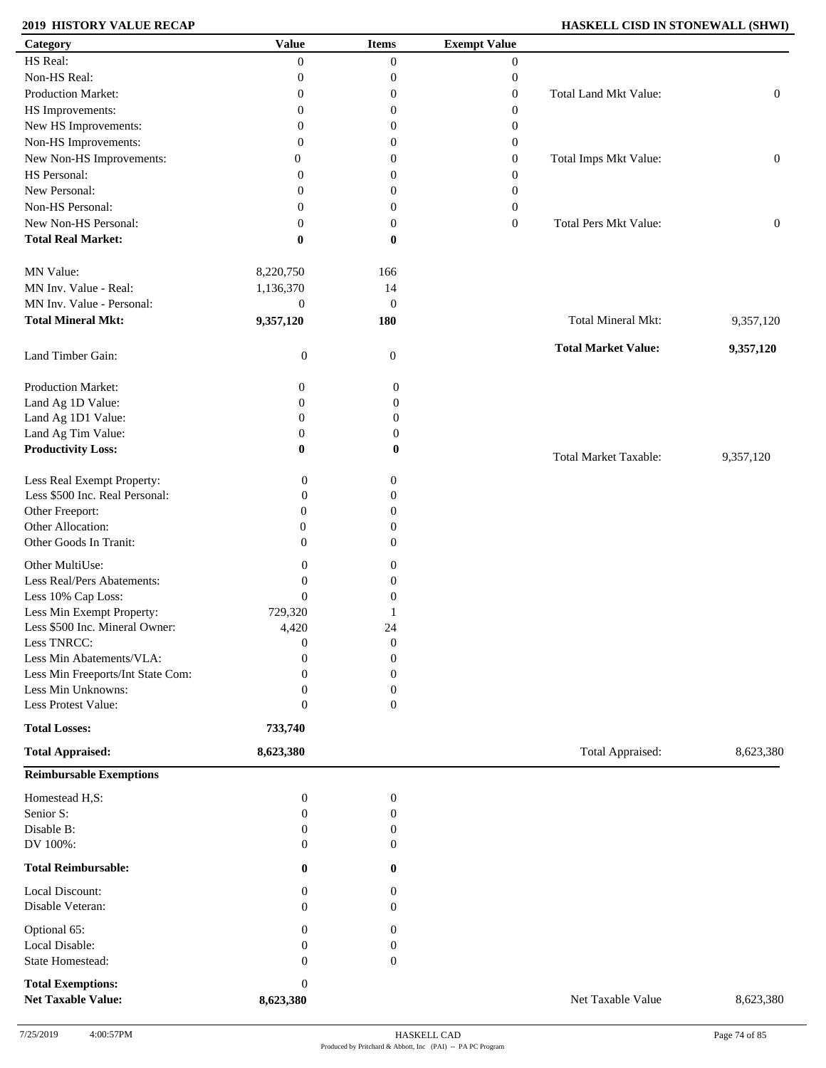**2019 HISTORY VALUE RECAP** — **HASKELL CISD IN STONEWALL (SHWI)**

| Category | Value | Items | Exempt Value | | |
|---|---|---|---|---|---|
| HS Real: | 0 | 0 | 0 | | |
| Non-HS Real: | 0 | 0 | 0 | | |
| Production Market: | 0 | 0 | 0 | Total Land Mkt Value: | 0 |
| HS Improvements: | 0 | 0 | 0 | | |
| New HS Improvements: | 0 | 0 | 0 | | |
| Non-HS Improvements: | 0 | 0 | 0 | | |
| New Non-HS Improvements: | 0 | 0 | 0 | Total Imps Mkt Value: | 0 |
| HS Personal: | 0 | 0 | 0 | | |
| New Personal: | 0 | 0 | 0 | | |
| Non-HS Personal: | 0 | 0 | 0 | | |
| New Non-HS Personal: | 0 | 0 | 0 | Total Pers Mkt Value: | 0 |
| **Total Real Market:** | **0** | **0** | | | |
| MN Value: | 8,220,750 | 166 | | | |
| MN Inv. Value - Real: | 1,136,370 | 14 | | | |
| MN Inv. Value - Personal: | 0 | 0 | | | |
| **Total Mineral Mkt:** | **9,357,120** | **180** | | Total Mineral Mkt: | 9,357,120 |
| | | | | **Total Market Value:** | **9,357,120** |
| Land Timber Gain: | 0 | 0 | | | |
| Production Market: | 0 | 0 | | | |
| Land Ag 1D Value: | 0 | 0 | | | |
| Land Ag 1D1 Value: | 0 | 0 | | | |
| Land Ag Tim Value: | 0 | 0 | | | |
| **Productivity Loss:** | **0** | **0** | | Total Market Taxable: | 9,357,120 |
| Less Real Exempt Property: | 0 | 0 | | | |
| Less $500 Inc. Real Personal: | 0 | 0 | | | |
| Other Freeport: | 0 | 0 | | | |
| Other Allocation: | 0 | 0 | | | |
| Other Goods In Tranit: | 0 | 0 | | | |
| Other MultiUse: | 0 | 0 | | | |
| Less Real/Pers Abatements: | 0 | 0 | | | |
| Less 10% Cap Loss: | 0 | 0 | | | |
| Less Min Exempt Property: | 729,320 | 1 | | | |
| Less $500 Inc. Mineral Owner: | 4,420 | 24 | | | |
| Less TNRCC: | 0 | 0 | | | |
| Less Min Abatements/VLA: | 0 | 0 | | | |
| Less Min Freeports/Int State Com: | 0 | 0 | | | |
| Less Min Unknowns: | 0 | 0 | | | |
| Less Protest Value: | 0 | 0 | | | |
| **Total Losses:** | **733,740** | | | | |
| **Total Appraised:** | **8,623,380** | | | Total Appraised: | 8,623,380 |

**Reimbursable Exemptions**

| Category | Value | Items | | |
|---|---|---|---|---|
| Homestead H,S: | 0 | 0 | | |
| Senior S: | 0 | 0 | | |
| Disable B: | 0 | 0 | | |
| DV 100%: | 0 | 0 | | |
| **Total Reimbursable:** | **0** | **0** | | |
| Local Discount: | 0 | 0 | | |
| Disable Veteran: | 0 | 0 | | |
| Optional 65: | 0 | 0 | | |
| Local Disable: | 0 | 0 | | |
| State Homestead: | 0 | 0 | | |
| **Total Exemptions:** | 0 | | | |
| **Net Taxable Value:** | **8,623,380** | | Net Taxable Value | 8,623,380 |

7/25/2019 4:00:57PM — HASKELL CAD — Produced by Pritchard & Abbott, Inc (PAI) -- PA PC Program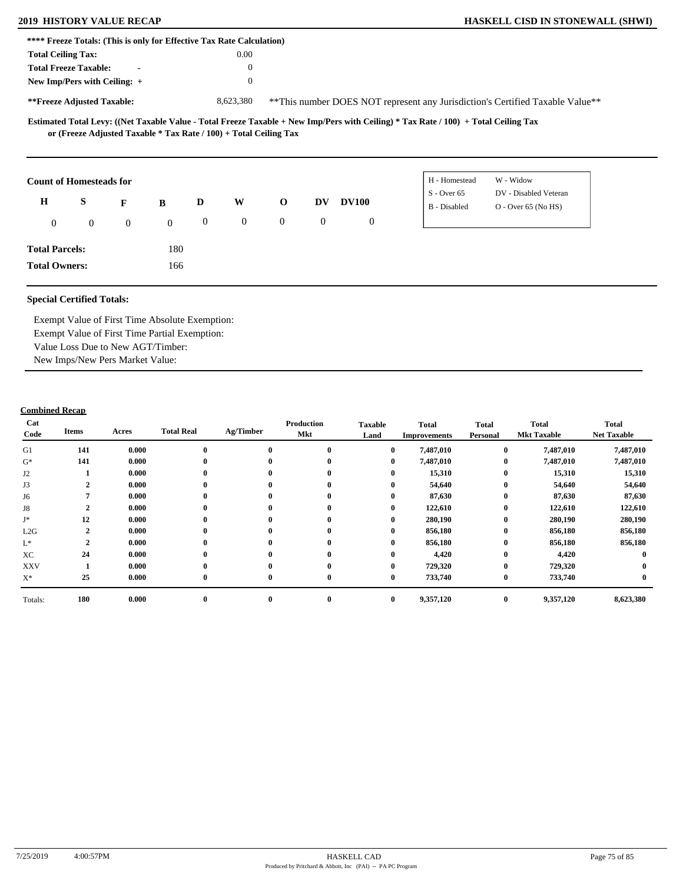## 2019 HISTORY VALUE RECAP

## HASKELL CISD IN STONEWALL (SHWI)

**\*\*\*\* Freeze Totals: (This is only for Effective Tax Rate Calculation)**

| | |
|---|---|
| **Total Ceiling Tax:** | 0.00 |
| **Total Freeze Taxable:** - | 0 |
| **New Imp/Pers with Ceiling:** + | 0 |
| **\*\*Freeze Adjusted Taxable:** | 8,623,380 |

\*\*This number DOES NOT represent any Jurisdiction's Certified Taxable Value\*\*

**Estimated Total Levy: ((Net Taxable Value - Total Freeze Taxable + New Imp/Pers with Ceiling) \* Tax Rate / 100) + Total Ceiling Tax or (Freeze Adjusted Taxable \* Tax Rate / 100) + Total Ceiling Tax**

**Count of Homesteads for**

| H | S | F | B | D | W | O | DV | DV100 |
|---|---|---|---|---|---|---|---|---|
| 0 | 0 | 0 | 0 | 0 | 0 | 0 | 0 | 0 |

H - Homestead, W - Widow, S - Over 65, DV - Disabled Veteran, B - Disabled, O - Over 65 (No HS)

**Total Parcels:** 180

**Total Owners:** 166

**Special Certified Totals:**

Exempt Value of First Time Absolute Exemption:
Exempt Value of First Time Partial Exemption:
Value Loss Due to New AGT/Timber:
New Imps/New Pers Market Value:

**Combined Recap**

| Cat Code | Items | Acres | Total Real | Ag/Timber | Production Mkt | Taxable Land | Total Improvements | Total Personal | Total Mkt Taxable | Total Net Taxable |
|---|---|---|---|---|---|---|---|---|---|---|
| G1 | 141 | 0.000 | 0 | 0 | 0 | 0 | 7,487,010 | 0 | 7,487,010 | 7,487,010 |
| G* | 141 | 0.000 | 0 | 0 | 0 | 0 | 7,487,010 | 0 | 7,487,010 | 7,487,010 |
| J2 | 1 | 0.000 | 0 | 0 | 0 | 0 | 15,310 | 0 | 15,310 | 15,310 |
| J3 | 2 | 0.000 | 0 | 0 | 0 | 0 | 54,640 | 0 | 54,640 | 54,640 |
| J6 | 7 | 0.000 | 0 | 0 | 0 | 0 | 87,630 | 0 | 87,630 | 87,630 |
| J8 | 2 | 0.000 | 0 | 0 | 0 | 0 | 122,610 | 0 | 122,610 | 122,610 |
| J* | 12 | 0.000 | 0 | 0 | 0 | 0 | 280,190 | 0 | 280,190 | 280,190 |
| L2G | 2 | 0.000 | 0 | 0 | 0 | 0 | 856,180 | 0 | 856,180 | 856,180 |
| L* | 2 | 0.000 | 0 | 0 | 0 | 0 | 856,180 | 0 | 856,180 | 856,180 |
| XC | 24 | 0.000 | 0 | 0 | 0 | 0 | 4,420 | 0 | 4,420 | 0 |
| XXV | 1 | 0.000 | 0 | 0 | 0 | 0 | 729,320 | 0 | 729,320 | 0 |
| X* | 25 | 0.000 | 0 | 0 | 0 | 0 | 733,740 | 0 | 733,740 | 0 |
| Totals: | 180 | 0.000 | 0 | 0 | 0 | 0 | 9,357,120 | 0 | 9,357,120 | 8,623,380 |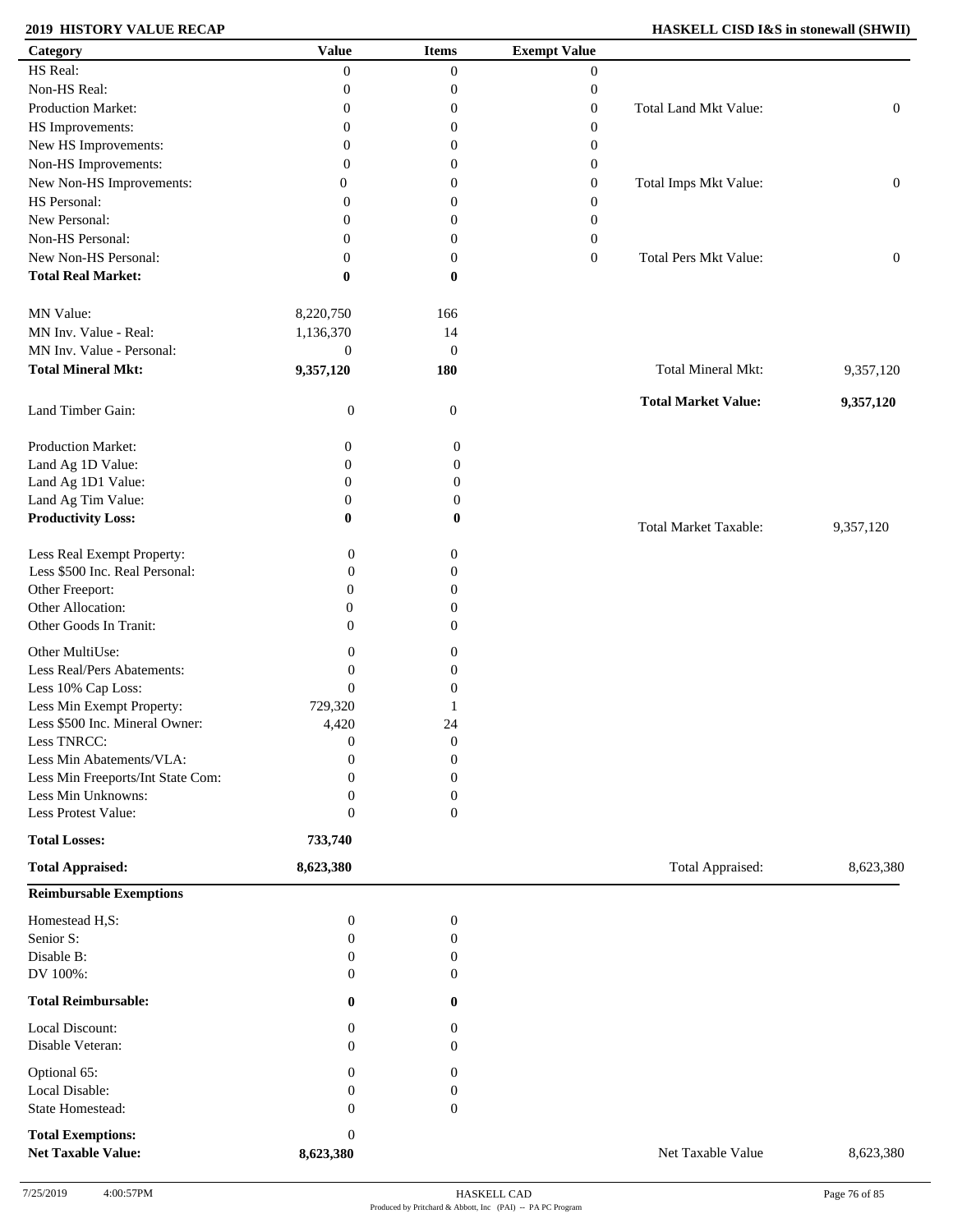**2019 HISTORY VALUE RECAP** | **HASKELL CISD I&S in stonewall (SHWII)**

| Category | Value | Items | Exempt Value | | |
|---|---|---|---|---|---|
| HS Real: | 0 | 0 | 0 | | |
| Non-HS Real: | 0 | 0 | 0 | | |
| Production Market: | 0 | 0 | 0 | Total Land Mkt Value: | 0 |
| HS Improvements: | 0 | 0 | 0 | | |
| New HS Improvements: | 0 | 0 | 0 | | |
| Non-HS Improvements: | 0 | 0 | 0 | | |
| New Non-HS Improvements: | 0 | 0 | 0 | Total Imps Mkt Value: | 0 |
| HS Personal: | 0 | 0 | 0 | | |
| New Personal: | 0 | 0 | 0 | | |
| Non-HS Personal: | 0 | 0 | 0 | | |
| New Non-HS Personal: | 0 | 0 | 0 | Total Pers Mkt Value: | 0 |
| **Total Real Market:** | **0** | **0** | | | |
| MN Value: | 8,220,750 | 166 | | | |
| MN Inv. Value - Real: | 1,136,370 | 14 | | | |
| MN Inv. Value - Personal: | 0 | 0 | | | |
| **Total Mineral Mkt:** | **9,357,120** | **180** | | Total Mineral Mkt: | 9,357,120 |
| | | | | **Total Market Value:** | **9,357,120** |
| Land Timber Gain: | 0 | 0 | | | |
| Production Market: | 0 | 0 | | | |
| Land Ag 1D Value: | 0 | 0 | | | |
| Land Ag 1D1 Value: | 0 | 0 | | | |
| Land Ag Tim Value: | 0 | 0 | | | |
| **Productivity Loss:** | **0** | **0** | | Total Market Taxable: | 9,357,120 |
| Less Real Exempt Property: | 0 | 0 | | | |
| Less $500 Inc. Real Personal: | 0 | 0 | | | |
| Other Freeport: | 0 | 0 | | | |
| Other Allocation: | 0 | 0 | | | |
| Other Goods In Tranit: | 0 | 0 | | | |
| Other MultiUse: | 0 | 0 | | | |
| Less Real/Pers Abatements: | 0 | 0 | | | |
| Less 10% Cap Loss: | 0 | 0 | | | |
| Less Min Exempt Property: | 729,320 | 1 | | | |
| Less $500 Inc. Mineral Owner: | 4,420 | 24 | | | |
| Less TNRCC: | 0 | 0 | | | |
| Less Min Abatements/VLA: | 0 | 0 | | | |
| Less Min Freeports/Int State Com: | 0 | 0 | | | |
| Less Min Unknowns: | 0 | 0 | | | |
| Less Protest Value: | 0 | 0 | | | |
| **Total Losses:** | **733,740** | | | | |
| **Total Appraised:** | **8,623,380** | | | Total Appraised: | 8,623,380 |

**Reimbursable Exemptions**

| Category | Value | Items | | |
|---|---|---|---|---|
| Homestead H,S: | 0 | 0 | | |
| Senior S: | 0 | 0 | | |
| Disable B: | 0 | 0 | | |
| DV 100%: | 0 | 0 | | |
| **Total Reimbursable:** | **0** | **0** | | |
| Local Discount: | 0 | 0 | | |
| Disable Veteran: | 0 | 0 | | |
| Optional 65: | 0 | 0 | | |
| Local Disable: | 0 | 0 | | |
| State Homestead: | 0 | 0 | | |
| **Total Exemptions:** | 0 | | | |
| **Net Taxable Value:** | **8,623,380** | | Net Taxable Value | 8,623,380 |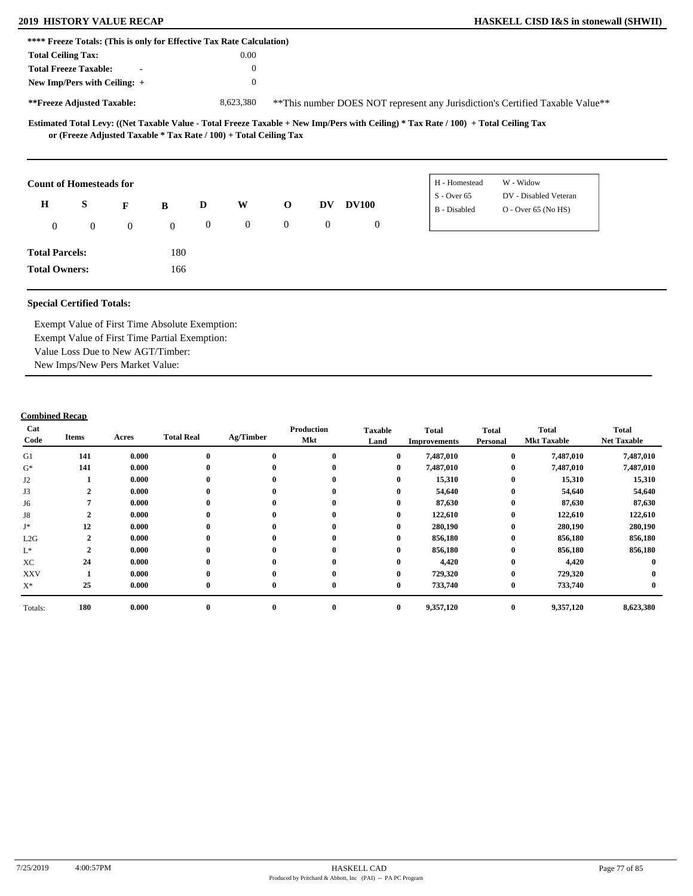**2019 HISTORY VALUE RECAP** — **HASKELL CISD I&S in stonewall (SHWII)**

**\*\*\*\* Freeze Totals: (This is only for Effective Tax Rate Calculation)**

| | |
|---|---|
| **Total Ceiling Tax:** | 0.00 |
| **Total Freeze Taxable:** - | 0 |
| **New Imp/Pers with Ceiling:** + | 0 |
| **\*\*Freeze Adjusted Taxable:** | 8,623,380 |

\*\*This number DOES NOT represent any Jurisdiction's Certified Taxable Value\*\*

**Estimated Total Levy: ((Net Taxable Value - Total Freeze Taxable + New Imp/Pers with Ceiling) * Tax Rate / 100) + Total Ceiling Tax or (Freeze Adjusted Taxable * Tax Rate / 100) + Total Ceiling Tax**

**Count of Homesteads for**

| H | S | F | B | D | W | O | DV | DV100 |
|---|---|---|---|---|---|---|---|---|
| 0 | 0 | 0 | 0 | 0 | 0 | 0 | 0 | 0 |

| | |
|---|---|
| H - Homestead | W - Widow |
| S - Over 65 | DV - Disabled Veteran |
| B - Disabled | O - Over 65 (No HS) |

**Total Parcels:** 180

**Total Owners:** 166

**Special Certified Totals:**

Exempt Value of First Time Absolute Exemption:
Exempt Value of First Time Partial Exemption:
Value Loss Due to New AGT/Timber:
New Imps/New Pers Market Value:

**Combined Recap**

| Cat Code | Items | Acres | Total Real | Ag/Timber | Production Mkt | Taxable Land | Total Improvements | Total Personal | Total Mkt Taxable | Total Net Taxable |
|---|---|---|---|---|---|---|---|---|---|---|
| G1 | 141 | 0.000 | 0 | 0 | 0 | 0 | 7,487,010 | 0 | 7,487,010 | 7,487,010 |
| G* | 141 | 0.000 | 0 | 0 | 0 | 0 | 7,487,010 | 0 | 7,487,010 | 7,487,010 |
| J2 | 1 | 0.000 | 0 | 0 | 0 | 0 | 15,310 | 0 | 15,310 | 15,310 |
| J3 | 2 | 0.000 | 0 | 0 | 0 | 0 | 54,640 | 0 | 54,640 | 54,640 |
| J6 | 7 | 0.000 | 0 | 0 | 0 | 0 | 87,630 | 0 | 87,630 | 87,630 |
| J8 | 2 | 0.000 | 0 | 0 | 0 | 0 | 122,610 | 0 | 122,610 | 122,610 |
| J* | 12 | 0.000 | 0 | 0 | 0 | 0 | 280,190 | 0 | 280,190 | 280,190 |
| L2G | 2 | 0.000 | 0 | 0 | 0 | 0 | 856,180 | 0 | 856,180 | 856,180 |
| L* | 2 | 0.000 | 0 | 0 | 0 | 0 | 856,180 | 0 | 856,180 | 856,180 |
| XC | 24 | 0.000 | 0 | 0 | 0 | 0 | 4,420 | 0 | 4,420 | 0 |
| XXV | 1 | 0.000 | 0 | 0 | 0 | 0 | 729,320 | 0 | 729,320 | 0 |
| X* | 25 | 0.000 | 0 | 0 | 0 | 0 | 733,740 | 0 | 733,740 | 0 |
| Totals: | 180 | 0.000 | 0 | 0 | 0 | 0 | 9,357,120 | 0 | 9,357,120 | 8,623,380 |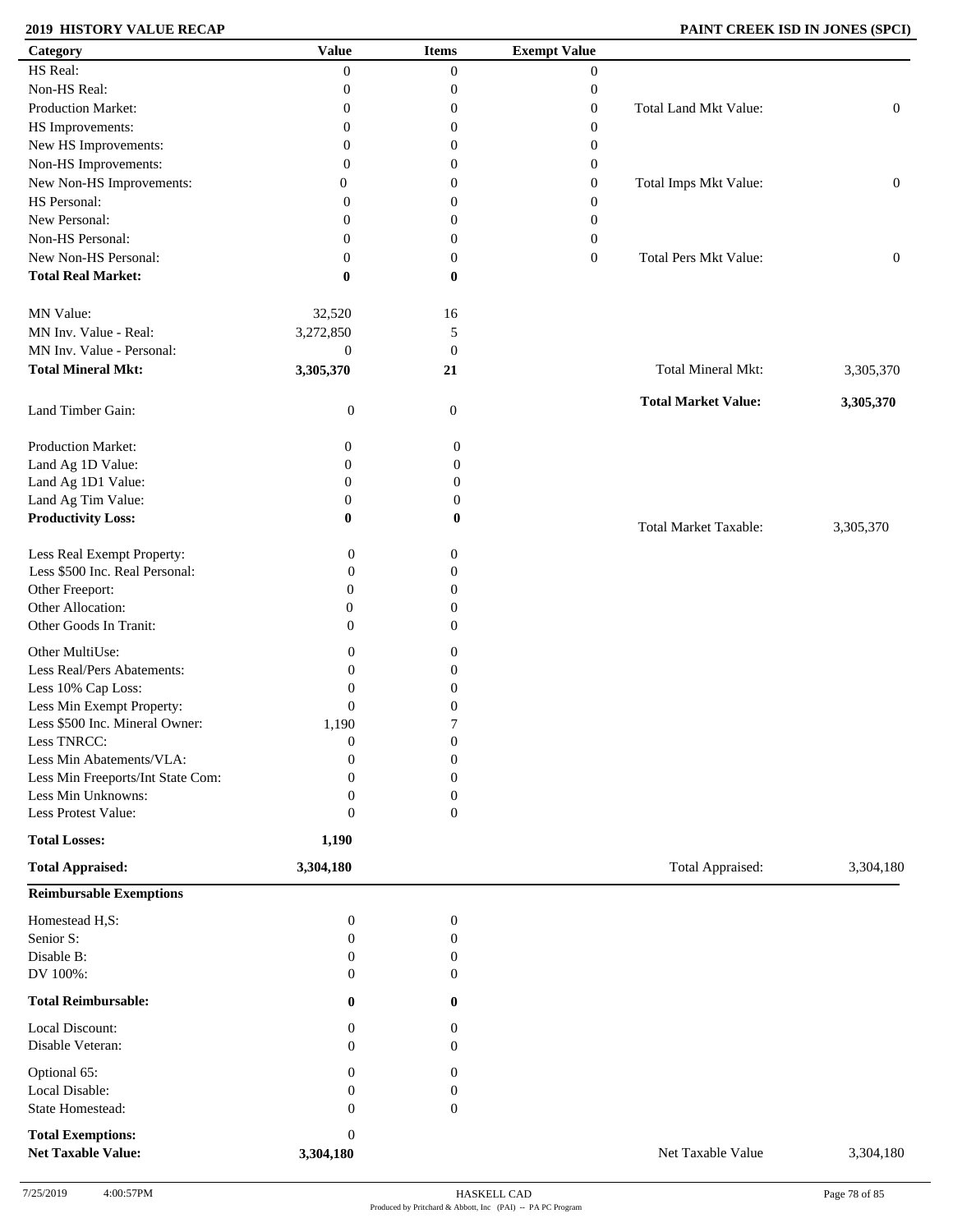**2019 HISTORY VALUE RECAP** | **PAINT CREEK ISD IN JONES (SPCI)**

| Category | Value | Items | Exempt Value | | |
|---|---|---|---|---|---|
| HS Real: | 0 | 0 | 0 | | |
| Non-HS Real: | 0 | 0 | 0 | | |
| Production Market: | 0 | 0 | 0 | Total Land Mkt Value: | 0 |
| HS Improvements: | 0 | 0 | 0 | | |
| New HS Improvements: | 0 | 0 | 0 | | |
| Non-HS Improvements: | 0 | 0 | 0 | | |
| New Non-HS Improvements: | 0 | 0 | 0 | Total Imps Mkt Value: | 0 |
| HS Personal: | 0 | 0 | 0 | | |
| New Personal: | 0 | 0 | 0 | | |
| Non-HS Personal: | 0 | 0 | 0 | | |
| New Non-HS Personal: | 0 | 0 | 0 | Total Pers Mkt Value: | 0 |
| **Total Real Market:** | **0** | **0** | | | |
| MN Value: | 32,520 | 16 | | | |
| MN Inv. Value - Real: | 3,272,850 | 5 | | | |
| MN Inv. Value - Personal: | 0 | 0 | | | |
| **Total Mineral Mkt:** | **3,305,370** | **21** | | Total Mineral Mkt: | 3,305,370 |
| | | | | **Total Market Value:** | **3,305,370** |
| Land Timber Gain: | 0 | 0 | | | |
| Production Market: | 0 | 0 | | | |
| Land Ag 1D Value: | 0 | 0 | | | |
| Land Ag 1D1 Value: | 0 | 0 | | | |
| Land Ag Tim Value: | 0 | 0 | | | |
| **Productivity Loss:** | **0** | **0** | | Total Market Taxable: | 3,305,370 |
| Less Real Exempt Property: | 0 | 0 | | | |
| Less $500 Inc. Real Personal: | 0 | 0 | | | |
| Other Freeport: | 0 | 0 | | | |
| Other Allocation: | 0 | 0 | | | |
| Other Goods In Tranit: | 0 | 0 | | | |
| Other MultiUse: | 0 | 0 | | | |
| Less Real/Pers Abatements: | 0 | 0 | | | |
| Less 10% Cap Loss: | 0 | 0 | | | |
| Less Min Exempt Property: | 0 | 0 | | | |
| Less $500 Inc. Mineral Owner: | 1,190 | 7 | | | |
| Less TNRCC: | 0 | 0 | | | |
| Less Min Abatements/VLA: | 0 | 0 | | | |
| Less Min Freeports/Int State Com: | 0 | 0 | | | |
| Less Min Unknowns: | 0 | 0 | | | |
| Less Protest Value: | 0 | 0 | | | |
| **Total Losses:** | **1,190** | | | | |
| **Total Appraised:** | **3,304,180** | | | Total Appraised: | 3,304,180 |
| **Reimbursable Exemptions** | | | | | |
| Homestead H,S: | 0 | 0 | | | |
| Senior S: | 0 | 0 | | | |
| Disable B: | 0 | 0 | | | |
| DV 100%: | 0 | 0 | | | |
| **Total Reimbursable:** | **0** | **0** | | | |
| Local Discount: | 0 | 0 | | | |
| Disable Veteran: | 0 | 0 | | | |
| Optional 65: | 0 | 0 | | | |
| Local Disable: | 0 | 0 | | | |
| State Homestead: | 0 | 0 | | | |
| **Total Exemptions:** | 0 | | | | |
| **Net Taxable Value:** | **3,304,180** | | | Net Taxable Value | 3,304,180 |

7/25/2019 4:00:57PM — HASKELL CAD — Produced by Pritchard & Abbott, Inc (PAI) -- PA PC Program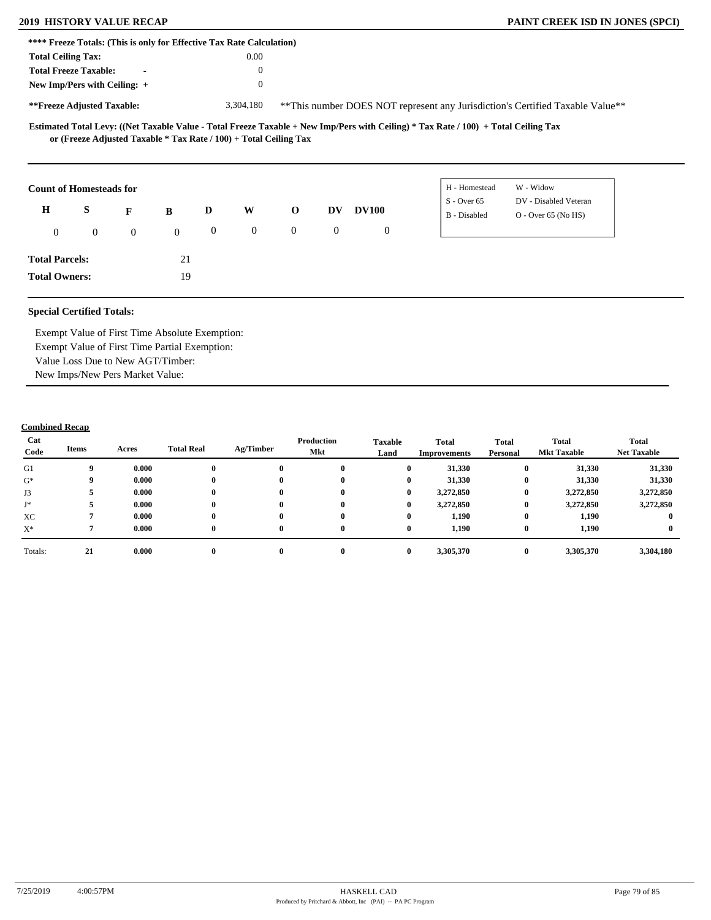**** Freeze Totals: (This is only for Effective Tax Rate Calculation)**

| | |
|---|---|
| **Total Ceiling Tax:** | 0.00 |
| **Total Freeze Taxable:** - | 0 |
| **New Imp/Pers with Ceiling:** + | 0 |
| ****Freeze Adjusted Taxable:** | 3,304,180 |

**This number DOES NOT represent any Jurisdiction's Certified Taxable Value**

**Estimated Total Levy: ((Net Taxable Value - Total Freeze Taxable + New Imp/Pers with Ceiling) * Tax Rate / 100) + Total Ceiling Tax or (Freeze Adjusted Taxable * Tax Rate / 100) + Total Ceiling Tax**

**Count of Homesteads for**

| H | S | F | B | D | W | O | DV | DV100 |
|---|---|---|---|---|---|---|---|---|
| 0 | 0 | 0 | 0 | 0 | 0 | 0 | 0 | 0 |

| | |
|---|---|
| H - Homestead | W - Widow |
| S - Over 65 | DV - Disabled Veteran |
| B - Disabled | O - Over 65 (No HS) |

**Total Parcels:** 21

**Total Owners:** 19

**Special Certified Totals:**

Exempt Value of First Time Absolute Exemption:
Exempt Value of First Time Partial Exemption:
Value Loss Due to New AGT/Timber:
New Imps/New Pers Market Value:

**Combined Recap**

| Cat Code | Items | Acres | Total Real | Ag/Timber | Production Mkt | Taxable Land | Total Improvements | Total Personal | Total Mkt Taxable | Total Net Taxable |
|---|---|---|---|---|---|---|---|---|---|---|
| G1 | 9 | 0.000 | 0 | 0 | 0 | 0 | 31,330 | 0 | 31,330 | 31,330 |
| G* | 9 | 0.000 | 0 | 0 | 0 | 0 | 31,330 | 0 | 31,330 | 31,330 |
| J3 | 5 | 0.000 | 0 | 0 | 0 | 0 | 3,272,850 | 0 | 3,272,850 | 3,272,850 |
| J* | 5 | 0.000 | 0 | 0 | 0 | 0 | 3,272,850 | 0 | 3,272,850 | 3,272,850 |
| XC | 7 | 0.000 | 0 | 0 | 0 | 0 | 1,190 | 0 | 1,190 | 0 |
| X* | 7 | 0.000 | 0 | 0 | 0 | 0 | 1,190 | 0 | 1,190 | 0 |
| Totals: | 21 | 0.000 | 0 | 0 | 0 | 0 | 3,305,370 | 0 | 3,305,370 | 3,304,180 |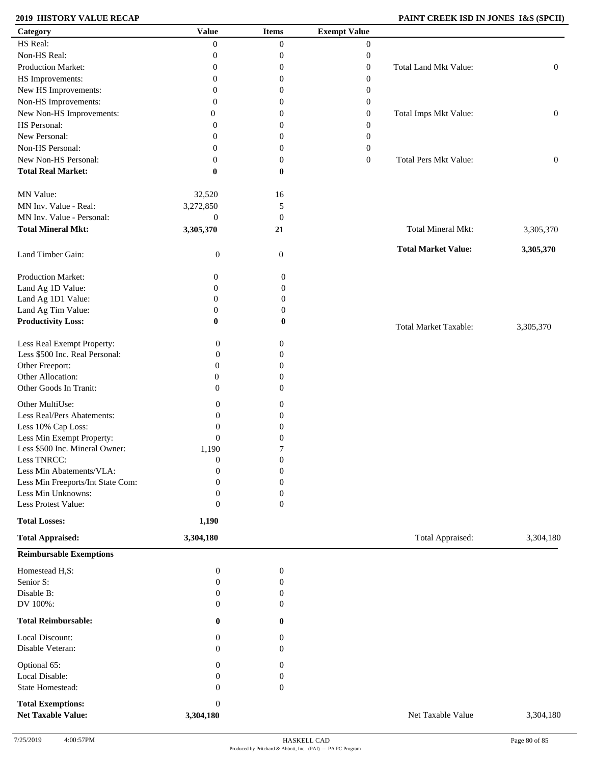**2019 HISTORY VALUE RECAP** — **PAINT CREEK ISD IN JONES I&S (SPCII)**

| Category | Value | Items | Exempt Value | | |
|---|---|---|---|---|---|
| HS Real: | 0 | 0 | 0 | | |
| Non-HS Real: | 0 | 0 | 0 | | |
| Production Market: | 0 | 0 | 0 | Total Land Mkt Value: | 0 |
| HS Improvements: | 0 | 0 | 0 | | |
| New HS Improvements: | 0 | 0 | 0 | | |
| Non-HS Improvements: | 0 | 0 | 0 | | |
| New Non-HS Improvements: | 0 | 0 | 0 | Total Imps Mkt Value: | 0 |
| HS Personal: | 0 | 0 | 0 | | |
| New Personal: | 0 | 0 | 0 | | |
| Non-HS Personal: | 0 | 0 | 0 | | |
| New Non-HS Personal: | 0 | 0 | 0 | Total Pers Mkt Value: | 0 |
| **Total Real Market:** | **0** | **0** | | | |
| MN Value: | 32,520 | 16 | | | |
| MN Inv. Value - Real: | 3,272,850 | 5 | | | |
| MN Inv. Value - Personal: | 0 | 0 | | | |
| **Total Mineral Mkt:** | **3,305,370** | **21** | | Total Mineral Mkt: | 3,305,370 |
| | | | | **Total Market Value:** | **3,305,370** |
| Land Timber Gain: | 0 | 0 | | | |
| Production Market: | 0 | 0 | | | |
| Land Ag 1D Value: | 0 | 0 | | | |
| Land Ag 1D1 Value: | 0 | 0 | | | |
| Land Ag Tim Value: | 0 | 0 | | | |
| **Productivity Loss:** | **0** | **0** | | Total Market Taxable: | 3,305,370 |
| Less Real Exempt Property: | 0 | 0 | | | |
| Less $500 Inc. Real Personal: | 0 | 0 | | | |
| Other Freeport: | 0 | 0 | | | |
| Other Allocation: | 0 | 0 | | | |
| Other Goods In Tranit: | 0 | 0 | | | |
| Other MultiUse: | 0 | 0 | | | |
| Less Real/Pers Abatements: | 0 | 0 | | | |
| Less 10% Cap Loss: | 0 | 0 | | | |
| Less Min Exempt Property: | 0 | 0 | | | |
| Less $500 Inc. Mineral Owner: | 1,190 | 7 | | | |
| Less TNRCC: | 0 | 0 | | | |
| Less Min Abatements/VLA: | 0 | 0 | | | |
| Less Min Freeports/Int State Com: | 0 | 0 | | | |
| Less Min Unknowns: | 0 | 0 | | | |
| Less Protest Value: | 0 | 0 | | | |
| **Total Losses:** | **1,190** | | | | |
| **Total Appraised:** | **3,304,180** | | | Total Appraised: | 3,304,180 |

**Reimbursable Exemptions**

| Category | Value | Items | | |
|---|---|---|---|---|
| Homestead H,S: | 0 | 0 | | |
| Senior S: | 0 | 0 | | |
| Disable B: | 0 | 0 | | |
| DV 100%: | 0 | 0 | | |
| **Total Reimbursable:** | **0** | **0** | | |
| Local Discount: | 0 | 0 | | |
| Disable Veteran: | 0 | 0 | | |
| Optional 65: | 0 | 0 | | |
| Local Disable: | 0 | 0 | | |
| State Homestead: | 0 | 0 | | |
| **Total Exemptions:** | 0 | | | |
| **Net Taxable Value:** | **3,304,180** | | Net Taxable Value | 3,304,180 |

7/25/2019 4:00:57PM — HASKELL CAD — Produced by Pritchard & Abbott, Inc (PAI) -- PA PC Program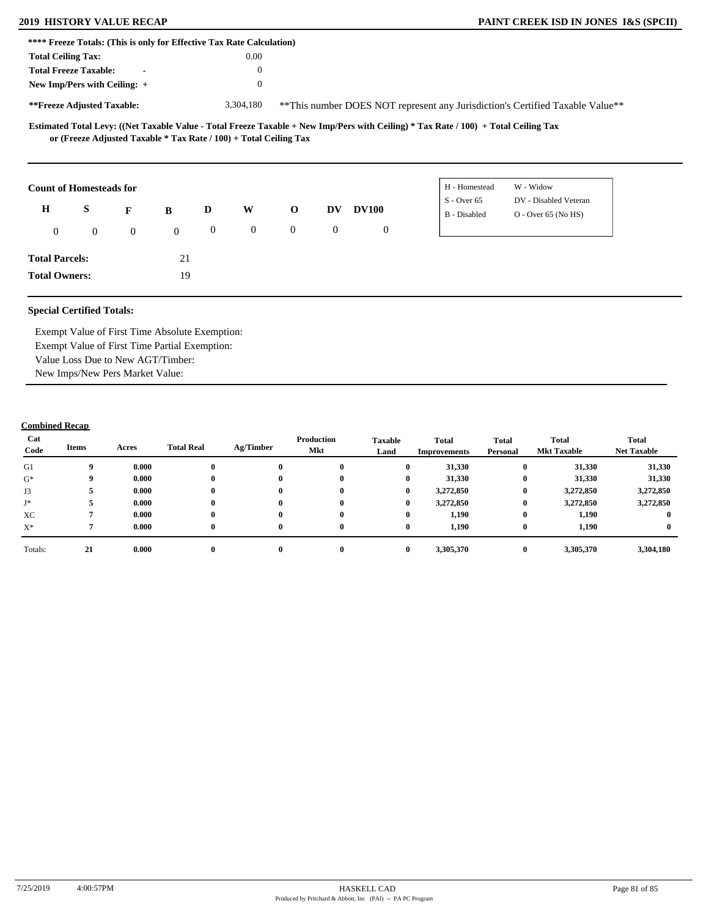**2019 HISTORY VALUE RECAP** **PAINT CREEK ISD IN JONES I&S (SPCII)**

**\*\*\*\* Freeze Totals: (This is only for Effective Tax Rate Calculation)**

| | |
|---|---|
| **Total Ceiling Tax:** | 0.00 |
| **Total Freeze Taxable:** - | 0 |
| **New Imp/Pers with Ceiling:** + | 0 |
| **\*\*Freeze Adjusted Taxable:** | 3,304,180 |

\*\*This number DOES NOT represent any Jurisdiction's Certified Taxable Value\*\*

**Estimated Total Levy: ((Net Taxable Value - Total Freeze Taxable + New Imp/Pers with Ceiling) \* Tax Rate / 100) + Total Ceiling Tax or (Freeze Adjusted Taxable \* Tax Rate / 100) + Total Ceiling Tax**

**Count of Homesteads for**

| H | S | F | B | D | W | O | DV | DV100 |
|---|---|---|---|---|---|---|---|---|
| 0 | 0 | 0 | 0 | 0 | 0 | 0 | 0 | 0 |

| | |
|---|---|
| H - Homestead | W - Widow |
| S - Over 65 | DV - Disabled Veteran |
| B - Disabled | O - Over 65 (No HS) |

**Total Parcels:** 21

**Total Owners:** 19

**Special Certified Totals:**

Exempt Value of First Time Absolute Exemption:
Exempt Value of First Time Partial Exemption:
Value Loss Due to New AGT/Timber:
New Imps/New Pers Market Value:

**Combined Recap**

| Cat Code | Items | Acres | Total Real | Ag/Timber | Production Mkt | Taxable Land | Total Improvements | Total Personal | Total Mkt Taxable | Total Net Taxable |
|---|---|---|---|---|---|---|---|---|---|---|
| G1 | 9 | 0.000 | 0 | 0 | 0 | 0 | 31,330 | 0 | 31,330 | 31,330 |
| G* | 9 | 0.000 | 0 | 0 | 0 | 0 | 31,330 | 0 | 31,330 | 31,330 |
| J3 | 5 | 0.000 | 0 | 0 | 0 | 0 | 3,272,850 | 0 | 3,272,850 | 3,272,850 |
| J* | 5 | 0.000 | 0 | 0 | 0 | 0 | 3,272,850 | 0 | 3,272,850 | 3,272,850 |
| XC | 7 | 0.000 | 0 | 0 | 0 | 0 | 1,190 | 0 | 1,190 | 0 |
| X* | 7 | 0.000 | 0 | 0 | 0 | 0 | 1,190 | 0 | 1,190 | 0 |
| Totals: | 21 | 0.000 | 0 | 0 | 0 | 0 | 3,305,370 | 0 | 3,305,370 | 3,304,180 |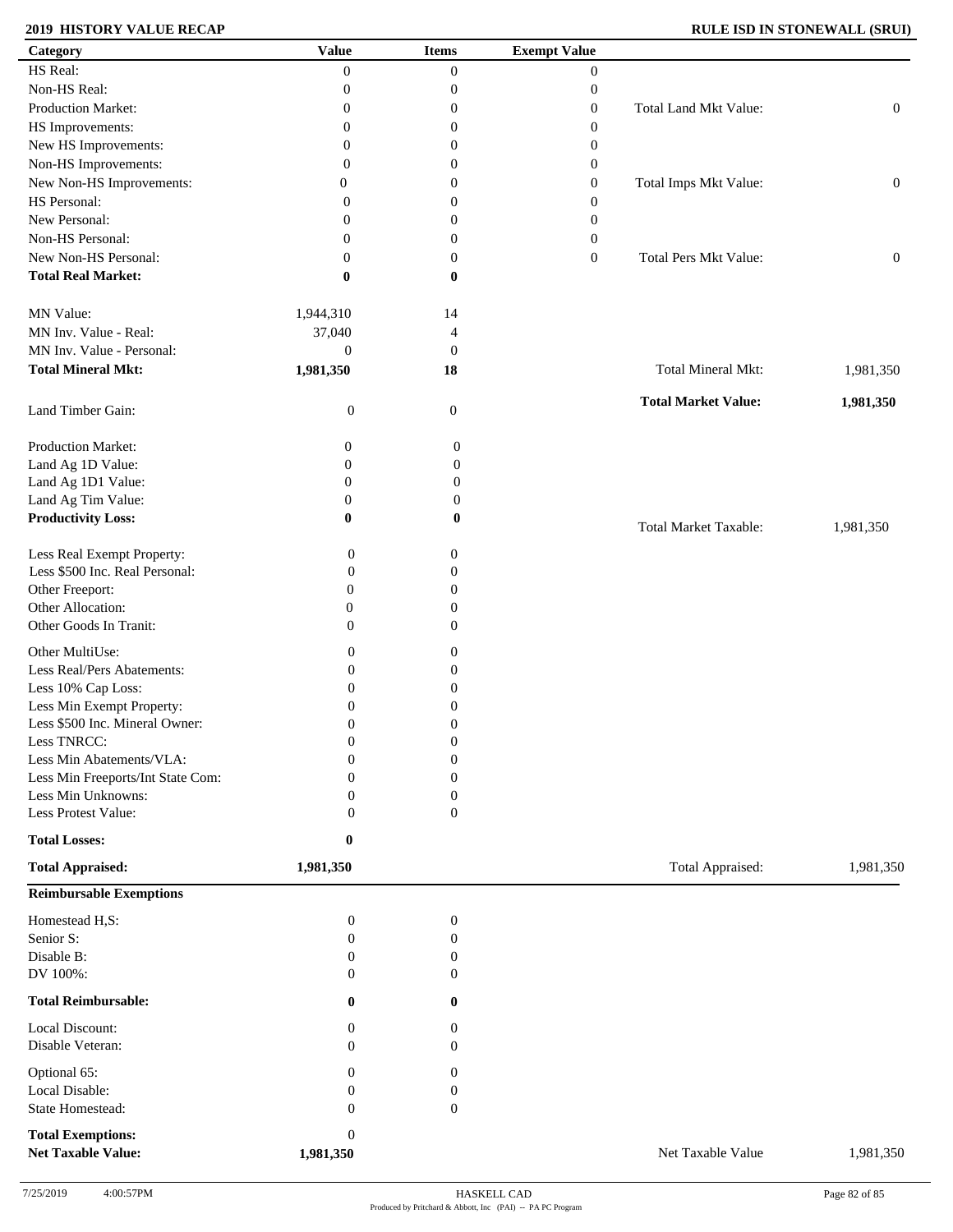**2019 HISTORY VALUE RECAP** — **RULE ISD IN STONEWALL (SRUI)**

| Category | Value | Items | Exempt Value | | |
|---|---|---|---|---|---|
| HS Real: | 0 | 0 | 0 | | |
| Non-HS Real: | 0 | 0 | 0 | | |
| Production Market: | 0 | 0 | 0 | Total Land Mkt Value: | 0 |
| HS Improvements: | 0 | 0 | 0 | | |
| New HS Improvements: | 0 | 0 | 0 | | |
| Non-HS Improvements: | 0 | 0 | 0 | | |
| New Non-HS Improvements: | 0 | 0 | 0 | Total Imps Mkt Value: | 0 |
| HS Personal: | 0 | 0 | 0 | | |
| New Personal: | 0 | 0 | 0 | | |
| Non-HS Personal: | 0 | 0 | 0 | | |
| New Non-HS Personal: | 0 | 0 | 0 | Total Pers Mkt Value: | 0 |
| **Total Real Market:** | **0** | **0** | | | |
| MN Value: | 1,944,310 | 14 | | | |
| MN Inv. Value - Real: | 37,040 | 4 | | | |
| MN Inv. Value - Personal: | 0 | 0 | | | |
| **Total Mineral Mkt:** | **1,981,350** | **18** | | Total Mineral Mkt: | 1,981,350 |
| Land Timber Gain: | 0 | 0 | | **Total Market Value:** | **1,981,350** |
| Production Market: | 0 | 0 | | | |
| Land Ag 1D Value: | 0 | 0 | | | |
| Land Ag 1D1 Value: | 0 | 0 | | | |
| Land Ag Tim Value: | 0 | 0 | | | |
| **Productivity Loss:** | **0** | **0** | | Total Market Taxable: | 1,981,350 |
| Less Real Exempt Property: | 0 | 0 | | | |
| Less $500 Inc. Real Personal: | 0 | 0 | | | |
| Other Freeport: | 0 | 0 | | | |
| Other Allocation: | 0 | 0 | | | |
| Other Goods In Tranit: | 0 | 0 | | | |
| Other MultiUse: | 0 | 0 | | | |
| Less Real/Pers Abatements: | 0 | 0 | | | |
| Less 10% Cap Loss: | 0 | 0 | | | |
| Less Min Exempt Property: | 0 | 0 | | | |
| Less $500 Inc. Mineral Owner: | 0 | 0 | | | |
| Less TNRCC: | 0 | 0 | | | |
| Less Min Abatements/VLA: | 0 | 0 | | | |
| Less Min Freeports/Int State Com: | 0 | 0 | | | |
| Less Min Unknowns: | 0 | 0 | | | |
| Less Protest Value: | 0 | 0 | | | |
| **Total Losses:** | **0** | | | | |
| **Total Appraised:** | **1,981,350** | | | Total Appraised: | 1,981,350 |

**Reimbursable Exemptions**

| Category | Value | Items | | |
|---|---|---|---|---|
| Homestead H,S: | 0 | 0 | | |
| Senior S: | 0 | 0 | | |
| Disable B: | 0 | 0 | | |
| DV 100%: | 0 | 0 | | |
| **Total Reimbursable:** | **0** | **0** | | |
| Local Discount: | 0 | 0 | | |
| Disable Veteran: | 0 | 0 | | |
| Optional 65: | 0 | 0 | | |
| Local Disable: | 0 | 0 | | |
| State Homestead: | 0 | 0 | | |
| **Total Exemptions:** | 0 | | | |
| **Net Taxable Value:** | **1,981,350** | | Net Taxable Value | 1,981,350 |

7/25/2019 4:00:57PM — HASKELL CAD — Produced by Pritchard & Abbott, Inc (PAI) -- PA PC Program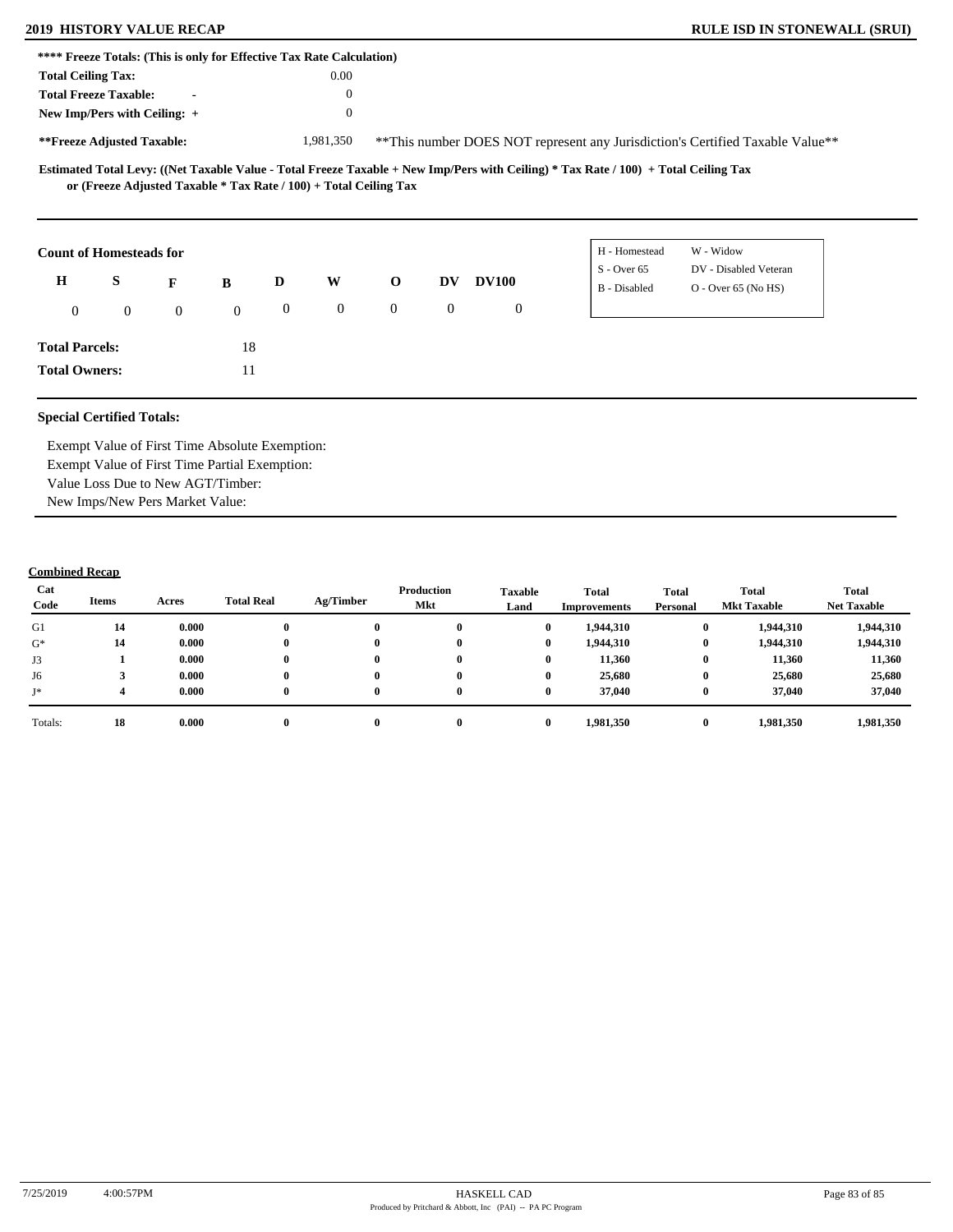**2019 HISTORY VALUE RECAP** **RULE ISD IN STONEWALL (SRUI)**

**\*\*\*\* Freeze Totals: (This is only for Effective Tax Rate Calculation)**

| | |
|---|---|
| **Total Ceiling Tax:** | 0.00 |
| **Total Freeze Taxable:** - | 0 |
| **New Imp/Pers with Ceiling:** + | 0 |
| **\*\*Freeze Adjusted Taxable:** | 1,981,350 |

\*\*This number DOES NOT represent any Jurisdiction's Certified Taxable Value\*\*

**Estimated Total Levy: ((Net Taxable Value - Total Freeze Taxable + New Imp/Pers with Ceiling) * Tax Rate / 100) + Total Ceiling Tax or (Freeze Adjusted Taxable * Tax Rate / 100) + Total Ceiling Tax**

**Count of Homesteads for**

| H | S | F | B | D | W | O | DV | DV100 |
|---|---|---|---|---|---|---|---|---|
| 0 | 0 | 0 | 0 | 0 | 0 | 0 | 0 | 0 |

| | |
|---|---|
| H - Homestead | W - Widow |
| S - Over 65 | DV - Disabled Veteran |
| B - Disabled | O - Over 65 (No HS) |

**Total Parcels:** 18

**Total Owners:** 11

**Special Certified Totals:**

Exempt Value of First Time Absolute Exemption:
Exempt Value of First Time Partial Exemption:
Value Loss Due to New AGT/Timber:
New Imps/New Pers Market Value:

**Combined Recap**

| Cat Code | Items | Acres | Total Real | Ag/Timber | Production Mkt | Taxable Land | Total Improvements | Total Personal | Total Mkt Taxable | Total Net Taxable |
|---|---|---|---|---|---|---|---|---|---|---|
| G1 | 14 | 0.000 | 0 | 0 | 0 | 0 | 1,944,310 | 0 | 1,944,310 | 1,944,310 |
| G* | 14 | 0.000 | 0 | 0 | 0 | 0 | 1,944,310 | 0 | 1,944,310 | 1,944,310 |
| J3 | 1 | 0.000 | 0 | 0 | 0 | 0 | 11,360 | 0 | 11,360 | 11,360 |
| J6 | 3 | 0.000 | 0 | 0 | 0 | 0 | 25,680 | 0 | 25,680 | 25,680 |
| J* | 4 | 0.000 | 0 | 0 | 0 | 0 | 37,040 | 0 | 37,040 | 37,040 |
| Totals: | 18 | 0.000 | 0 | 0 | 0 | 0 | 1,981,350 | 0 | 1,981,350 | 1,981,350 |

7/25/2019 4:00:57PM HASKELL CAD
Produced by Pritchard & Abbott, Inc (PAI) -- PA PC Program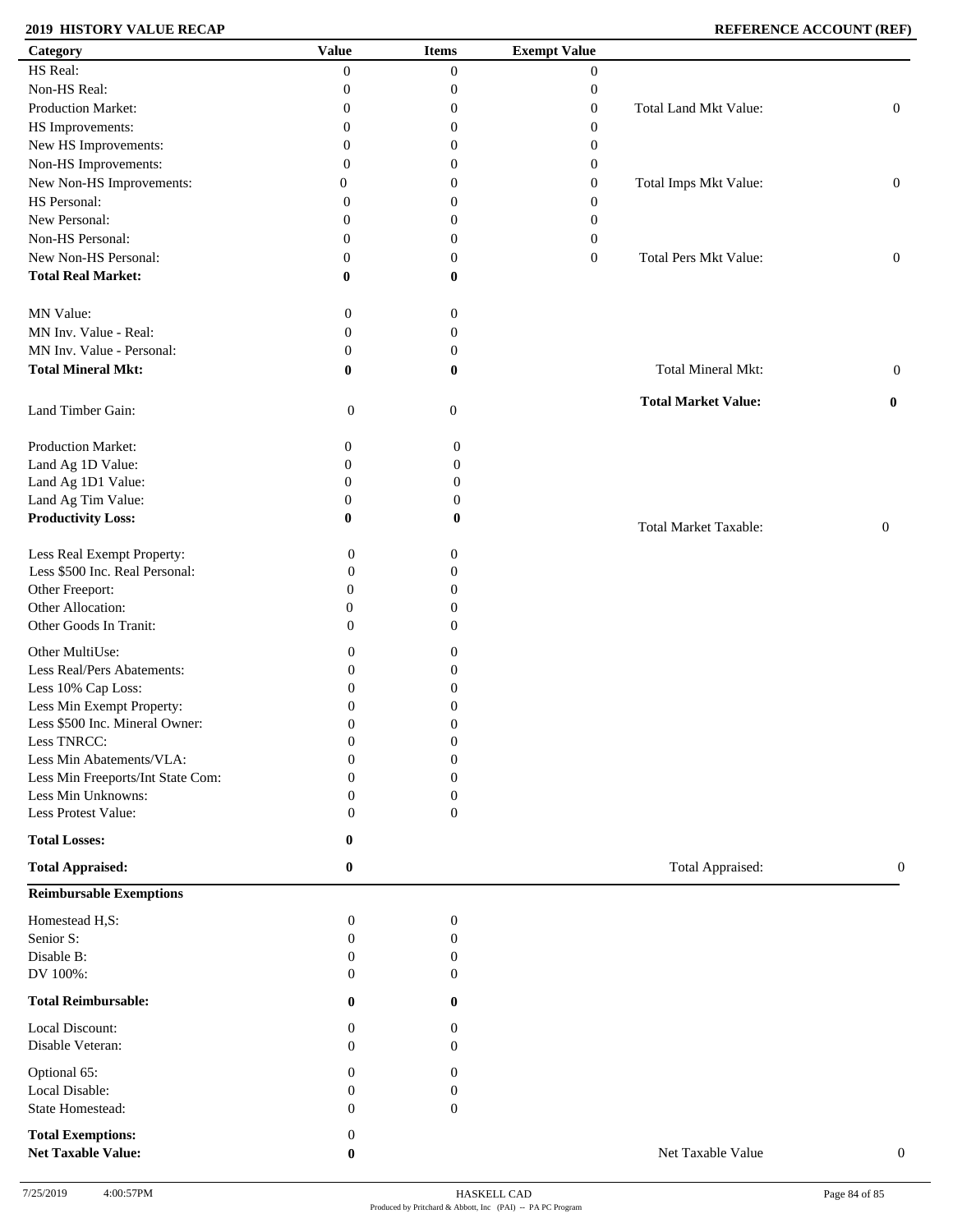## 2019 HISTORY VALUE RECAP

**REFERENCE ACCOUNT (REF)**

| Category | Value | Items | Exempt Value | | |
|---|---|---|---|---|---|
| HS Real: | 0 | 0 | 0 | | |
| Non-HS Real: | 0 | 0 | 0 | | |
| Production Market: | 0 | 0 | 0 | Total Land Mkt Value: | 0 |
| HS Improvements: | 0 | 0 | 0 | | |
| New HS Improvements: | 0 | 0 | 0 | | |
| Non-HS Improvements: | 0 | 0 | 0 | | |
| New Non-HS Improvements: | 0 | 0 | 0 | Total Imps Mkt Value: | 0 |
| HS Personal: | 0 | 0 | 0 | | |
| New Personal: | 0 | 0 | 0 | | |
| Non-HS Personal: | 0 | 0 | 0 | | |
| New Non-HS Personal: | 0 | 0 | 0 | Total Pers Mkt Value: | 0 |
| **Total Real Market:** | **0** | **0** | | | |
| MN Value: | 0 | 0 | | | |
| MN Inv. Value - Real: | 0 | 0 | | | |
| MN Inv. Value - Personal: | 0 | 0 | | | |
| **Total Mineral Mkt:** | **0** | **0** | | Total Mineral Mkt: | 0 |
| | | | | **Total Market Value:** | **0** |
| Land Timber Gain: | 0 | 0 | | | |
| Production Market: | 0 | 0 | | | |
| Land Ag 1D Value: | 0 | 0 | | | |
| Land Ag 1D1 Value: | 0 | 0 | | | |
| Land Ag Tim Value: | 0 | 0 | | | |
| **Productivity Loss:** | **0** | **0** | | Total Market Taxable: | 0 |
| Less Real Exempt Property: | 0 | 0 | | | |
| Less $500 Inc. Real Personal: | 0 | 0 | | | |
| Other Freeport: | 0 | 0 | | | |
| Other Allocation: | 0 | 0 | | | |
| Other Goods In Tranit: | 0 | 0 | | | |
| Other MultiUse: | 0 | 0 | | | |
| Less Real/Pers Abatements: | 0 | 0 | | | |
| Less 10% Cap Loss: | 0 | 0 | | | |
| Less Min Exempt Property: | 0 | 0 | | | |
| Less $500 Inc. Mineral Owner: | 0 | 0 | | | |
| Less TNRCC: | 0 | 0 | | | |
| Less Min Abatements/VLA: | 0 | 0 | | | |
| Less Min Freeports/Int State Com: | 0 | 0 | | | |
| Less Min Unknowns: | 0 | 0 | | | |
| Less Protest Value: | 0 | 0 | | | |
| **Total Losses:** | **0** | | | | |
| **Total Appraised:** | **0** | | | Total Appraised: | 0 |

**Reimbursable Exemptions**

| Category | Value | Items | | |
|---|---|---|---|---|
| Homestead H,S: | 0 | 0 | | |
| Senior S: | 0 | 0 | | |
| Disable B: | 0 | 0 | | |
| DV 100%: | 0 | 0 | | |
| **Total Reimbursable:** | **0** | **0** | | |
| Local Discount: | 0 | 0 | | |
| Disable Veteran: | 0 | 0 | | |
| Optional 65: | 0 | 0 | | |
| Local Disable: | 0 | 0 | | |
| State Homestead: | 0 | 0 | | |
| **Total Exemptions:** | 0 | | | |
| **Net Taxable Value:** | **0** | | Net Taxable Value | 0 |

7/25/2019 4:00:57PM HASKELL CAD

Produced by Pritchard & Abbott, Inc (PAI) -- PA PC Program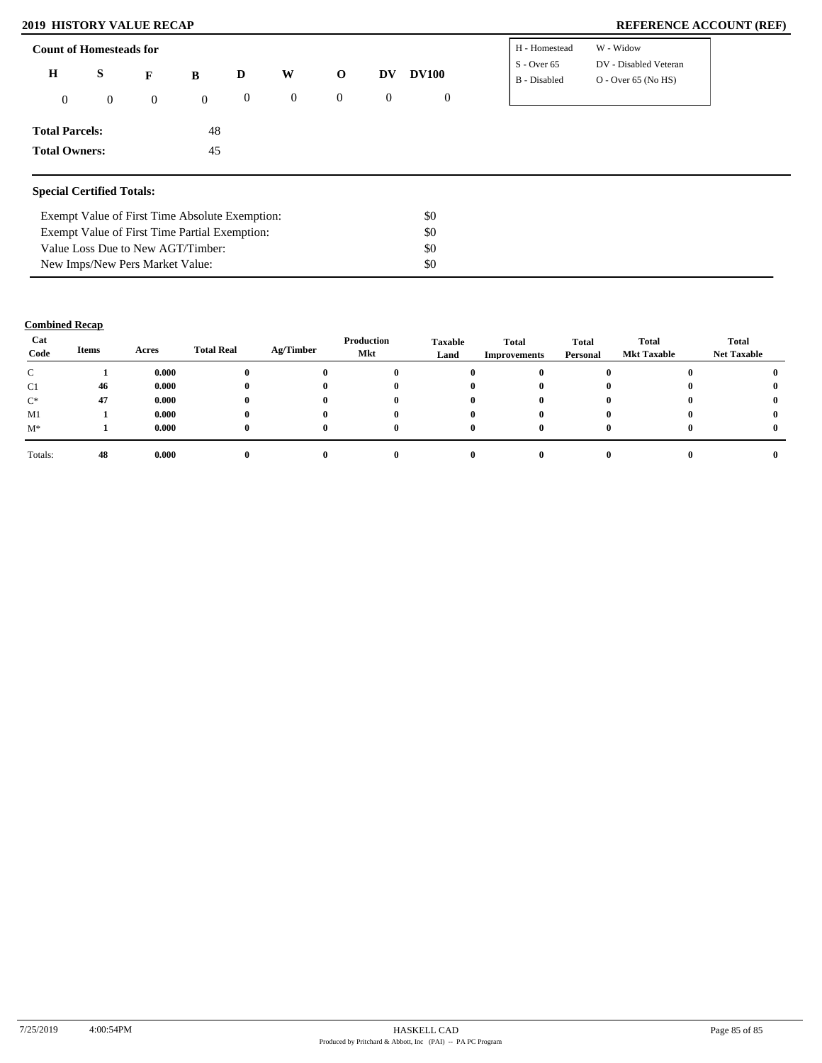## 2019 HISTORY VALUE RECAP

## REFERENCE ACCOUNT (REF)

**Count of Homesteads for**

| H | S | F | B | D | W | O | DV | DV100 |
|---|---|---|---|---|---|---|---|---|
| 0 | 0 | 0 | 0 | 0 | 0 | 0 | 0 | 0 |

| | |
|---|---|
| H - Homestead | W - Widow |
| S - Over 65 | DV - Disabled Veteran |
| B - Disabled | O - Over 65 (No HS) |

**Total Parcels:** 48

**Total Owners:** 45

### Special Certified Totals:

| | |
|---|---|
| Exempt Value of First Time Absolute Exemption: | $0 |
| Exempt Value of First Time Partial Exemption: | $0 |
| Value Loss Due to New AGT/Timber: | $0 |
| New Imps/New Pers Market Value: | $0 |

**Combined Recap**

| Cat Code | Items | Acres | Total Real | Ag/Timber | Production Mkt | Taxable Land | Total Improvements | Total Personal | Total Mkt Taxable | Total Net Taxable |
|---|---|---|---|---|---|---|---|---|---|---|
| C | 1 | 0.000 | 0 | 0 | 0 | 0 | 0 | 0 | 0 | 0 |
| C1 | 46 | 0.000 | 0 | 0 | 0 | 0 | 0 | 0 | 0 | 0 |
| C* | 47 | 0.000 | 0 | 0 | 0 | 0 | 0 | 0 | 0 | 0 |
| M1 | 1 | 0.000 | 0 | 0 | 0 | 0 | 0 | 0 | 0 | 0 |
| M* | 1 | 0.000 | 0 | 0 | 0 | 0 | 0 | 0 | 0 | 0 |
| Totals: | 48 | 0.000 | 0 | 0 | 0 | 0 | 0 | 0 | 0 | 0 |